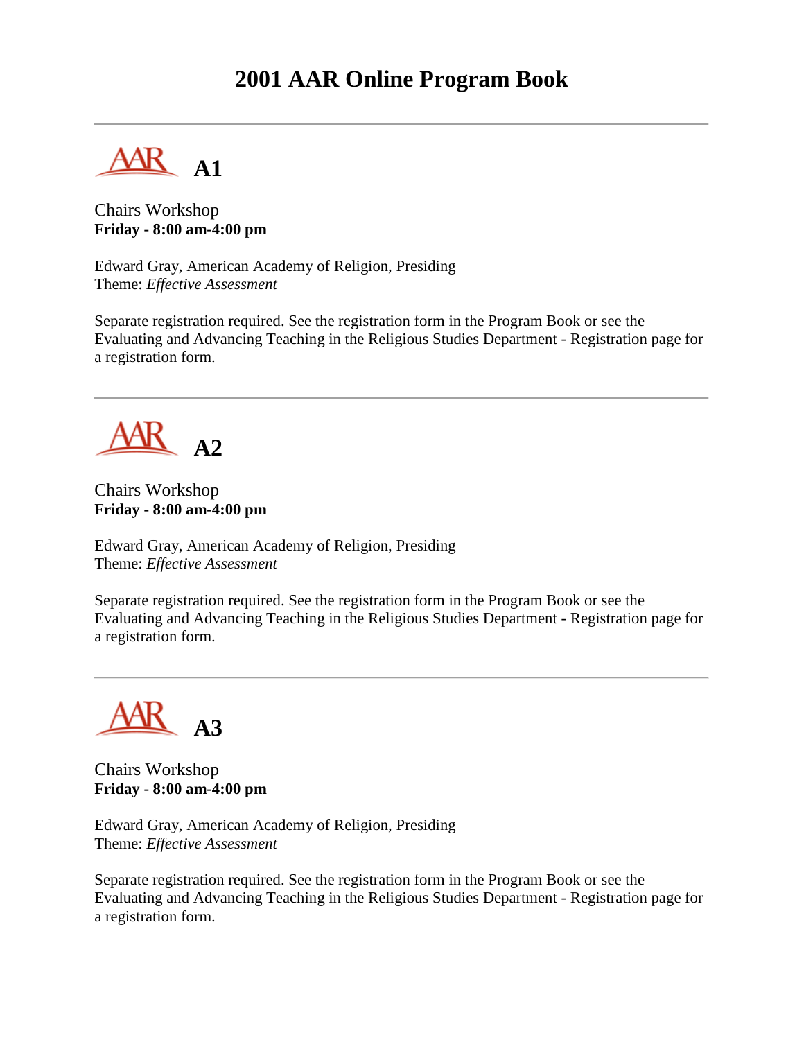# 2001 AAR Online Program Book

---

## A1

Chairs Workshop
**Friday - 8:00 am-4:00 pm**

Edward Gray, American Academy of Religion, Presiding
Theme: *Effective Assessment*

Separate registration required. See the registration form in the Program Book or see the Evaluating and Advancing Teaching in the Religious Studies Department - Registration page for a registration form.

---

## A2

Chairs Workshop
**Friday - 8:00 am-4:00 pm**

Edward Gray, American Academy of Religion, Presiding
Theme: *Effective Assessment*

Separate registration required. See the registration form in the Program Book or see the Evaluating and Advancing Teaching in the Religious Studies Department - Registration page for a registration form.

---

## A3

Chairs Workshop
**Friday - 8:00 am-4:00 pm**

Edward Gray, American Academy of Religion, Presiding
Theme: *Effective Assessment*

Separate registration required. See the registration form in the Program Book or see the Evaluating and Advancing Teaching in the Religious Studies Department - Registration page for a registration form.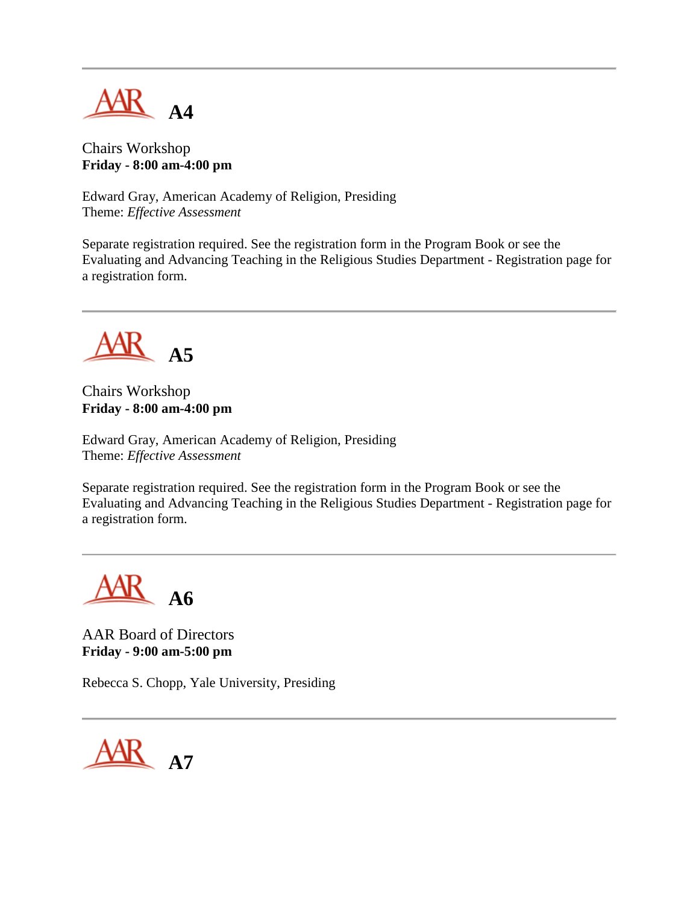---

## AAR A4

Chairs Workshop
**Friday - 8:00 am-4:00 pm**

Edward Gray, American Academy of Religion, Presiding
Theme: *Effective Assessment*

Separate registration required. See the registration form in the Program Book or see the Evaluating and Advancing Teaching in the Religious Studies Department - Registration page for a registration form.

---

## AAR A5

Chairs Workshop
**Friday - 8:00 am-4:00 pm**

Edward Gray, American Academy of Religion, Presiding
Theme: *Effective Assessment*

Separate registration required. See the registration form in the Program Book or see the Evaluating and Advancing Teaching in the Religious Studies Department - Registration page for a registration form.

---

## AAR A6

AAR Board of Directors
**Friday - 9:00 am-5:00 pm**

Rebecca S. Chopp, Yale University, Presiding

---

## AAR A7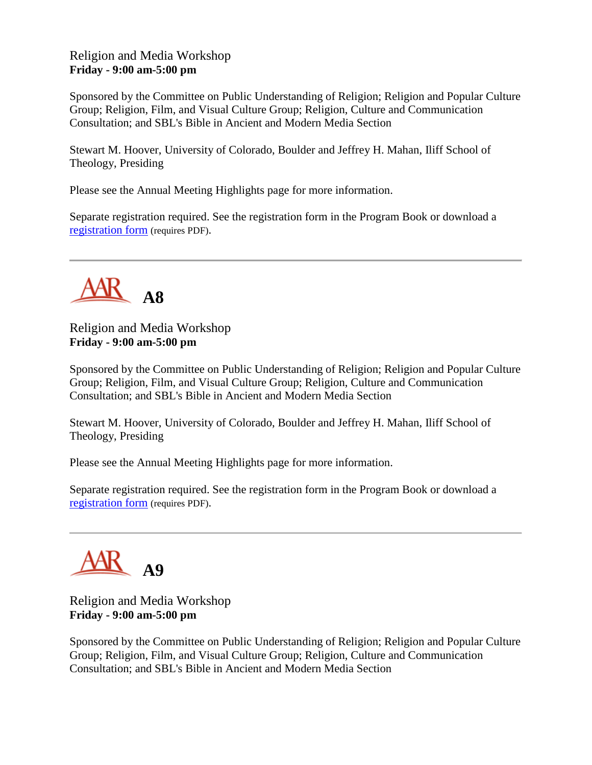Religion and Media Workshop
**Friday - 9:00 am-5:00 pm**

Sponsored by the Committee on Public Understanding of Religion; Religion and Popular Culture Group; Religion, Film, and Visual Culture Group; Religion, Culture and Communication Consultation; and SBL's Bible in Ancient and Modern Media Section

Stewart M. Hoover, University of Colorado, Boulder and Jeffrey H. Mahan, Iliff School of Theology, Presiding

Please see the Annual Meeting Highlights page for more information.

Separate registration required. See the registration form in the Program Book or download a registration form (requires PDF).

---

# AAR A8

Religion and Media Workshop
**Friday - 9:00 am-5:00 pm**

Sponsored by the Committee on Public Understanding of Religion; Religion and Popular Culture Group; Religion, Film, and Visual Culture Group; Religion, Culture and Communication Consultation; and SBL's Bible in Ancient and Modern Media Section

Stewart M. Hoover, University of Colorado, Boulder and Jeffrey H. Mahan, Iliff School of Theology, Presiding

Please see the Annual Meeting Highlights page for more information.

Separate registration required. See the registration form in the Program Book or download a registration form (requires PDF).

---

# AAR A9

Religion and Media Workshop
**Friday - 9:00 am-5:00 pm**

Sponsored by the Committee on Public Understanding of Religion; Religion and Popular Culture Group; Religion, Film, and Visual Culture Group; Religion, Culture and Communication Consultation; and SBL's Bible in Ancient and Modern Media Section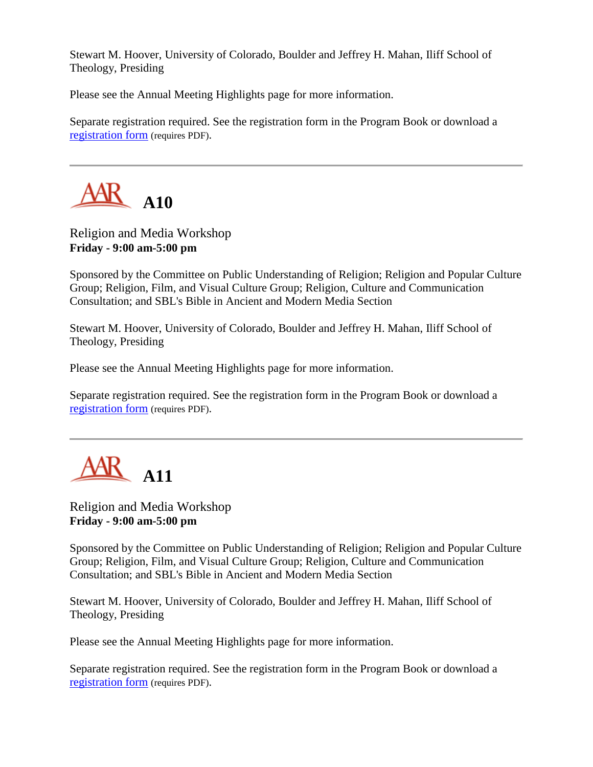Stewart M. Hoover, University of Colorado, Boulder and Jeffrey H. Mahan, Iliff School of Theology, Presiding

Please see the Annual Meeting Highlights page for more information.

Separate registration required. See the registration form in the Program Book or download a registration form (requires PDF).

---

## AAR A10

Religion and Media Workshop
**Friday - 9:00 am-5:00 pm**

Sponsored by the Committee on Public Understanding of Religion; Religion and Popular Culture Group; Religion, Film, and Visual Culture Group; Religion, Culture and Communication Consultation; and SBL's Bible in Ancient and Modern Media Section

Stewart M. Hoover, University of Colorado, Boulder and Jeffrey H. Mahan, Iliff School of Theology, Presiding

Please see the Annual Meeting Highlights page for more information.

Separate registration required. See the registration form in the Program Book or download a registration form (requires PDF).

---

## AAR A11

Religion and Media Workshop
**Friday - 9:00 am-5:00 pm**

Sponsored by the Committee on Public Understanding of Religion; Religion and Popular Culture Group; Religion, Film, and Visual Culture Group; Religion, Culture and Communication Consultation; and SBL's Bible in Ancient and Modern Media Section

Stewart M. Hoover, University of Colorado, Boulder and Jeffrey H. Mahan, Iliff School of Theology, Presiding

Please see the Annual Meeting Highlights page for more information.

Separate registration required. See the registration form in the Program Book or download a registration form (requires PDF).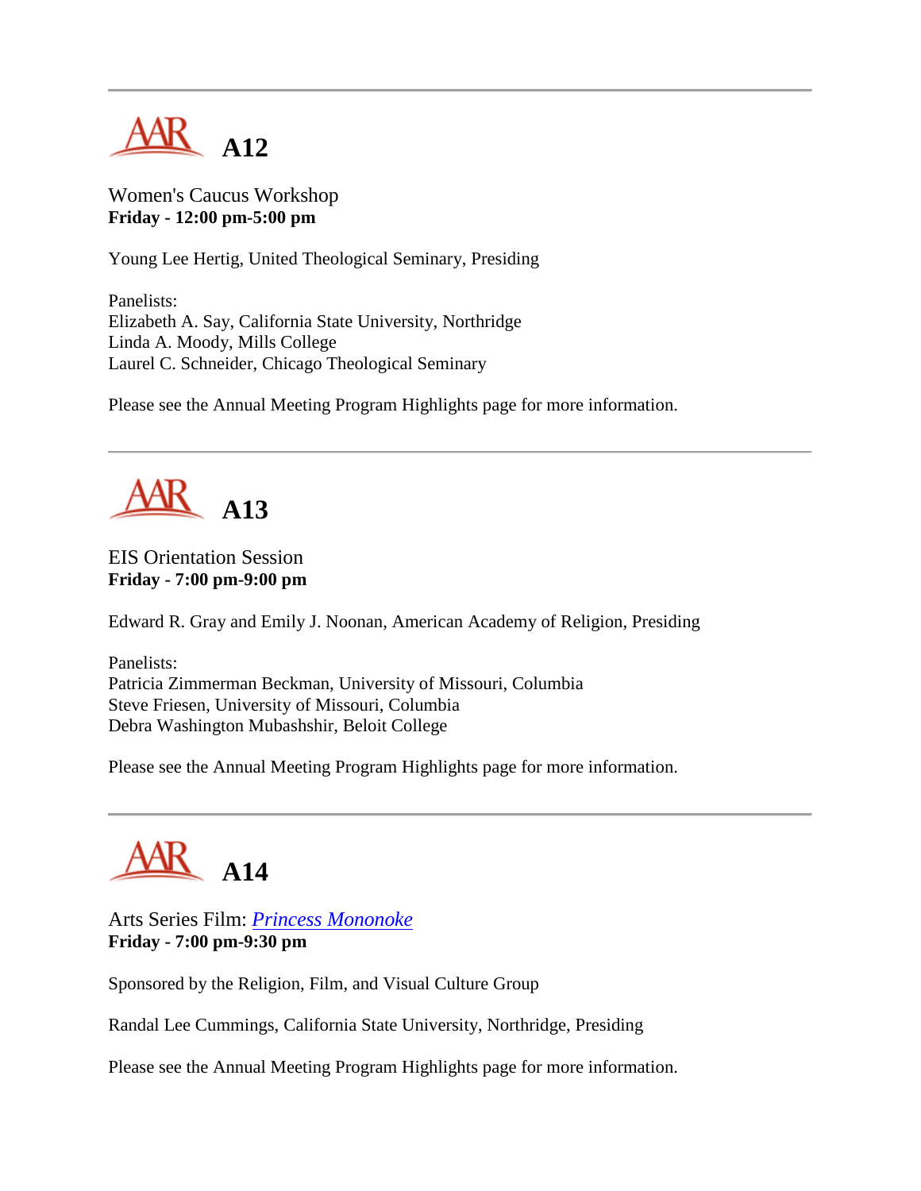---

## A12

Women's Caucus Workshop
**Friday - 12:00 pm-5:00 pm**

Young Lee Hertig, United Theological Seminary, Presiding

Panelists:
Elizabeth A. Say, California State University, Northridge
Linda A. Moody, Mills College
Laurel C. Schneider, Chicago Theological Seminary

Please see the Annual Meeting Program Highlights page for more information.

---

## A13

EIS Orientation Session
**Friday - 7:00 pm-9:00 pm**

Edward R. Gray and Emily J. Noonan, American Academy of Religion, Presiding

Panelists:
Patricia Zimmerman Beckman, University of Missouri, Columbia
Steve Friesen, University of Missouri, Columbia
Debra Washington Mubashshir, Beloit College

Please see the Annual Meeting Program Highlights page for more information.

---

## A14

Arts Series Film: *Princess Mononoke*
**Friday - 7:00 pm-9:30 pm**

Sponsored by the Religion, Film, and Visual Culture Group

Randal Lee Cummings, California State University, Northridge, Presiding

Please see the Annual Meeting Program Highlights page for more information.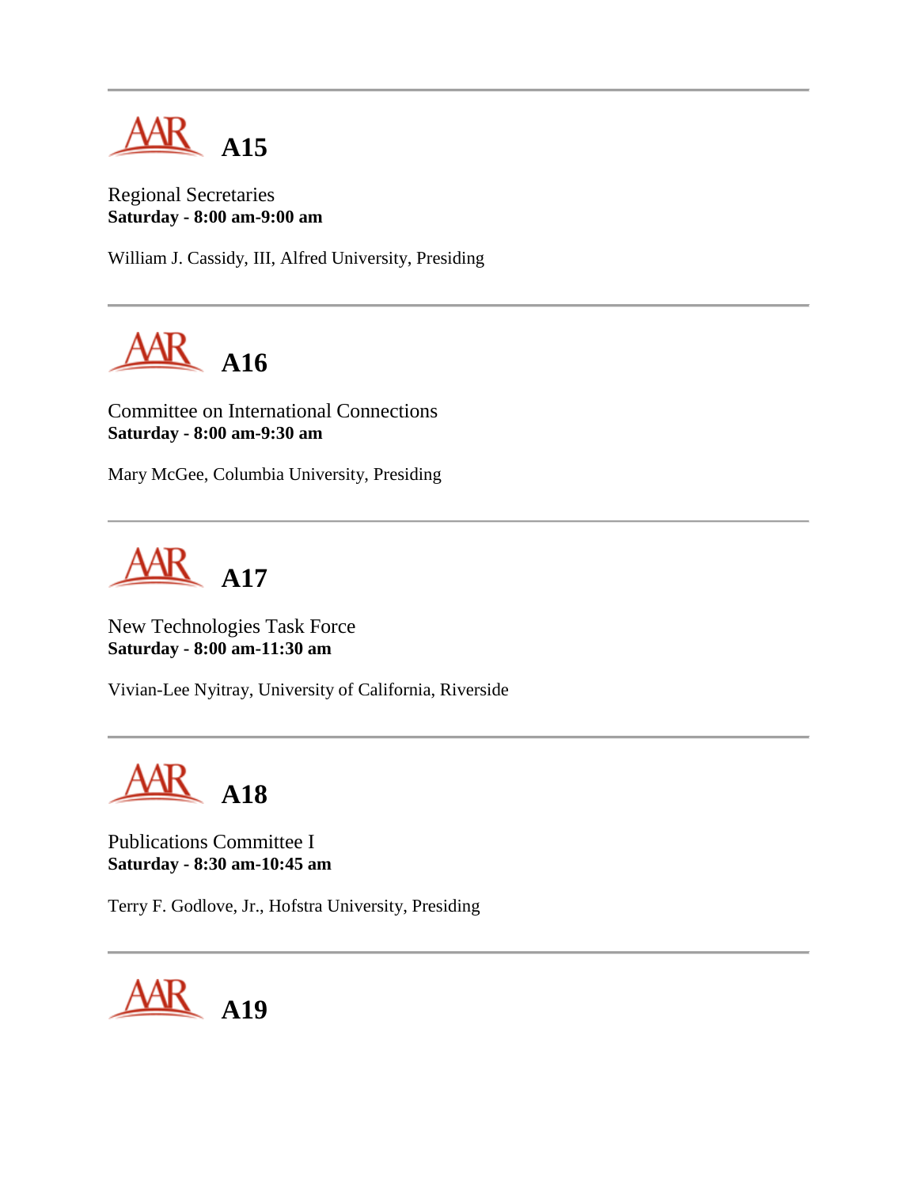---

## A15

Regional Secretaries
**Saturday - 8:00 am-9:00 am**

William J. Cassidy, III, Alfred University, Presiding

---

## A16

Committee on International Connections
**Saturday - 8:00 am-9:30 am**

Mary McGee, Columbia University, Presiding

---

## A17

New Technologies Task Force
**Saturday - 8:00 am-11:30 am**

Vivian-Lee Nyitray, University of California, Riverside

---

## A18

Publications Committee I
**Saturday - 8:30 am-10:45 am**

Terry F. Godlove, Jr., Hofstra University, Presiding

---

## A19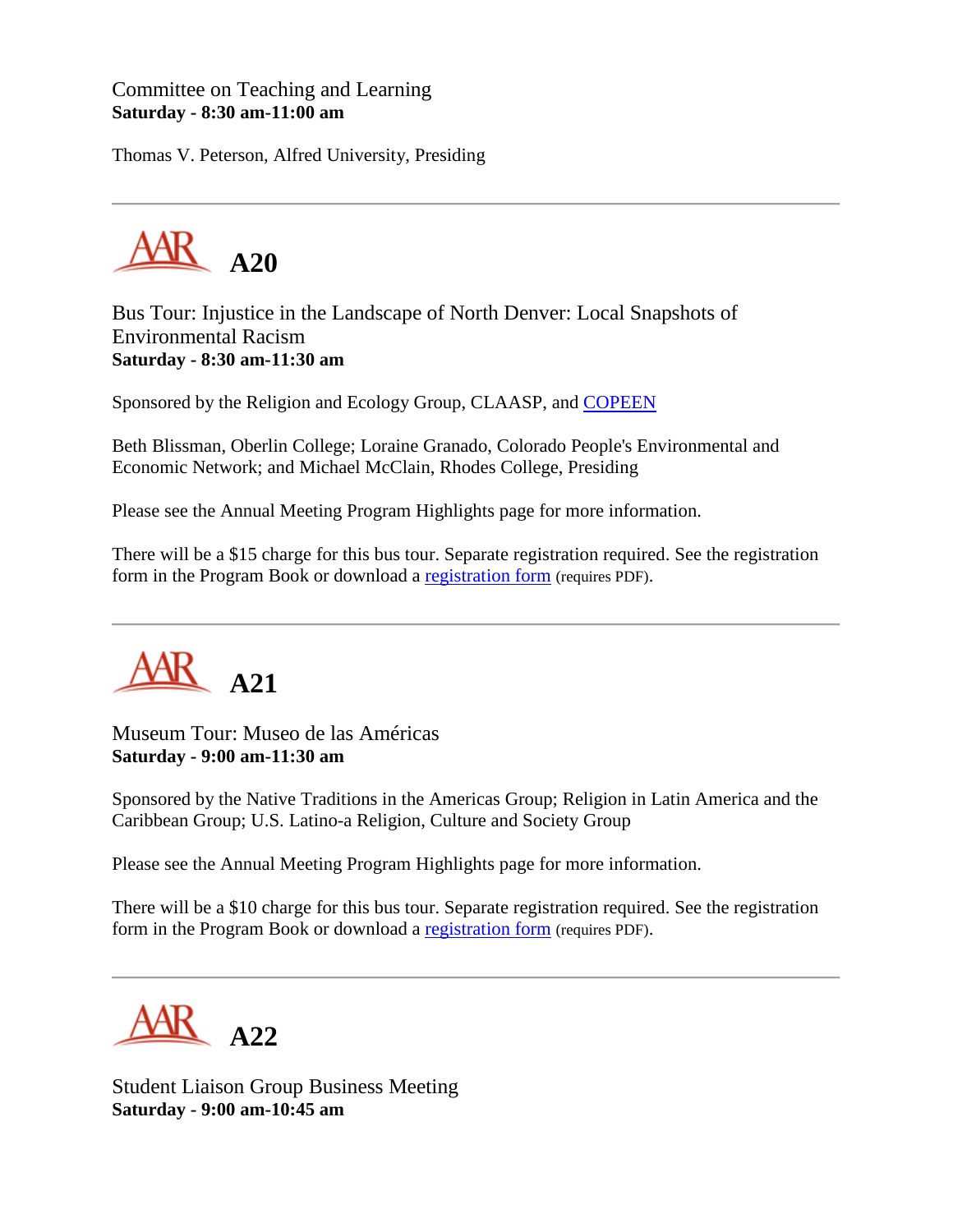Committee on Teaching and Learning
**Saturday - 8:30 am-11:00 am**

Thomas V. Peterson, Alfred University, Presiding

---

## A20

Bus Tour: Injustice in the Landscape of North Denver: Local Snapshots of Environmental Racism
**Saturday - 8:30 am-11:30 am**

Sponsored by the Religion and Ecology Group, CLAASP, and COPEEN

Beth Blissman, Oberlin College; Loraine Granado, Colorado People's Environmental and Economic Network; and Michael McClain, Rhodes College, Presiding

Please see the Annual Meeting Program Highlights page for more information.

There will be a $15 charge for this bus tour. Separate registration required. See the registration form in the Program Book or download a registration form (requires PDF).

---

## A21

Museum Tour: Museo de las Américas
**Saturday - 9:00 am-11:30 am**

Sponsored by the Native Traditions in the Americas Group; Religion in Latin America and the Caribbean Group; U.S. Latino-a Religion, Culture and Society Group

Please see the Annual Meeting Program Highlights page for more information.

There will be a $10 charge for this bus tour. Separate registration required. See the registration form in the Program Book or download a registration form (requires PDF).

---

## A22

Student Liaison Group Business Meeting
**Saturday - 9:00 am-10:45 am**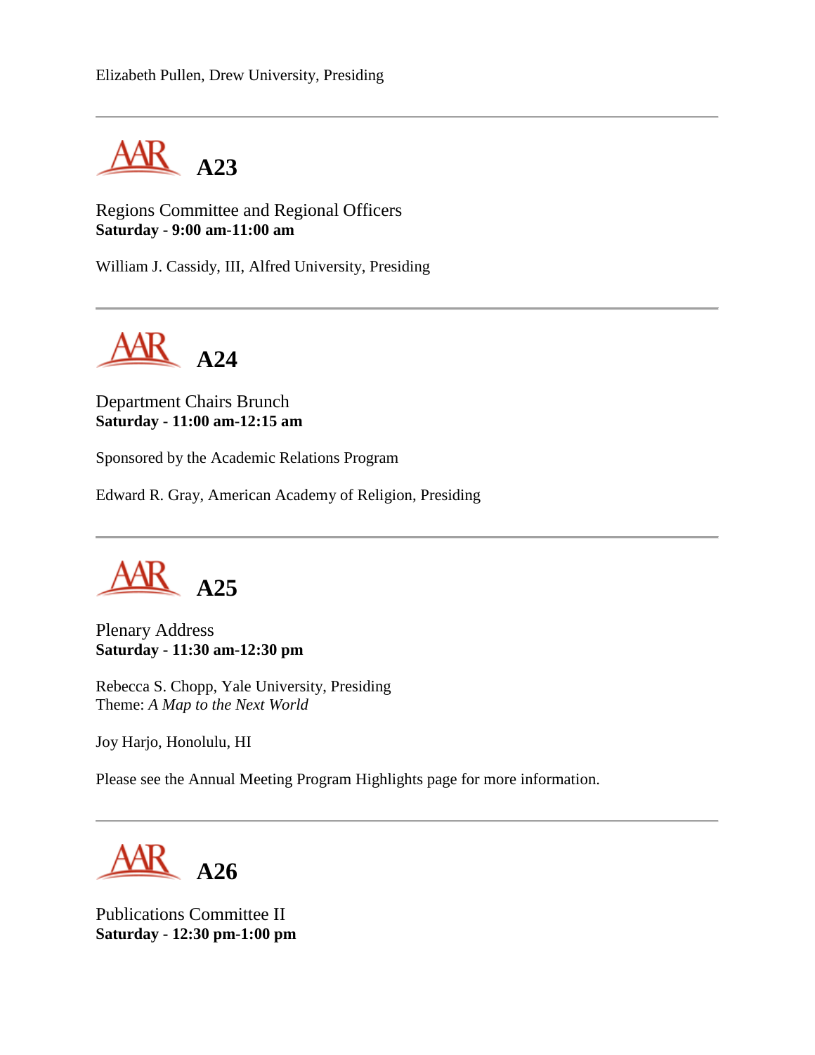Elizabeth Pullen, Drew University, Presiding

---

## A23

Regions Committee and Regional Officers
**Saturday - 9:00 am-11:00 am**

William J. Cassidy, III, Alfred University, Presiding

---

## A24

Department Chairs Brunch
**Saturday - 11:00 am-12:15 am**

Sponsored by the Academic Relations Program

Edward R. Gray, American Academy of Religion, Presiding

---

## A25

Plenary Address
**Saturday - 11:30 am-12:30 pm**

Rebecca S. Chopp, Yale University, Presiding
Theme: *A Map to the Next World*

Joy Harjo, Honolulu, HI

Please see the Annual Meeting Program Highlights page for more information.

---

## A26

Publications Committee II
**Saturday - 12:30 pm-1:00 pm**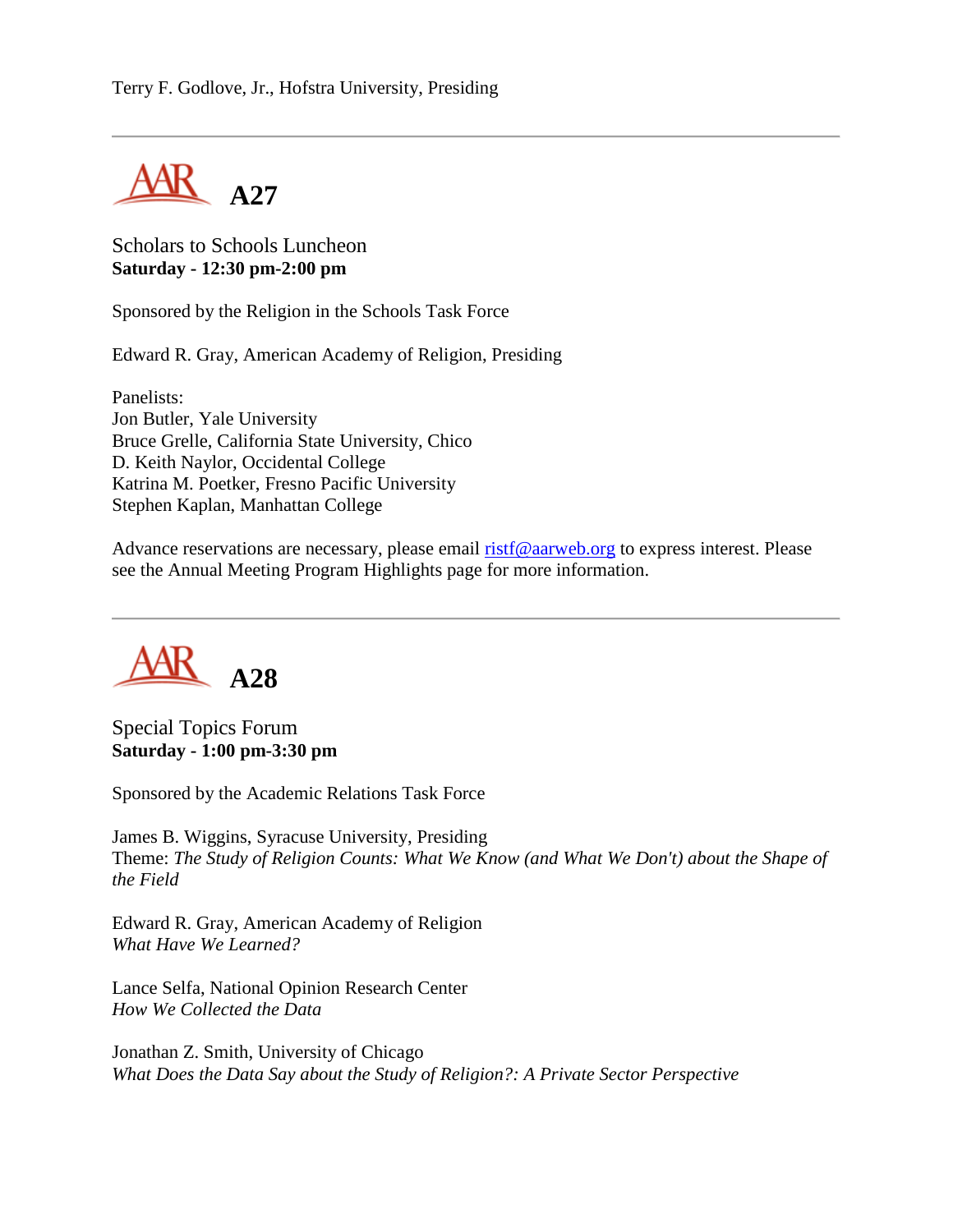Terry F. Godlove, Jr., Hofstra University, Presiding

---

## A27

Scholars to Schools Luncheon
**Saturday - 12:30 pm-2:00 pm**

Sponsored by the Religion in the Schools Task Force

Edward R. Gray, American Academy of Religion, Presiding

Panelists:
Jon Butler, Yale University
Bruce Grelle, California State University, Chico
D. Keith Naylor, Occidental College
Katrina M. Poetker, Fresno Pacific University
Stephen Kaplan, Manhattan College

Advance reservations are necessary, please email ristf@aarweb.org to express interest. Please see the Annual Meeting Program Highlights page for more information.

---

## A28

Special Topics Forum
**Saturday - 1:00 pm-3:30 pm**

Sponsored by the Academic Relations Task Force

James B. Wiggins, Syracuse University, Presiding
Theme: *The Study of Religion Counts: What We Know (and What We Don't) about the Shape of the Field*

Edward R. Gray, American Academy of Religion
*What Have We Learned?*

Lance Selfa, National Opinion Research Center
*How We Collected the Data*

Jonathan Z. Smith, University of Chicago
*What Does the Data Say about the Study of Religion?: A Private Sector Perspective*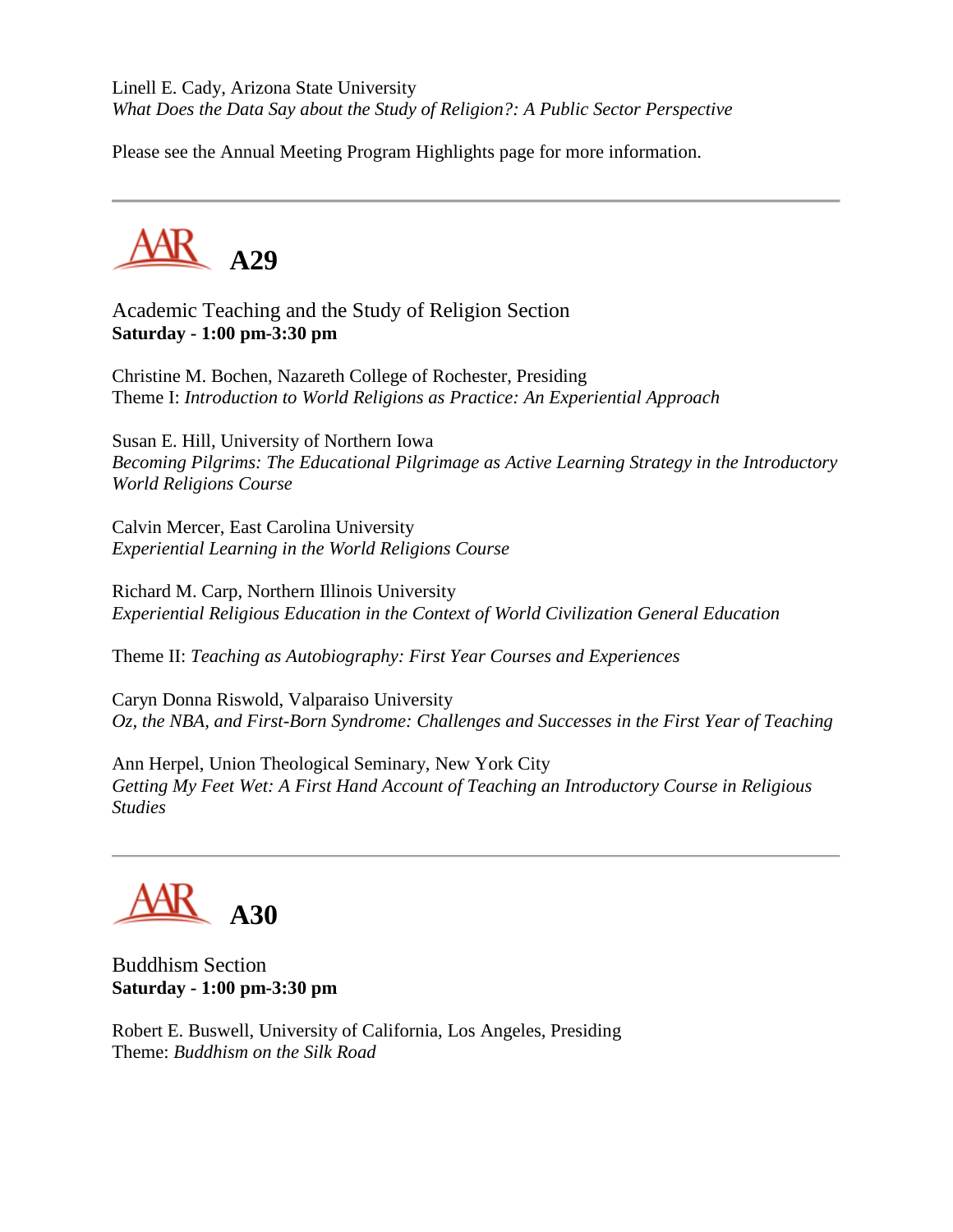Linell E. Cady, Arizona State University
*What Does the Data Say about the Study of Religion?: A Public Sector Perspective*

Please see the Annual Meeting Program Highlights page for more information.

---

## A29

Academic Teaching and the Study of Religion Section
**Saturday - 1:00 pm-3:30 pm**

Christine M. Bochen, Nazareth College of Rochester, Presiding
Theme I: *Introduction to World Religions as Practice: An Experiential Approach*

Susan E. Hill, University of Northern Iowa
*Becoming Pilgrims: The Educational Pilgrimage as Active Learning Strategy in the Introductory World Religions Course*

Calvin Mercer, East Carolina University
*Experiential Learning in the World Religions Course*

Richard M. Carp, Northern Illinois University
*Experiential Religious Education in the Context of World Civilization General Education*

Theme II: *Teaching as Autobiography: First Year Courses and Experiences*

Caryn Donna Riswold, Valparaiso University
*Oz, the NBA, and First-Born Syndrome: Challenges and Successes in the First Year of Teaching*

Ann Herpel, Union Theological Seminary, New York City
*Getting My Feet Wet: A First Hand Account of Teaching an Introductory Course in Religious Studies*

---

## A30

Buddhism Section
**Saturday - 1:00 pm-3:30 pm**

Robert E. Buswell, University of California, Los Angeles, Presiding
Theme: *Buddhism on the Silk Road*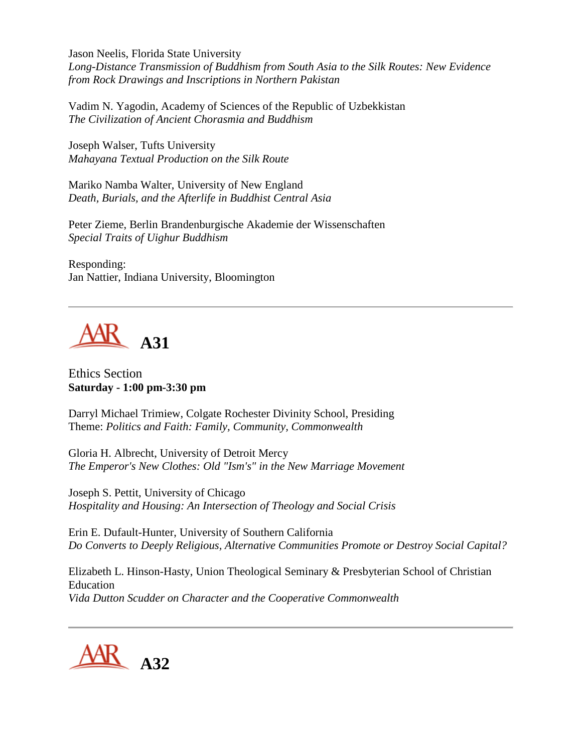Jason Neelis, Florida State University
*Long-Distance Transmission of Buddhism from South Asia to the Silk Routes: New Evidence from Rock Drawings and Inscriptions in Northern Pakistan*

Vadim N. Yagodin, Academy of Sciences of the Republic of Uzbekkistan
*The Civilization of Ancient Chorasmia and Buddhism*

Joseph Walser, Tufts University
*Mahayana Textual Production on the Silk Route*

Mariko Namba Walter, University of New England
*Death, Burials, and the Afterlife in Buddhist Central Asia*

Peter Zieme, Berlin Brandenburgische Akademie der Wissenschaften
*Special Traits of Uighur Buddhism*

Responding:
Jan Nattier, Indiana University, Bloomington

---

## AAR A31

Ethics Section
**Saturday - 1:00 pm-3:30 pm**

Darryl Michael Trimiew, Colgate Rochester Divinity School, Presiding
Theme: *Politics and Faith: Family, Community, Commonwealth*

Gloria H. Albrecht, University of Detroit Mercy
*The Emperor's New Clothes: Old "Ism's" in the New Marriage Movement*

Joseph S. Pettit, University of Chicago
*Hospitality and Housing: An Intersection of Theology and Social Crisis*

Erin E. Dufault-Hunter, University of Southern California
*Do Converts to Deeply Religious, Alternative Communities Promote or Destroy Social Capital?*

Elizabeth L. Hinson-Hasty, Union Theological Seminary & Presbyterian School of Christian Education
*Vida Dutton Scudder on Character and the Cooperative Commonwealth*

---

## AAR A32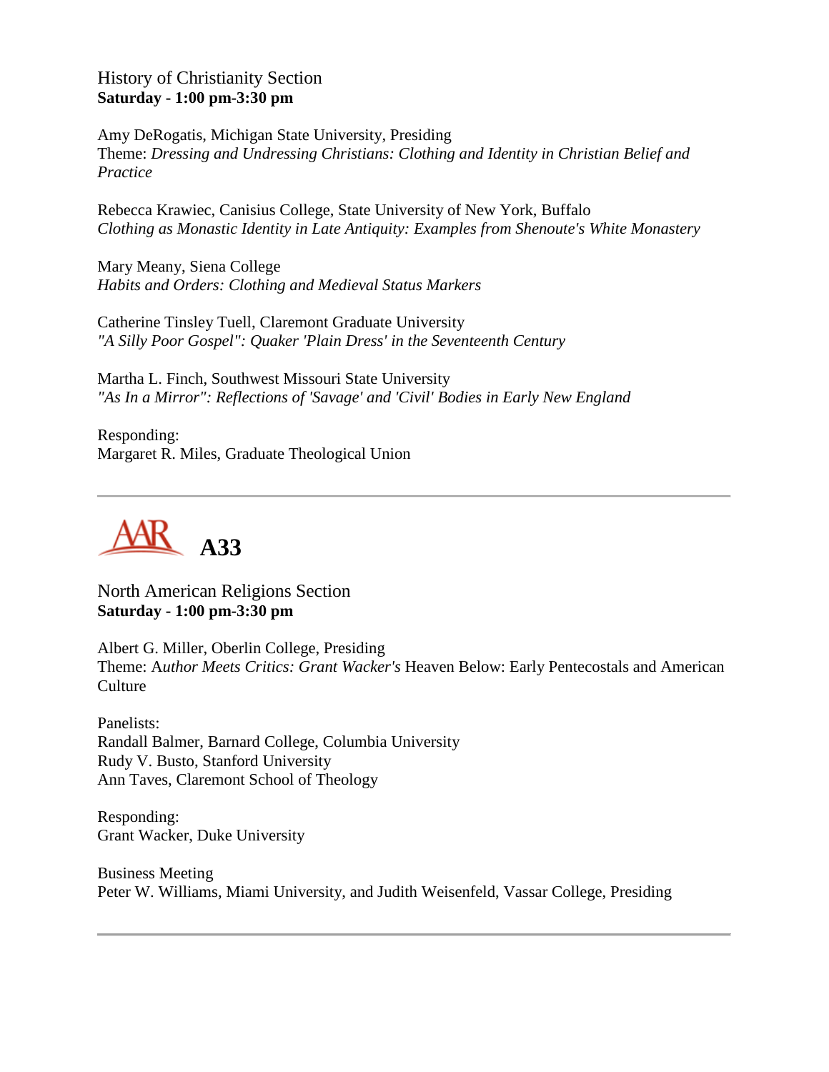History of Christianity Section
**Saturday - 1:00 pm-3:30 pm**

Amy DeRogatis, Michigan State University, Presiding
Theme: *Dressing and Undressing Christians: Clothing and Identity in Christian Belief and Practice*

Rebecca Krawiec, Canisius College, State University of New York, Buffalo
*Clothing as Monastic Identity in Late Antiquity: Examples from Shenoute's White Monastery*

Mary Meany, Siena College
*Habits and Orders: Clothing and Medieval Status Markers*

Catherine Tinsley Tuell, Claremont Graduate University
*"A Silly Poor Gospel": Quaker 'Plain Dress' in the Seventeenth Century*

Martha L. Finch, Southwest Missouri State University
*"As In a Mirror": Reflections of 'Savage' and 'Civil' Bodies in Early New England*

Responding:
Margaret R. Miles, Graduate Theological Union

---

# AAR A33

North American Religions Section
**Saturday - 1:00 pm-3:30 pm**

Albert G. Miller, Oberlin College, Presiding
Theme: A*uthor Meets Critics: Grant Wacker's* Heaven Below: Early Pentecostals and American Culture

Panelists:
Randall Balmer, Barnard College, Columbia University
Rudy V. Busto, Stanford University
Ann Taves, Claremont School of Theology

Responding:
Grant Wacker, Duke University

Business Meeting
Peter W. Williams, Miami University, and Judith Weisenfeld, Vassar College, Presiding

---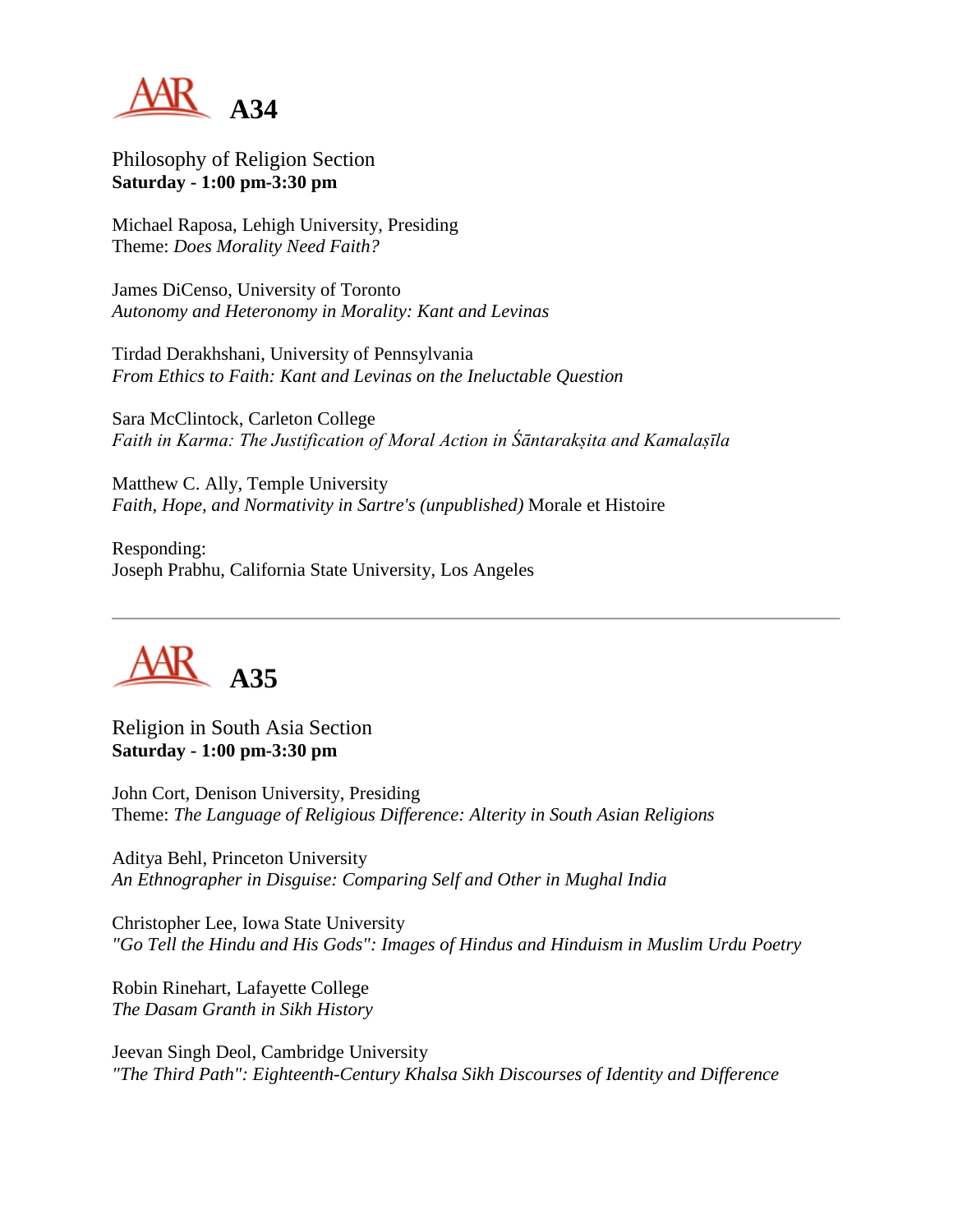# A34

Philosophy of Religion Section
**Saturday - 1:00 pm-3:30 pm**

Michael Raposa, Lehigh University, Presiding
Theme: *Does Morality Need Faith?*

James DiCenso, University of Toronto
*Autonomy and Heteronomy in Morality: Kant and Levinas*

Tirdad Derakhshani, University of Pennsylvania
*From Ethics to Faith: Kant and Levinas on the Ineluctable Question*

Sara McClintock, Carleton College
*Faith in Karma: The Justification of Moral Action in Śāntarakṣita and Kamalaṣīla*

Matthew C. Ally, Temple University
*Faith, Hope, and Normativity in Sartre's (unpublished)* Morale et Histoire

Responding:
Joseph Prabhu, California State University, Los Angeles

---

# A35

Religion in South Asia Section
**Saturday - 1:00 pm-3:30 pm**

John Cort, Denison University, Presiding
Theme: *The Language of Religious Difference: Alterity in South Asian Religions*

Aditya Behl, Princeton University
*An Ethnographer in Disguise: Comparing Self and Other in Mughal India*

Christopher Lee, Iowa State University
*"Go Tell the Hindu and His Gods": Images of Hindus and Hinduism in Muslim Urdu Poetry*

Robin Rinehart, Lafayette College
*The Dasam Granth in Sikh History*

Jeevan Singh Deol, Cambridge University
*"The Third Path": Eighteenth-Century Khalsa Sikh Discourses of Identity and Difference*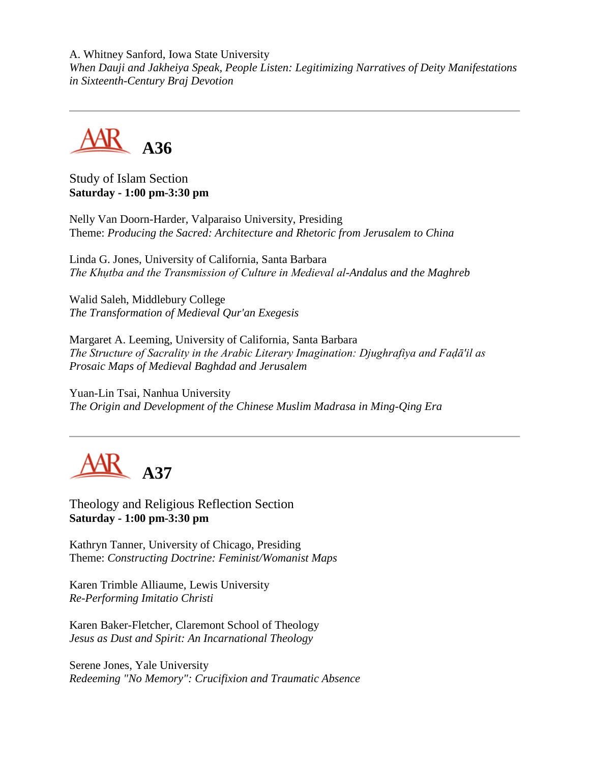A. Whitney Sanford, Iowa State University
*When Dauji and Jakheiya Speak, People Listen: Legitimizing Narratives of Deity Manifestations in Sixteenth-Century Braj Devotion*

---

## A36

Study of Islam Section
**Saturday - 1:00 pm-3:30 pm**

Nelly Van Doorn-Harder, Valparaiso University, Presiding
Theme: *Producing the Sacred: Architecture and Rhetoric from Jerusalem to China*

Linda G. Jones, University of California, Santa Barbara
*The Khuṭba and the Transmission of Culture in Medieval al-Andalus and the Maghreb*

Walid Saleh, Middlebury College
*The Transformation of Medieval Qur'an Exegesis*

Margaret A. Leeming, University of California, Santa Barbara
*The Structure of Sacrality in the Arabic Literary Imagination: Djughrafiya and Faḍā'il as Prosaic Maps of Medieval Baghdad and Jerusalem*

Yuan-Lin Tsai, Nanhua University
*The Origin and Development of the Chinese Muslim Madrasa in Ming-Qing Era*

---

## A37

Theology and Religious Reflection Section
**Saturday - 1:00 pm-3:30 pm**

Kathryn Tanner, University of Chicago, Presiding
Theme: *Constructing Doctrine: Feminist/Womanist Maps*

Karen Trimble Alliaume, Lewis University
*Re-Performing Imitatio Christi*

Karen Baker-Fletcher, Claremont School of Theology
*Jesus as Dust and Spirit: An Incarnational Theology*

Serene Jones, Yale University
*Redeeming "No Memory": Crucifixion and Traumatic Absence*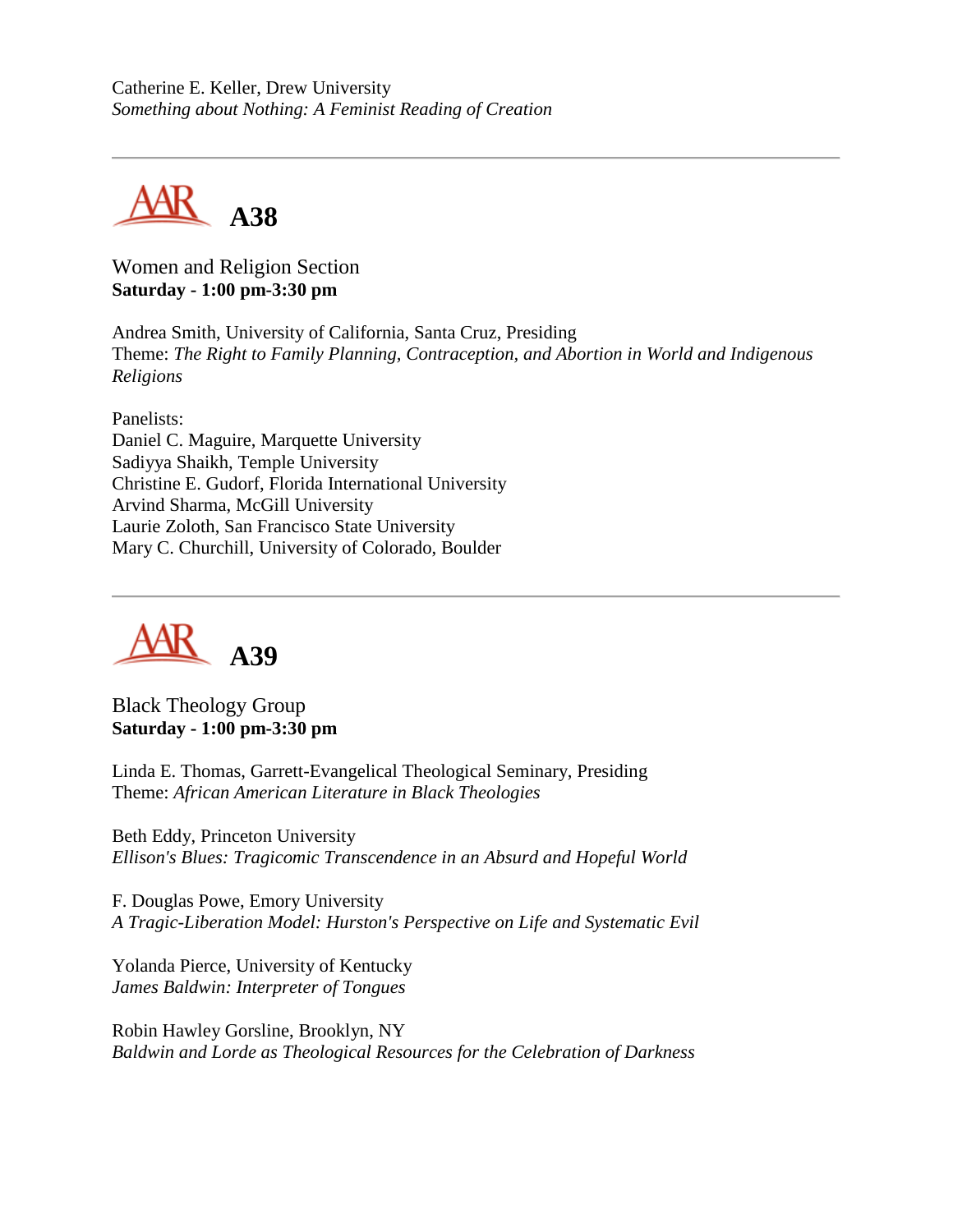Catherine E. Keller, Drew University
*Something about Nothing: A Feminist Reading of Creation*

---

## AAR A38

Women and Religion Section
**Saturday - 1:00 pm-3:30 pm**

Andrea Smith, University of California, Santa Cruz, Presiding
Theme: *The Right to Family Planning, Contraception, and Abortion in World and Indigenous Religions*

Panelists:
Daniel C. Maguire, Marquette University
Sadiyya Shaikh, Temple University
Christine E. Gudorf, Florida International University
Arvind Sharma, McGill University
Laurie Zoloth, San Francisco State University
Mary C. Churchill, University of Colorado, Boulder

---

## AAR A39

Black Theology Group
**Saturday - 1:00 pm-3:30 pm**

Linda E. Thomas, Garrett-Evangelical Theological Seminary, Presiding
Theme: *African American Literature in Black Theologies*

Beth Eddy, Princeton University
*Ellison's Blues: Tragicomic Transcendence in an Absurd and Hopeful World*

F. Douglas Powe, Emory University
*A Tragic-Liberation Model: Hurston's Perspective on Life and Systematic Evil*

Yolanda Pierce, University of Kentucky
*James Baldwin: Interpreter of Tongues*

Robin Hawley Gorsline, Brooklyn, NY
*Baldwin and Lorde as Theological Resources for the Celebration of Darkness*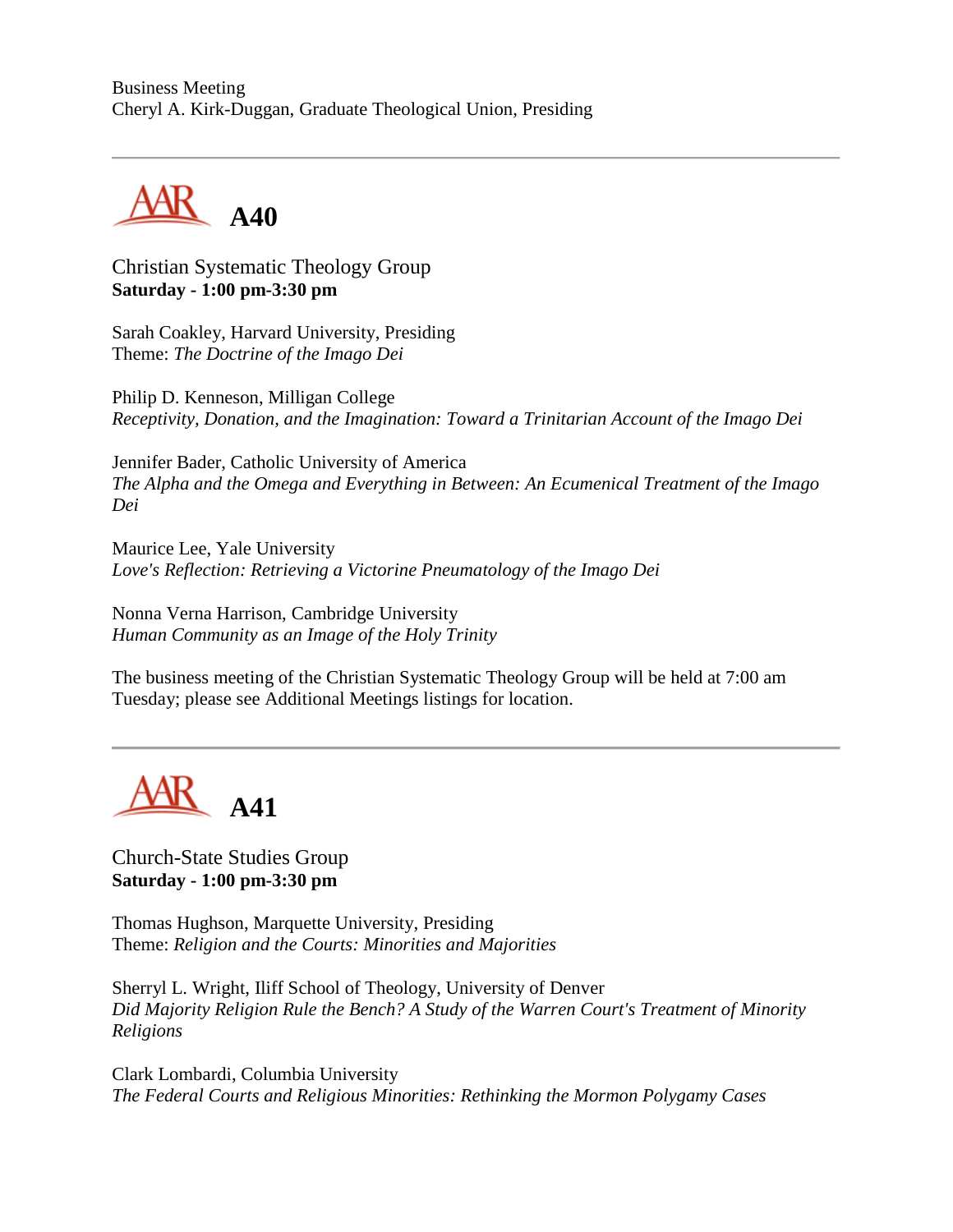Business Meeting
Cheryl A. Kirk-Duggan, Graduate Theological Union, Presiding

---

## A40

Christian Systematic Theology Group
**Saturday - 1:00 pm-3:30 pm**

Sarah Coakley, Harvard University, Presiding
Theme: *The Doctrine of the Imago Dei*

Philip D. Kenneson, Milligan College
*Receptivity, Donation, and the Imagination: Toward a Trinitarian Account of the Imago Dei*

Jennifer Bader, Catholic University of America
*The Alpha and the Omega and Everything in Between: An Ecumenical Treatment of the Imago Dei*

Maurice Lee, Yale University
*Love's Reflection: Retrieving a Victorine Pneumatology of the Imago Dei*

Nonna Verna Harrison, Cambridge University
*Human Community as an Image of the Holy Trinity*

The business meeting of the Christian Systematic Theology Group will be held at 7:00 am Tuesday; please see Additional Meetings listings for location.

---

## A41

Church-State Studies Group
**Saturday - 1:00 pm-3:30 pm**

Thomas Hughson, Marquette University, Presiding
Theme: *Religion and the Courts: Minorities and Majorities*

Sherryl L. Wright, Iliff School of Theology, University of Denver
*Did Majority Religion Rule the Bench? A Study of the Warren Court's Treatment of Minority Religions*

Clark Lombardi, Columbia University
*The Federal Courts and Religious Minorities: Rethinking the Mormon Polygamy Cases*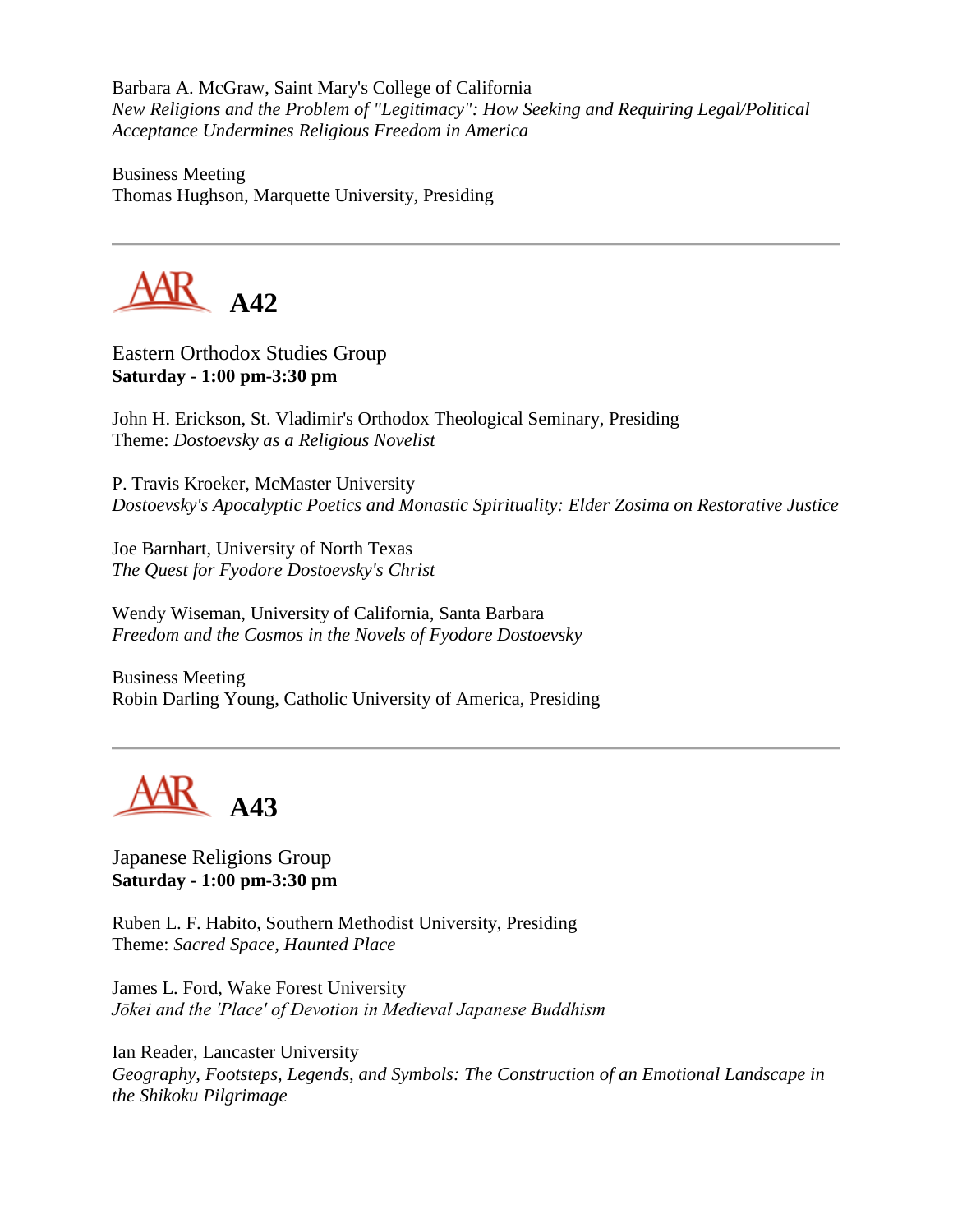Barbara A. McGraw, Saint Mary's College of California
*New Religions and the Problem of "Legitimacy": How Seeking and Requiring Legal/Political Acceptance Undermines Religious Freedom in America*

Business Meeting
Thomas Hughson, Marquette University, Presiding

---

## A42

Eastern Orthodox Studies Group
**Saturday - 1:00 pm-3:30 pm**

John H. Erickson, St. Vladimir's Orthodox Theological Seminary, Presiding
Theme: *Dostoevsky as a Religious Novelist*

P. Travis Kroeker, McMaster University
*Dostoevsky's Apocalyptic Poetics and Monastic Spirituality: Elder Zosima on Restorative Justice*

Joe Barnhart, University of North Texas
*The Quest for Fyodore Dostoevsky's Christ*

Wendy Wiseman, University of California, Santa Barbara
*Freedom and the Cosmos in the Novels of Fyodore Dostoevsky*

Business Meeting
Robin Darling Young, Catholic University of America, Presiding

---

## A43

Japanese Religions Group
**Saturday - 1:00 pm-3:30 pm**

Ruben L. F. Habito, Southern Methodist University, Presiding
Theme: *Sacred Space, Haunted Place*

James L. Ford, Wake Forest University
*Jōkei and the 'Place' of Devotion in Medieval Japanese Buddhism*

Ian Reader, Lancaster University
*Geography, Footsteps, Legends, and Symbols: The Construction of an Emotional Landscape in the Shikoku Pilgrimage*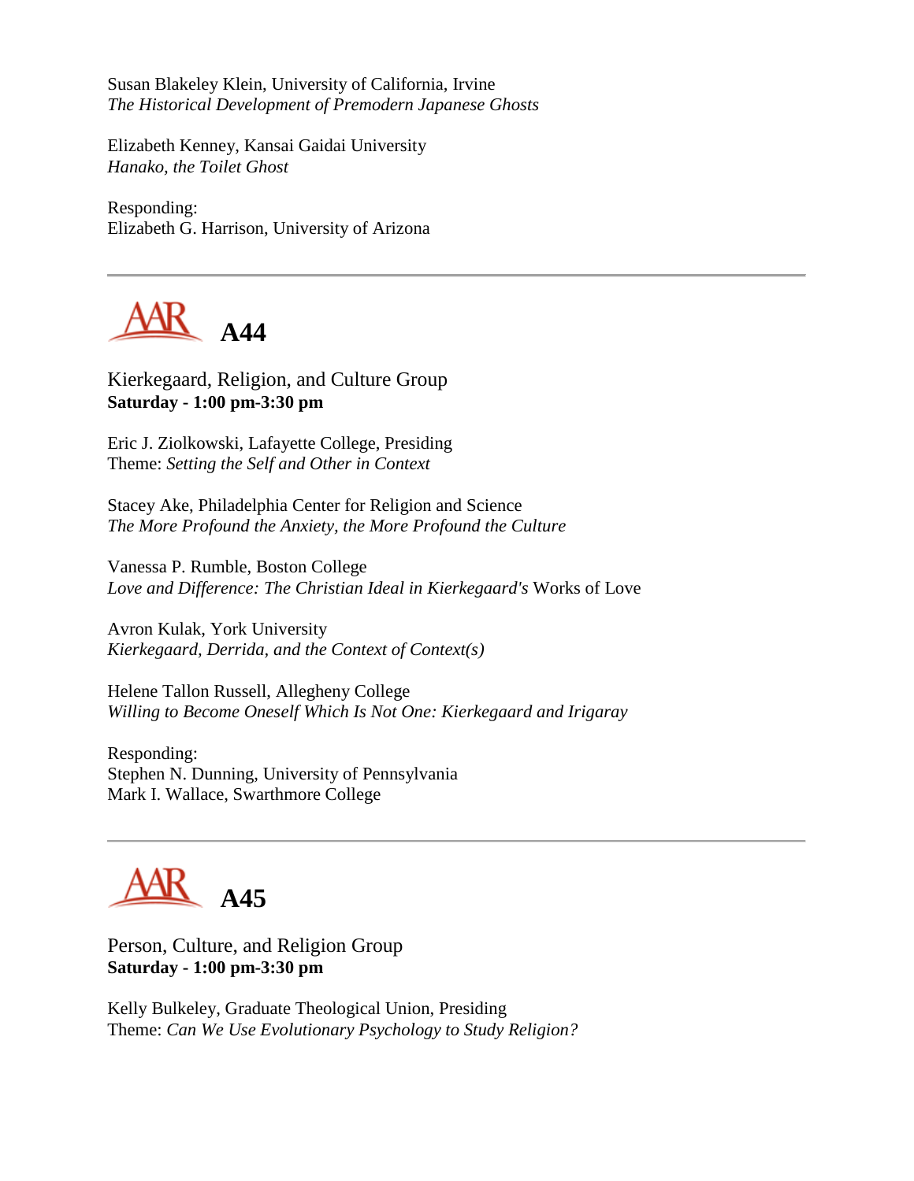Susan Blakeley Klein, University of California, Irvine
*The Historical Development of Premodern Japanese Ghosts*

Elizabeth Kenney, Kansai Gaidai University
*Hanako, the Toilet Ghost*

Responding:
Elizabeth G. Harrison, University of Arizona

---

## AAR A44

Kierkegaard, Religion, and Culture Group
**Saturday - 1:00 pm-3:30 pm**

Eric J. Ziolkowski, Lafayette College, Presiding
Theme: *Setting the Self and Other in Context*

Stacey Ake, Philadelphia Center for Religion and Science
*The More Profound the Anxiety, the More Profound the Culture*

Vanessa P. Rumble, Boston College
*Love and Difference: The Christian Ideal in Kierkegaard's* Works of Love

Avron Kulak, York University
*Kierkegaard, Derrida, and the Context of Context(s)*

Helene Tallon Russell, Allegheny College
*Willing to Become Oneself Which Is Not One: Kierkegaard and Irigaray*

Responding:
Stephen N. Dunning, University of Pennsylvania
Mark I. Wallace, Swarthmore College

---

## AAR A45

Person, Culture, and Religion Group
**Saturday - 1:00 pm-3:30 pm**

Kelly Bulkeley, Graduate Theological Union, Presiding
Theme: *Can We Use Evolutionary Psychology to Study Religion?*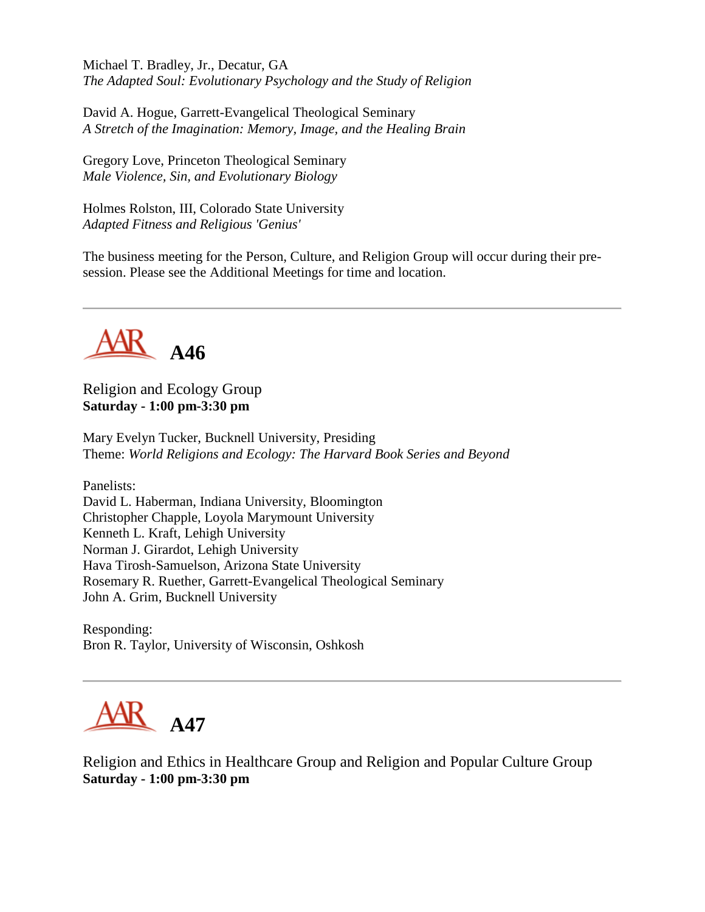Michael T. Bradley, Jr., Decatur, GA
*The Adapted Soul: Evolutionary Psychology and the Study of Religion*

David A. Hogue, Garrett-Evangelical Theological Seminary
*A Stretch of the Imagination: Memory, Image, and the Healing Brain*

Gregory Love, Princeton Theological Seminary
*Male Violence, Sin, and Evolutionary Biology*

Holmes Rolston, III, Colorado State University
*Adapted Fitness and Religious 'Genius'*

The business meeting for the Person, Culture, and Religion Group will occur during their pre-session. Please see the Additional Meetings for time and location.

---

## AAR A46

Religion and Ecology Group
**Saturday - 1:00 pm-3:30 pm**

Mary Evelyn Tucker, Bucknell University, Presiding
Theme: *World Religions and Ecology: The Harvard Book Series and Beyond*

Panelists:
David L. Haberman, Indiana University, Bloomington
Christopher Chapple, Loyola Marymount University
Kenneth L. Kraft, Lehigh University
Norman J. Girardot, Lehigh University
Hava Tirosh-Samuelson, Arizona State University
Rosemary R. Ruether, Garrett-Evangelical Theological Seminary
John A. Grim, Bucknell University

Responding:
Bron R. Taylor, University of Wisconsin, Oshkosh

---

## AAR A47

Religion and Ethics in Healthcare Group and Religion and Popular Culture Group
**Saturday - 1:00 pm-3:30 pm**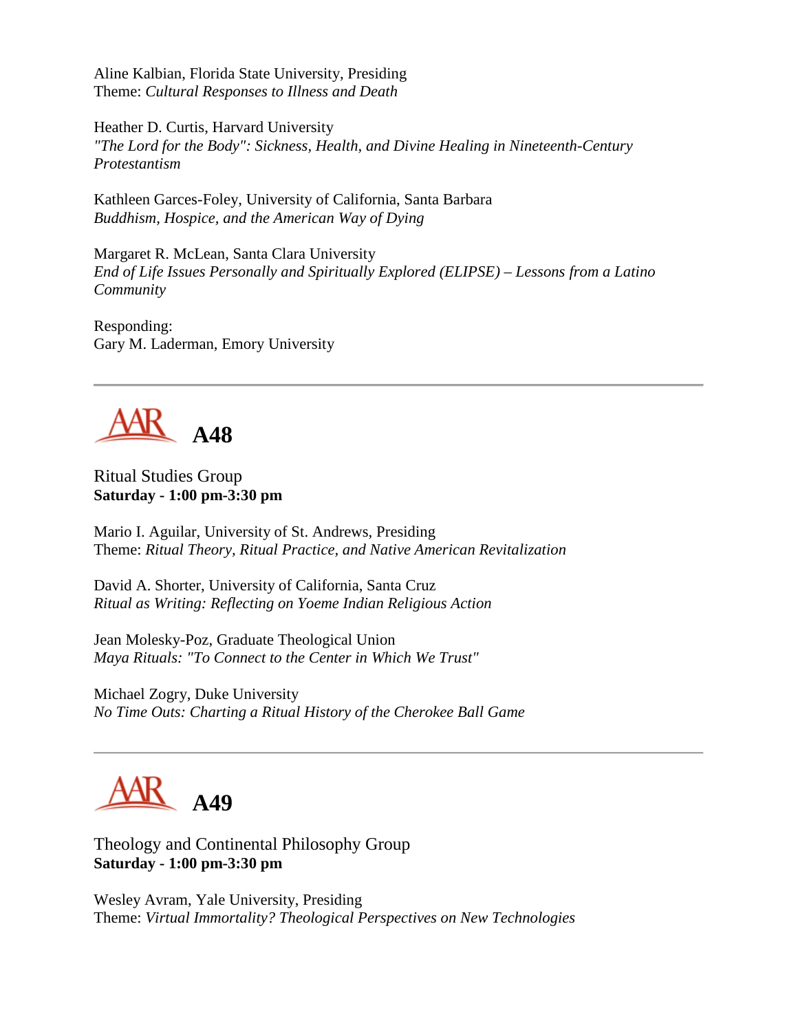Aline Kalbian, Florida State University, Presiding
Theme: *Cultural Responses to Illness and Death*

Heather D. Curtis, Harvard University
*"The Lord for the Body": Sickness, Health, and Divine Healing in Nineteenth-Century Protestantism*

Kathleen Garces-Foley, University of California, Santa Barbara
*Buddhism, Hospice, and the American Way of Dying*

Margaret R. McLean, Santa Clara University
*End of Life Issues Personally and Spiritually Explored (ELIPSE) – Lessons from a Latino Community*

Responding:
Gary M. Laderman, Emory University

---

## A48

Ritual Studies Group
**Saturday - 1:00 pm-3:30 pm**

Mario I. Aguilar, University of St. Andrews, Presiding
Theme: *Ritual Theory, Ritual Practice, and Native American Revitalization*

David A. Shorter, University of California, Santa Cruz
*Ritual as Writing: Reflecting on Yoeme Indian Religious Action*

Jean Molesky-Poz, Graduate Theological Union
*Maya Rituals: "To Connect to the Center in Which We Trust"*

Michael Zogry, Duke University
*No Time Outs: Charting a Ritual History of the Cherokee Ball Game*

---

## A49

Theology and Continental Philosophy Group
**Saturday - 1:00 pm-3:30 pm**

Wesley Avram, Yale University, Presiding
Theme: *Virtual Immortality? Theological Perspectives on New Technologies*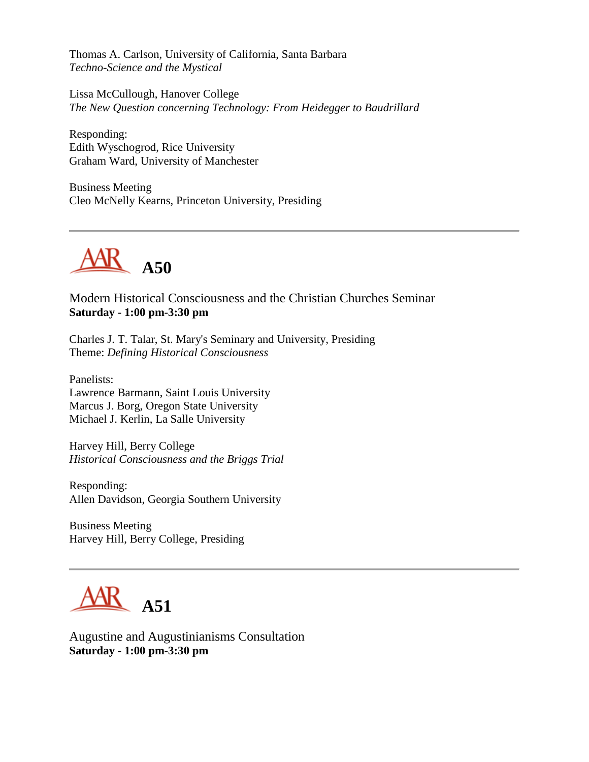Thomas A. Carlson, University of California, Santa Barbara
*Techno-Science and the Mystical*

Lissa McCullough, Hanover College
*The New Question concerning Technology: From Heidegger to Baudrillard*

Responding:
Edith Wyschogrod, Rice University
Graham Ward, University of Manchester

Business Meeting
Cleo McNelly Kearns, Princeton University, Presiding

---

## A50

Modern Historical Consciousness and the Christian Churches Seminar
**Saturday - 1:00 pm-3:30 pm**

Charles J. T. Talar, St. Mary's Seminary and University, Presiding
Theme: *Defining Historical Consciousness*

Panelists:
Lawrence Barmann, Saint Louis University
Marcus J. Borg, Oregon State University
Michael J. Kerlin, La Salle University

Harvey Hill, Berry College
*Historical Consciousness and the Briggs Trial*

Responding:
Allen Davidson, Georgia Southern University

Business Meeting
Harvey Hill, Berry College, Presiding

---

## A51

Augustine and Augustinianisms Consultation
**Saturday - 1:00 pm-3:30 pm**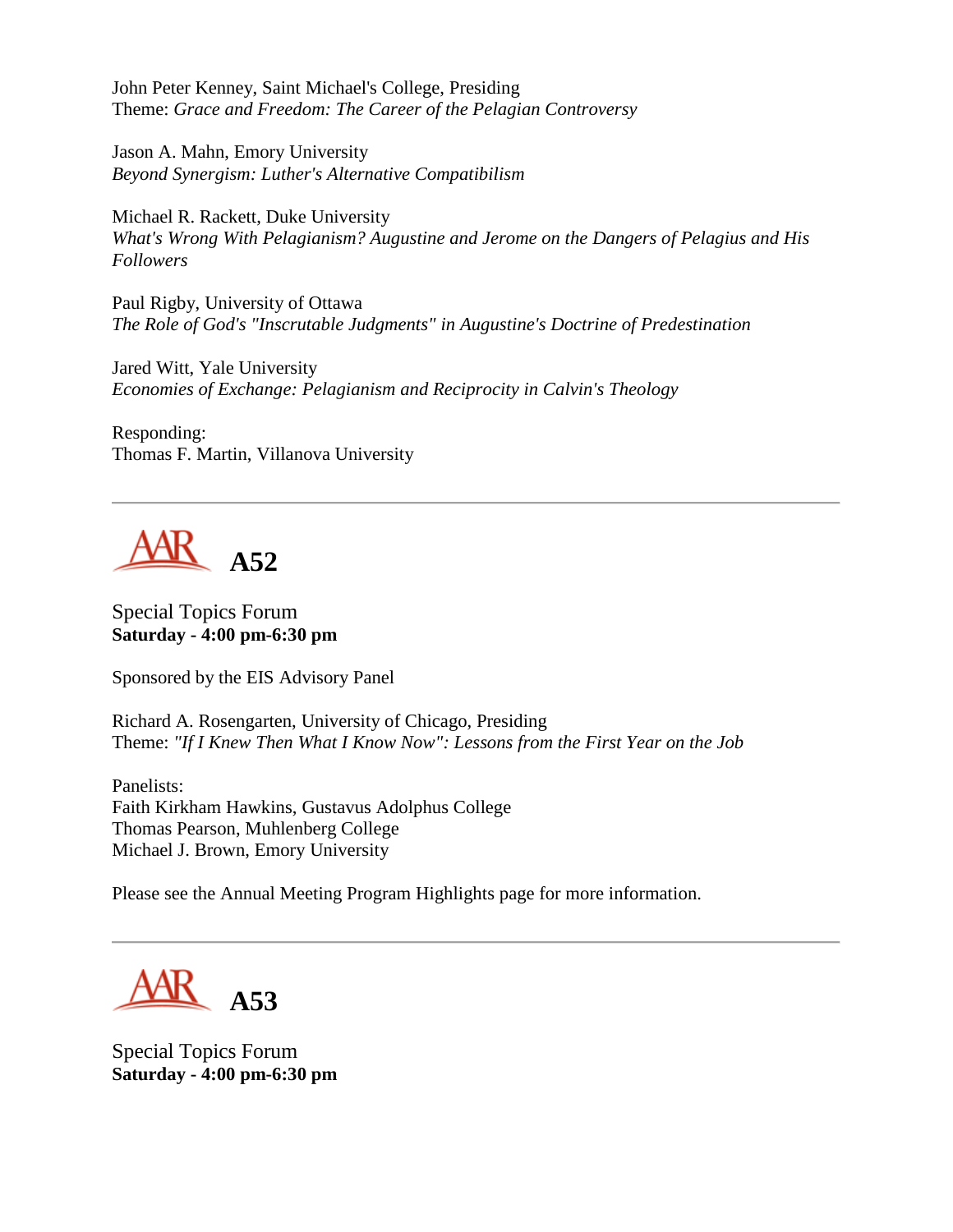John Peter Kenney, Saint Michael's College, Presiding
Theme: *Grace and Freedom: The Career of the Pelagian Controversy*

Jason A. Mahn, Emory University
*Beyond Synergism: Luther's Alternative Compatibilism*

Michael R. Rackett, Duke University
*What's Wrong With Pelagianism? Augustine and Jerome on the Dangers of Pelagius and His Followers*

Paul Rigby, University of Ottawa
*The Role of God's "Inscrutable Judgments" in Augustine's Doctrine of Predestination*

Jared Witt, Yale University
*Economies of Exchange: Pelagianism and Reciprocity in Calvin's Theology*

Responding:
Thomas F. Martin, Villanova University

---

## AAR A52

Special Topics Forum
**Saturday - 4:00 pm-6:30 pm**

Sponsored by the EIS Advisory Panel

Richard A. Rosengarten, University of Chicago, Presiding
Theme: *"If I Knew Then What I Know Now": Lessons from the First Year on the Job*

Panelists:
Faith Kirkham Hawkins, Gustavus Adolphus College
Thomas Pearson, Muhlenberg College
Michael J. Brown, Emory University

Please see the Annual Meeting Program Highlights page for more information.

---

## AAR A53

Special Topics Forum
**Saturday - 4:00 pm-6:30 pm**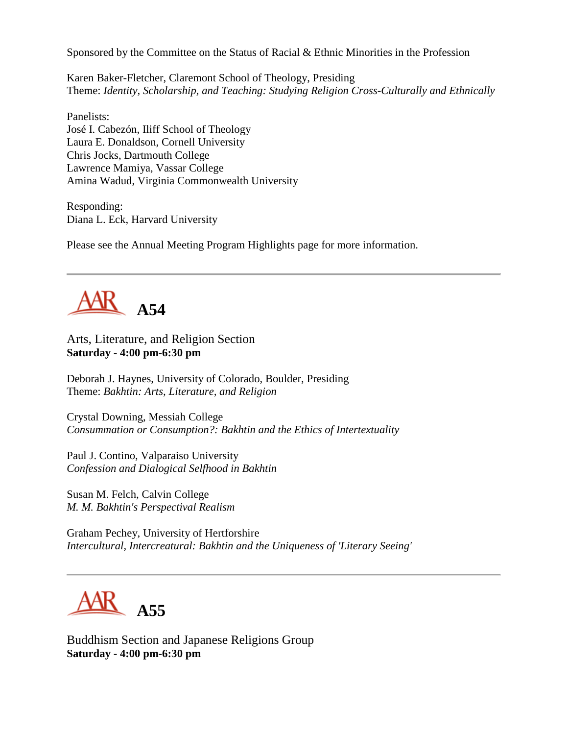Sponsored by the Committee on the Status of Racial & Ethnic Minorities in the Profession

Karen Baker-Fletcher, Claremont School of Theology, Presiding
Theme: *Identity, Scholarship, and Teaching: Studying Religion Cross-Culturally and Ethnically*

Panelists:
José I. Cabezón, Iliff School of Theology
Laura E. Donaldson, Cornell University
Chris Jocks, Dartmouth College
Lawrence Mamiya, Vassar College
Amina Wadud, Virginia Commonwealth University

Responding:
Diana L. Eck, Harvard University

Please see the Annual Meeting Program Highlights page for more information.

---

## AAR A54

Arts, Literature, and Religion Section
**Saturday - 4:00 pm-6:30 pm**

Deborah J. Haynes, University of Colorado, Boulder, Presiding
Theme: *Bakhtin: Arts, Literature, and Religion*

Crystal Downing, Messiah College
*Consummation or Consumption?: Bakhtin and the Ethics of Intertextuality*

Paul J. Contino, Valparaiso University
*Confession and Dialogical Selfhood in Bakhtin*

Susan M. Felch, Calvin College
*M. M. Bakhtin's Perspectival Realism*

Graham Pechey, University of Hertforshire
*Intercultural, Intercreatural: Bakhtin and the Uniqueness of 'Literary Seeing'*

---

## AAR A55

Buddhism Section and Japanese Religions Group
**Saturday - 4:00 pm-6:30 pm**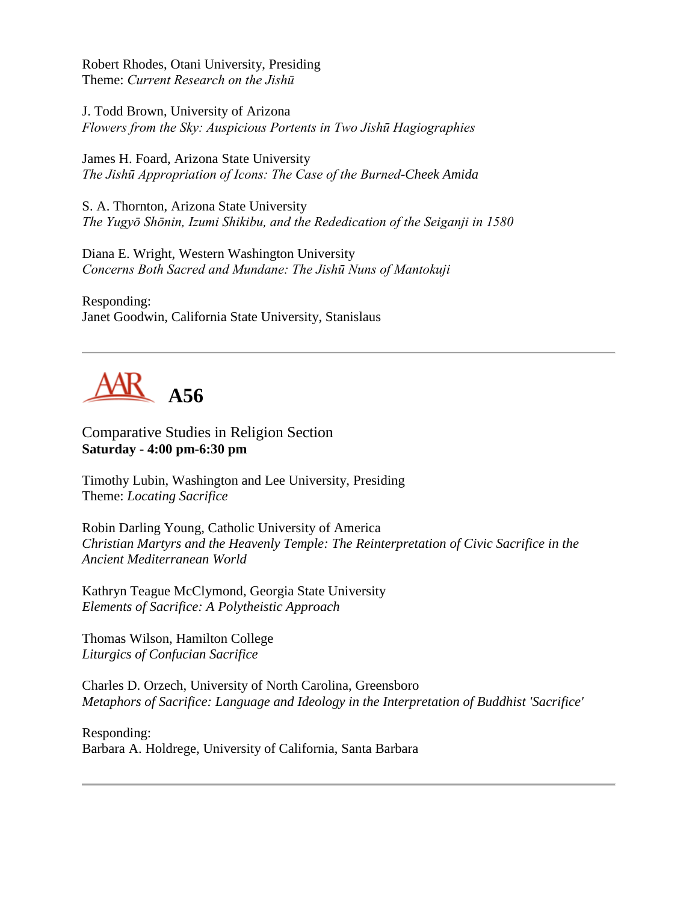Robert Rhodes, Otani University, Presiding
Theme: *Current Research on the Jishū*

J. Todd Brown, University of Arizona
*Flowers from the Sky: Auspicious Portents in Two Jishū Hagiographies*

James H. Foard, Arizona State University
*The Jishū Appropriation of Icons: The Case of the Burned-Cheek Amida*

S. A. Thornton, Arizona State University
*The Yugyō Shōnin, Izumi Shikibu, and the Rededication of the Seiganji in 1580*

Diana E. Wright, Western Washington University
*Concerns Both Sacred and Mundane: The Jishū Nuns of Mantokuji*

Responding:
Janet Goodwin, California State University, Stanislaus

---

## AAR A56

Comparative Studies in Religion Section
**Saturday - 4:00 pm-6:30 pm**

Timothy Lubin, Washington and Lee University, Presiding
Theme: *Locating Sacrifice*

Robin Darling Young, Catholic University of America
*Christian Martyrs and the Heavenly Temple: The Reinterpretation of Civic Sacrifice in the Ancient Mediterranean World*

Kathryn Teague McClymond, Georgia State University
*Elements of Sacrifice: A Polytheistic Approach*

Thomas Wilson, Hamilton College
*Liturgics of Confucian Sacrifice*

Charles D. Orzech, University of North Carolina, Greensboro
*Metaphors of Sacrifice: Language and Ideology in the Interpretation of Buddhist 'Sacrifice'*

Responding:
Barbara A. Holdrege, University of California, Santa Barbara

---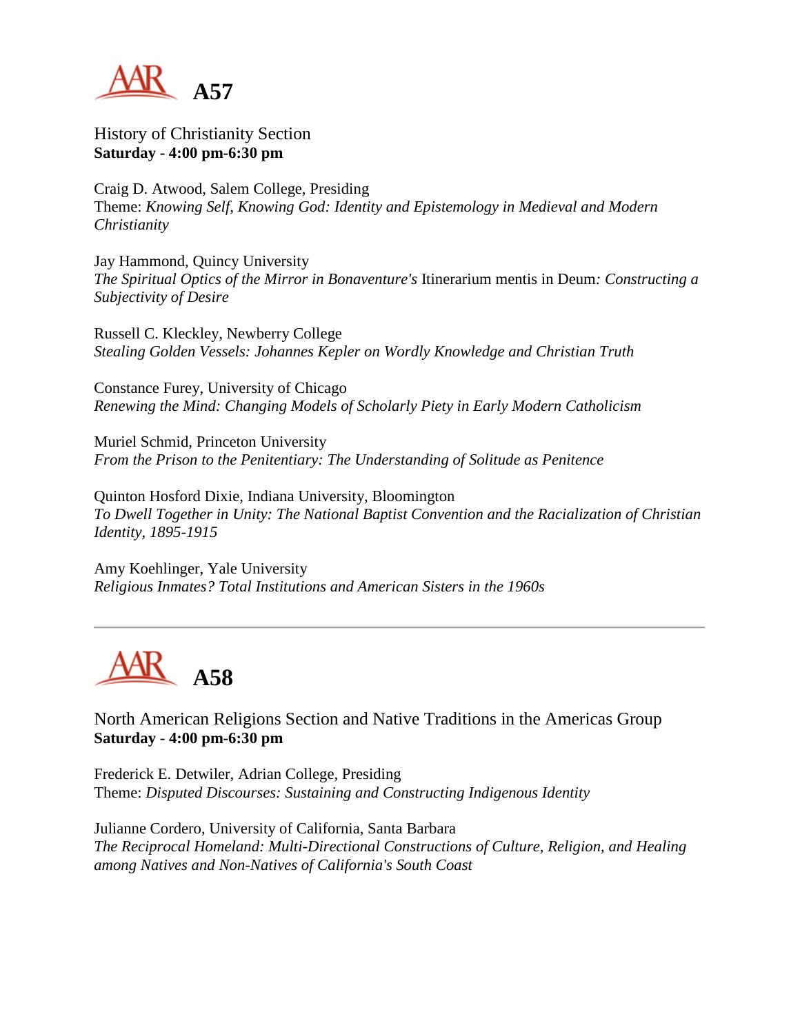# A57

History of Christianity Section
**Saturday - 4:00 pm-6:30 pm**

Craig D. Atwood, Salem College, Presiding
Theme: *Knowing Self, Knowing God: Identity and Epistemology in Medieval and Modern Christianity*

Jay Hammond, Quincy University
*The Spiritual Optics of the Mirror in Bonaventure's* Itinerarium mentis in Deum*: Constructing a Subjectivity of Desire*

Russell C. Kleckley, Newberry College
*Stealing Golden Vessels: Johannes Kepler on Wordly Knowledge and Christian Truth*

Constance Furey, University of Chicago
*Renewing the Mind: Changing Models of Scholarly Piety in Early Modern Catholicism*

Muriel Schmid, Princeton University
*From the Prison to the Penitentiary: The Understanding of Solitude as Penitence*

Quinton Hosford Dixie, Indiana University, Bloomington
*To Dwell Together in Unity: The National Baptist Convention and the Racialization of Christian Identity, 1895-1915*

Amy Koehlinger, Yale University
*Religious Inmates? Total Institutions and American Sisters in the 1960s*

---

# A58

North American Religions Section and Native Traditions in the Americas Group
**Saturday - 4:00 pm-6:30 pm**

Frederick E. Detwiler, Adrian College, Presiding
Theme: *Disputed Discourses: Sustaining and Constructing Indigenous Identity*

Julianne Cordero, University of California, Santa Barbara
*The Reciprocal Homeland: Multi-Directional Constructions of Culture, Religion, and Healing among Natives and Non-Natives of California's South Coast*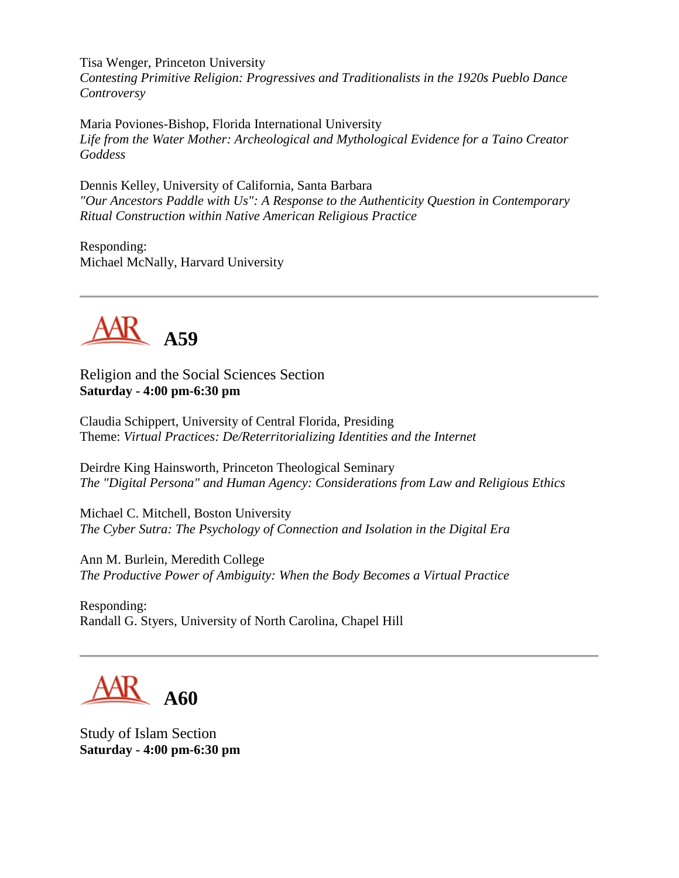Tisa Wenger, Princeton University
*Contesting Primitive Religion: Progressives and Traditionalists in the 1920s Pueblo Dance Controversy*

Maria Poviones-Bishop, Florida International University
*Life from the Water Mother: Archeological and Mythological Evidence for a Taino Creator Goddess*

Dennis Kelley, University of California, Santa Barbara
*"Our Ancestors Paddle with Us": A Response to the Authenticity Question in Contemporary Ritual Construction within Native American Religious Practice*

Responding:
Michael McNally, Harvard University

---

## A59

Religion and the Social Sciences Section
**Saturday - 4:00 pm-6:30 pm**

Claudia Schippert, University of Central Florida, Presiding
Theme: *Virtual Practices: De/Reterritorializing Identities and the Internet*

Deirdre King Hainsworth, Princeton Theological Seminary
*The "Digital Persona" and Human Agency: Considerations from Law and Religious Ethics*

Michael C. Mitchell, Boston University
*The Cyber Sutra: The Psychology of Connection and Isolation in the Digital Era*

Ann M. Burlein, Meredith College
*The Productive Power of Ambiguity: When the Body Becomes a Virtual Practice*

Responding:
Randall G. Styers, University of North Carolina, Chapel Hill

---

## A60

Study of Islam Section
**Saturday - 4:00 pm-6:30 pm**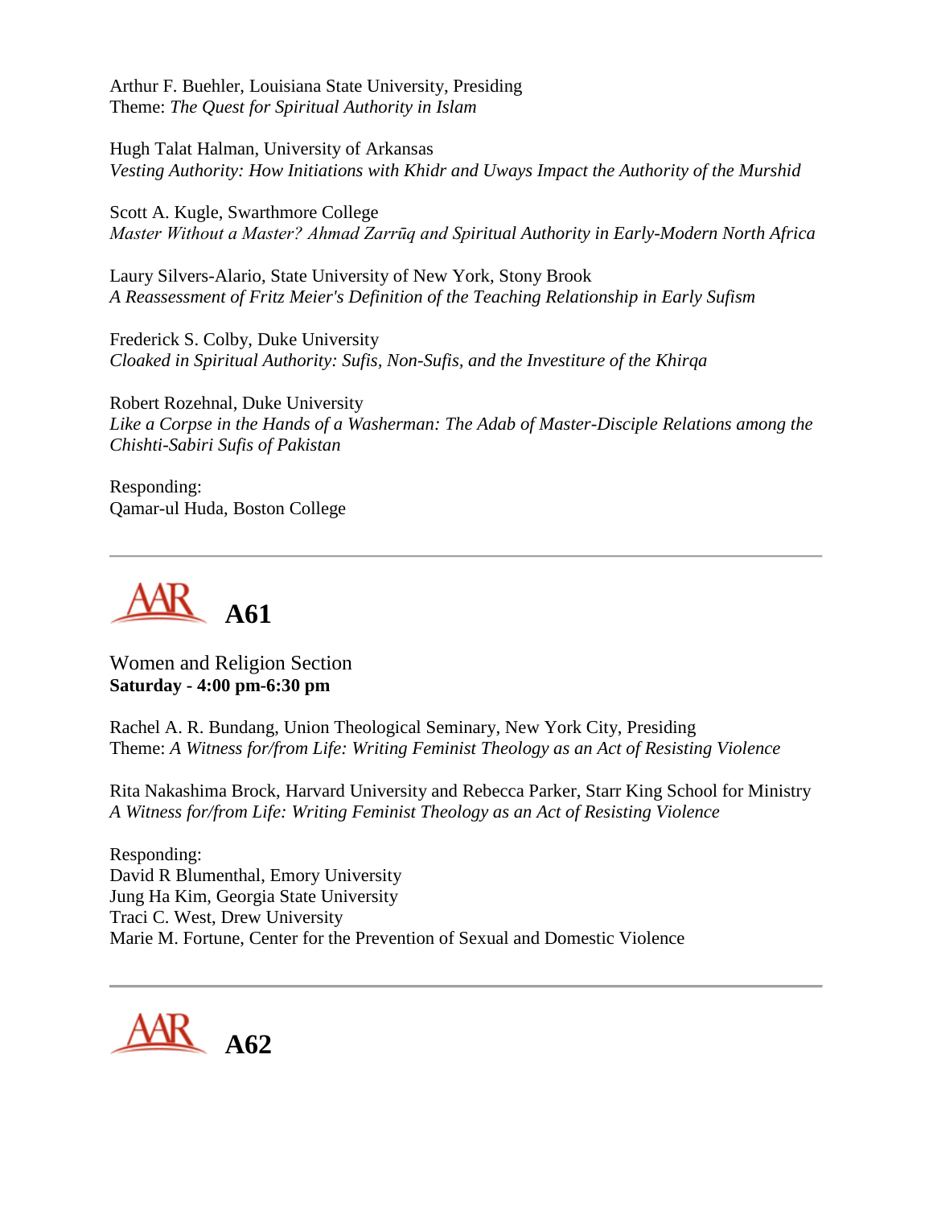Arthur F. Buehler, Louisiana State University, Presiding
Theme: *The Quest for Spiritual Authority in Islam*

Hugh Talat Halman, University of Arkansas
*Vesting Authority: How Initiations with Khidr and Uways Impact the Authority of the Murshid*

Scott A. Kugle, Swarthmore College
*Master Without a Master? Ahmad Zarrūq and Spiritual Authority in Early-Modern North Africa*

Laury Silvers-Alario, State University of New York, Stony Brook
*A Reassessment of Fritz Meier's Definition of the Teaching Relationship in Early Sufism*

Frederick S. Colby, Duke University
*Cloaked in Spiritual Authority: Sufis, Non-Sufis, and the Investiture of the Khirqa*

Robert Rozehnal, Duke University
*Like a Corpse in the Hands of a Washerman: The Adab of Master-Disciple Relations among the Chishti-Sabiri Sufis of Pakistan*

Responding:
Qamar-ul Huda, Boston College

---

# AAR A61

Women and Religion Section
**Saturday - 4:00 pm-6:30 pm**

Rachel A. R. Bundang, Union Theological Seminary, New York City, Presiding
Theme: *A Witness for/from Life: Writing Feminist Theology as an Act of Resisting Violence*

Rita Nakashima Brock, Harvard University and Rebecca Parker, Starr King School for Ministry
*A Witness for/from Life: Writing Feminist Theology as an Act of Resisting Violence*

Responding:
David R Blumenthal, Emory University
Jung Ha Kim, Georgia State University
Traci C. West, Drew University
Marie M. Fortune, Center for the Prevention of Sexual and Domestic Violence

---

# AAR A62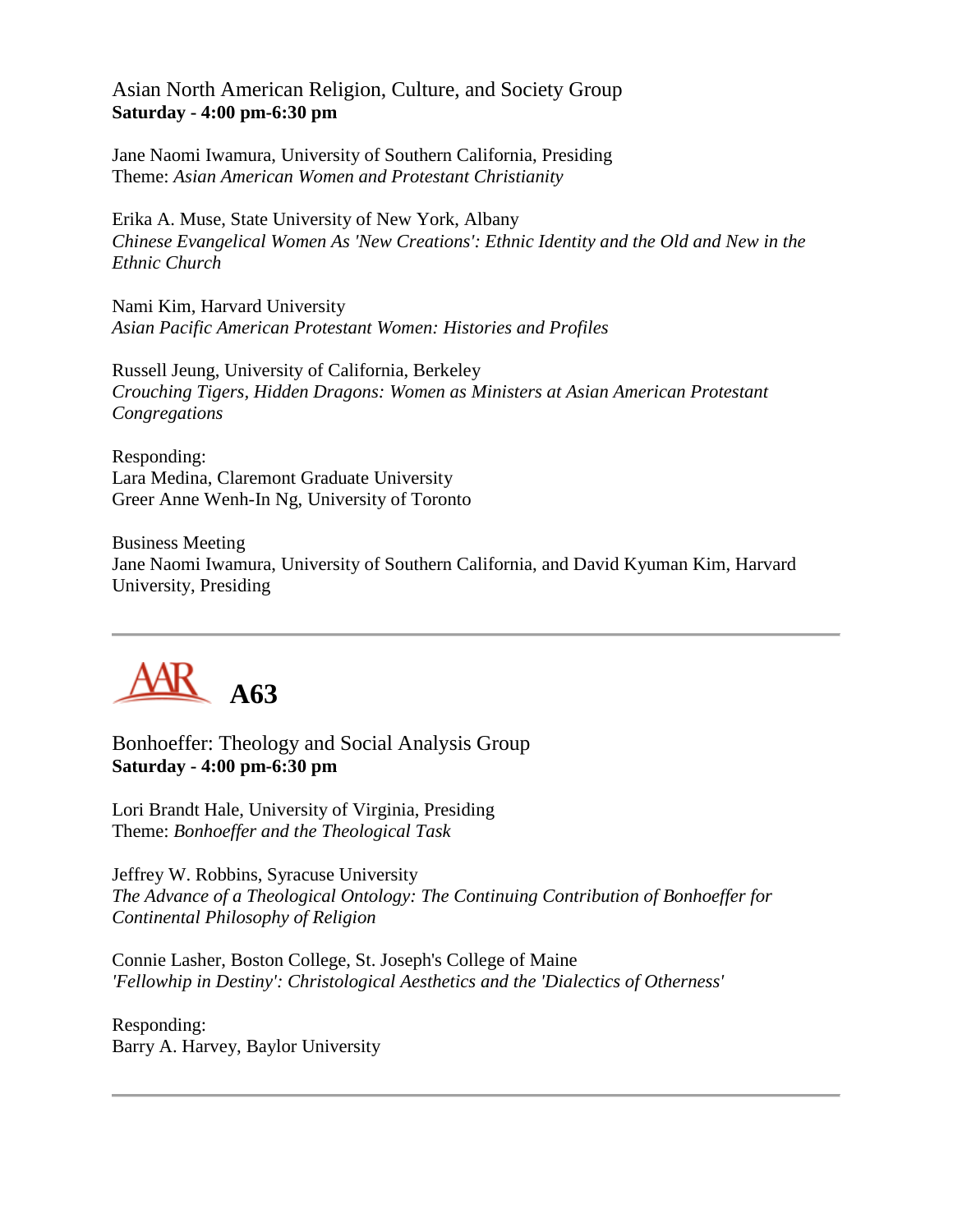Asian North American Religion, Culture, and Society Group
**Saturday - 4:00 pm-6:30 pm**

Jane Naomi Iwamura, University of Southern California, Presiding
Theme: *Asian American Women and Protestant Christianity*

Erika A. Muse, State University of New York, Albany
*Chinese Evangelical Women As 'New Creations': Ethnic Identity and the Old and New in the Ethnic Church*

Nami Kim, Harvard University
*Asian Pacific American Protestant Women: Histories and Profiles*

Russell Jeung, University of California, Berkeley
*Crouching Tigers, Hidden Dragons: Women as Ministers at Asian American Protestant Congregations*

Responding:
Lara Medina, Claremont Graduate University
Greer Anne Wenh-In Ng, University of Toronto

Business Meeting
Jane Naomi Iwamura, University of Southern California, and David Kyuman Kim, Harvard University, Presiding

---

## AAR A63

Bonhoeffer: Theology and Social Analysis Group
**Saturday - 4:00 pm-6:30 pm**

Lori Brandt Hale, University of Virginia, Presiding
Theme: *Bonhoeffer and the Theological Task*

Jeffrey W. Robbins, Syracuse University
*The Advance of a Theological Ontology: The Continuing Contribution of Bonhoeffer for Continental Philosophy of Religion*

Connie Lasher, Boston College, St. Joseph's College of Maine
*'Fellowhip in Destiny': Christological Aesthetics and the 'Dialectics of Otherness'*

Responding:
Barry A. Harvey, Baylor University

---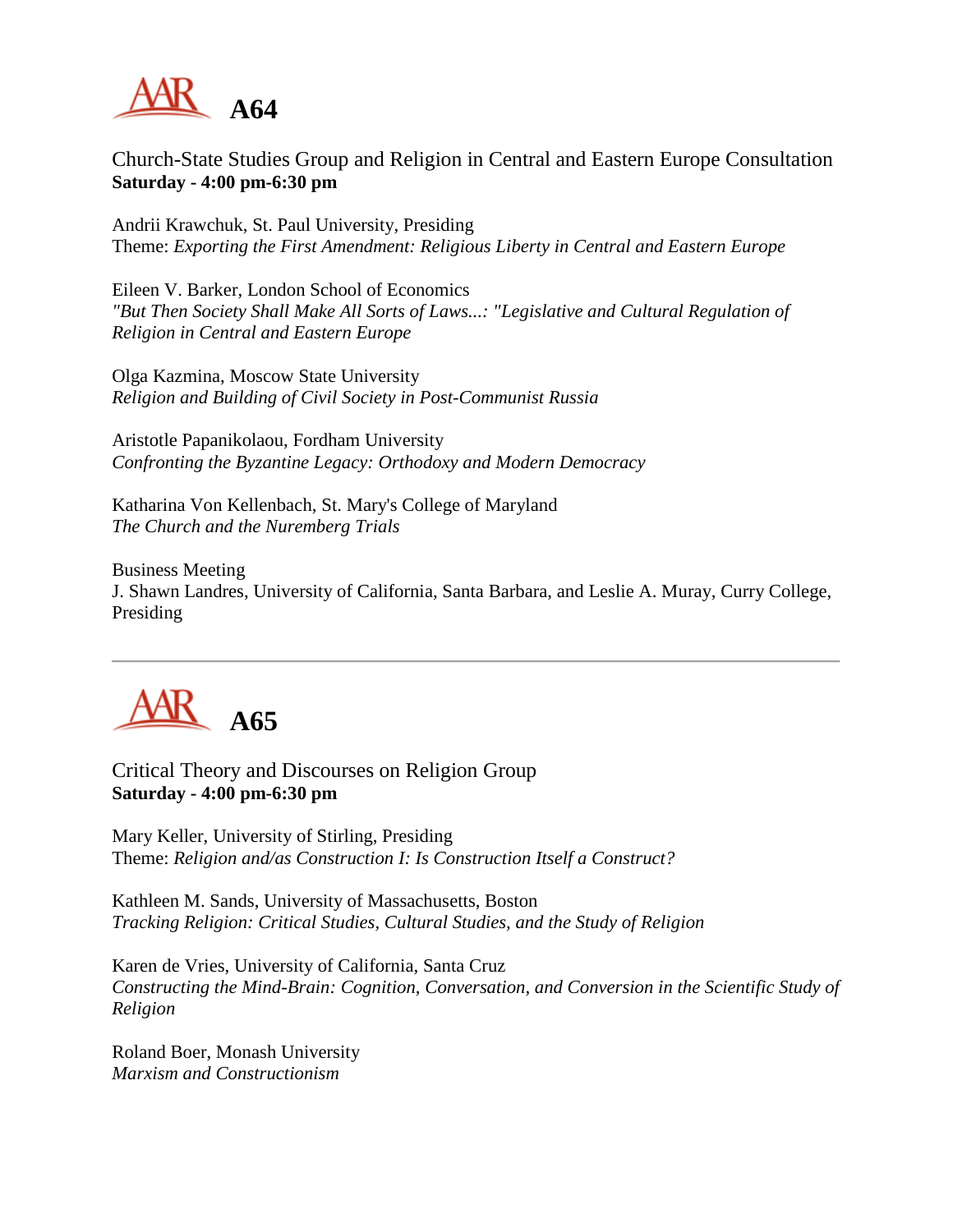## A64

Church-State Studies Group and Religion in Central and Eastern Europe Consultation
**Saturday - 4:00 pm-6:30 pm**

Andrii Krawchuk, St. Paul University, Presiding
Theme: *Exporting the First Amendment: Religious Liberty in Central and Eastern Europe*

Eileen V. Barker, London School of Economics
*"But Then Society Shall Make All Sorts of Laws...: "Legislative and Cultural Regulation of Religion in Central and Eastern Europe*

Olga Kazmina, Moscow State University
*Religion and Building of Civil Society in Post-Communist Russia*

Aristotle Papanikolaou, Fordham University
*Confronting the Byzantine Legacy: Orthodoxy and Modern Democracy*

Katharina Von Kellenbach, St. Mary's College of Maryland
*The Church and the Nuremberg Trials*

Business Meeting
J. Shawn Landres, University of California, Santa Barbara, and Leslie A. Muray, Curry College, Presiding

---

## A65

Critical Theory and Discourses on Religion Group
**Saturday - 4:00 pm-6:30 pm**

Mary Keller, University of Stirling, Presiding
Theme: *Religion and/as Construction I: Is Construction Itself a Construct?*

Kathleen M. Sands, University of Massachusetts, Boston
*Tracking Religion: Critical Studies, Cultural Studies, and the Study of Religion*

Karen de Vries, University of California, Santa Cruz
*Constructing the Mind-Brain: Cognition, Conversation, and Conversion in the Scientific Study of Religion*

Roland Boer, Monash University
*Marxism and Constructionism*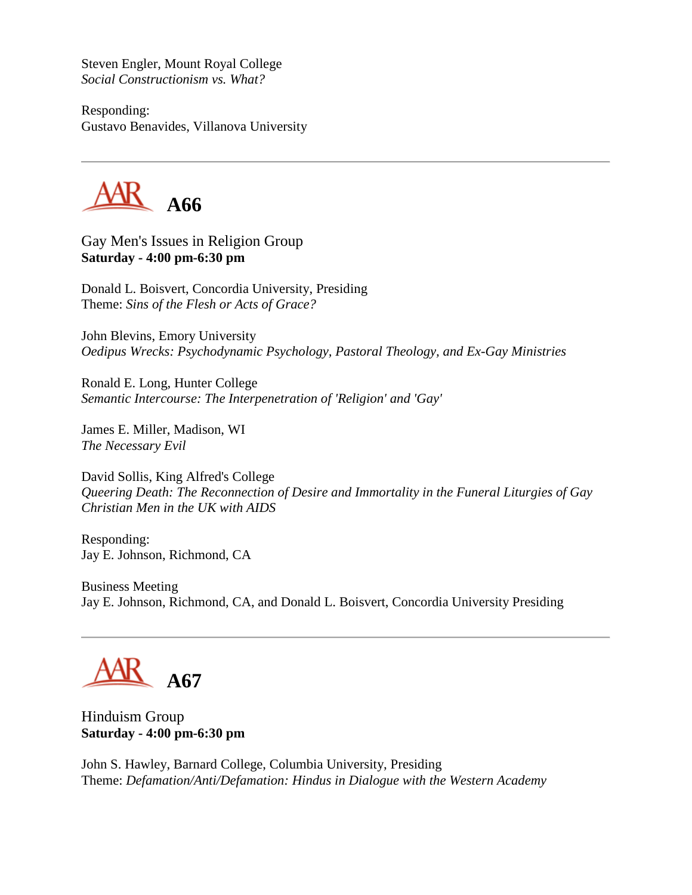Steven Engler, Mount Royal College
*Social Constructionism vs. What?*

Responding:
Gustavo Benavides, Villanova University

---

## A66

Gay Men's Issues in Religion Group
**Saturday - 4:00 pm-6:30 pm**

Donald L. Boisvert, Concordia University, Presiding
Theme: *Sins of the Flesh or Acts of Grace?*

John Blevins, Emory University
*Oedipus Wrecks: Psychodynamic Psychology, Pastoral Theology, and Ex-Gay Ministries*

Ronald E. Long, Hunter College
*Semantic Intercourse: The Interpenetration of 'Religion' and 'Gay'*

James E. Miller, Madison, WI
*The Necessary Evil*

David Sollis, King Alfred's College
*Queering Death: The Reconnection of Desire and Immortality in the Funeral Liturgies of Gay Christian Men in the UK with AIDS*

Responding:
Jay E. Johnson, Richmond, CA

Business Meeting
Jay E. Johnson, Richmond, CA, and Donald L. Boisvert, Concordia University Presiding

---

## A67

Hinduism Group
**Saturday - 4:00 pm-6:30 pm**

John S. Hawley, Barnard College, Columbia University, Presiding
Theme: *Defamation/Anti/Defamation: Hindus in Dialogue with the Western Academy*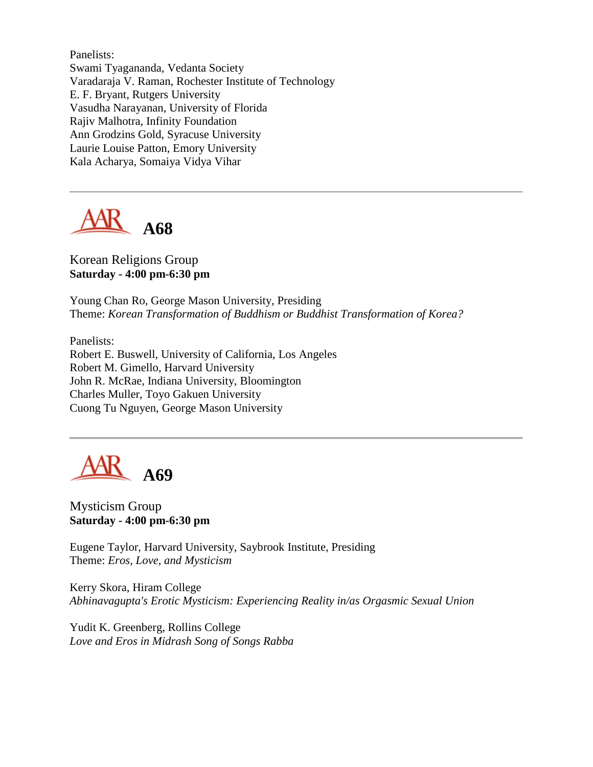Panelists:
Swami Tyagananda, Vedanta Society
Varadaraja V. Raman, Rochester Institute of Technology
E. F. Bryant, Rutgers University
Vasudha Narayanan, University of Florida
Rajiv Malhotra, Infinity Foundation
Ann Grodzins Gold, Syracuse University
Laurie Louise Patton, Emory University
Kala Acharya, Somaiya Vidya Vihar

---

## A68

Korean Religions Group
**Saturday - 4:00 pm-6:30 pm**

Young Chan Ro, George Mason University, Presiding
Theme: *Korean Transformation of Buddhism or Buddhist Transformation of Korea?*

Panelists:
Robert E. Buswell, University of California, Los Angeles
Robert M. Gimello, Harvard University
John R. McRae, Indiana University, Bloomington
Charles Muller, Toyo Gakuen University
Cuong Tu Nguyen, George Mason University

---

## A69

Mysticism Group
**Saturday - 4:00 pm-6:30 pm**

Eugene Taylor, Harvard University, Saybrook Institute, Presiding
Theme: *Eros, Love, and Mysticism*

Kerry Skora, Hiram College
*Abhinavagupta's Erotic Mysticism: Experiencing Reality in/as Orgasmic Sexual Union*

Yudit K. Greenberg, Rollins College
*Love and Eros in Midrash Song of Songs Rabba*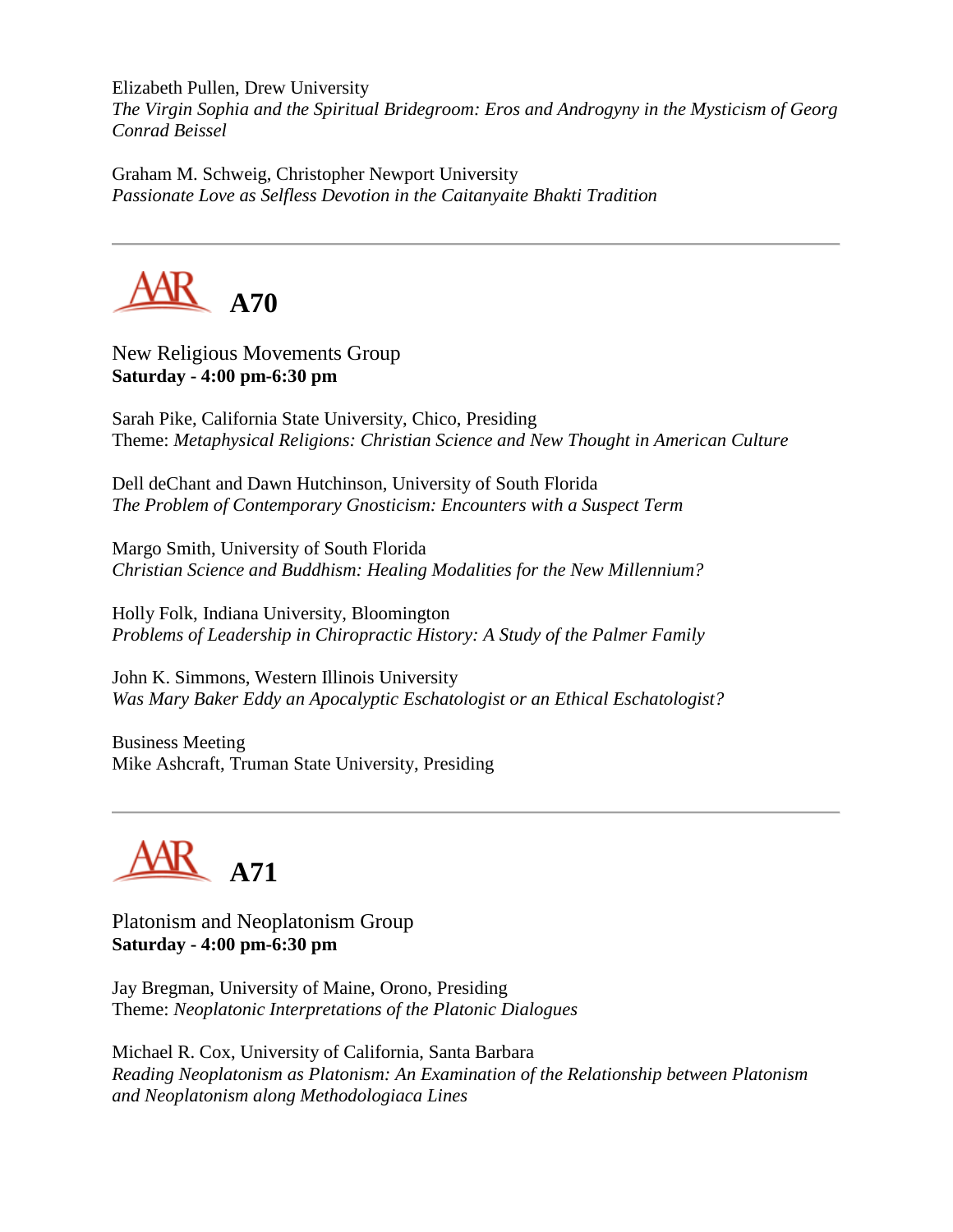Elizabeth Pullen, Drew University
*The Virgin Sophia and the Spiritual Bridegroom: Eros and Androgyny in the Mysticism of Georg Conrad Beissel*

Graham M. Schweig, Christopher Newport University
*Passionate Love as Selfless Devotion in the Caitanyaite Bhakti Tradition*

---

## AAR A70

New Religious Movements Group
**Saturday - 4:00 pm-6:30 pm**

Sarah Pike, California State University, Chico, Presiding
Theme: *Metaphysical Religions: Christian Science and New Thought in American Culture*

Dell deChant and Dawn Hutchinson, University of South Florida
*The Problem of Contemporary Gnosticism: Encounters with a Suspect Term*

Margo Smith, University of South Florida
*Christian Science and Buddhism: Healing Modalities for the New Millennium?*

Holly Folk, Indiana University, Bloomington
*Problems of Leadership in Chiropractic History: A Study of the Palmer Family*

John K. Simmons, Western Illinois University
*Was Mary Baker Eddy an Apocalyptic Eschatologist or an Ethical Eschatologist?*

Business Meeting
Mike Ashcraft, Truman State University, Presiding

---

## AAR A71

Platonism and Neoplatonism Group
**Saturday - 4:00 pm-6:30 pm**

Jay Bregman, University of Maine, Orono, Presiding
Theme: *Neoplatonic Interpretations of the Platonic Dialogues*

Michael R. Cox, University of California, Santa Barbara
*Reading Neoplatonism as Platonism: An Examination of the Relationship between Platonism and Neoplatonism along Methodologiaca Lines*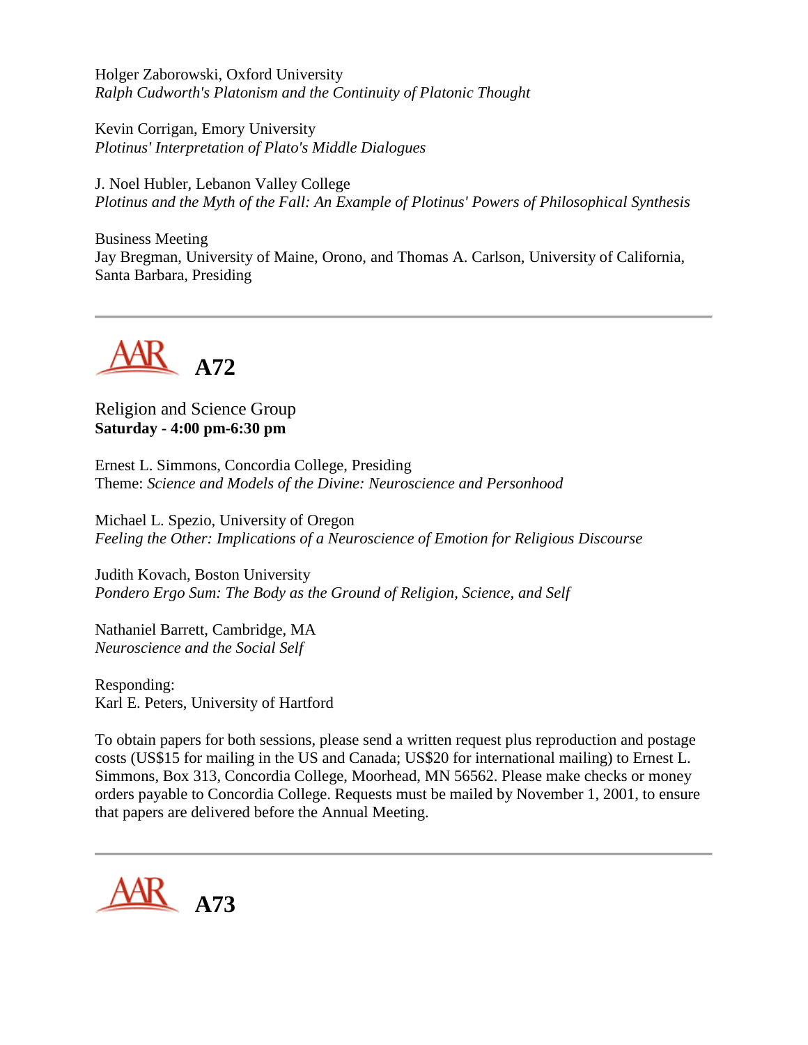Holger Zaborowski, Oxford University
*Ralph Cudworth's Platonism and the Continuity of Platonic Thought*

Kevin Corrigan, Emory University
*Plotinus' Interpretation of Plato's Middle Dialogues*

J. Noel Hubler, Lebanon Valley College
*Plotinus and the Myth of the Fall: An Example of Plotinus' Powers of Philosophical Synthesis*

Business Meeting
Jay Bregman, University of Maine, Orono, and Thomas A. Carlson, University of California, Santa Barbara, Presiding

---

## A72

Religion and Science Group
**Saturday - 4:00 pm-6:30 pm**

Ernest L. Simmons, Concordia College, Presiding
Theme: *Science and Models of the Divine: Neuroscience and Personhood*

Michael L. Spezio, University of Oregon
*Feeling the Other: Implications of a Neuroscience of Emotion for Religious Discourse*

Judith Kovach, Boston University
*Pondero Ergo Sum: The Body as the Ground of Religion, Science, and Self*

Nathaniel Barrett, Cambridge, MA
*Neuroscience and the Social Self*

Responding:
Karl E. Peters, University of Hartford

To obtain papers for both sessions, please send a written request plus reproduction and postage costs (US$15 for mailing in the US and Canada; US$20 for international mailing) to Ernest L. Simmons, Box 313, Concordia College, Moorhead, MN 56562. Please make checks or money orders payable to Concordia College. Requests must be mailed by November 1, 2001, to ensure that papers are delivered before the Annual Meeting.

---

## A73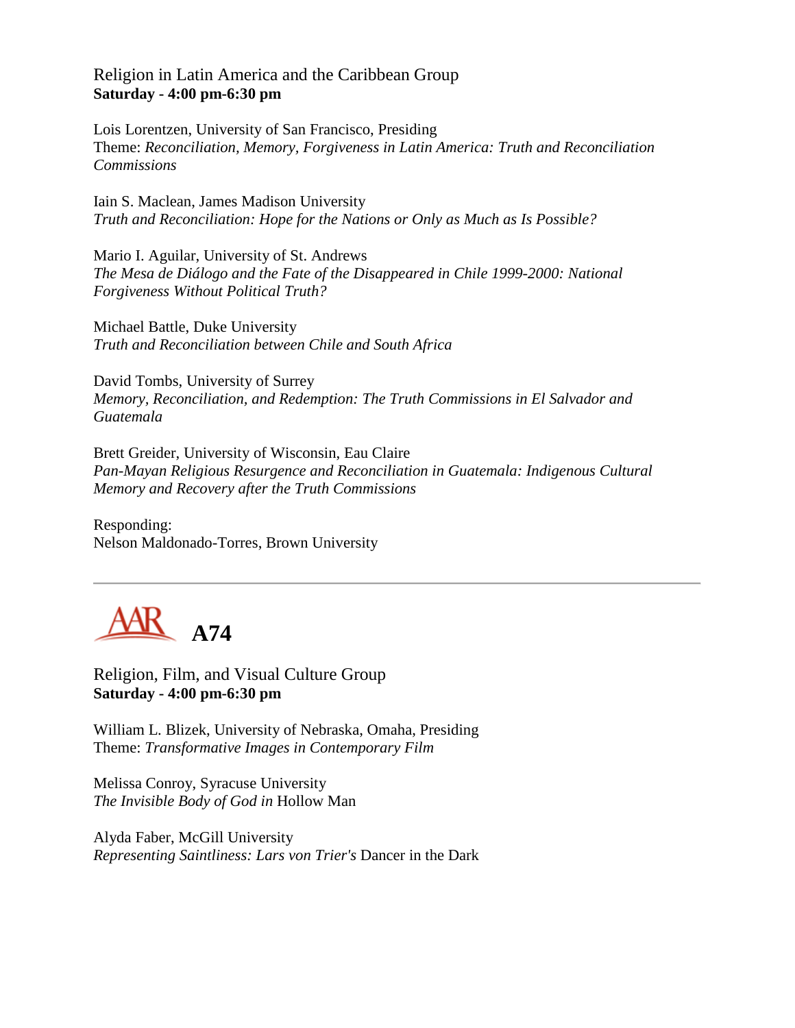Religion in Latin America and the Caribbean Group
**Saturday - 4:00 pm-6:30 pm**

Lois Lorentzen, University of San Francisco, Presiding
Theme: *Reconciliation, Memory, Forgiveness in Latin America: Truth and Reconciliation Commissions*

Iain S. Maclean, James Madison University
*Truth and Reconciliation: Hope for the Nations or Only as Much as Is Possible?*

Mario I. Aguilar, University of St. Andrews
*The Mesa de Diálogo and the Fate of the Disappeared in Chile 1999-2000: National Forgiveness Without Political Truth?*

Michael Battle, Duke University
*Truth and Reconciliation between Chile and South Africa*

David Tombs, University of Surrey
*Memory, Reconciliation, and Redemption: The Truth Commissions in El Salvador and Guatemala*

Brett Greider, University of Wisconsin, Eau Claire
*Pan-Mayan Religious Resurgence and Reconciliation in Guatemala: Indigenous Cultural Memory and Recovery after the Truth Commissions*

Responding:
Nelson Maldonado-Torres, Brown University

---

## AAR A74

Religion, Film, and Visual Culture Group
**Saturday - 4:00 pm-6:30 pm**

William L. Blizek, University of Nebraska, Omaha, Presiding
Theme: *Transformative Images in Contemporary Film*

Melissa Conroy, Syracuse University
*The Invisible Body of God in* Hollow Man

Alyda Faber, McGill University
*Representing Saintliness: Lars von Trier's* Dancer in the Dark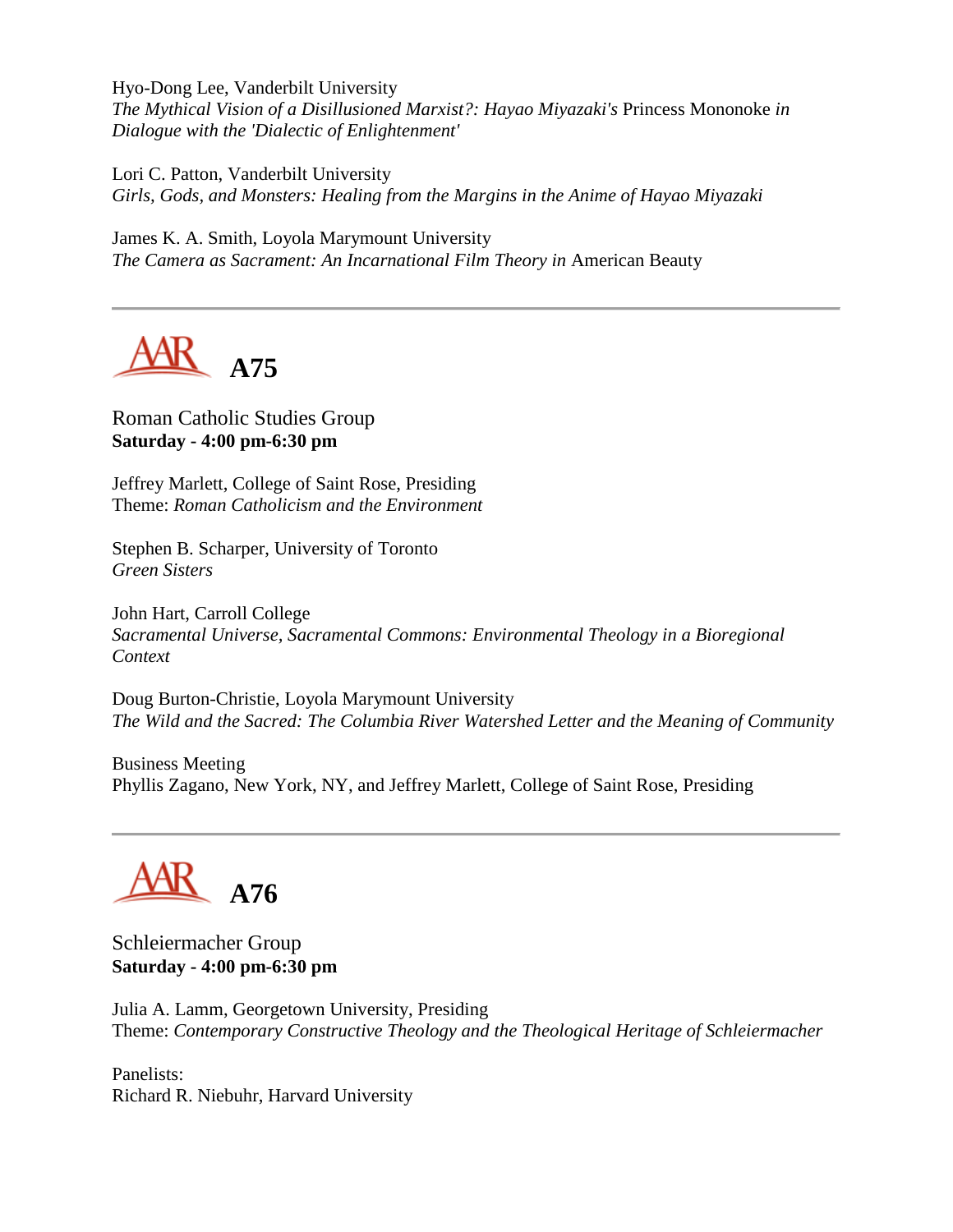Hyo-Dong Lee, Vanderbilt University
*The Mythical Vision of a Disillusioned Marxist?: Hayao Miyazaki's* Princess Mononoke *in Dialogue with the 'Dialectic of Enlightenment'*

Lori C. Patton, Vanderbilt University
*Girls, Gods, and Monsters: Healing from the Margins in the Anime of Hayao Miyazaki*

James K. A. Smith, Loyola Marymount University
*The Camera as Sacrament: An Incarnational Film Theory in* American Beauty

---

## AAR A75

Roman Catholic Studies Group
**Saturday - 4:00 pm-6:30 pm**

Jeffrey Marlett, College of Saint Rose, Presiding
Theme: *Roman Catholicism and the Environment*

Stephen B. Scharper, University of Toronto
*Green Sisters*

John Hart, Carroll College
*Sacramental Universe, Sacramental Commons: Environmental Theology in a Bioregional Context*

Doug Burton-Christie, Loyola Marymount University
*The Wild and the Sacred: The Columbia River Watershed Letter and the Meaning of Community*

Business Meeting
Phyllis Zagano, New York, NY, and Jeffrey Marlett, College of Saint Rose, Presiding

---

## AAR A76

Schleiermacher Group
**Saturday - 4:00 pm-6:30 pm**

Julia A. Lamm, Georgetown University, Presiding
Theme: *Contemporary Constructive Theology and the Theological Heritage of Schleiermacher*

Panelists:
Richard R. Niebuhr, Harvard University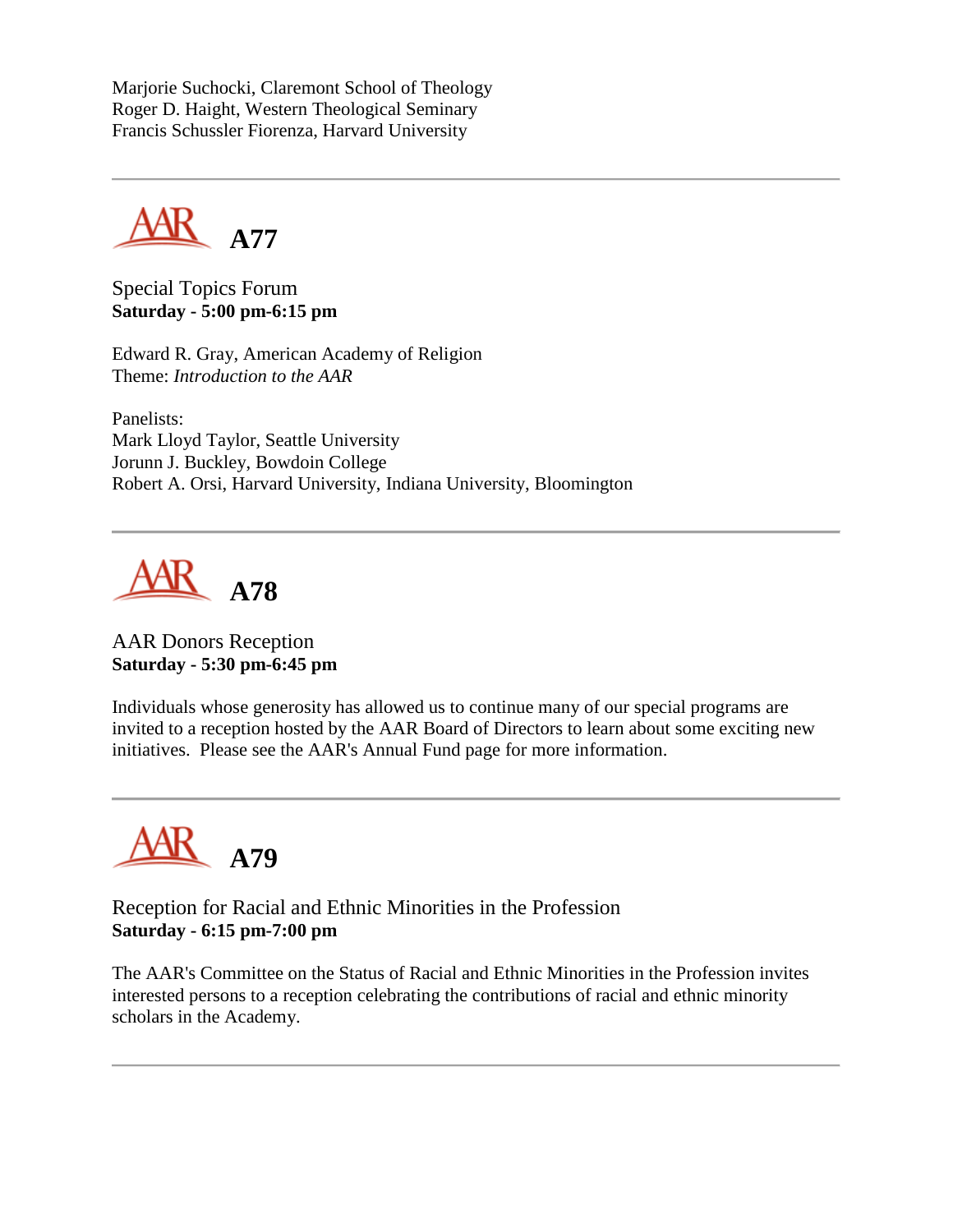Marjorie Suchocki, Claremont School of Theology
Roger D. Haight, Western Theological Seminary
Francis Schussler Fiorenza, Harvard University

---

## AAR A77

Special Topics Forum
**Saturday - 5:00 pm-6:15 pm**

Edward R. Gray, American Academy of Religion
Theme: *Introduction to the AAR*

Panelists:
Mark Lloyd Taylor, Seattle University
Jorunn J. Buckley, Bowdoin College
Robert A. Orsi, Harvard University, Indiana University, Bloomington

---

## AAR A78

AAR Donors Reception
**Saturday - 5:30 pm-6:45 pm**

Individuals whose generosity has allowed us to continue many of our special programs are invited to a reception hosted by the AAR Board of Directors to learn about some exciting new initiatives. Please see the AAR's Annual Fund page for more information.

---

## AAR A79

Reception for Racial and Ethnic Minorities in the Profession
**Saturday - 6:15 pm-7:00 pm**

The AAR's Committee on the Status of Racial and Ethnic Minorities in the Profession invites interested persons to a reception celebrating the contributions of racial and ethnic minority scholars in the Academy.

---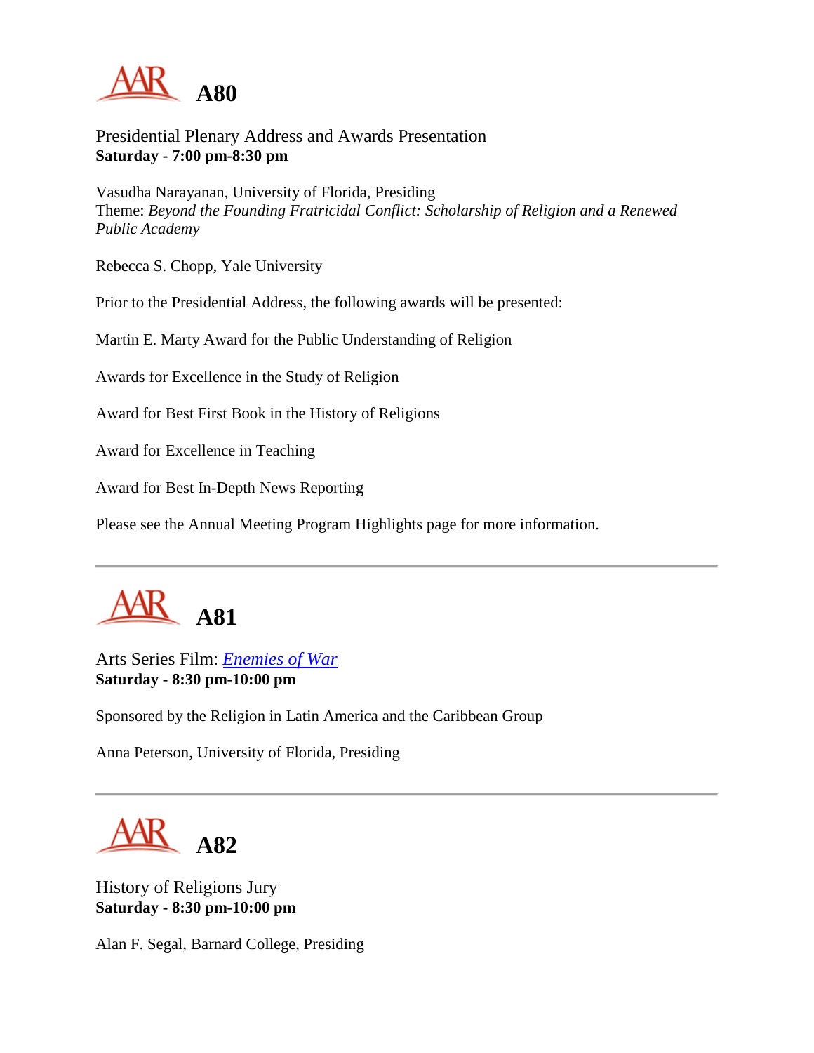## A80

Presidential Plenary Address and Awards Presentation
**Saturday - 7:00 pm-8:30 pm**

Vasudha Narayanan, University of Florida, Presiding
Theme: *Beyond the Founding Fratricidal Conflict: Scholarship of Religion and a Renewed Public Academy*

Rebecca S. Chopp, Yale University

Prior to the Presidential Address, the following awards will be presented:

Martin E. Marty Award for the Public Understanding of Religion

Awards for Excellence in the Study of Religion

Award for Best First Book in the History of Religions

Award for Excellence in Teaching

Award for Best In-Depth News Reporting

Please see the Annual Meeting Program Highlights page for more information.

---

## A81

Arts Series Film: *Enemies of War*
**Saturday - 8:30 pm-10:00 pm**

Sponsored by the Religion in Latin America and the Caribbean Group

Anna Peterson, University of Florida, Presiding

---

## A82

History of Religions Jury
**Saturday - 8:30 pm-10:00 pm**

Alan F. Segal, Barnard College, Presiding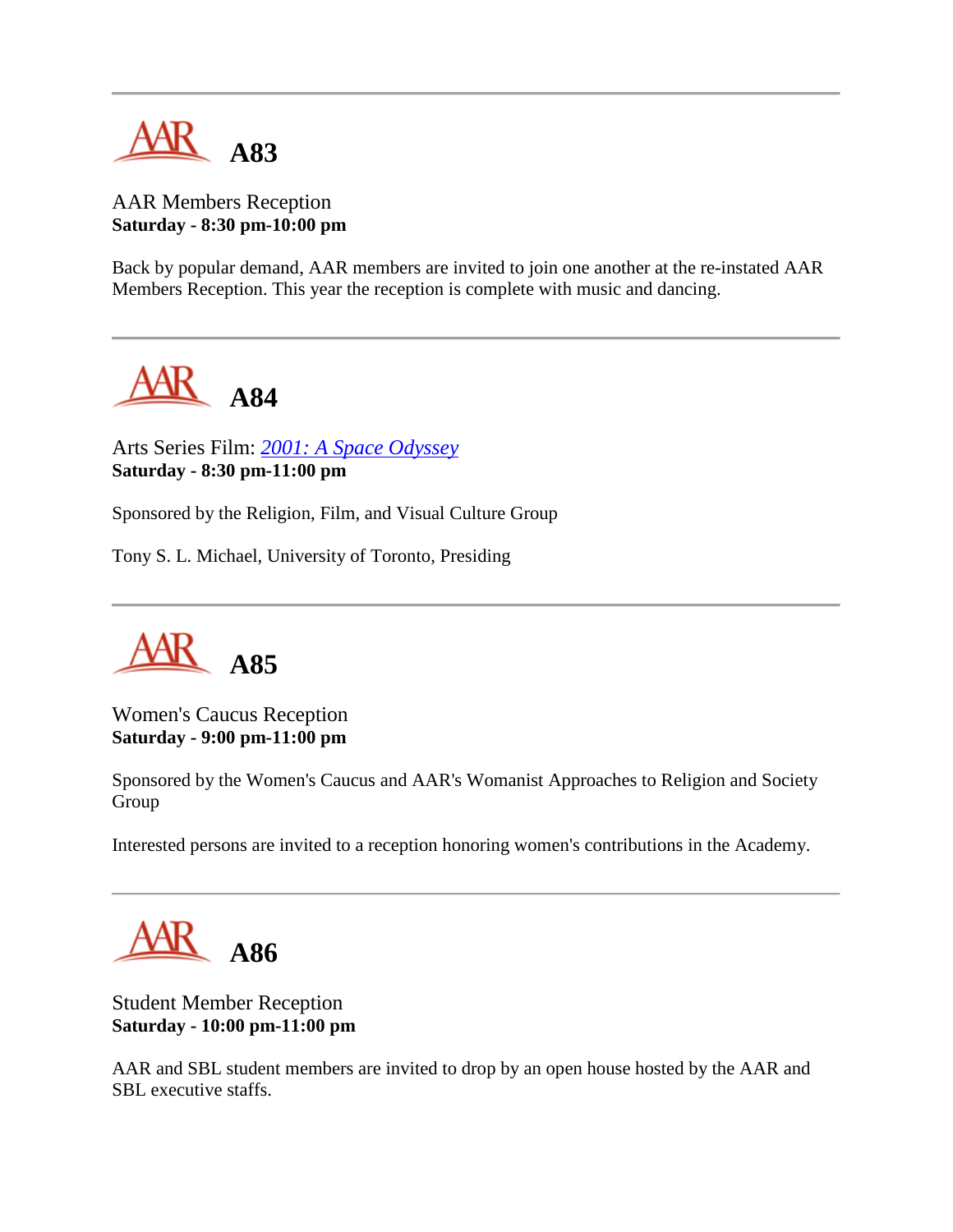---

## A83

AAR Members Reception
**Saturday - 8:30 pm-10:00 pm**

Back by popular demand, AAR members are invited to join one another at the re-instated AAR Members Reception. This year the reception is complete with music and dancing.

---

## A84

Arts Series Film: *2001: A Space Odyssey*
**Saturday - 8:30 pm-11:00 pm**

Sponsored by the Religion, Film, and Visual Culture Group

Tony S. L. Michael, University of Toronto, Presiding

---

## A85

Women's Caucus Reception
**Saturday - 9:00 pm-11:00 pm**

Sponsored by the Women's Caucus and AAR's Womanist Approaches to Religion and Society Group

Interested persons are invited to a reception honoring women's contributions in the Academy.

---

## A86

Student Member Reception
**Saturday - 10:00 pm-11:00 pm**

AAR and SBL student members are invited to drop by an open house hosted by the AAR and SBL executive staffs.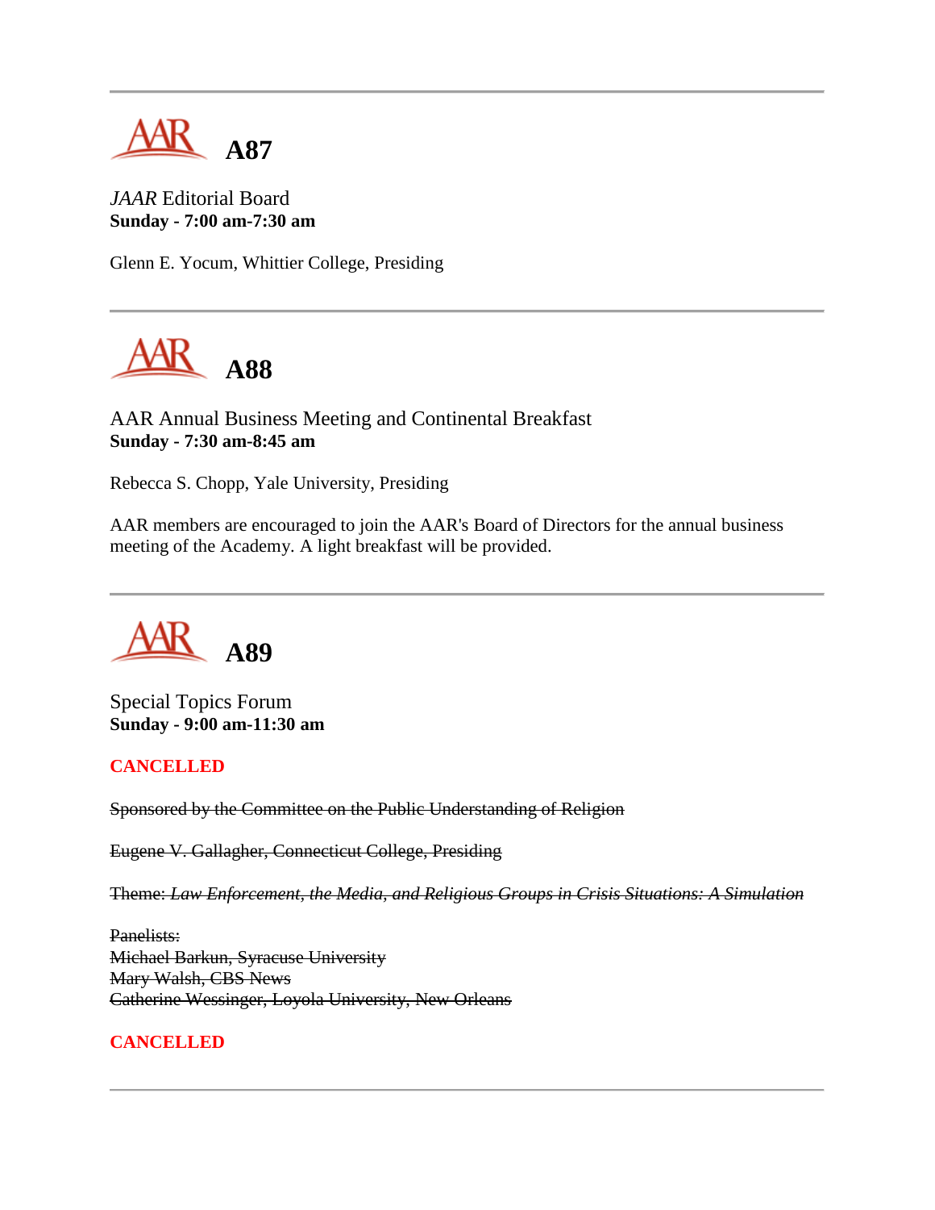---

## A87

*JAAR* Editorial Board
**Sunday - 7:00 am-7:30 am**

Glenn E. Yocum, Whittier College, Presiding

---

## A88

AAR Annual Business Meeting and Continental Breakfast
**Sunday - 7:30 am-8:45 am**

Rebecca S. Chopp, Yale University, Presiding

AAR members are encouraged to join the AAR's Board of Directors for the annual business meeting of the Academy. A light breakfast will be provided.

---

## A89

Special Topics Forum
**Sunday - 9:00 am-11:30 am**

**CANCELLED**

~~Sponsored by the Committee on the Public Understanding of Religion~~

~~Eugene V. Gallagher, Connecticut College, Presiding~~

~~Theme: *Law Enforcement, the Media, and Religious Groups in Crisis Situations: A Simulation*~~

~~Panelists:~~
~~Michael Barkun, Syracuse University~~
~~Mary Walsh, CBS News~~
~~Catherine Wessinger, Loyola University, New Orleans~~

**CANCELLED**

---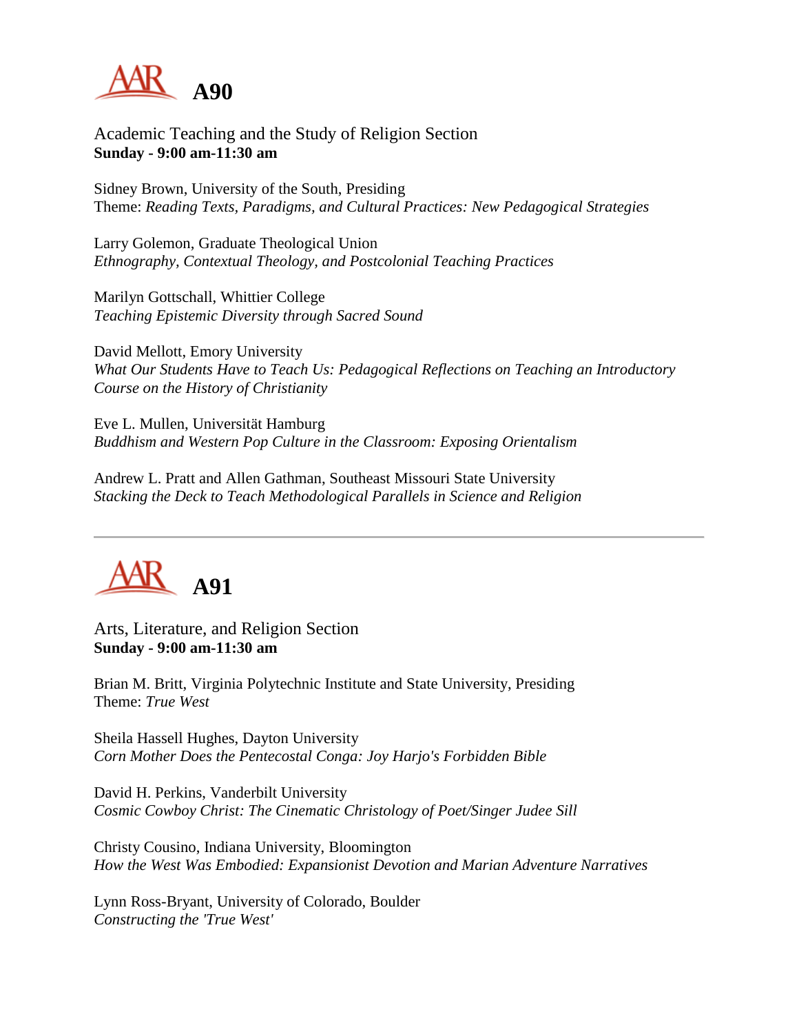# A90

Academic Teaching and the Study of Religion Section
**Sunday - 9:00 am-11:30 am**

Sidney Brown, University of the South, Presiding
Theme: *Reading Texts, Paradigms, and Cultural Practices: New Pedagogical Strategies*

Larry Golemon, Graduate Theological Union
*Ethnography, Contextual Theology, and Postcolonial Teaching Practices*

Marilyn Gottschall, Whittier College
*Teaching Epistemic Diversity through Sacred Sound*

David Mellott, Emory University
*What Our Students Have to Teach Us: Pedagogical Reflections on Teaching an Introductory Course on the History of Christianity*

Eve L. Mullen, Universität Hamburg
*Buddhism and Western Pop Culture in the Classroom: Exposing Orientalism*

Andrew L. Pratt and Allen Gathman, Southeast Missouri State University
*Stacking the Deck to Teach Methodological Parallels in Science and Religion*

---

# A91

Arts, Literature, and Religion Section
**Sunday - 9:00 am-11:30 am**

Brian M. Britt, Virginia Polytechnic Institute and State University, Presiding
Theme: *True West*

Sheila Hassell Hughes, Dayton University
*Corn Mother Does the Pentecostal Conga: Joy Harjo's Forbidden Bible*

David H. Perkins, Vanderbilt University
*Cosmic Cowboy Christ: The Cinematic Christology of Poet/Singer Judee Sill*

Christy Cousino, Indiana University, Bloomington
*How the West Was Embodied: Expansionist Devotion and Marian Adventure Narratives*

Lynn Ross-Bryant, University of Colorado, Boulder
*Constructing the 'True West'*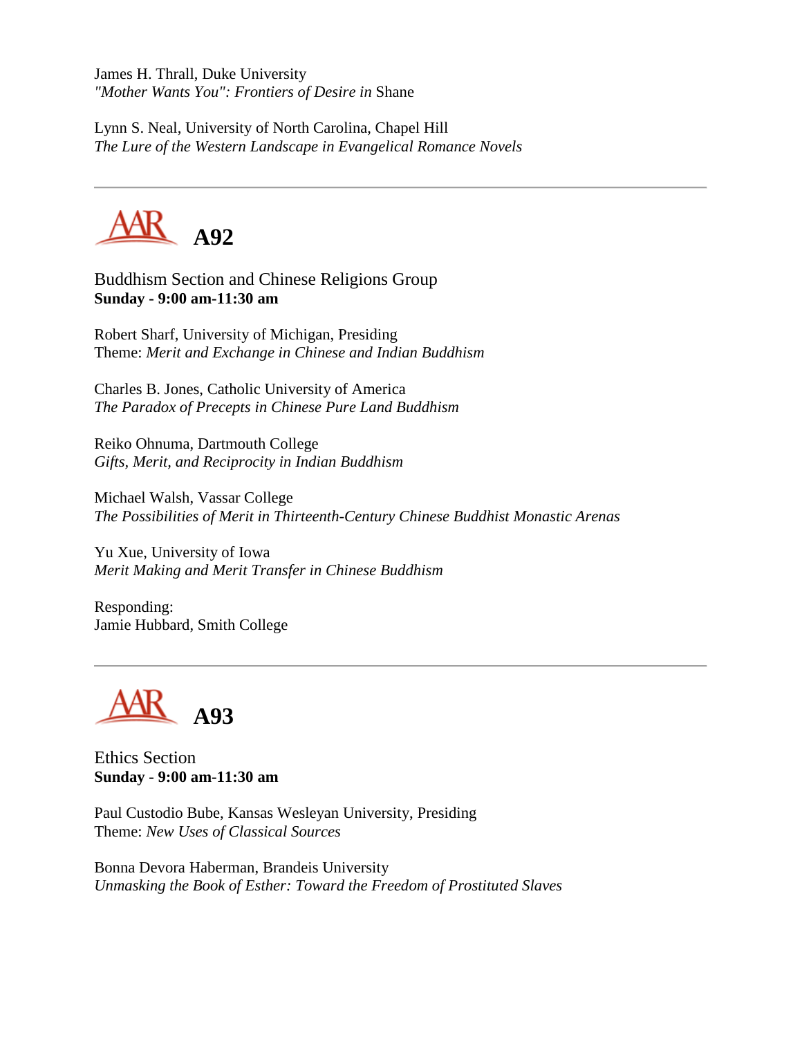James H. Thrall, Duke University
*"Mother Wants You": Frontiers of Desire in* Shane

Lynn S. Neal, University of North Carolina, Chapel Hill
*The Lure of the Western Landscape in Evangelical Romance Novels*

---

## AAR A92

Buddhism Section and Chinese Religions Group
**Sunday - 9:00 am-11:30 am**

Robert Sharf, University of Michigan, Presiding
Theme: *Merit and Exchange in Chinese and Indian Buddhism*

Charles B. Jones, Catholic University of America
*The Paradox of Precepts in Chinese Pure Land Buddhism*

Reiko Ohnuma, Dartmouth College
*Gifts, Merit, and Reciprocity in Indian Buddhism*

Michael Walsh, Vassar College
*The Possibilities of Merit in Thirteenth-Century Chinese Buddhist Monastic Arenas*

Yu Xue, University of Iowa
*Merit Making and Merit Transfer in Chinese Buddhism*

Responding:
Jamie Hubbard, Smith College

---

## AAR A93

Ethics Section
**Sunday - 9:00 am-11:30 am**

Paul Custodio Bube, Kansas Wesleyan University, Presiding
Theme: *New Uses of Classical Sources*

Bonna Devora Haberman, Brandeis University
*Unmasking the Book of Esther: Toward the Freedom of Prostituted Slaves*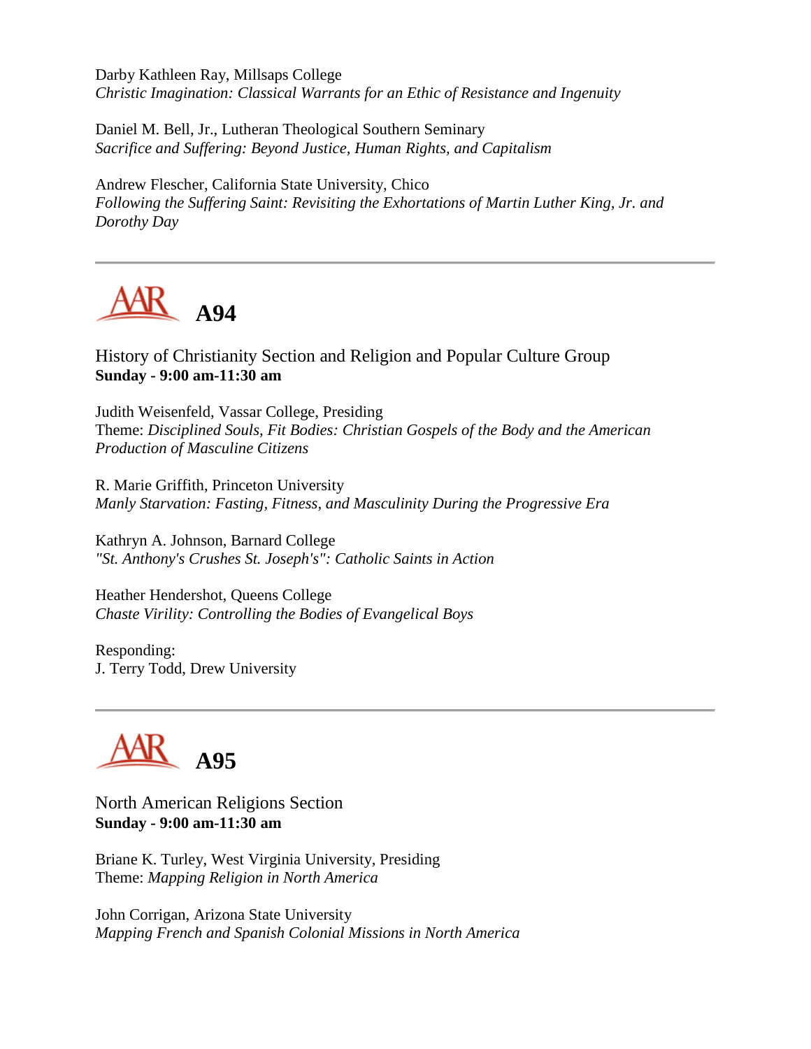Darby Kathleen Ray, Millsaps College
*Christic Imagination: Classical Warrants for an Ethic of Resistance and Ingenuity*

Daniel M. Bell, Jr., Lutheran Theological Southern Seminary
*Sacrifice and Suffering: Beyond Justice, Human Rights, and Capitalism*

Andrew Flescher, California State University, Chico
*Following the Suffering Saint: Revisiting the Exhortations of Martin Luther King, Jr. and Dorothy Day*

---

## AAR A94

History of Christianity Section and Religion and Popular Culture Group
**Sunday - 9:00 am-11:30 am**

Judith Weisenfeld, Vassar College, Presiding
Theme: *Disciplined Souls, Fit Bodies: Christian Gospels of the Body and the American Production of Masculine Citizens*

R. Marie Griffith, Princeton University
*Manly Starvation: Fasting, Fitness, and Masculinity During the Progressive Era*

Kathryn A. Johnson, Barnard College
*"St. Anthony's Crushes St. Joseph's": Catholic Saints in Action*

Heather Hendershot, Queens College
*Chaste Virility: Controlling the Bodies of Evangelical Boys*

Responding:
J. Terry Todd, Drew University

---

## AAR A95

North American Religions Section
**Sunday - 9:00 am-11:30 am**

Briane K. Turley, West Virginia University, Presiding
Theme: *Mapping Religion in North America*

John Corrigan, Arizona State University
*Mapping French and Spanish Colonial Missions in North America*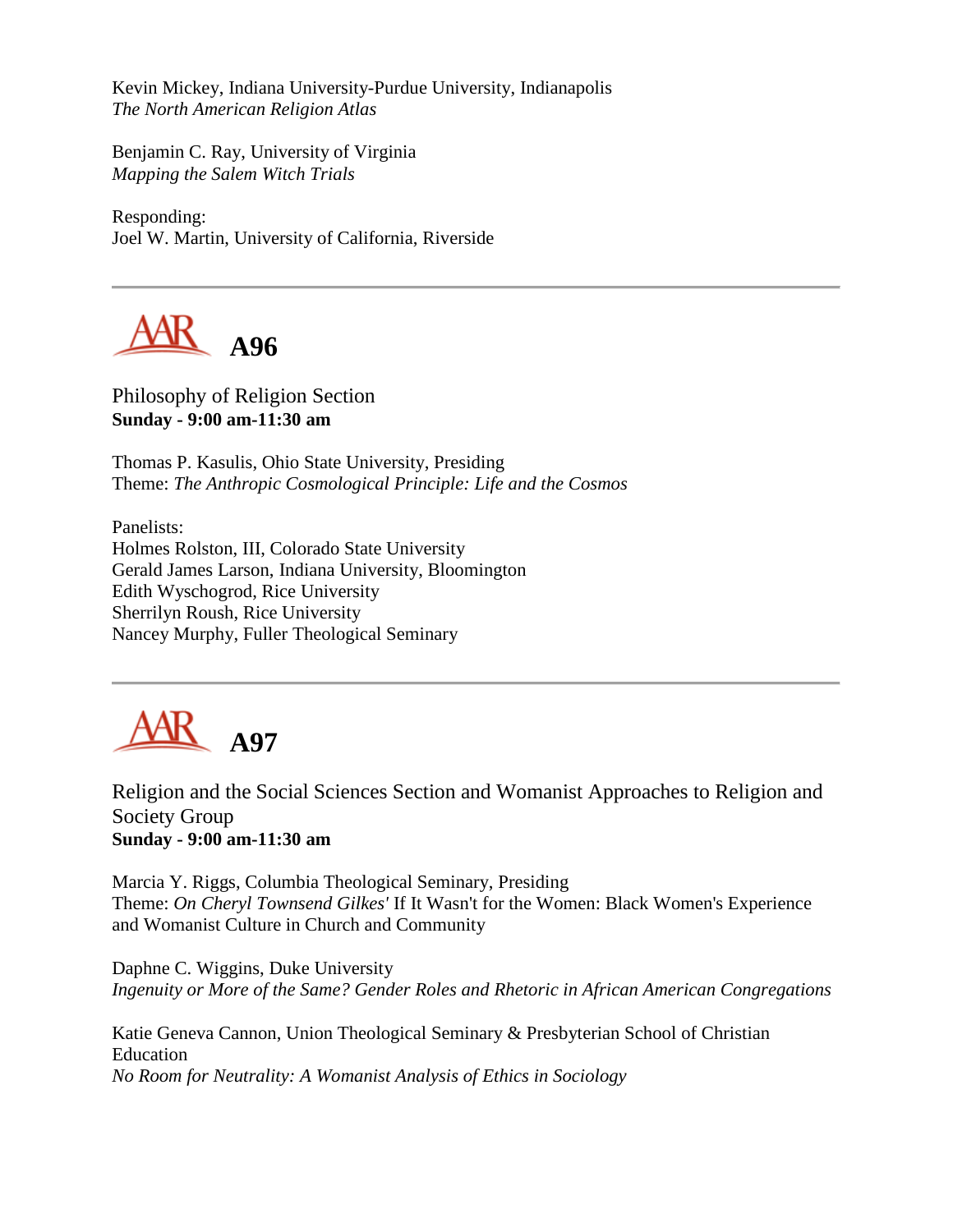Kevin Mickey, Indiana University-Purdue University, Indianapolis
*The North American Religion Atlas*

Benjamin C. Ray, University of Virginia
*Mapping the Salem Witch Trials*

Responding:
Joel W. Martin, University of California, Riverside

---

## A96

Philosophy of Religion Section
**Sunday - 9:00 am-11:30 am**

Thomas P. Kasulis, Ohio State University, Presiding
Theme: *The Anthropic Cosmological Principle: Life and the Cosmos*

Panelists:
Holmes Rolston, III, Colorado State University
Gerald James Larson, Indiana University, Bloomington
Edith Wyschogrod, Rice University
Sherrilyn Roush, Rice University
Nancey Murphy, Fuller Theological Seminary

---

## A97

Religion and the Social Sciences Section and Womanist Approaches to Religion and Society Group
**Sunday - 9:00 am-11:30 am**

Marcia Y. Riggs, Columbia Theological Seminary, Presiding
Theme: *On Cheryl Townsend Gilkes'* If It Wasn't for the Women: Black Women's Experience and Womanist Culture in Church and Community

Daphne C. Wiggins, Duke University
*Ingenuity or More of the Same? Gender Roles and Rhetoric in African American Congregations*

Katie Geneva Cannon, Union Theological Seminary & Presbyterian School of Christian Education
*No Room for Neutrality: A Womanist Analysis of Ethics in Sociology*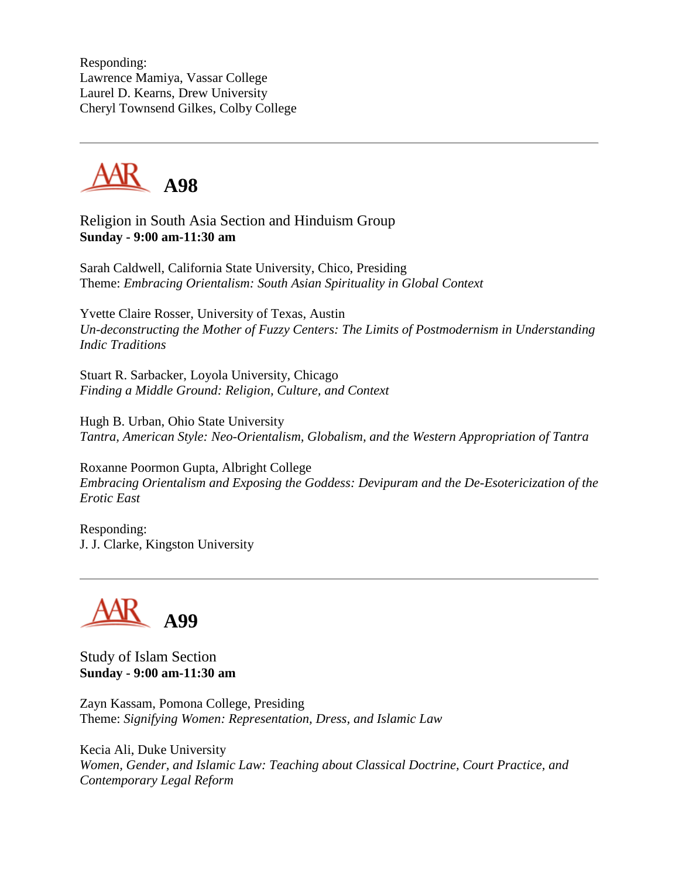Responding:
Lawrence Mamiya, Vassar College
Laurel D. Kearns, Drew University
Cheryl Townsend Gilkes, Colby College

---

## A98

Religion in South Asia Section and Hinduism Group
**Sunday - 9:00 am-11:30 am**

Sarah Caldwell, California State University, Chico, Presiding
Theme: *Embracing Orientalism: South Asian Spirituality in Global Context*

Yvette Claire Rosser, University of Texas, Austin
*Un-deconstructing the Mother of Fuzzy Centers: The Limits of Postmodernism in Understanding Indic Traditions*

Stuart R. Sarbacker, Loyola University, Chicago
*Finding a Middle Ground: Religion, Culture, and Context*

Hugh B. Urban, Ohio State University
*Tantra, American Style: Neo-Orientalism, Globalism, and the Western Appropriation of Tantra*

Roxanne Poormon Gupta, Albright College
*Embracing Orientalism and Exposing the Goddess: Devipuram and the De-Esotericization of the Erotic East*

Responding:
J. J. Clarke, Kingston University

---

## A99

Study of Islam Section
**Sunday - 9:00 am-11:30 am**

Zayn Kassam, Pomona College, Presiding
Theme: *Signifying Women: Representation, Dress, and Islamic Law*

Kecia Ali, Duke University
*Women, Gender, and Islamic Law: Teaching about Classical Doctrine, Court Practice, and Contemporary Legal Reform*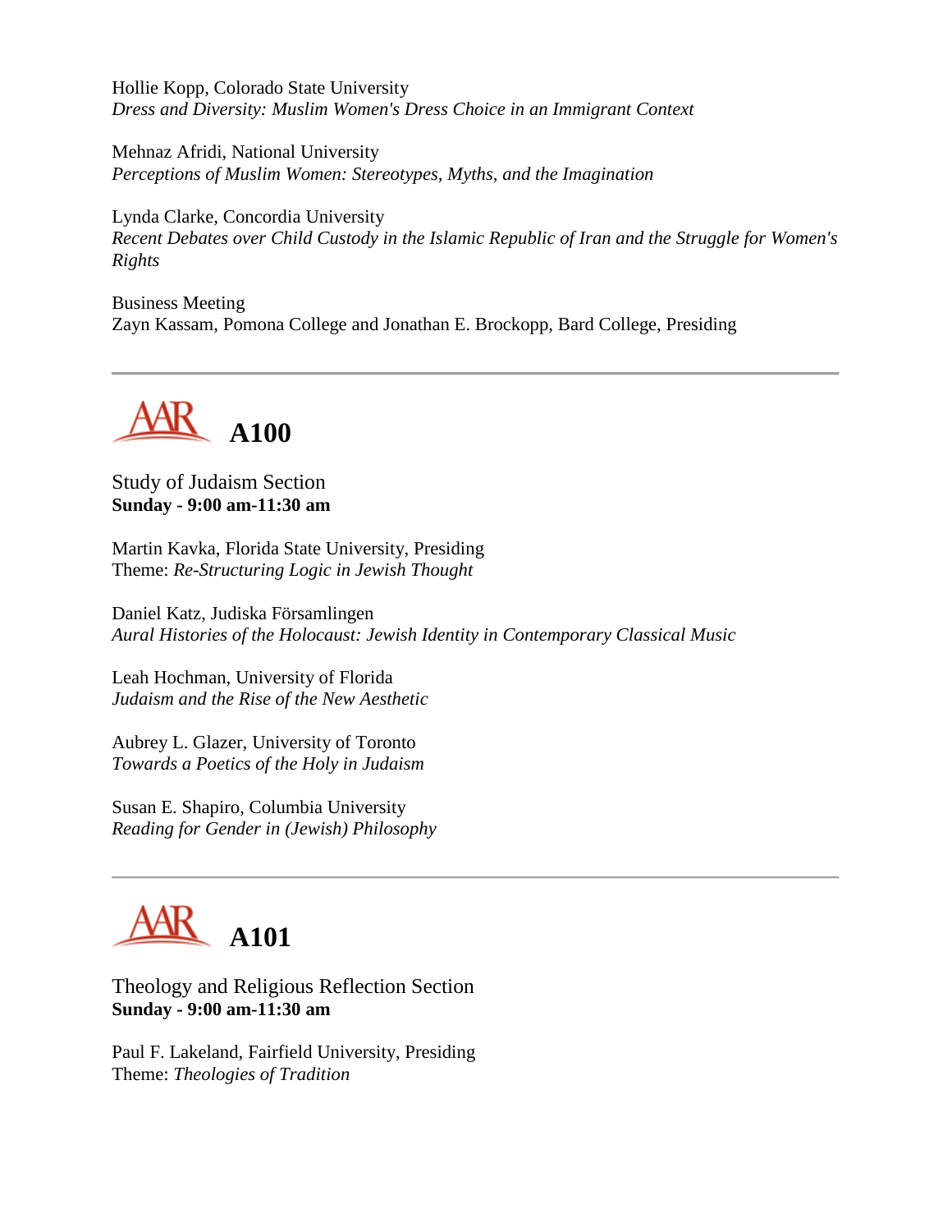Hollie Kopp, Colorado State University
*Dress and Diversity: Muslim Women's Dress Choice in an Immigrant Context*

Mehnaz Afridi, National University
*Perceptions of Muslim Women: Stereotypes, Myths, and the Imagination*

Lynda Clarke, Concordia University
*Recent Debates over Child Custody in the Islamic Republic of Iran and the Struggle for Women's Rights*

Business Meeting
Zayn Kassam, Pomona College and Jonathan E. Brockopp, Bard College, Presiding

---

## AAR A100

Study of Judaism Section
**Sunday - 9:00 am-11:30 am**

Martin Kavka, Florida State University, Presiding
Theme: *Re-Structuring Logic in Jewish Thought*

Daniel Katz, Judiska Församlingen
*Aural Histories of the Holocaust: Jewish Identity in Contemporary Classical Music*

Leah Hochman, University of Florida
*Judaism and the Rise of the New Aesthetic*

Aubrey L. Glazer, University of Toronto
*Towards a Poetics of the Holy in Judaism*

Susan E. Shapiro, Columbia University
*Reading for Gender in (Jewish) Philosophy*

---

## AAR A101

Theology and Religious Reflection Section
**Sunday - 9:00 am-11:30 am**

Paul F. Lakeland, Fairfield University, Presiding
Theme: *Theologies of Tradition*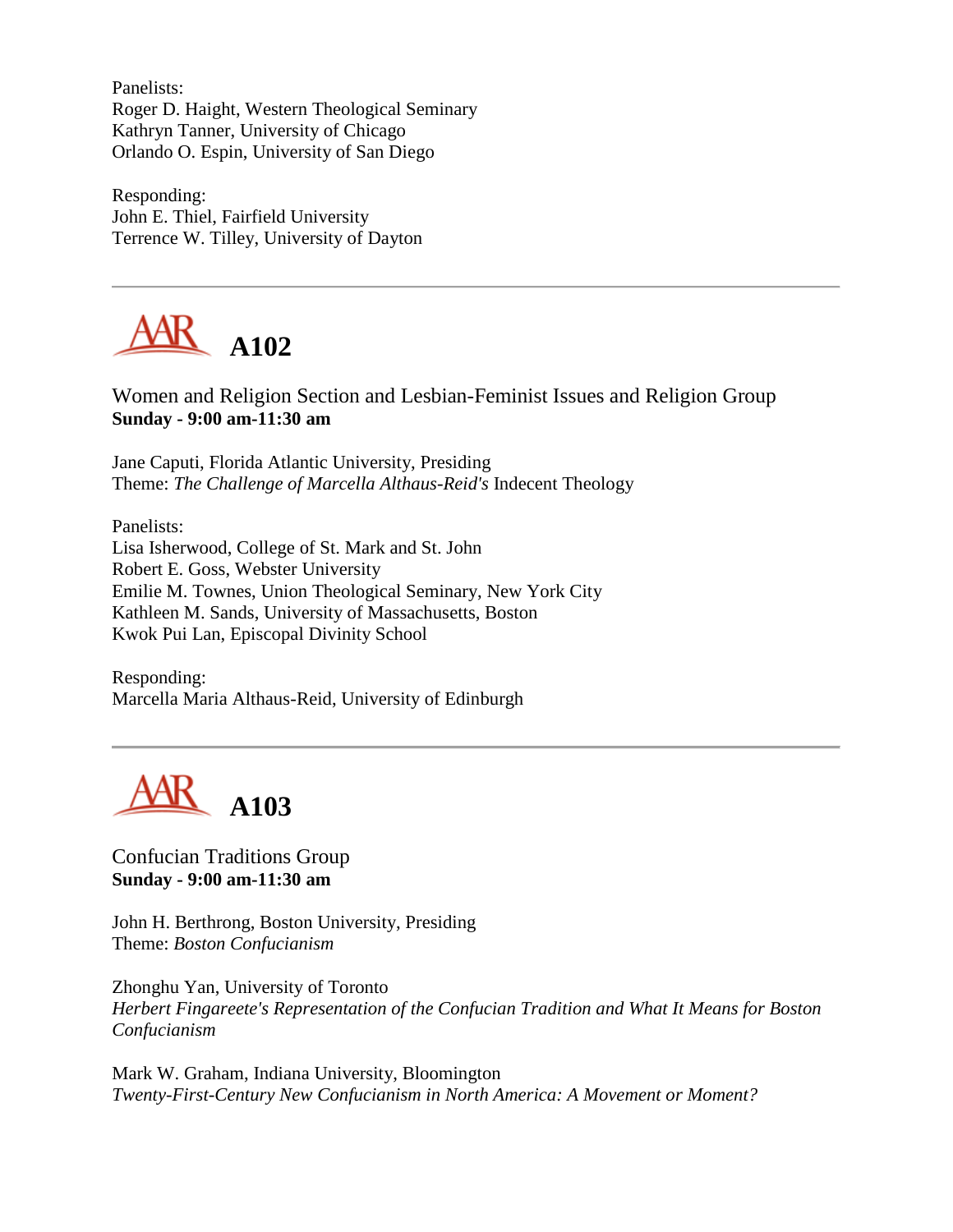Panelists:
Roger D. Haight, Western Theological Seminary
Kathryn Tanner, University of Chicago
Orlando O. Espin, University of San Diego

Responding:
John E. Thiel, Fairfield University
Terrence W. Tilley, University of Dayton

---

## AAR A102

Women and Religion Section and Lesbian-Feminist Issues and Religion Group
**Sunday - 9:00 am-11:30 am**

Jane Caputi, Florida Atlantic University, Presiding
Theme: *The Challenge of Marcella Althaus-Reid's* Indecent Theology

Panelists:
Lisa Isherwood, College of St. Mark and St. John
Robert E. Goss, Webster University
Emilie M. Townes, Union Theological Seminary, New York City
Kathleen M. Sands, University of Massachusetts, Boston
Kwok Pui Lan, Episcopal Divinity School

Responding:
Marcella Maria Althaus-Reid, University of Edinburgh

---

## AAR A103

Confucian Traditions Group
**Sunday - 9:00 am-11:30 am**

John H. Berthrong, Boston University, Presiding
Theme: *Boston Confucianism*

Zhonghu Yan, University of Toronto
*Herbert Fingareete's Representation of the Confucian Tradition and What It Means for Boston Confucianism*

Mark W. Graham, Indiana University, Bloomington
*Twenty-First-Century New Confucianism in North America: A Movement or Moment?*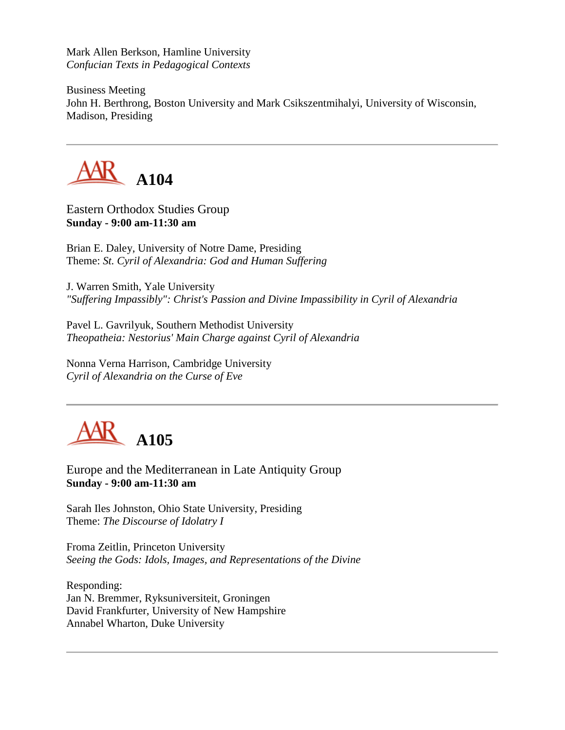Mark Allen Berkson, Hamline University
*Confucian Texts in Pedagogical Contexts*

Business Meeting
John H. Berthrong, Boston University and Mark Csikszentmihalyi, University of Wisconsin, Madison, Presiding

---

## AAR A104

Eastern Orthodox Studies Group
**Sunday - 9:00 am-11:30 am**

Brian E. Daley, University of Notre Dame, Presiding
Theme: *St. Cyril of Alexandria: God and Human Suffering*

J. Warren Smith, Yale University
*"Suffering Impassibly": Christ's Passion and Divine Impassibility in Cyril of Alexandria*

Pavel L. Gavrilyuk, Southern Methodist University
*Theopatheia: Nestorius' Main Charge against Cyril of Alexandria*

Nonna Verna Harrison, Cambridge University
*Cyril of Alexandria on the Curse of Eve*

---

## AAR A105

Europe and the Mediterranean in Late Antiquity Group
**Sunday - 9:00 am-11:30 am**

Sarah Iles Johnston, Ohio State University, Presiding
Theme: *The Discourse of Idolatry I*

Froma Zeitlin, Princeton University
*Seeing the Gods: Idols, Images, and Representations of the Divine*

Responding:
Jan N. Bremmer, Ryksuniversiteit, Groningen
David Frankfurter, University of New Hampshire
Annabel Wharton, Duke University

---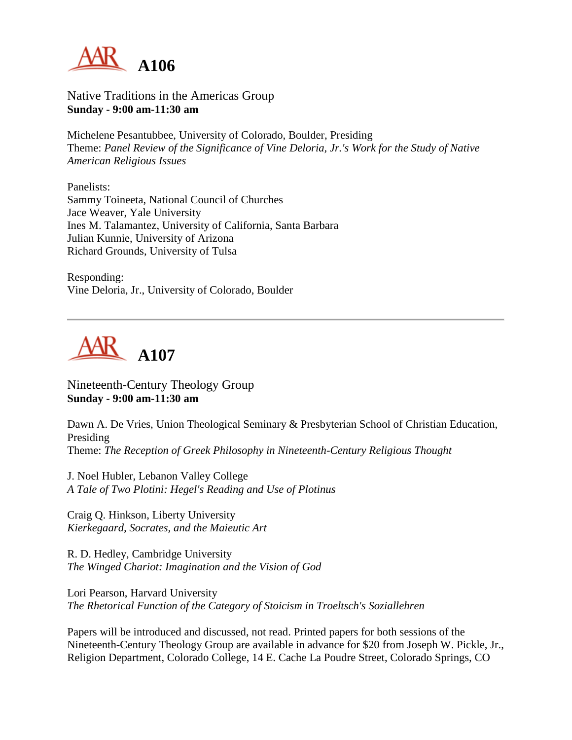# A106

Native Traditions in the Americas Group
**Sunday - 9:00 am-11:30 am**

Michelene Pesantubbee, University of Colorado, Boulder, Presiding
Theme: *Panel Review of the Significance of Vine Deloria, Jr.'s Work for the Study of Native American Religious Issues*

Panelists:
Sammy Toineeta, National Council of Churches
Jace Weaver, Yale University
Ines M. Talamantez, University of California, Santa Barbara
Julian Kunnie, University of Arizona
Richard Grounds, University of Tulsa

Responding:
Vine Deloria, Jr., University of Colorado, Boulder

---

# A107

Nineteenth-Century Theology Group
**Sunday - 9:00 am-11:30 am**

Dawn A. De Vries, Union Theological Seminary & Presbyterian School of Christian Education, Presiding
Theme: *The Reception of Greek Philosophy in Nineteenth-Century Religious Thought*

J. Noel Hubler, Lebanon Valley College
*A Tale of Two Plotini: Hegel's Reading and Use of Plotinus*

Craig Q. Hinkson, Liberty University
*Kierkegaard, Socrates, and the Maieutic Art*

R. D. Hedley, Cambridge University
*The Winged Chariot: Imagination and the Vision of God*

Lori Pearson, Harvard University
*The Rhetorical Function of the Category of Stoicism in Troeltsch's Soziallehren*

Papers will be introduced and discussed, not read. Printed papers for both sessions of the Nineteenth-Century Theology Group are available in advance for $20 from Joseph W. Pickle, Jr., Religion Department, Colorado College, 14 E. Cache La Poudre Street, Colorado Springs, CO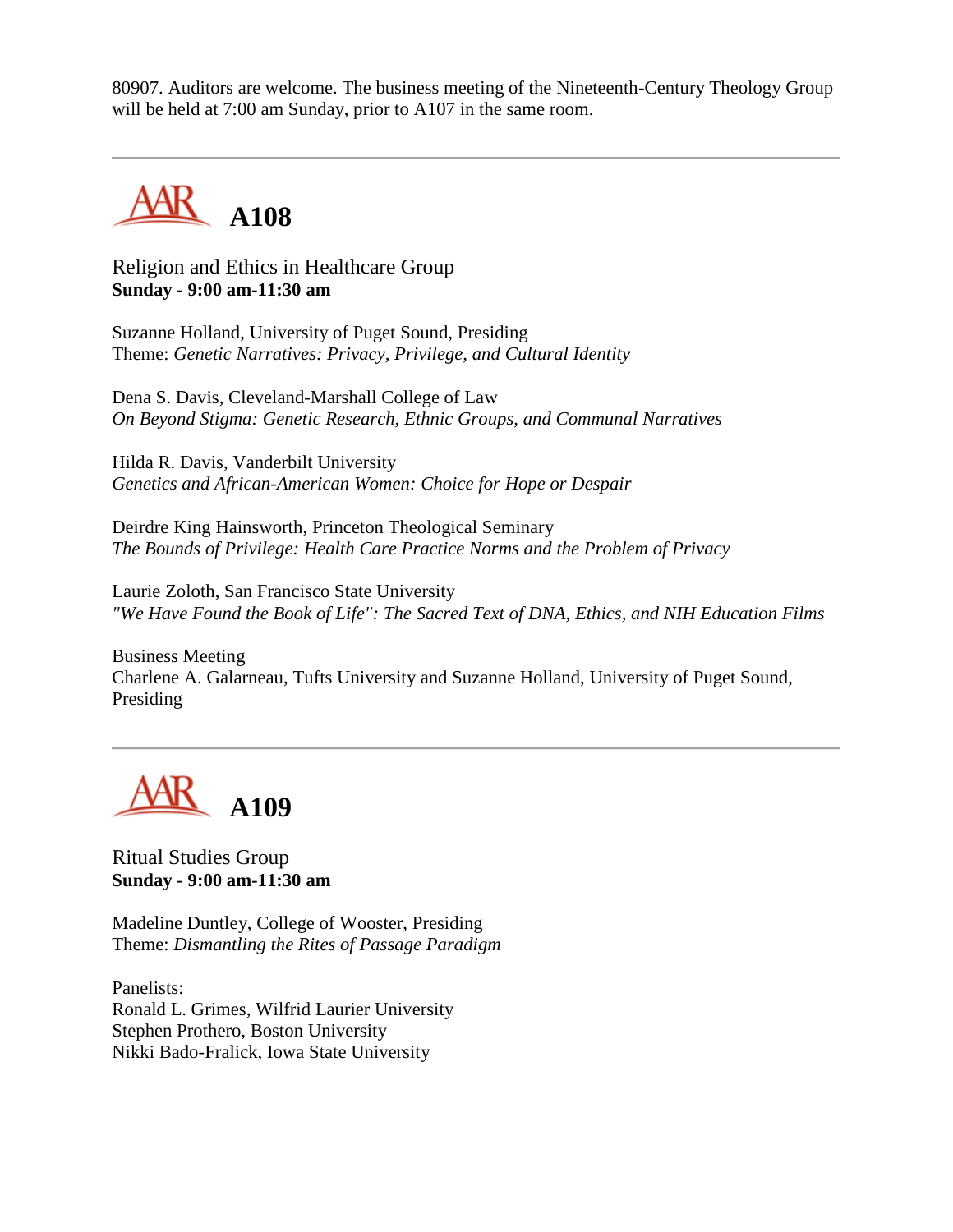80907. Auditors are welcome. The business meeting of the Nineteenth-Century Theology Group will be held at 7:00 am Sunday, prior to A107 in the same room.

---

## A108

Religion and Ethics in Healthcare Group
**Sunday - 9:00 am-11:30 am**

Suzanne Holland, University of Puget Sound, Presiding
Theme: *Genetic Narratives: Privacy, Privilege, and Cultural Identity*

Dena S. Davis, Cleveland-Marshall College of Law
*On Beyond Stigma: Genetic Research, Ethnic Groups, and Communal Narratives*

Hilda R. Davis, Vanderbilt University
*Genetics and African-American Women: Choice for Hope or Despair*

Deirdre King Hainsworth, Princeton Theological Seminary
*The Bounds of Privilege: Health Care Practice Norms and the Problem of Privacy*

Laurie Zoloth, San Francisco State University
*"We Have Found the Book of Life": The Sacred Text of DNA, Ethics, and NIH Education Films*

Business Meeting
Charlene A. Galarneau, Tufts University and Suzanne Holland, University of Puget Sound, Presiding

---

## A109

Ritual Studies Group
**Sunday - 9:00 am-11:30 am**

Madeline Duntley, College of Wooster, Presiding
Theme: *Dismantling the Rites of Passage Paradigm*

Panelists:
Ronald L. Grimes, Wilfrid Laurier University
Stephen Prothero, Boston University
Nikki Bado-Fralick, Iowa State University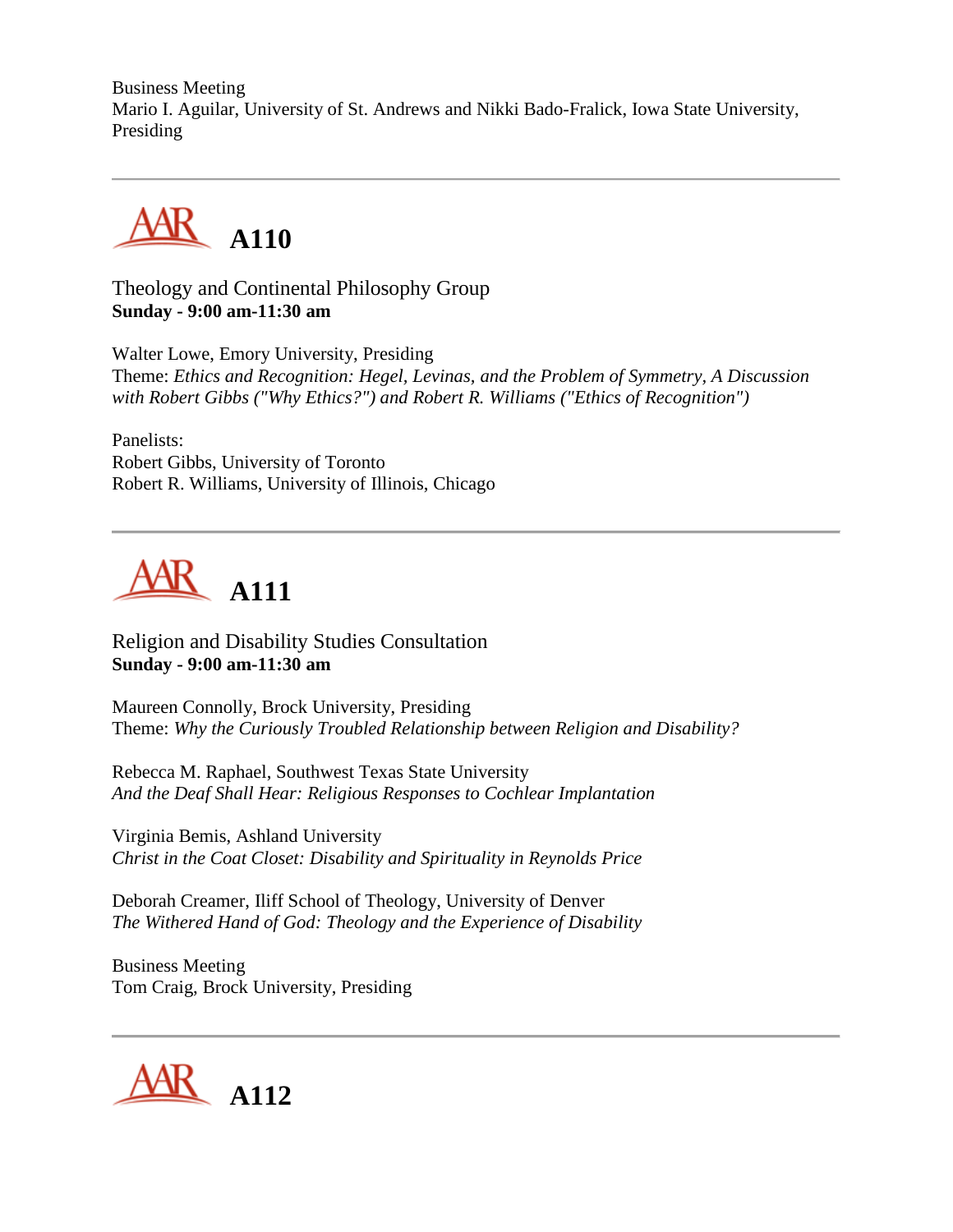Business Meeting
Mario I. Aguilar, University of St. Andrews and Nikki Bado-Fralick, Iowa State University, Presiding

---

## A110

Theology and Continental Philosophy Group
**Sunday - 9:00 am-11:30 am**

Walter Lowe, Emory University, Presiding
Theme: *Ethics and Recognition: Hegel, Levinas, and the Problem of Symmetry, A Discussion with Robert Gibbs ("Why Ethics?") and Robert R. Williams ("Ethics of Recognition")*

Panelists:
Robert Gibbs, University of Toronto
Robert R. Williams, University of Illinois, Chicago

---

## A111

Religion and Disability Studies Consultation
**Sunday - 9:00 am-11:30 am**

Maureen Connolly, Brock University, Presiding
Theme: *Why the Curiously Troubled Relationship between Religion and Disability?*

Rebecca M. Raphael, Southwest Texas State University
*And the Deaf Shall Hear: Religious Responses to Cochlear Implantation*

Virginia Bemis, Ashland University
*Christ in the Coat Closet: Disability and Spirituality in Reynolds Price*

Deborah Creamer, Iliff School of Theology, University of Denver
*The Withered Hand of God: Theology and the Experience of Disability*

Business Meeting
Tom Craig, Brock University, Presiding

---

## A112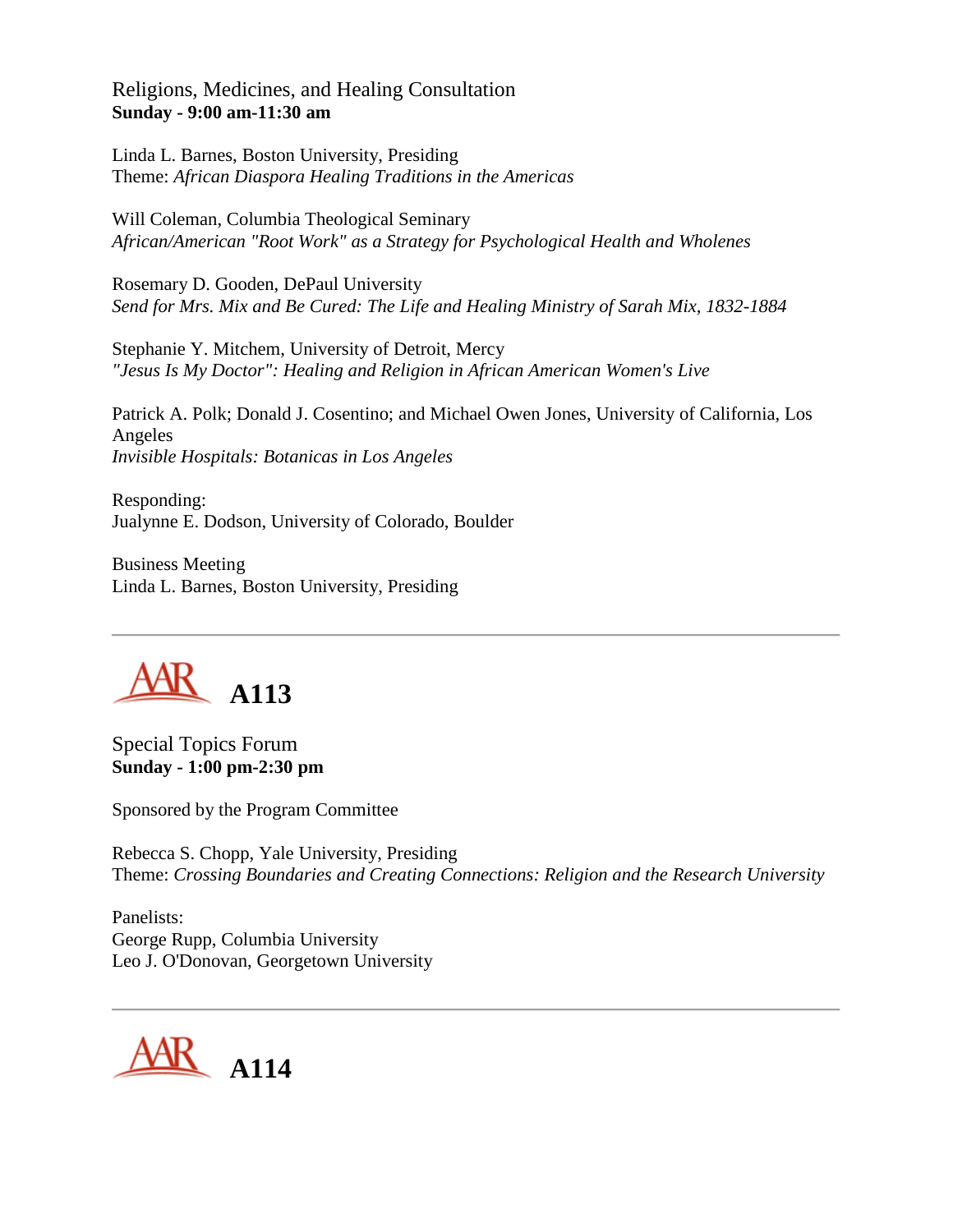Religions, Medicines, and Healing Consultation
**Sunday - 9:00 am-11:30 am**

Linda L. Barnes, Boston University, Presiding
Theme: *African Diaspora Healing Traditions in the Americas*

Will Coleman, Columbia Theological Seminary
*African/American "Root Work" as a Strategy for Psychological Health and Wholenes*

Rosemary D. Gooden, DePaul University
*Send for Mrs. Mix and Be Cured: The Life and Healing Ministry of Sarah Mix, 1832-1884*

Stephanie Y. Mitchem, University of Detroit, Mercy
*"Jesus Is My Doctor": Healing and Religion in African American Women's Live*

Patrick A. Polk; Donald J. Cosentino; and Michael Owen Jones, University of California, Los Angeles
*Invisible Hospitals: Botanicas in Los Angeles*

Responding:
Jualynne E. Dodson, University of Colorado, Boulder

Business Meeting
Linda L. Barnes, Boston University, Presiding

---

# A113

Special Topics Forum
**Sunday - 1:00 pm-2:30 pm**

Sponsored by the Program Committee

Rebecca S. Chopp, Yale University, Presiding
Theme: *Crossing Boundaries and Creating Connections: Religion and the Research University*

Panelists:
George Rupp, Columbia University
Leo J. O'Donovan, Georgetown University

---

# A114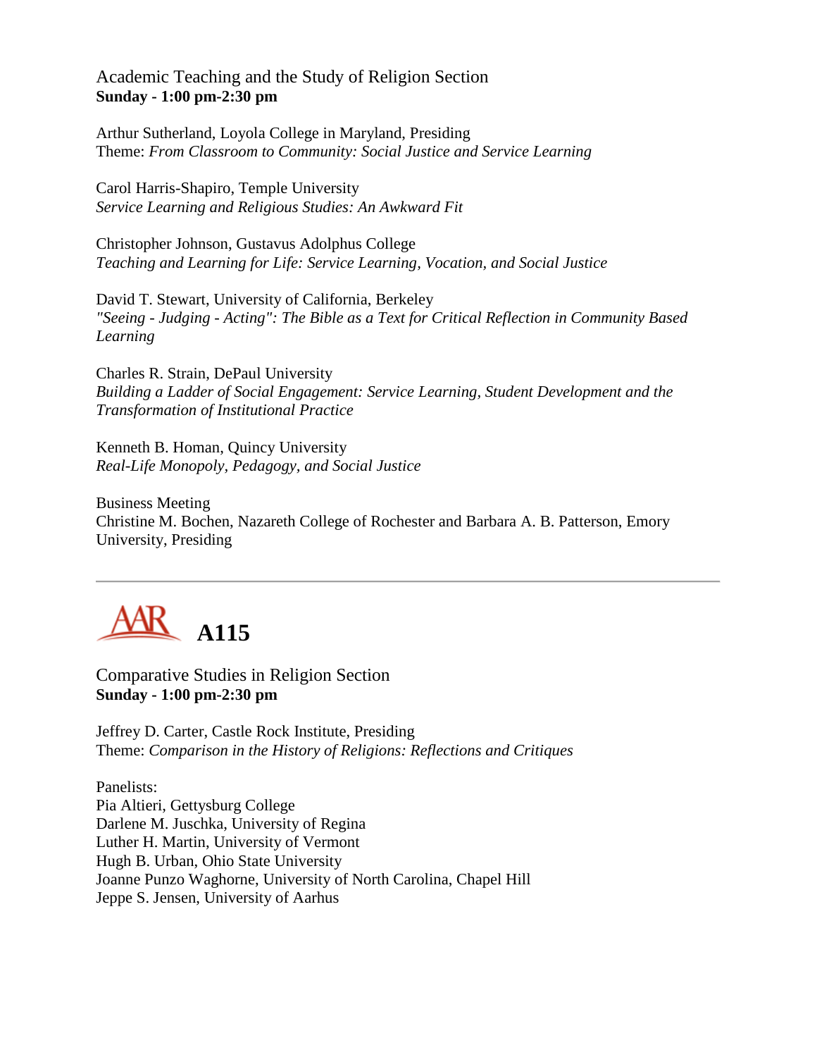Academic Teaching and the Study of Religion Section
**Sunday - 1:00 pm-2:30 pm**

Arthur Sutherland, Loyola College in Maryland, Presiding
Theme: *From Classroom to Community: Social Justice and Service Learning*

Carol Harris-Shapiro, Temple University
*Service Learning and Religious Studies: An Awkward Fit*

Christopher Johnson, Gustavus Adolphus College
*Teaching and Learning for Life: Service Learning, Vocation, and Social Justice*

David T. Stewart, University of California, Berkeley
*"Seeing - Judging - Acting": The Bible as a Text for Critical Reflection in Community Based Learning*

Charles R. Strain, DePaul University
*Building a Ladder of Social Engagement: Service Learning, Student Development and the Transformation of Institutional Practice*

Kenneth B. Homan, Quincy University
*Real-Life Monopoly, Pedagogy, and Social Justice*

Business Meeting
Christine M. Bochen, Nazareth College of Rochester and Barbara A. B. Patterson, Emory University, Presiding

---

# AAR A115

Comparative Studies in Religion Section
**Sunday - 1:00 pm-2:30 pm**

Jeffrey D. Carter, Castle Rock Institute, Presiding
Theme: *Comparison in the History of Religions: Reflections and Critiques*

Panelists:
Pia Altieri, Gettysburg College
Darlene M. Juschka, University of Regina
Luther H. Martin, University of Vermont
Hugh B. Urban, Ohio State University
Joanne Punzo Waghorne, University of North Carolina, Chapel Hill
Jeppe S. Jensen, University of Aarhus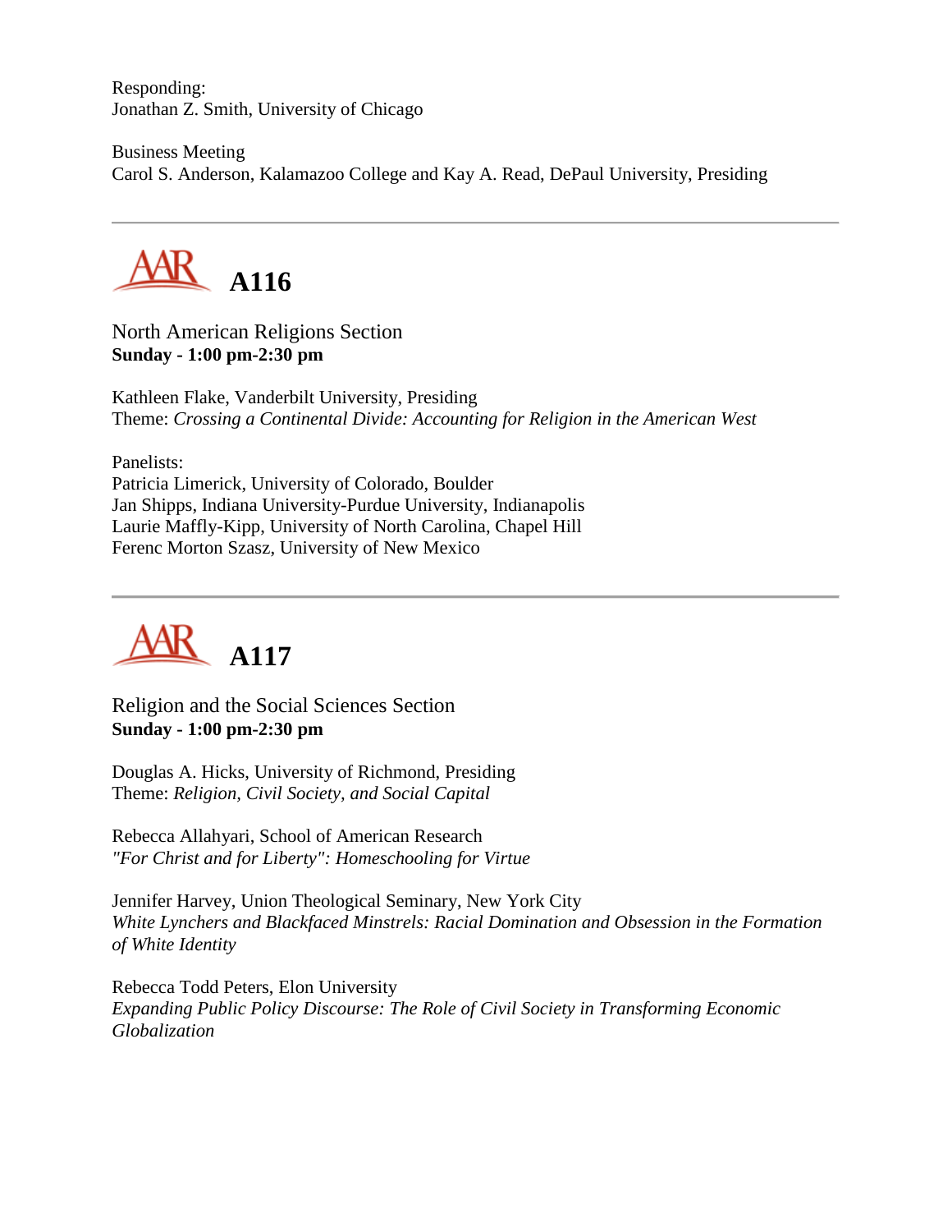Responding:
Jonathan Z. Smith, University of Chicago

Business Meeting
Carol S. Anderson, Kalamazoo College and Kay A. Read, DePaul University, Presiding

---

## AAR A116

North American Religions Section
**Sunday - 1:00 pm-2:30 pm**

Kathleen Flake, Vanderbilt University, Presiding
Theme: *Crossing a Continental Divide: Accounting for Religion in the American West*

Panelists:
Patricia Limerick, University of Colorado, Boulder
Jan Shipps, Indiana University-Purdue University, Indianapolis
Laurie Maffly-Kipp, University of North Carolina, Chapel Hill
Ferenc Morton Szasz, University of New Mexico

---

## AAR A117

Religion and the Social Sciences Section
**Sunday - 1:00 pm-2:30 pm**

Douglas A. Hicks, University of Richmond, Presiding
Theme: *Religion, Civil Society, and Social Capital*

Rebecca Allahyari, School of American Research
*"For Christ and for Liberty": Homeschooling for Virtue*

Jennifer Harvey, Union Theological Seminary, New York City
*White Lynchers and Blackfaced Minstrels: Racial Domination and Obsession in the Formation of White Identity*

Rebecca Todd Peters, Elon University
*Expanding Public Policy Discourse: The Role of Civil Society in Transforming Economic Globalization*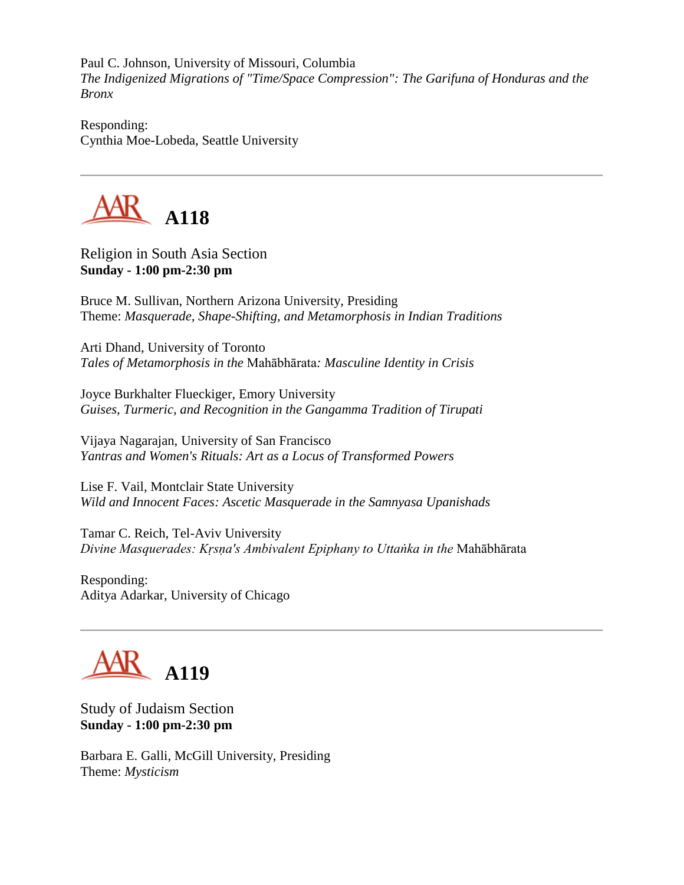Paul C. Johnson, University of Missouri, Columbia
*The Indigenized Migrations of "Time/Space Compression": The Garifuna of Honduras and the Bronx*

Responding:
Cynthia Moe-Lobeda, Seattle University

---

## A118

Religion in South Asia Section
**Sunday - 1:00 pm-2:30 pm**

Bruce M. Sullivan, Northern Arizona University, Presiding
Theme: *Masquerade, Shape-Shifting, and Metamorphosis in Indian Traditions*

Arti Dhand, University of Toronto
*Tales of Metamorphosis in the* Mahābhārata*: Masculine Identity in Crisis*

Joyce Burkhalter Flueckiger, Emory University
*Guises, Turmeric, and Recognition in the Gangamma Tradition of Tirupati*

Vijaya Nagarajan, University of San Francisco
*Yantras and Women's Rituals: Art as a Locus of Transformed Powers*

Lise F. Vail, Montclair State University
*Wild and Innocent Faces: Ascetic Masquerade in the Samnyasa Upanishads*

Tamar C. Reich, Tel-Aviv University
*Divine Masquerades: Kṛṣṇa's Ambivalent Epiphany to Uttaṅka in the* Mahābhārata

Responding:
Aditya Adarkar, University of Chicago

---

## A119

Study of Judaism Section
**Sunday - 1:00 pm-2:30 pm**

Barbara E. Galli, McGill University, Presiding
Theme: *Mysticism*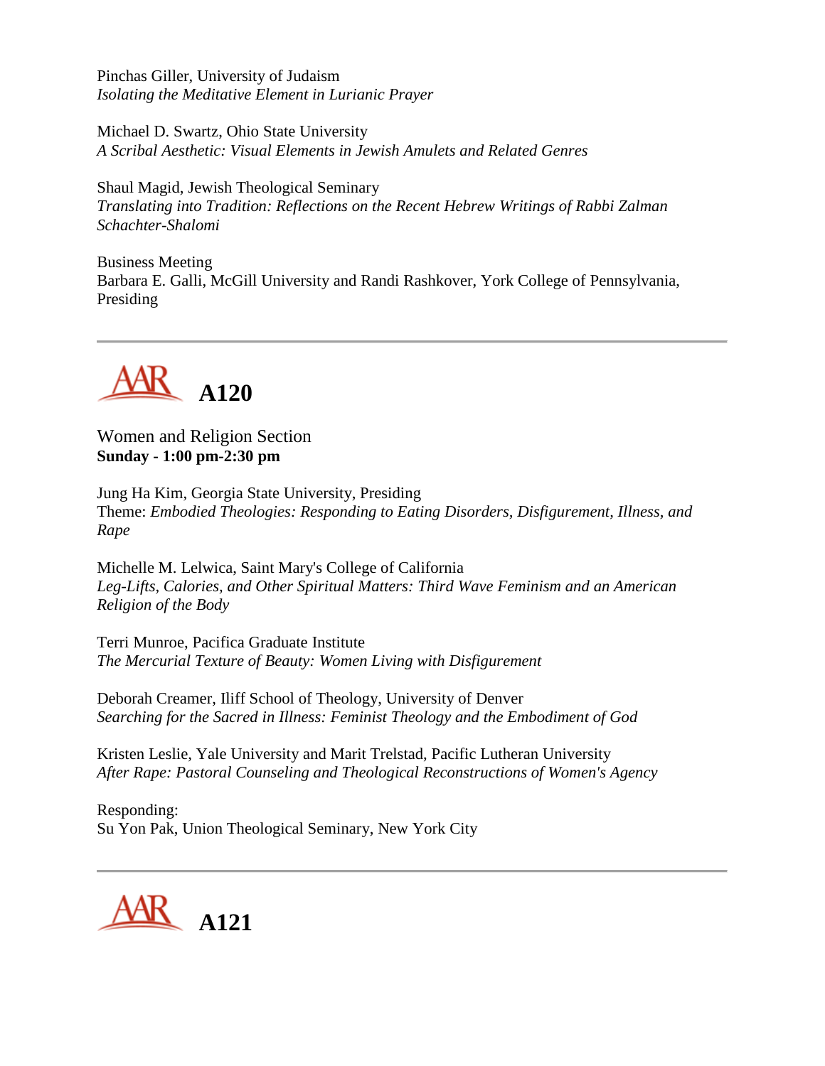Pinchas Giller, University of Judaism
*Isolating the Meditative Element in Lurianic Prayer*

Michael D. Swartz, Ohio State University
*A Scribal Aesthetic: Visual Elements in Jewish Amulets and Related Genres*

Shaul Magid, Jewish Theological Seminary
*Translating into Tradition: Reflections on the Recent Hebrew Writings of Rabbi Zalman Schachter-Shalomi*

Business Meeting
Barbara E. Galli, McGill University and Randi Rashkover, York College of Pennsylvania, Presiding

---

## AAR A120

Women and Religion Section
**Sunday - 1:00 pm-2:30 pm**

Jung Ha Kim, Georgia State University, Presiding
Theme: *Embodied Theologies: Responding to Eating Disorders, Disfigurement, Illness, and Rape*

Michelle M. Lelwica, Saint Mary's College of California
*Leg-Lifts, Calories, and Other Spiritual Matters: Third Wave Feminism and an American Religion of the Body*

Terri Munroe, Pacifica Graduate Institute
*The Mercurial Texture of Beauty: Women Living with Disfigurement*

Deborah Creamer, Iliff School of Theology, University of Denver
*Searching for the Sacred in Illness: Feminist Theology and the Embodiment of God*

Kristen Leslie, Yale University and Marit Trelstad, Pacific Lutheran University
*After Rape: Pastoral Counseling and Theological Reconstructions of Women's Agency*

Responding:
Su Yon Pak, Union Theological Seminary, New York City

---

## AAR A121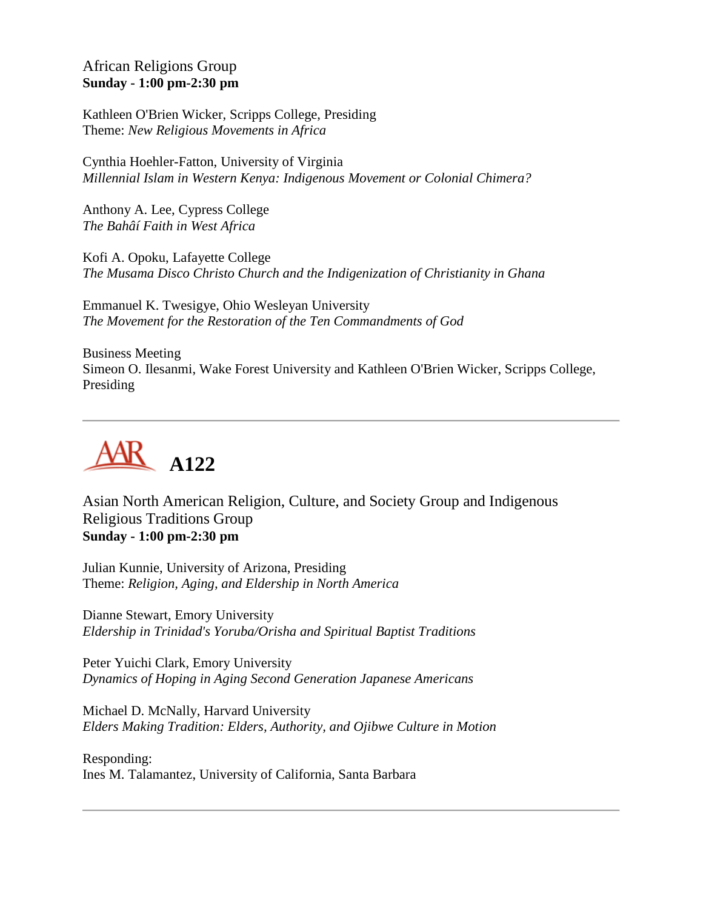African Religions Group
**Sunday - 1:00 pm-2:30 pm**

Kathleen O'Brien Wicker, Scripps College, Presiding
Theme: *New Religious Movements in Africa*

Cynthia Hoehler-Fatton, University of Virginia
*Millennial Islam in Western Kenya: Indigenous Movement or Colonial Chimera?*

Anthony A. Lee, Cypress College
*The Bahâí Faith in West Africa*

Kofi A. Opoku, Lafayette College
*The Musama Disco Christo Church and the Indigenization of Christianity in Ghana*

Emmanuel K. Twesigye, Ohio Wesleyan University
*The Movement for the Restoration of the Ten Commandments of God*

Business Meeting
Simeon O. Ilesanmi, Wake Forest University and Kathleen O'Brien Wicker, Scripps College, Presiding

---

## AAR A122

Asian North American Religion, Culture, and Society Group and Indigenous Religious Traditions Group
**Sunday - 1:00 pm-2:30 pm**

Julian Kunnie, University of Arizona, Presiding
Theme: *Religion, Aging, and Eldership in North America*

Dianne Stewart, Emory University
*Eldership in Trinidad's Yoruba/Orisha and Spiritual Baptist Traditions*

Peter Yuichi Clark, Emory University
*Dynamics of Hoping in Aging Second Generation Japanese Americans*

Michael D. McNally, Harvard University
*Elders Making Tradition: Elders, Authority, and Ojibwe Culture in Motion*

Responding:
Ines M. Talamantez, University of California, Santa Barbara

---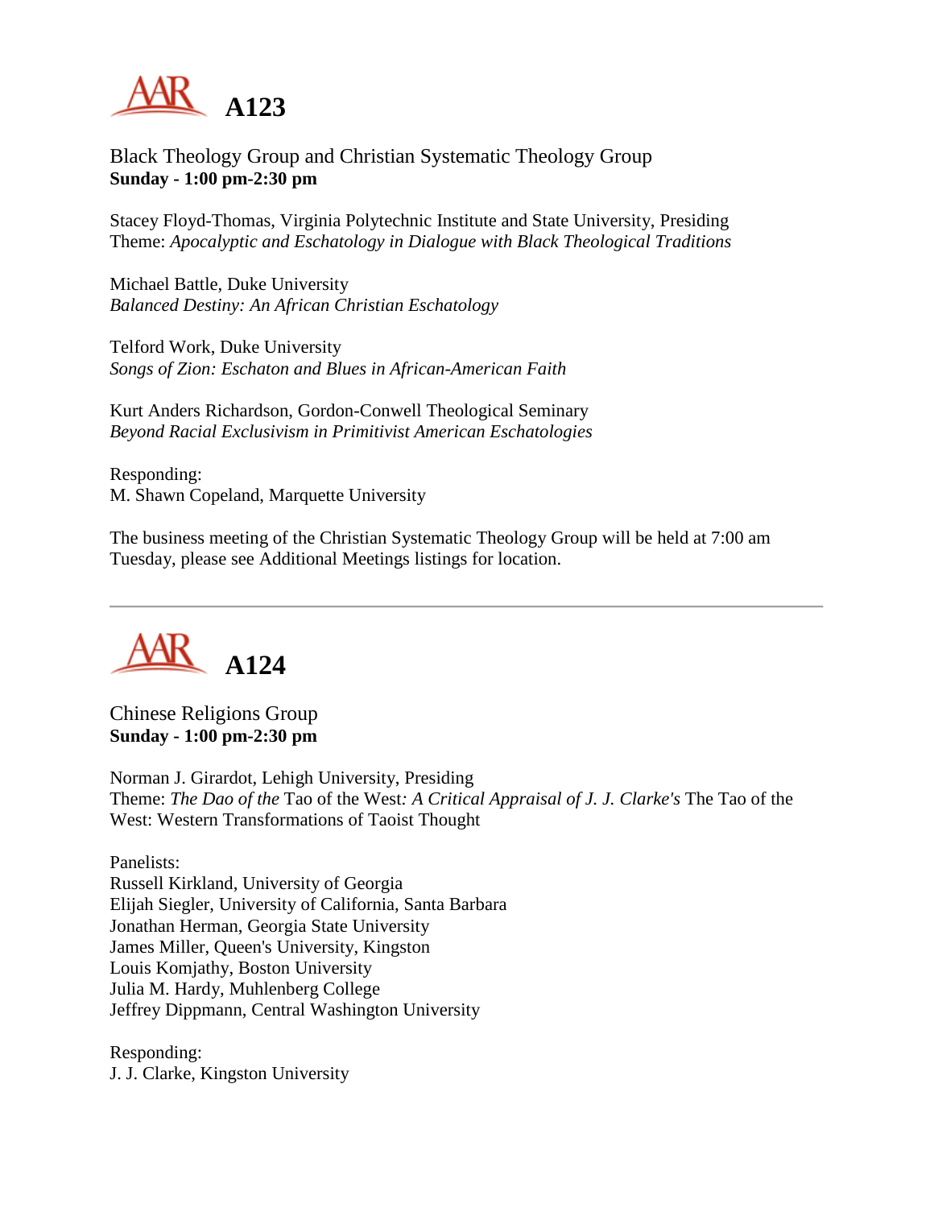# A123

Black Theology Group and Christian Systematic Theology Group
**Sunday - 1:00 pm-2:30 pm**

Stacey Floyd-Thomas, Virginia Polytechnic Institute and State University, Presiding
Theme: *Apocalyptic and Eschatology in Dialogue with Black Theological Traditions*

Michael Battle, Duke University
*Balanced Destiny: An African Christian Eschatology*

Telford Work, Duke University
*Songs of Zion: Eschaton and Blues in African-American Faith*

Kurt Anders Richardson, Gordon-Conwell Theological Seminary
*Beyond Racial Exclusivism in Primitivist American Eschatologies*

Responding:
M. Shawn Copeland, Marquette University

The business meeting of the Christian Systematic Theology Group will be held at 7:00 am Tuesday, please see Additional Meetings listings for location.

---

# A124

Chinese Religions Group
**Sunday - 1:00 pm-2:30 pm**

Norman J. Girardot, Lehigh University, Presiding
Theme: *The Dao of the* Tao of the West*: A Critical Appraisal of J. J. Clarke's* The Tao of the West: Western Transformations of Taoist Thought

Panelists:
Russell Kirkland, University of Georgia
Elijah Siegler, University of California, Santa Barbara
Jonathan Herman, Georgia State University
James Miller, Queen's University, Kingston
Louis Komjathy, Boston University
Julia M. Hardy, Muhlenberg College
Jeffrey Dippmann, Central Washington University

Responding:
J. J. Clarke, Kingston University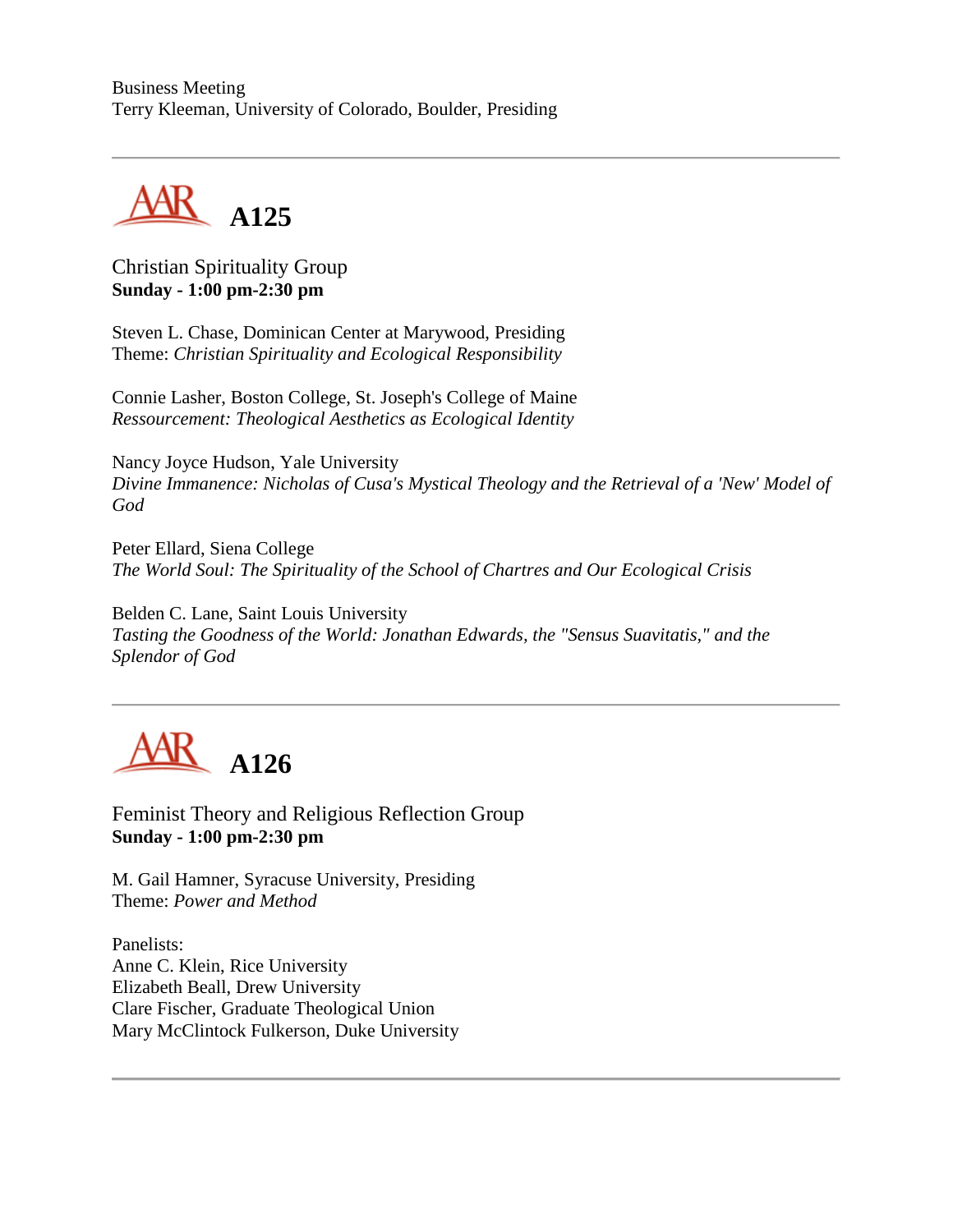Business Meeting
Terry Kleeman, University of Colorado, Boulder, Presiding

---

## A125

Christian Spirituality Group
**Sunday - 1:00 pm-2:30 pm**

Steven L. Chase, Dominican Center at Marywood, Presiding
Theme: *Christian Spirituality and Ecological Responsibility*

Connie Lasher, Boston College, St. Joseph's College of Maine
*Ressourcement: Theological Aesthetics as Ecological Identity*

Nancy Joyce Hudson, Yale University
*Divine Immanence: Nicholas of Cusa's Mystical Theology and the Retrieval of a 'New' Model of God*

Peter Ellard, Siena College
*The World Soul: The Spirituality of the School of Chartres and Our Ecological Crisis*

Belden C. Lane, Saint Louis University
*Tasting the Goodness of the World: Jonathan Edwards, the "Sensus Suavitatis," and the Splendor of God*

---

## A126

Feminist Theory and Religious Reflection Group
**Sunday - 1:00 pm-2:30 pm**

M. Gail Hamner, Syracuse University, Presiding
Theme: *Power and Method*

Panelists:
Anne C. Klein, Rice University
Elizabeth Beall, Drew University
Clare Fischer, Graduate Theological Union
Mary McClintock Fulkerson, Duke University

---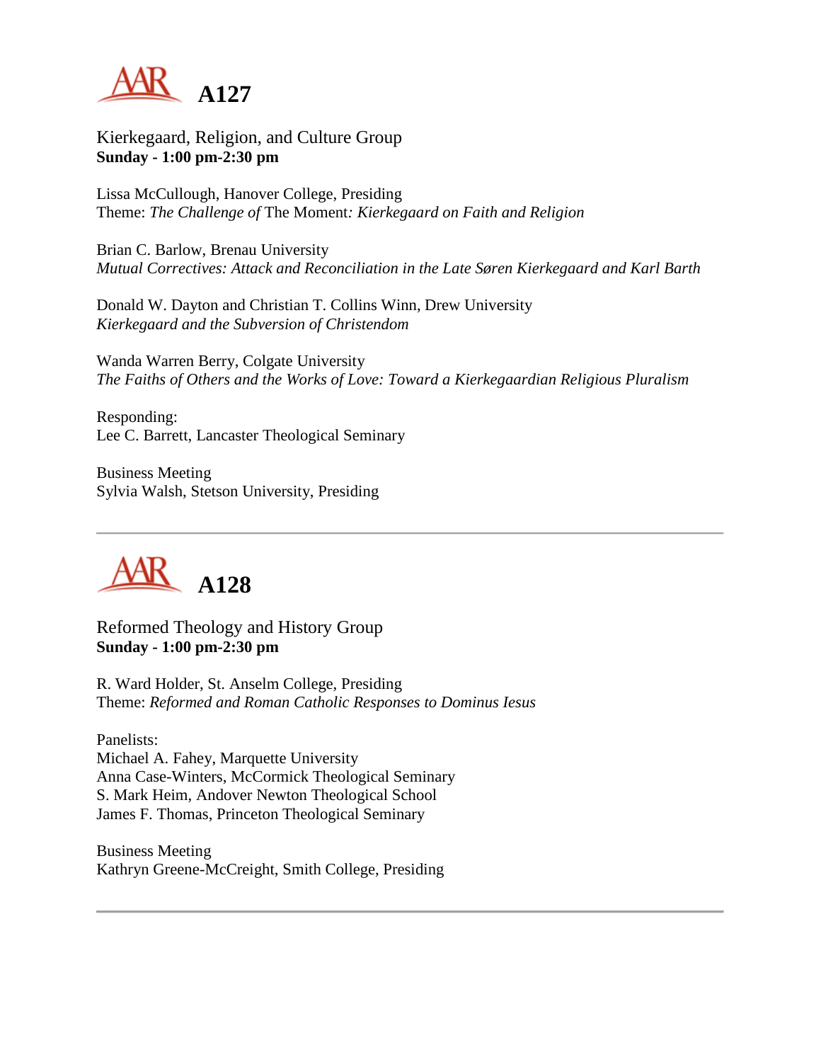## A127

Kierkegaard, Religion, and Culture Group
**Sunday - 1:00 pm-2:30 pm**

Lissa McCullough, Hanover College, Presiding
Theme: *The Challenge of* The Moment*: Kierkegaard on Faith and Religion*

Brian C. Barlow, Brenau University
*Mutual Correctives: Attack and Reconciliation in the Late Søren Kierkegaard and Karl Barth*

Donald W. Dayton and Christian T. Collins Winn, Drew University
*Kierkegaard and the Subversion of Christendom*

Wanda Warren Berry, Colgate University
*The Faiths of Others and the Works of Love: Toward a Kierkegaardian Religious Pluralism*

Responding:
Lee C. Barrett, Lancaster Theological Seminary

Business Meeting
Sylvia Walsh, Stetson University, Presiding

---

## A128

Reformed Theology and History Group
**Sunday - 1:00 pm-2:30 pm**

R. Ward Holder, St. Anselm College, Presiding
Theme: *Reformed and Roman Catholic Responses to Dominus Iesus*

Panelists:
Michael A. Fahey, Marquette University
Anna Case-Winters, McCormick Theological Seminary
S. Mark Heim, Andover Newton Theological School
James F. Thomas, Princeton Theological Seminary

Business Meeting
Kathryn Greene-McCreight, Smith College, Presiding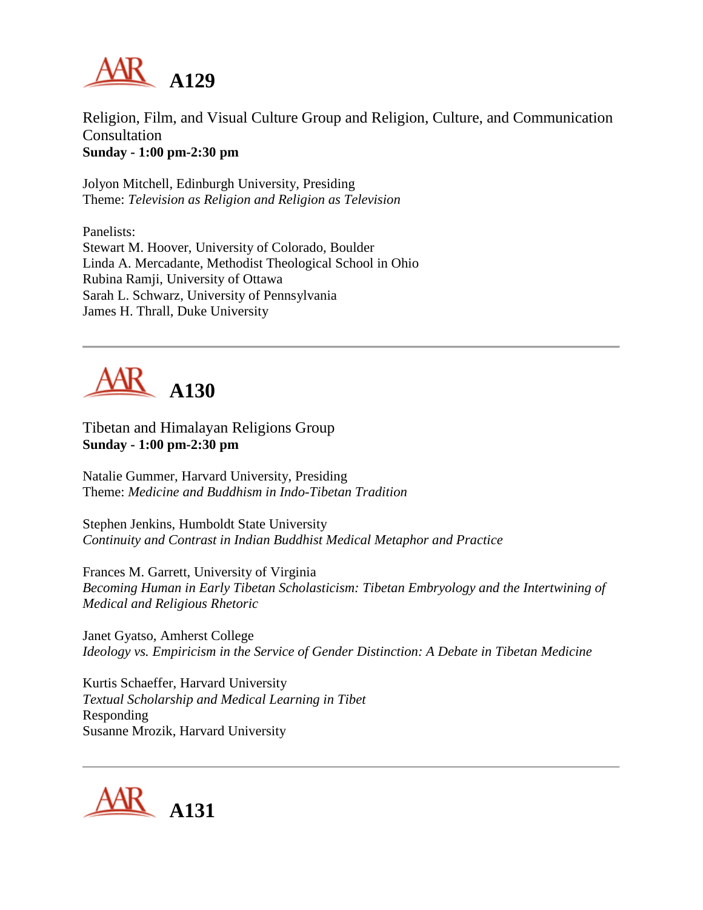# A129

Religion, Film, and Visual Culture Group and Religion, Culture, and Communication Consultation
**Sunday - 1:00 pm-2:30 pm**

Jolyon Mitchell, Edinburgh University, Presiding
Theme: *Television as Religion and Religion as Television*

Panelists:
Stewart M. Hoover, University of Colorado, Boulder
Linda A. Mercadante, Methodist Theological School in Ohio
Rubina Ramji, University of Ottawa
Sarah L. Schwarz, University of Pennsylvania
James H. Thrall, Duke University

---

# A130

Tibetan and Himalayan Religions Group
**Sunday - 1:00 pm-2:30 pm**

Natalie Gummer, Harvard University, Presiding
Theme: *Medicine and Buddhism in Indo-Tibetan Tradition*

Stephen Jenkins, Humboldt State University
*Continuity and Contrast in Indian Buddhist Medical Metaphor and Practice*

Frances M. Garrett, University of Virginia
*Becoming Human in Early Tibetan Scholasticism: Tibetan Embryology and the Intertwining of Medical and Religious Rhetoric*

Janet Gyatso, Amherst College
*Ideology vs. Empiricism in the Service of Gender Distinction: A Debate in Tibetan Medicine*

Kurtis Schaeffer, Harvard University
*Textual Scholarship and Medical Learning in Tibet*
Responding
Susanne Mrozik, Harvard University

---

# A131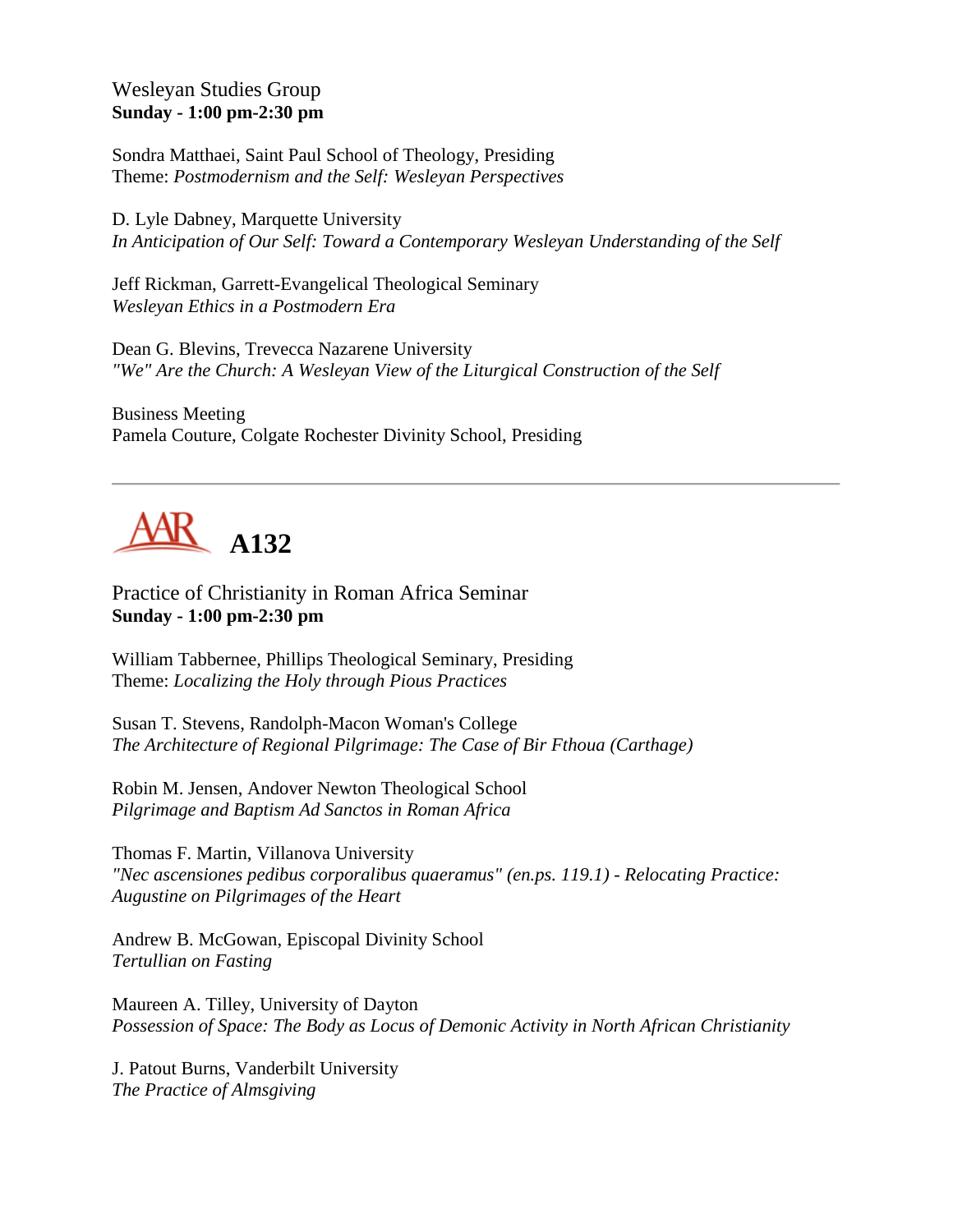Wesleyan Studies Group
**Sunday - 1:00 pm-2:30 pm**

Sondra Matthaei, Saint Paul School of Theology, Presiding
Theme: *Postmodernism and the Self: Wesleyan Perspectives*

D. Lyle Dabney, Marquette University
*In Anticipation of Our Self: Toward a Contemporary Wesleyan Understanding of the Self*

Jeff Rickman, Garrett-Evangelical Theological Seminary
*Wesleyan Ethics in a Postmodern Era*

Dean G. Blevins, Trevecca Nazarene University
*"We" Are the Church: A Wesleyan View of the Liturgical Construction of the Self*

Business Meeting
Pamela Couture, Colgate Rochester Divinity School, Presiding

---

# AAR A132

Practice of Christianity in Roman Africa Seminar
**Sunday - 1:00 pm-2:30 pm**

William Tabbernee, Phillips Theological Seminary, Presiding
Theme: *Localizing the Holy through Pious Practices*

Susan T. Stevens, Randolph-Macon Woman's College
*The Architecture of Regional Pilgrimage: The Case of Bir Fthoua (Carthage)*

Robin M. Jensen, Andover Newton Theological School
*Pilgrimage and Baptism Ad Sanctos in Roman Africa*

Thomas F. Martin, Villanova University
*"Nec ascensiones pedibus corporalibus quaeramus" (en.ps. 119.1) - Relocating Practice: Augustine on Pilgrimages of the Heart*

Andrew B. McGowan, Episcopal Divinity School
*Tertullian on Fasting*

Maureen A. Tilley, University of Dayton
*Possession of Space: The Body as Locus of Demonic Activity in North African Christianity*

J. Patout Burns, Vanderbilt University
*The Practice of Almsgiving*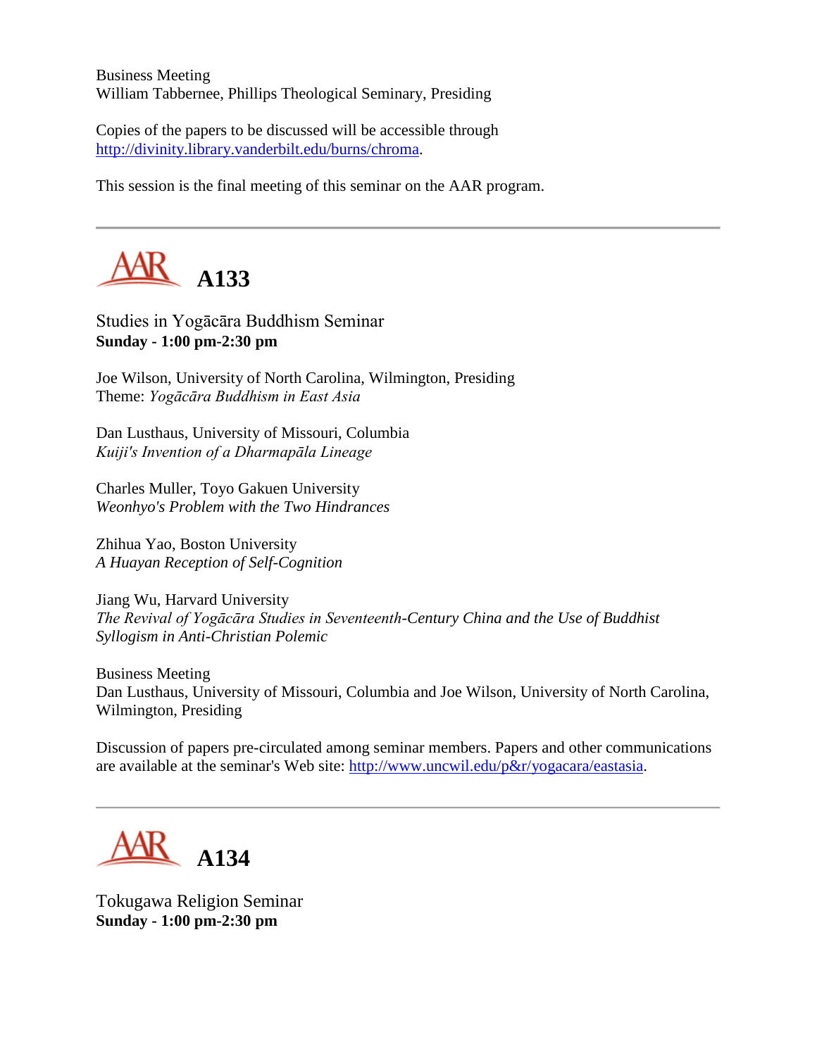Business Meeting
William Tabbernee, Phillips Theological Seminary, Presiding

Copies of the papers to be discussed will be accessible through http://divinity.library.vanderbilt.edu/burns/chroma.

This session is the final meeting of this seminar on the AAR program.

---

## A133

Studies in Yogācāra Buddhism Seminar
**Sunday - 1:00 pm-2:30 pm**

Joe Wilson, University of North Carolina, Wilmington, Presiding
Theme: *Yogācāra Buddhism in East Asia*

Dan Lusthaus, University of Missouri, Columbia
*Kuiji's Invention of a Dharmapāla Lineage*

Charles Muller, Toyo Gakuen University
*Weonhyo's Problem with the Two Hindrances*

Zhihua Yao, Boston University
*A Huayan Reception of Self-Cognition*

Jiang Wu, Harvard University
*The Revival of Yogācāra Studies in Seventeenth-Century China and the Use of Buddhist Syllogism in Anti-Christian Polemic*

Business Meeting
Dan Lusthaus, University of Missouri, Columbia and Joe Wilson, University of North Carolina, Wilmington, Presiding

Discussion of papers pre-circulated among seminar members. Papers and other communications are available at the seminar's Web site: http://www.uncwil.edu/p&r/yogacara/eastasia.

---

## A134

Tokugawa Religion Seminar
**Sunday - 1:00 pm-2:30 pm**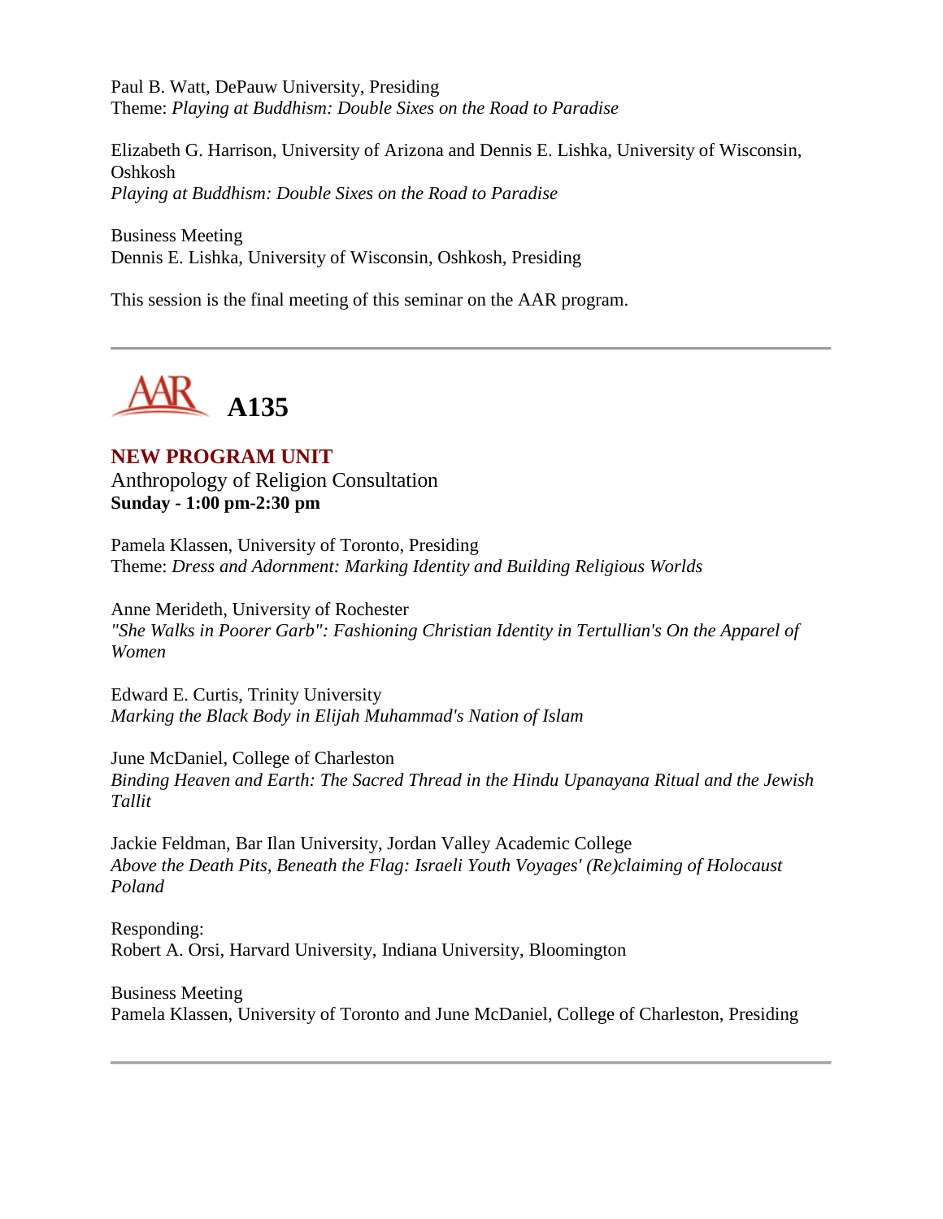Paul B. Watt, DePauw University, Presiding
Theme: *Playing at Buddhism: Double Sixes on the Road to Paradise*

Elizabeth G. Harrison, University of Arizona and Dennis E. Lishka, University of Wisconsin, Oshkosh
*Playing at Buddhism: Double Sixes on the Road to Paradise*

Business Meeting
Dennis E. Lishka, University of Wisconsin, Oshkosh, Presiding

This session is the final meeting of this seminar on the AAR program.

---

# A135

**NEW PROGRAM UNIT**
Anthropology of Religion Consultation
**Sunday - 1:00 pm-2:30 pm**

Pamela Klassen, University of Toronto, Presiding
Theme: *Dress and Adornment: Marking Identity and Building Religious Worlds*

Anne Merideth, University of Rochester
*"She Walks in Poorer Garb": Fashioning Christian Identity in Tertullian's On the Apparel of Women*

Edward E. Curtis, Trinity University
*Marking the Black Body in Elijah Muhammad's Nation of Islam*

June McDaniel, College of Charleston
*Binding Heaven and Earth: The Sacred Thread in the Hindu Upanayana Ritual and the Jewish Tallit*

Jackie Feldman, Bar Ilan University, Jordan Valley Academic College
*Above the Death Pits, Beneath the Flag: Israeli Youth Voyages' (Re)claiming of Holocaust Poland*

Responding:
Robert A. Orsi, Harvard University, Indiana University, Bloomington

Business Meeting
Pamela Klassen, University of Toronto and June McDaniel, College of Charleston, Presiding

---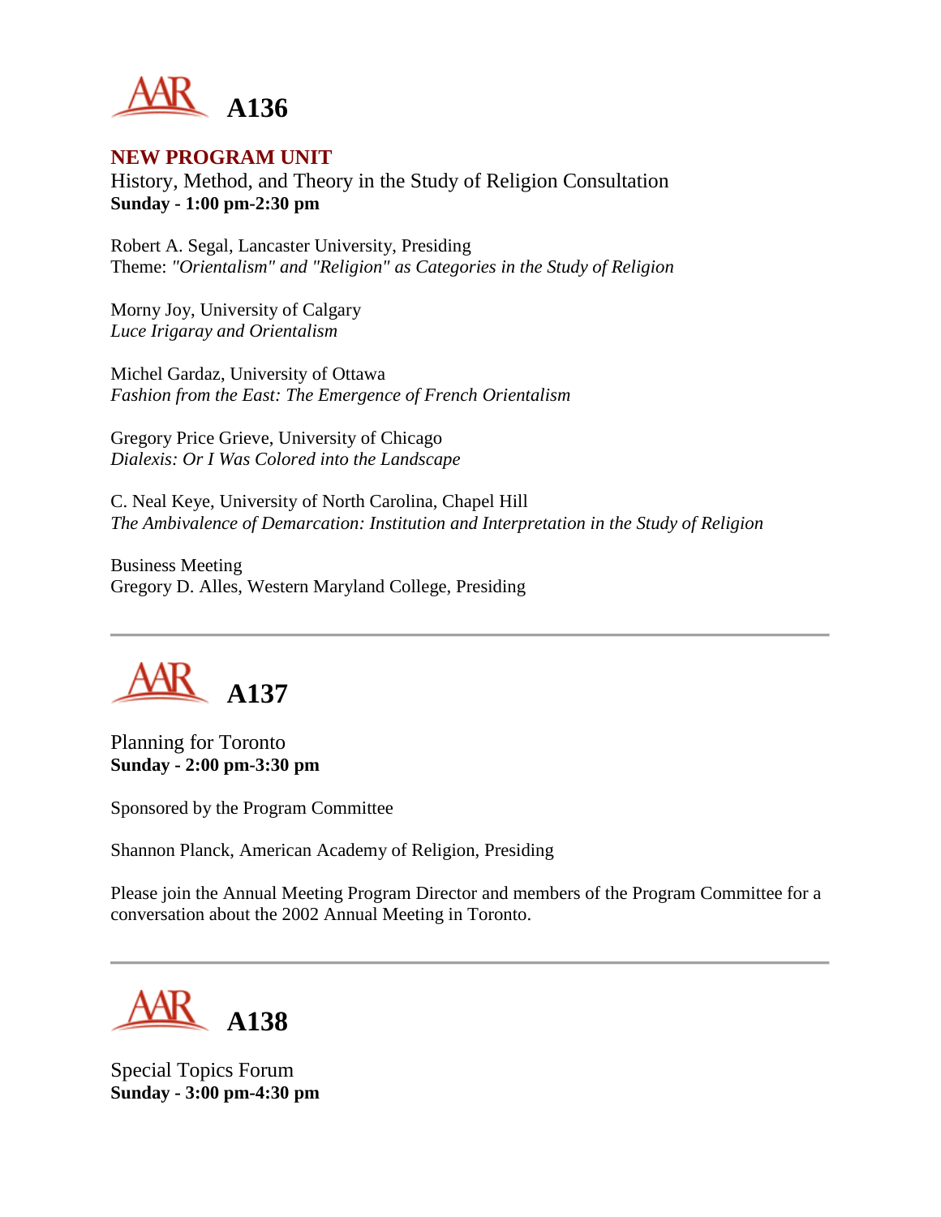# A136

**NEW PROGRAM UNIT**

History, Method, and Theory in the Study of Religion Consultation
**Sunday - 1:00 pm-2:30 pm**

Robert A. Segal, Lancaster University, Presiding
Theme: *"Orientalism" and "Religion" as Categories in the Study of Religion*

Morny Joy, University of Calgary
*Luce Irigaray and Orientalism*

Michel Gardaz, University of Ottawa
*Fashion from the East: The Emergence of French Orientalism*

Gregory Price Grieve, University of Chicago
*Dialexis: Or I Was Colored into the Landscape*

C. Neal Keye, University of North Carolina, Chapel Hill
*The Ambivalence of Demarcation: Institution and Interpretation in the Study of Religion*

Business Meeting
Gregory D. Alles, Western Maryland College, Presiding

---

# A137

Planning for Toronto
**Sunday - 2:00 pm-3:30 pm**

Sponsored by the Program Committee

Shannon Planck, American Academy of Religion, Presiding

Please join the Annual Meeting Program Director and members of the Program Committee for a conversation about the 2002 Annual Meeting in Toronto.

---

# A138

Special Topics Forum
**Sunday - 3:00 pm-4:30 pm**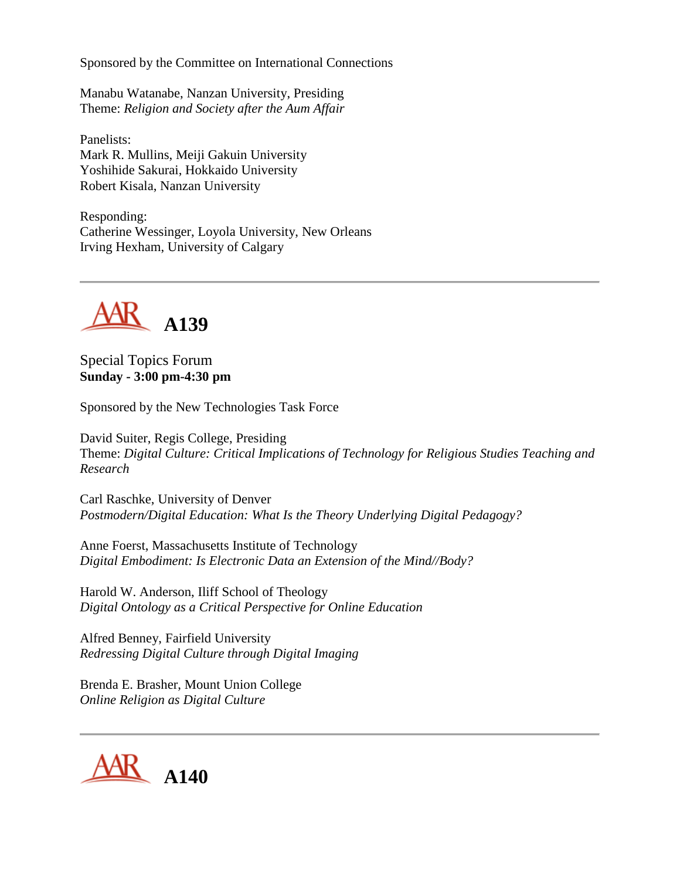Sponsored by the Committee on International Connections

Manabu Watanabe, Nanzan University, Presiding
Theme: *Religion and Society after the Aum Affair*

Panelists:
Mark R. Mullins, Meiji Gakuin University
Yoshihide Sakurai, Hokkaido University
Robert Kisala, Nanzan University

Responding:
Catherine Wessinger, Loyola University, New Orleans
Irving Hexham, University of Calgary

---

## A139

Special Topics Forum
**Sunday - 3:00 pm-4:30 pm**

Sponsored by the New Technologies Task Force

David Suiter, Regis College, Presiding
Theme: *Digital Culture: Critical Implications of Technology for Religious Studies Teaching and Research*

Carl Raschke, University of Denver
*Postmodern/Digital Education: What Is the Theory Underlying Digital Pedagogy?*

Anne Foerst, Massachusetts Institute of Technology
*Digital Embodiment: Is Electronic Data an Extension of the Mind//Body?*

Harold W. Anderson, Iliff School of Theology
*Digital Ontology as a Critical Perspective for Online Education*

Alfred Benney, Fairfield University
*Redressing Digital Culture through Digital Imaging*

Brenda E. Brasher, Mount Union College
*Online Religion as Digital Culture*

---

## A140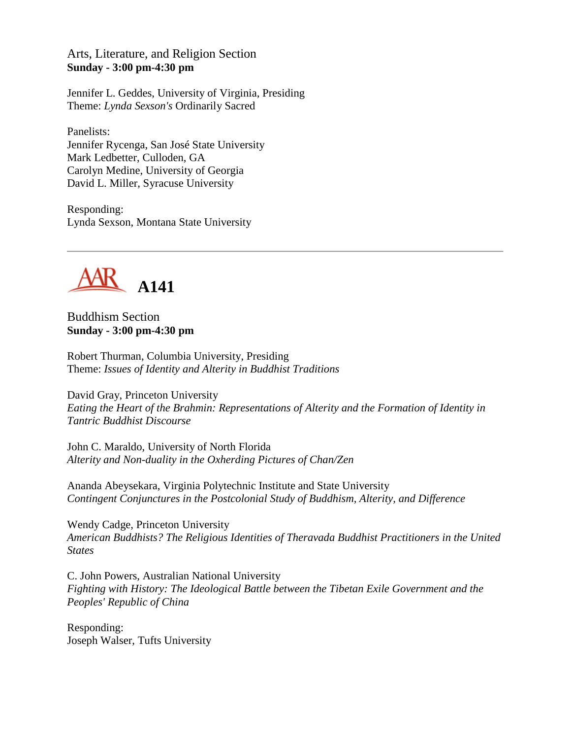Arts, Literature, and Religion Section
**Sunday - 3:00 pm-4:30 pm**

Jennifer L. Geddes, University of Virginia, Presiding
Theme: *Lynda Sexson's* Ordinarily Sacred

Panelists:
Jennifer Rycenga, San José State University
Mark Ledbetter, Culloden, GA
Carolyn Medine, University of Georgia
David L. Miller, Syracuse University

Responding:
Lynda Sexson, Montana State University

---

## AAR A141

Buddhism Section
**Sunday - 3:00 pm-4:30 pm**

Robert Thurman, Columbia University, Presiding
Theme: *Issues of Identity and Alterity in Buddhist Traditions*

David Gray, Princeton University
*Eating the Heart of the Brahmin: Representations of Alterity and the Formation of Identity in Tantric Buddhist Discourse*

John C. Maraldo, University of North Florida
*Alterity and Non-duality in the Oxherding Pictures of Chan/Zen*

Ananda Abeysekara, Virginia Polytechnic Institute and State University
*Contingent Conjunctures in the Postcolonial Study of Buddhism, Alterity, and Difference*

Wendy Cadge, Princeton University
*American Buddhists? The Religious Identities of Theravada Buddhist Practitioners in the United States*

C. John Powers, Australian National University
*Fighting with History: The Ideological Battle between the Tibetan Exile Government and the Peoples' Republic of China*

Responding:
Joseph Walser, Tufts University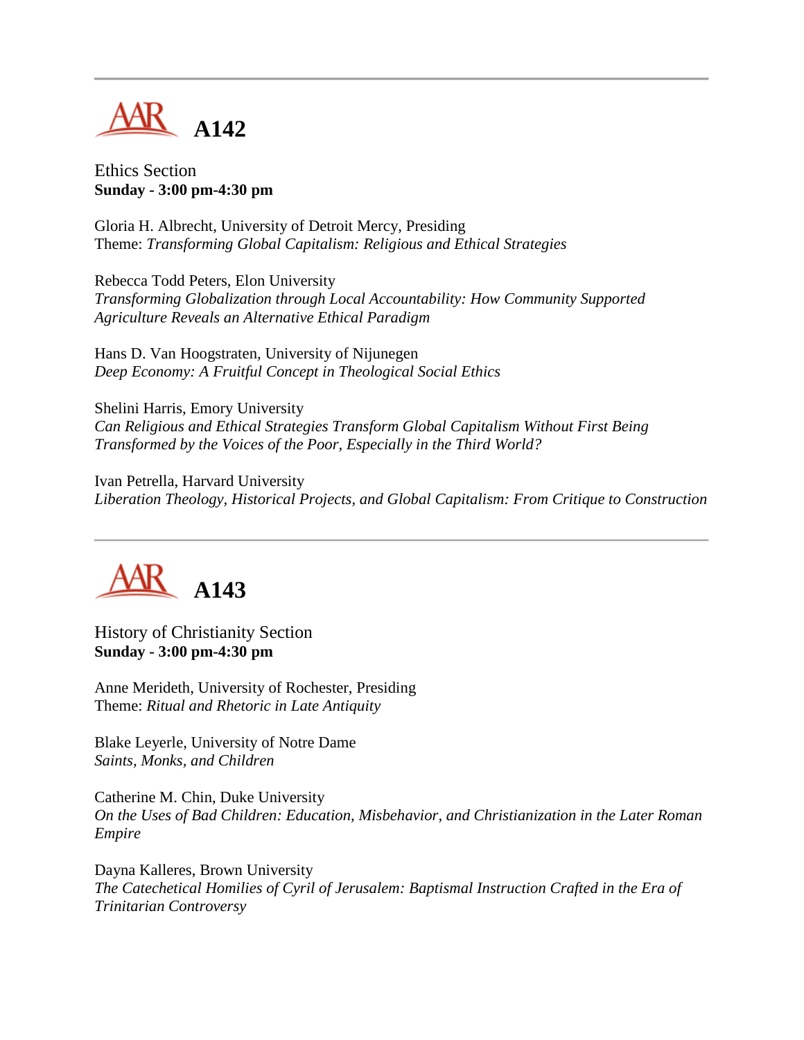## A142

Ethics Section
**Sunday - 3:00 pm-4:30 pm**

Gloria H. Albrecht, University of Detroit Mercy, Presiding
Theme: *Transforming Global Capitalism: Religious and Ethical Strategies*

Rebecca Todd Peters, Elon University
*Transforming Globalization through Local Accountability: How Community Supported Agriculture Reveals an Alternative Ethical Paradigm*

Hans D. Van Hoogstraten, University of Nijunegen
*Deep Economy: A Fruitful Concept in Theological Social Ethics*

Shelini Harris, Emory University
*Can Religious and Ethical Strategies Transform Global Capitalism Without First Being Transformed by the Voices of the Poor, Especially in the Third World?*

Ivan Petrella, Harvard University
*Liberation Theology, Historical Projects, and Global Capitalism: From Critique to Construction*

## A143

History of Christianity Section
**Sunday - 3:00 pm-4:30 pm**

Anne Merideth, University of Rochester, Presiding
Theme: *Ritual and Rhetoric in Late Antiquity*

Blake Leyerle, University of Notre Dame
*Saints, Monks, and Children*

Catherine M. Chin, Duke University
*On the Uses of Bad Children: Education, Misbehavior, and Christianization in the Later Roman Empire*

Dayna Kalleres, Brown University
*The Catechetical Homilies of Cyril of Jerusalem: Baptismal Instruction Crafted in the Era of Trinitarian Controversy*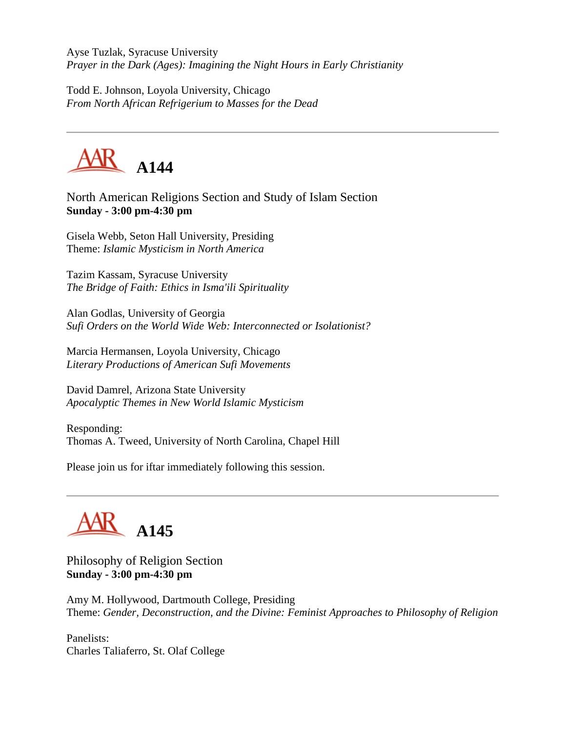Ayse Tuzlak, Syracuse University
*Prayer in the Dark (Ages): Imagining the Night Hours in Early Christianity*

Todd E. Johnson, Loyola University, Chicago
*From North African Refrigerium to Masses for the Dead*

---

## A144

North American Religions Section and Study of Islam Section
**Sunday - 3:00 pm-4:30 pm**

Gisela Webb, Seton Hall University, Presiding
Theme: *Islamic Mysticism in North America*

Tazim Kassam, Syracuse University
*The Bridge of Faith: Ethics in Isma'ili Spirituality*

Alan Godlas, University of Georgia
*Sufi Orders on the World Wide Web: Interconnected or Isolationist?*

Marcia Hermansen, Loyola University, Chicago
*Literary Productions of American Sufi Movements*

David Damrel, Arizona State University
*Apocalyptic Themes in New World Islamic Mysticism*

Responding:
Thomas A. Tweed, University of North Carolina, Chapel Hill

Please join us for iftar immediately following this session.

---

## A145

Philosophy of Religion Section
**Sunday - 3:00 pm-4:30 pm**

Amy M. Hollywood, Dartmouth College, Presiding
Theme: *Gender, Deconstruction, and the Divine: Feminist Approaches to Philosophy of Religion*

Panelists:
Charles Taliaferro, St. Olaf College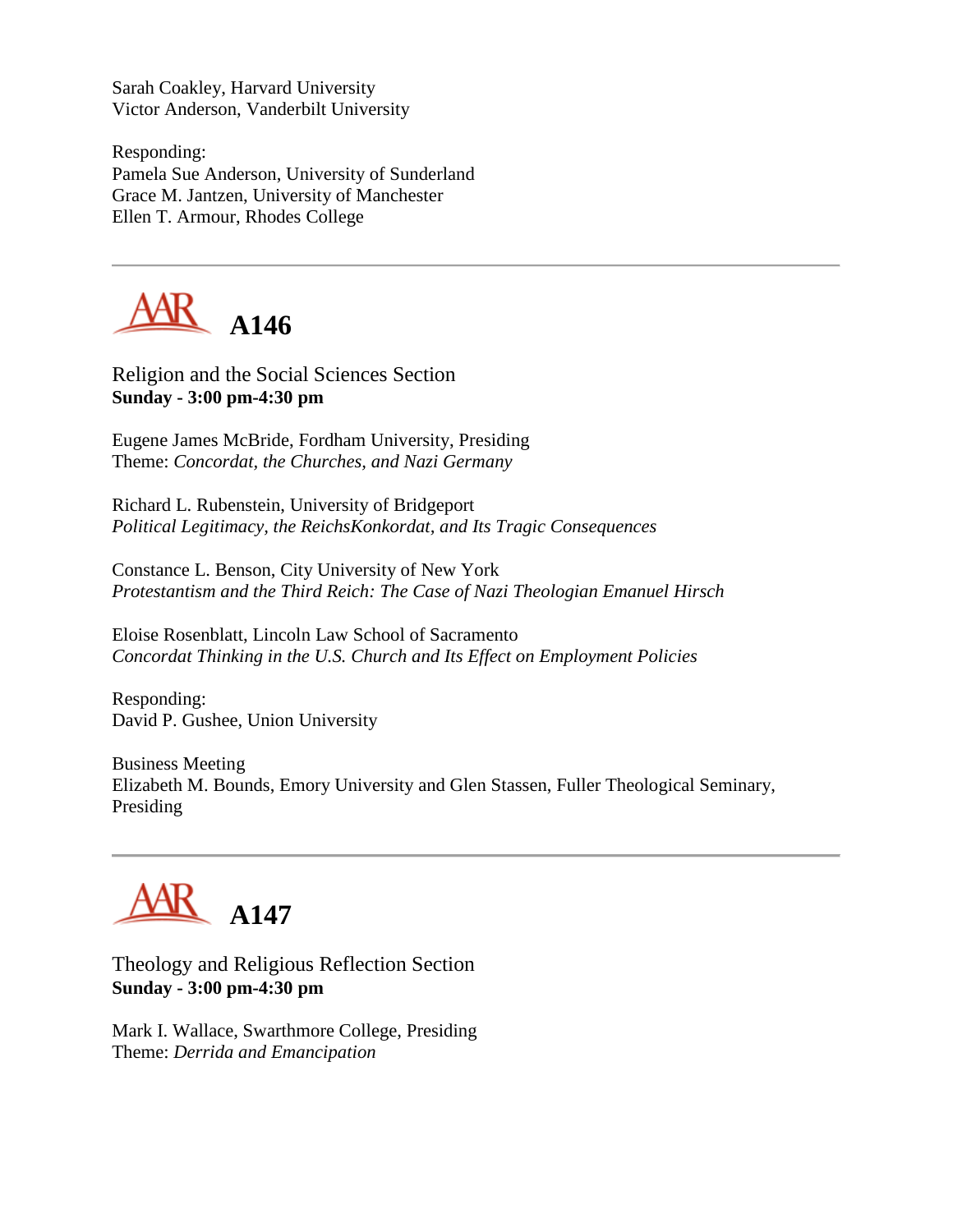Sarah Coakley, Harvard University
Victor Anderson, Vanderbilt University

Responding:
Pamela Sue Anderson, University of Sunderland
Grace M. Jantzen, University of Manchester
Ellen T. Armour, Rhodes College

---

## AAR A146

Religion and the Social Sciences Section
**Sunday - 3:00 pm-4:30 pm**

Eugene James McBride, Fordham University, Presiding
Theme: *Concordat, the Churches, and Nazi Germany*

Richard L. Rubenstein, University of Bridgeport
*Political Legitimacy, the ReichsKonkordat, and Its Tragic Consequences*

Constance L. Benson, City University of New York
*Protestantism and the Third Reich: The Case of Nazi Theologian Emanuel Hirsch*

Eloise Rosenblatt, Lincoln Law School of Sacramento
*Concordat Thinking in the U.S. Church and Its Effect on Employment Policies*

Responding:
David P. Gushee, Union University

Business Meeting
Elizabeth M. Bounds, Emory University and Glen Stassen, Fuller Theological Seminary, Presiding

---

## AAR A147

Theology and Religious Reflection Section
**Sunday - 3:00 pm-4:30 pm**

Mark I. Wallace, Swarthmore College, Presiding
Theme: *Derrida and Emancipation*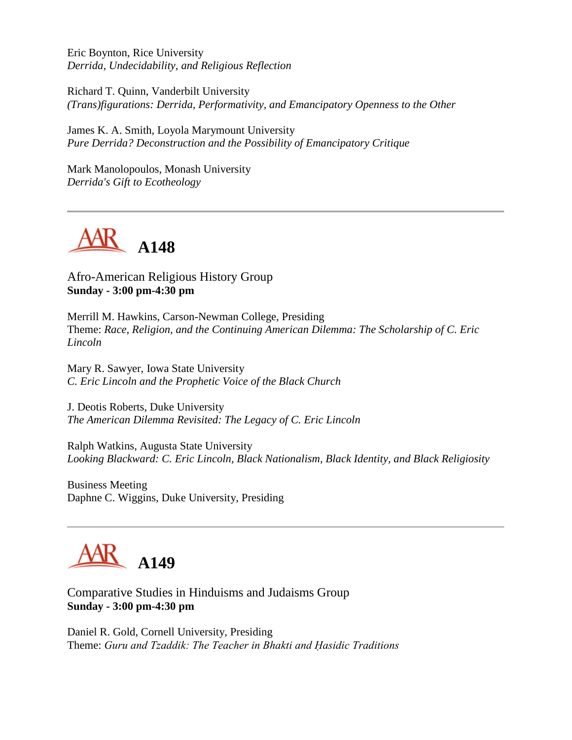Eric Boynton, Rice University
*Derrida, Undecidability, and Religious Reflection*

Richard T. Quinn, Vanderbilt University
*(Trans)figurations: Derrida, Performativity, and Emancipatory Openness to the Other*

James K. A. Smith, Loyola Marymount University
*Pure Derrida? Deconstruction and the Possibility of Emancipatory Critique*

Mark Manolopoulos, Monash University
*Derrida's Gift to Ecotheology*

---

## A148

Afro-American Religious History Group
**Sunday - 3:00 pm-4:30 pm**

Merrill M. Hawkins, Carson-Newman College, Presiding
Theme: *Race, Religion, and the Continuing American Dilemma: The Scholarship of C. Eric Lincoln*

Mary R. Sawyer, Iowa State University
*C. Eric Lincoln and the Prophetic Voice of the Black Church*

J. Deotis Roberts, Duke University
*The American Dilemma Revisited: The Legacy of C. Eric Lincoln*

Ralph Watkins, Augusta State University
*Looking Blackward: C. Eric Lincoln, Black Nationalism, Black Identity, and Black Religiosity*

Business Meeting
Daphne C. Wiggins, Duke University, Presiding

---

## A149

Comparative Studies in Hinduisms and Judaisms Group
**Sunday - 3:00 pm-4:30 pm**

Daniel R. Gold, Cornell University, Presiding
Theme: *Guru and Tzaddik: The Teacher in Bhakti and Ḥasidic Traditions*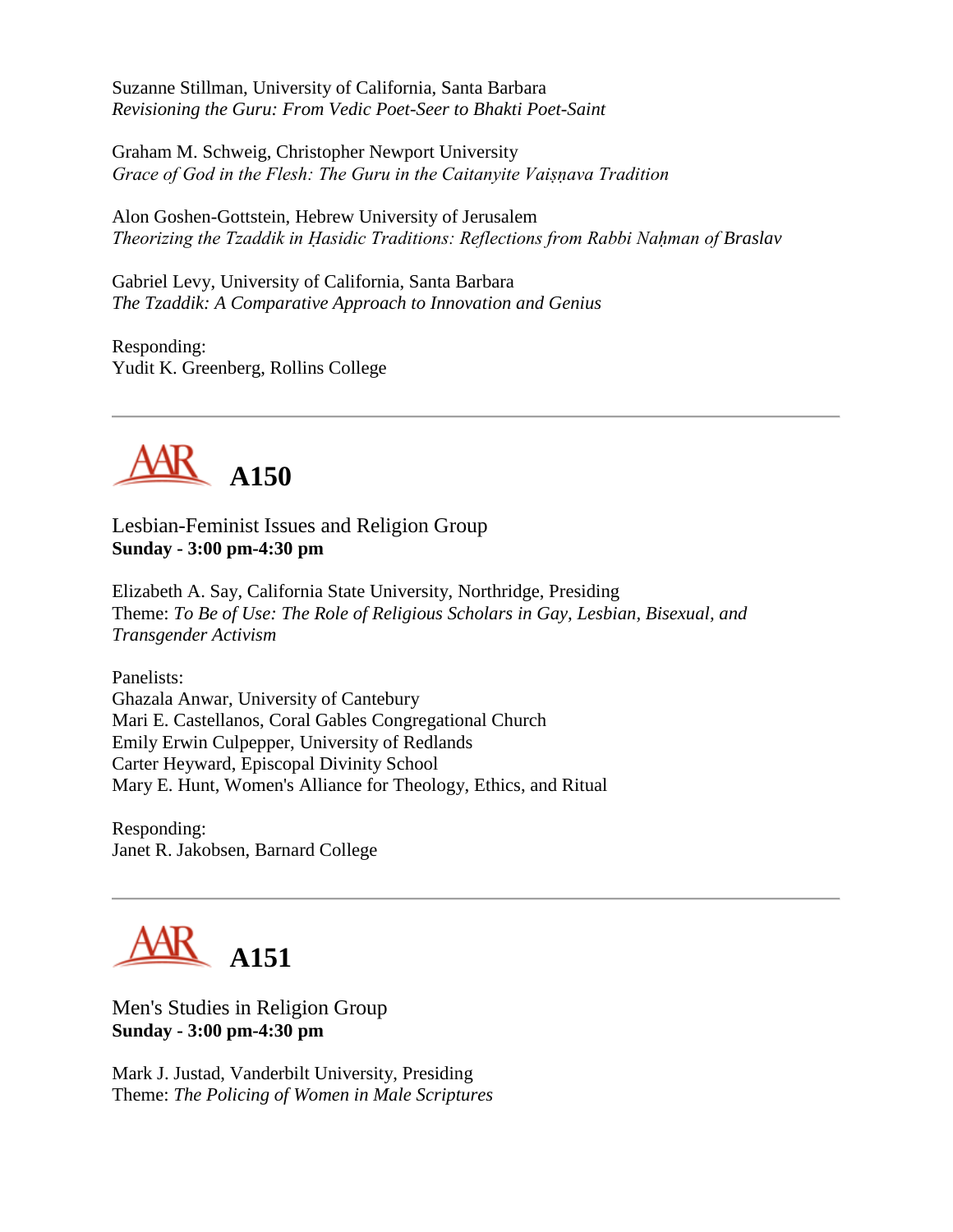Suzanne Stillman, University of California, Santa Barbara
*Revisioning the Guru: From Vedic Poet-Seer to Bhakti Poet-Saint*

Graham M. Schweig, Christopher Newport University
*Grace of God in the Flesh: The Guru in the Caitanyite Vaiṣṇava Tradition*

Alon Goshen-Gottstein, Hebrew University of Jerusalem
*Theorizing the Tzaddik in Ḥasidic Traditions: Reflections from Rabbi Naḥman of Braslav*

Gabriel Levy, University of California, Santa Barbara
*The Tzaddik: A Comparative Approach to Innovation and Genius*

Responding:
Yudit K. Greenberg, Rollins College

---

## A150

Lesbian-Feminist Issues and Religion Group
**Sunday - 3:00 pm-4:30 pm**

Elizabeth A. Say, California State University, Northridge, Presiding
Theme: *To Be of Use: The Role of Religious Scholars in Gay, Lesbian, Bisexual, and Transgender Activism*

Panelists:
Ghazala Anwar, University of Cantebury
Mari E. Castellanos, Coral Gables Congregational Church
Emily Erwin Culpepper, University of Redlands
Carter Heyward, Episcopal Divinity School
Mary E. Hunt, Women's Alliance for Theology, Ethics, and Ritual

Responding:
Janet R. Jakobsen, Barnard College

---

## A151

Men's Studies in Religion Group
**Sunday - 3:00 pm-4:30 pm**

Mark J. Justad, Vanderbilt University, Presiding
Theme: *The Policing of Women in Male Scriptures*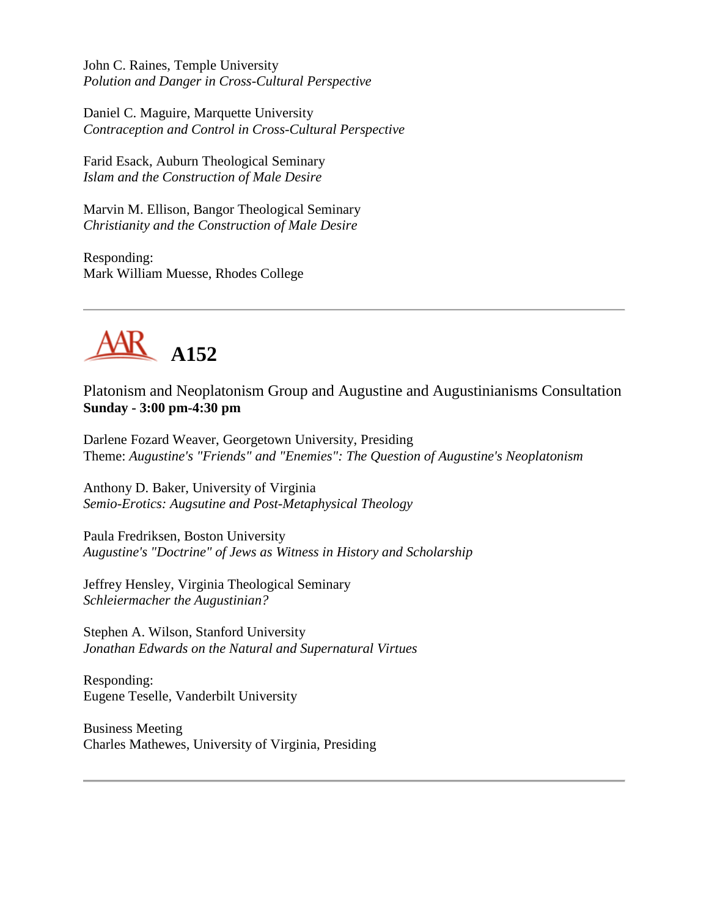John C. Raines, Temple University
*Polution and Danger in Cross-Cultural Perspective*

Daniel C. Maguire, Marquette University
*Contraception and Control in Cross-Cultural Perspective*

Farid Esack, Auburn Theological Seminary
*Islam and the Construction of Male Desire*

Marvin M. Ellison, Bangor Theological Seminary
*Christianity and the Construction of Male Desire*

Responding:
Mark William Muesse, Rhodes College

---

## AAR A152

Platonism and Neoplatonism Group and Augustine and Augustinianisms Consultation
**Sunday - 3:00 pm-4:30 pm**

Darlene Fozard Weaver, Georgetown University, Presiding
Theme: *Augustine's "Friends" and "Enemies": The Question of Augustine's Neoplatonism*

Anthony D. Baker, University of Virginia
*Semio-Erotics: Augsutine and Post-Metaphysical Theology*

Paula Fredriksen, Boston University
*Augustine's "Doctrine" of Jews as Witness in History and Scholarship*

Jeffrey Hensley, Virginia Theological Seminary
*Schleiermacher the Augustinian?*

Stephen A. Wilson, Stanford University
*Jonathan Edwards on the Natural and Supernatural Virtues*

Responding:
Eugene Teselle, Vanderbilt University

Business Meeting
Charles Mathewes, University of Virginia, Presiding

---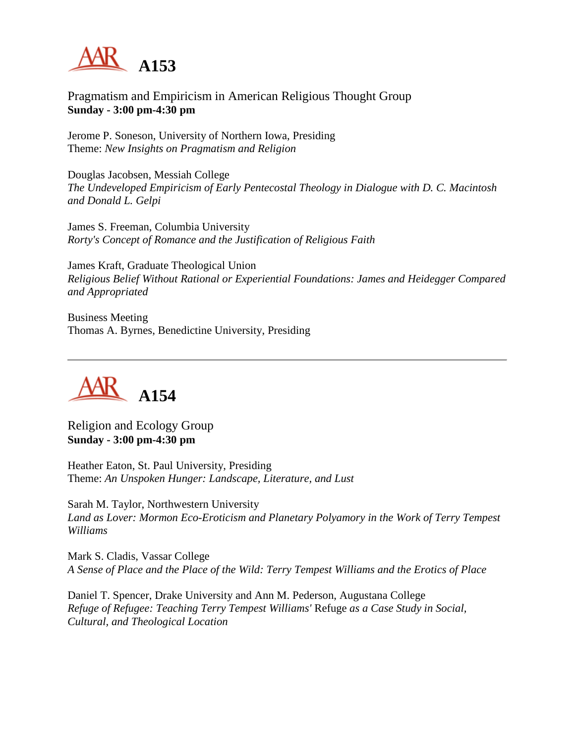## A153

Pragmatism and Empiricism in American Religious Thought Group
**Sunday - 3:00 pm-4:30 pm**

Jerome P. Soneson, University of Northern Iowa, Presiding
Theme: *New Insights on Pragmatism and Religion*

Douglas Jacobsen, Messiah College
*The Undeveloped Empiricism of Early Pentecostal Theology in Dialogue with D. C. Macintosh and Donald L. Gelpi*

James S. Freeman, Columbia University
*Rorty's Concept of Romance and the Justification of Religious Faith*

James Kraft, Graduate Theological Union
*Religious Belief Without Rational or Experiential Foundations: James and Heidegger Compared and Appropriated*

Business Meeting
Thomas A. Byrnes, Benedictine University, Presiding

---

## A154

Religion and Ecology Group
**Sunday - 3:00 pm-4:30 pm**

Heather Eaton, St. Paul University, Presiding
Theme: *An Unspoken Hunger: Landscape, Literature, and Lust*

Sarah M. Taylor, Northwestern University
*Land as Lover: Mormon Eco-Eroticism and Planetary Polyamory in the Work of Terry Tempest Williams*

Mark S. Cladis, Vassar College
*A Sense of Place and the Place of the Wild: Terry Tempest Williams and the Erotics of Place*

Daniel T. Spencer, Drake University and Ann M. Pederson, Augustana College
*Refuge of Refugee: Teaching Terry Tempest Williams'* Refuge *as a Case Study in Social, Cultural, and Theological Location*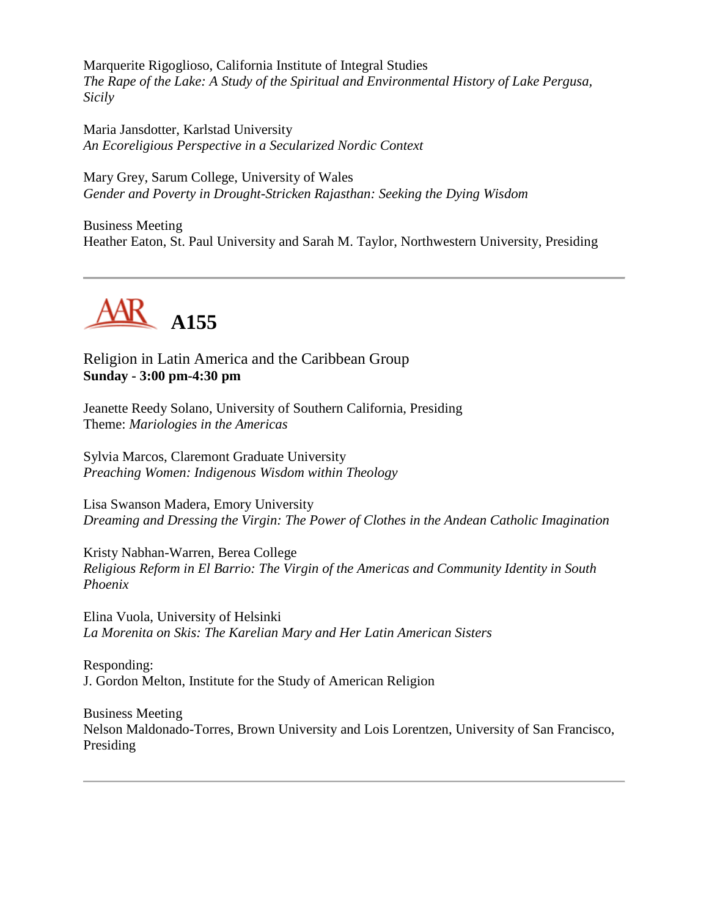Marquerite Rigoglioso, California Institute of Integral Studies
*The Rape of the Lake: A Study of the Spiritual and Environmental History of Lake Pergusa, Sicily*

Maria Jansdotter, Karlstad University
*An Ecoreligious Perspective in a Secularized Nordic Context*

Mary Grey, Sarum College, University of Wales
*Gender and Poverty in Drought-Stricken Rajasthan: Seeking the Dying Wisdom*

Business Meeting
Heather Eaton, St. Paul University and Sarah M. Taylor, Northwestern University, Presiding

---

# AAR A155

Religion in Latin America and the Caribbean Group
**Sunday - 3:00 pm-4:30 pm**

Jeanette Reedy Solano, University of Southern California, Presiding
Theme: *Mariologies in the Americas*

Sylvia Marcos, Claremont Graduate University
*Preaching Women: Indigenous Wisdom within Theology*

Lisa Swanson Madera, Emory University
*Dreaming and Dressing the Virgin: The Power of Clothes in the Andean Catholic Imagination*

Kristy Nabhan-Warren, Berea College
*Religious Reform in El Barrio: The Virgin of the Americas and Community Identity in South Phoenix*

Elina Vuola, University of Helsinki
*La Morenita on Skis: The Karelian Mary and Her Latin American Sisters*

Responding:
J. Gordon Melton, Institute for the Study of American Religion

Business Meeting
Nelson Maldonado-Torres, Brown University and Lois Lorentzen, University of San Francisco, Presiding

---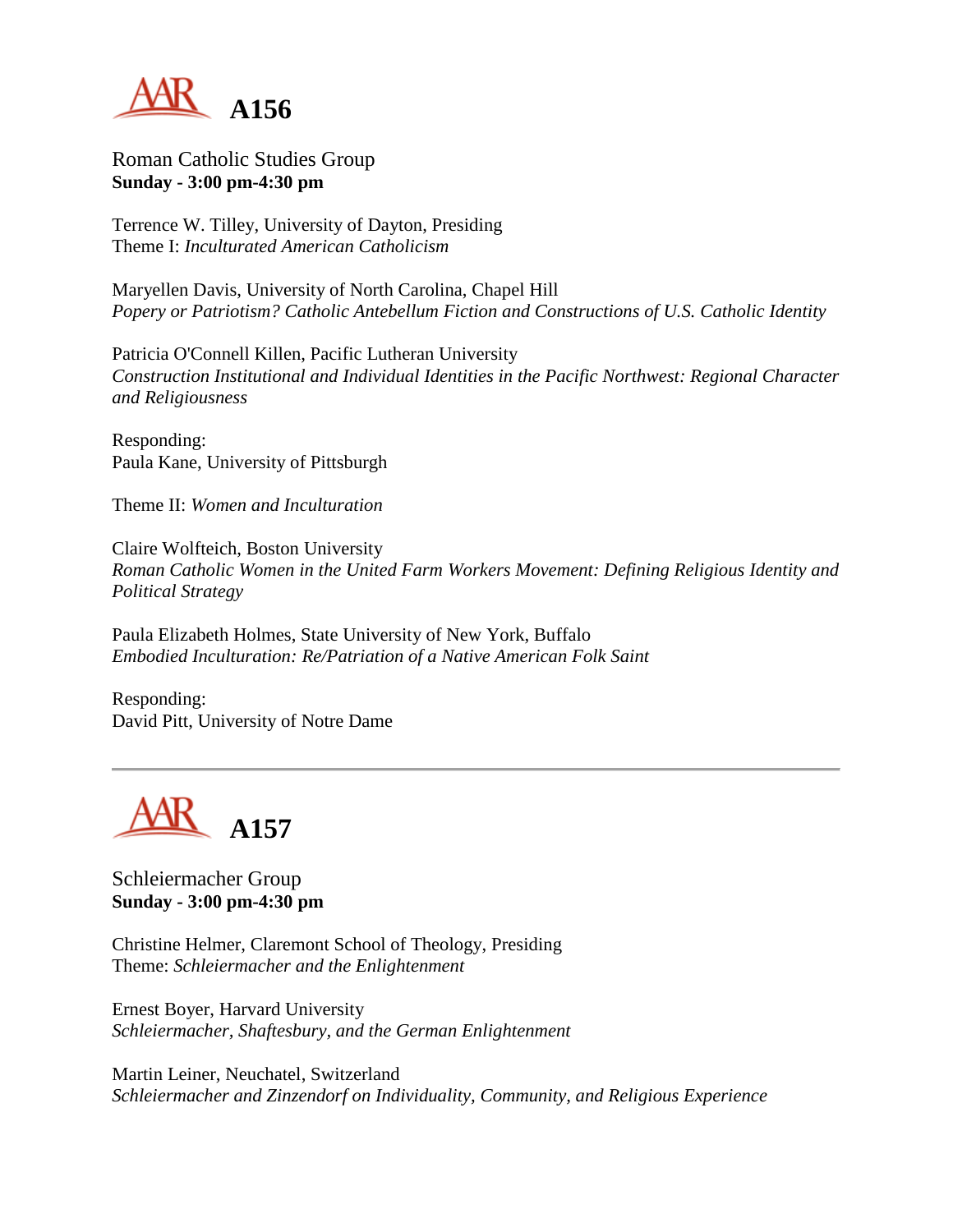# A156

Roman Catholic Studies Group
**Sunday - 3:00 pm-4:30 pm**

Terrence W. Tilley, University of Dayton, Presiding
Theme I: *Inculturated American Catholicism*

Maryellen Davis, University of North Carolina, Chapel Hill
*Popery or Patriotism? Catholic Antebellum Fiction and Constructions of U.S. Catholic Identity*

Patricia O'Connell Killen, Pacific Lutheran University
*Construction Institutional and Individual Identities in the Pacific Northwest: Regional Character and Religiousness*

Responding:
Paula Kane, University of Pittsburgh

Theme II: *Women and Inculturation*

Claire Wolfteich, Boston University
*Roman Catholic Women in the United Farm Workers Movement: Defining Religious Identity and Political Strategy*

Paula Elizabeth Holmes, State University of New York, Buffalo
*Embodied Inculturation: Re/Patriation of a Native American Folk Saint*

Responding:
David Pitt, University of Notre Dame

---

# A157

Schleiermacher Group
**Sunday - 3:00 pm-4:30 pm**

Christine Helmer, Claremont School of Theology, Presiding
Theme: *Schleiermacher and the Enlightenment*

Ernest Boyer, Harvard University
*Schleiermacher, Shaftesbury, and the German Enlightenment*

Martin Leiner, Neuchatel, Switzerland
*Schleiermacher and Zinzendorf on Individuality, Community, and Religious Experience*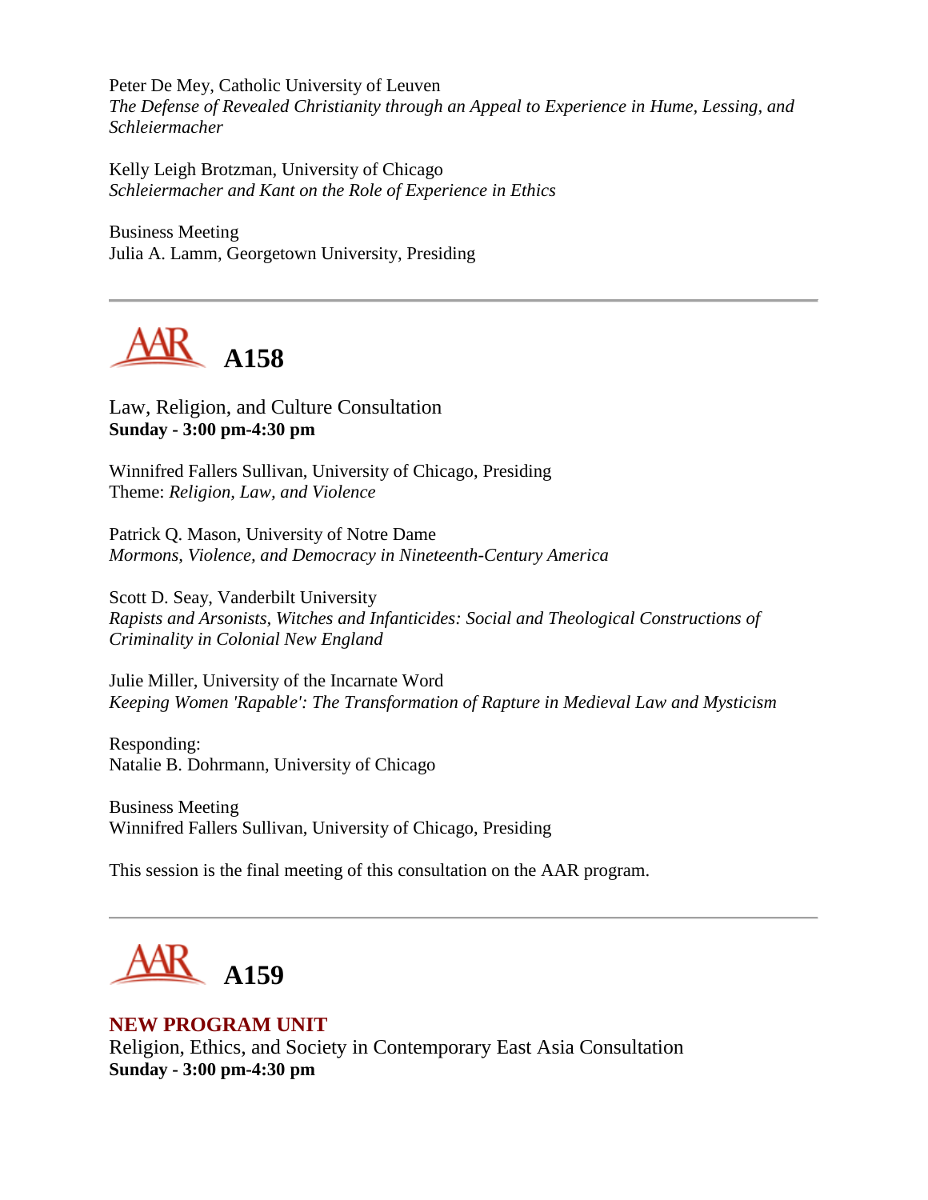Peter De Mey, Catholic University of Leuven
*The Defense of Revealed Christianity through an Appeal to Experience in Hume, Lessing, and Schleiermacher*

Kelly Leigh Brotzman, University of Chicago
*Schleiermacher and Kant on the Role of Experience in Ethics*

Business Meeting
Julia A. Lamm, Georgetown University, Presiding

---

## A158

Law, Religion, and Culture Consultation
**Sunday - 3:00 pm-4:30 pm**

Winnifred Fallers Sullivan, University of Chicago, Presiding
Theme: *Religion, Law, and Violence*

Patrick Q. Mason, University of Notre Dame
*Mormons, Violence, and Democracy in Nineteenth-Century America*

Scott D. Seay, Vanderbilt University
*Rapists and Arsonists, Witches and Infanticides: Social and Theological Constructions of Criminality in Colonial New England*

Julie Miller, University of the Incarnate Word
*Keeping Women 'Rapable': The Transformation of Rapture in Medieval Law and Mysticism*

Responding:
Natalie B. Dohrmann, University of Chicago

Business Meeting
Winnifred Fallers Sullivan, University of Chicago, Presiding

This session is the final meeting of this consultation on the AAR program.

---

## A159

**NEW PROGRAM UNIT**
Religion, Ethics, and Society in Contemporary East Asia Consultation
**Sunday - 3:00 pm-4:30 pm**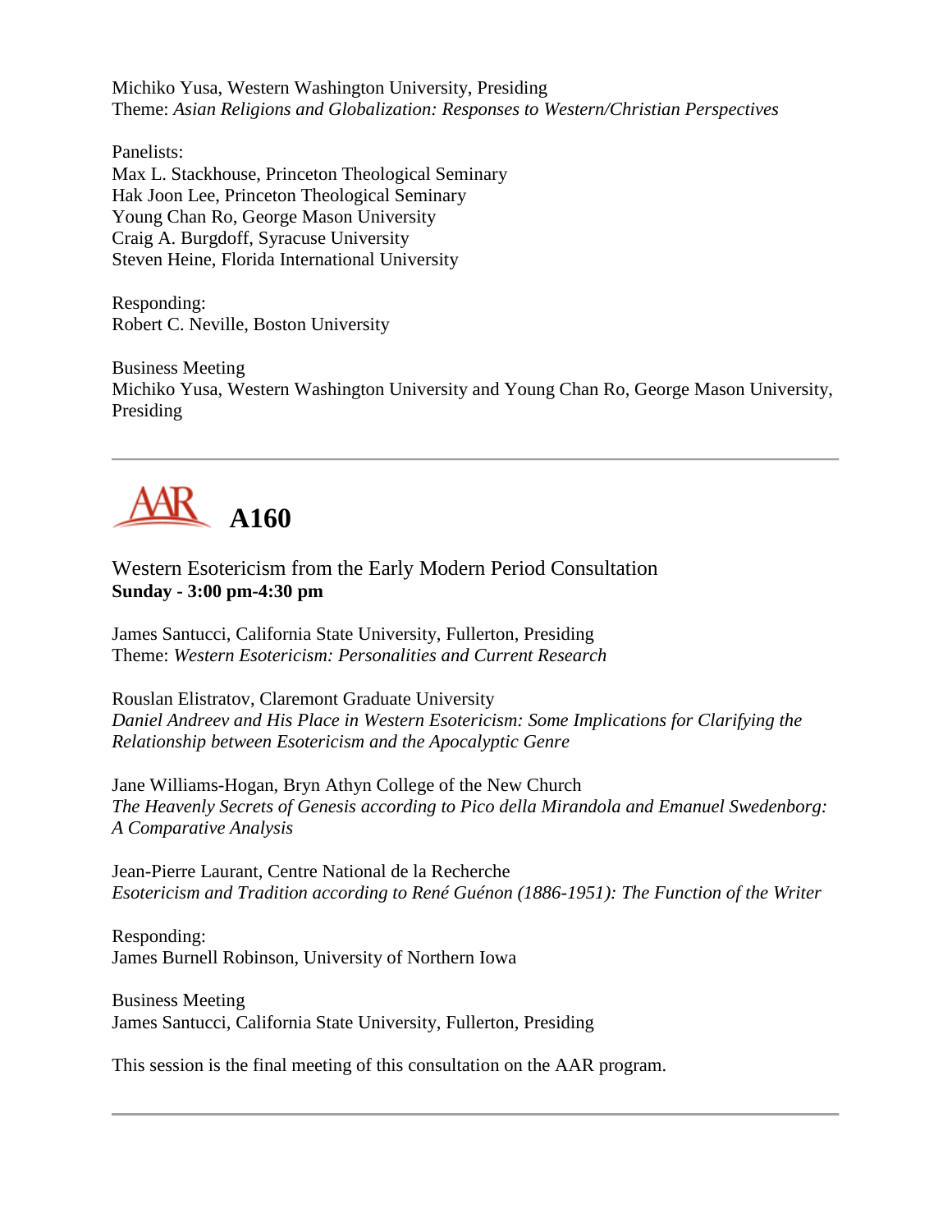Michiko Yusa, Western Washington University, Presiding
Theme: *Asian Religions and Globalization: Responses to Western/Christian Perspectives*

Panelists:
Max L. Stackhouse, Princeton Theological Seminary
Hak Joon Lee, Princeton Theological Seminary
Young Chan Ro, George Mason University
Craig A. Burgdoff, Syracuse University
Steven Heine, Florida International University

Responding:
Robert C. Neville, Boston University

Business Meeting
Michiko Yusa, Western Washington University and Young Chan Ro, George Mason University, Presiding

---

# A160

Western Esotericism from the Early Modern Period Consultation
**Sunday - 3:00 pm-4:30 pm**

James Santucci, California State University, Fullerton, Presiding
Theme: *Western Esotericism: Personalities and Current Research*

Rouslan Elistratov, Claremont Graduate University
*Daniel Andreev and His Place in Western Esotericism: Some Implications for Clarifying the Relationship between Esotericism and the Apocalyptic Genre*

Jane Williams-Hogan, Bryn Athyn College of the New Church
*The Heavenly Secrets of Genesis according to Pico della Mirandola and Emanuel Swedenborg: A Comparative Analysis*

Jean-Pierre Laurant, Centre National de la Recherche
*Esotericism and Tradition according to René Guénon (1886-1951): The Function of the Writer*

Responding:
James Burnell Robinson, University of Northern Iowa

Business Meeting
James Santucci, California State University, Fullerton, Presiding

This session is the final meeting of this consultation on the AAR program.

---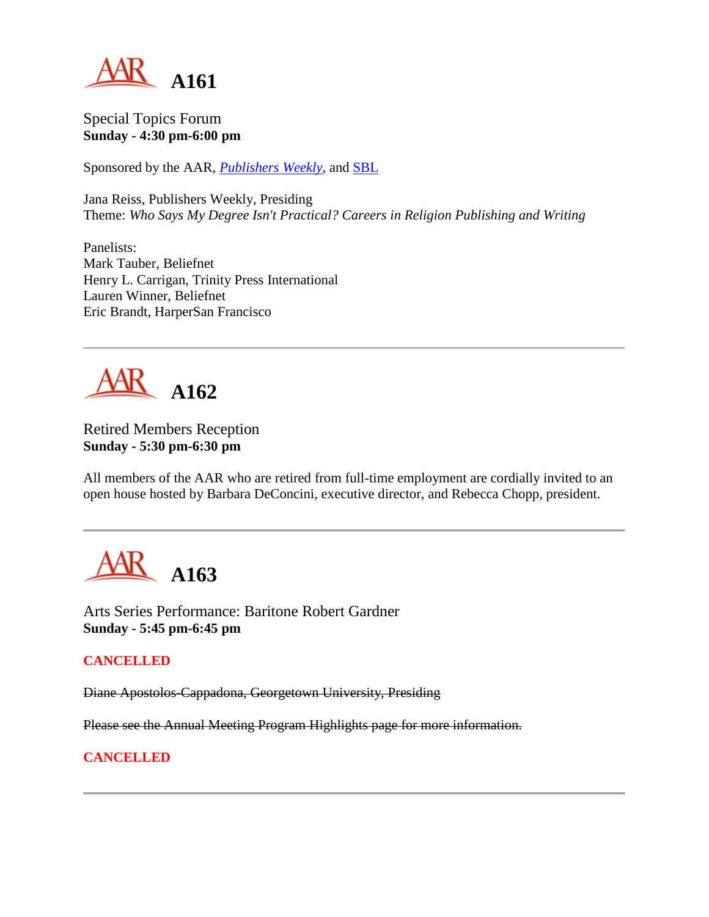# A161

Special Topics Forum
**Sunday - 4:30 pm-6:00 pm**

Sponsored by the AAR, *Publishers Weekly*, and SBL

Jana Reiss, Publishers Weekly, Presiding
Theme: *Who Says My Degree Isn't Practical? Careers in Religion Publishing and Writing*

Panelists:
Mark Tauber, Beliefnet
Henry L. Carrigan, Trinity Press International
Lauren Winner, Beliefnet
Eric Brandt, HarperSan Francisco

---

# A162

Retired Members Reception
**Sunday - 5:30 pm-6:30 pm**

All members of the AAR who are retired from full-time employment are cordially invited to an open house hosted by Barbara DeConcini, executive director, and Rebecca Chopp, president.

---

# A163

Arts Series Performance: Baritone Robert Gardner
**Sunday - 5:45 pm-6:45 pm**

**CANCELLED**

~~Diane Apostolos-Cappadona, Georgetown University, Presiding~~

~~Please see the Annual Meeting Program Highlights page for more information.~~

**CANCELLED**

---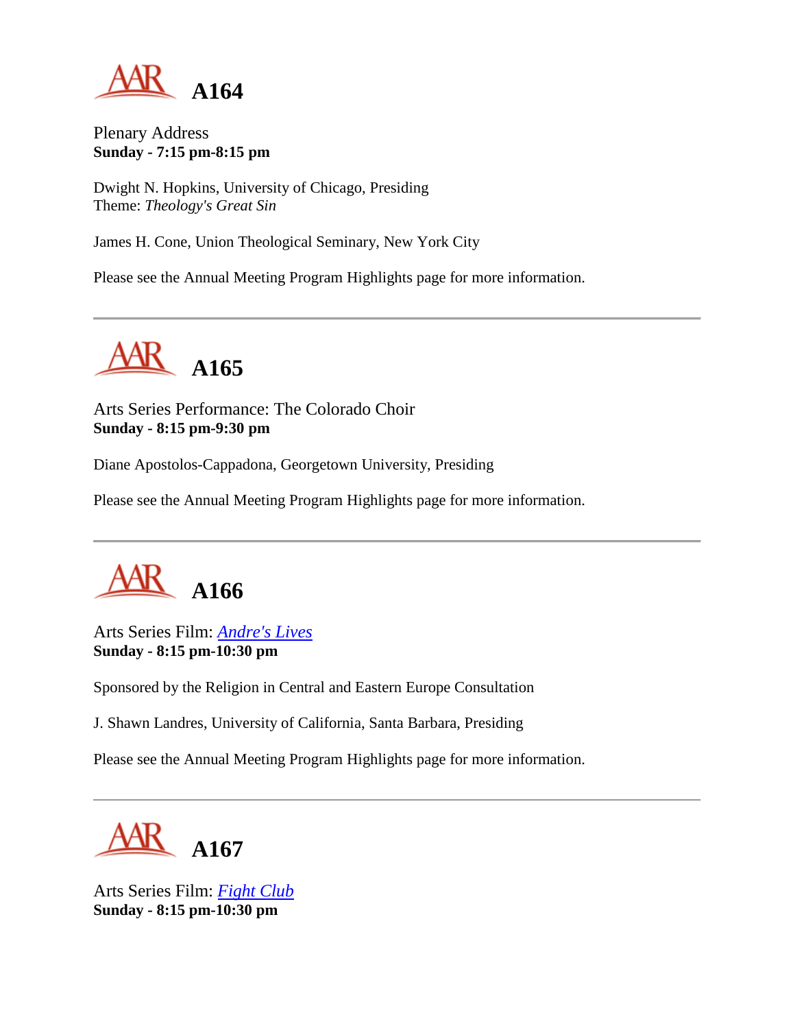# A164

Plenary Address
**Sunday - 7:15 pm-8:15 pm**

Dwight N. Hopkins, University of Chicago, Presiding
Theme: *Theology's Great Sin*

James H. Cone, Union Theological Seminary, New York City

Please see the Annual Meeting Program Highlights page for more information.

---

# A165

Arts Series Performance: The Colorado Choir
**Sunday - 8:15 pm-9:30 pm**

Diane Apostolos-Cappadona, Georgetown University, Presiding

Please see the Annual Meeting Program Highlights page for more information.

---

# A166

Arts Series Film: *Andre's Lives*
**Sunday - 8:15 pm-10:30 pm**

Sponsored by the Religion in Central and Eastern Europe Consultation

J. Shawn Landres, University of California, Santa Barbara, Presiding

Please see the Annual Meeting Program Highlights page for more information.

---

# A167

Arts Series Film: *Fight Club*
**Sunday - 8:15 pm-10:30 pm**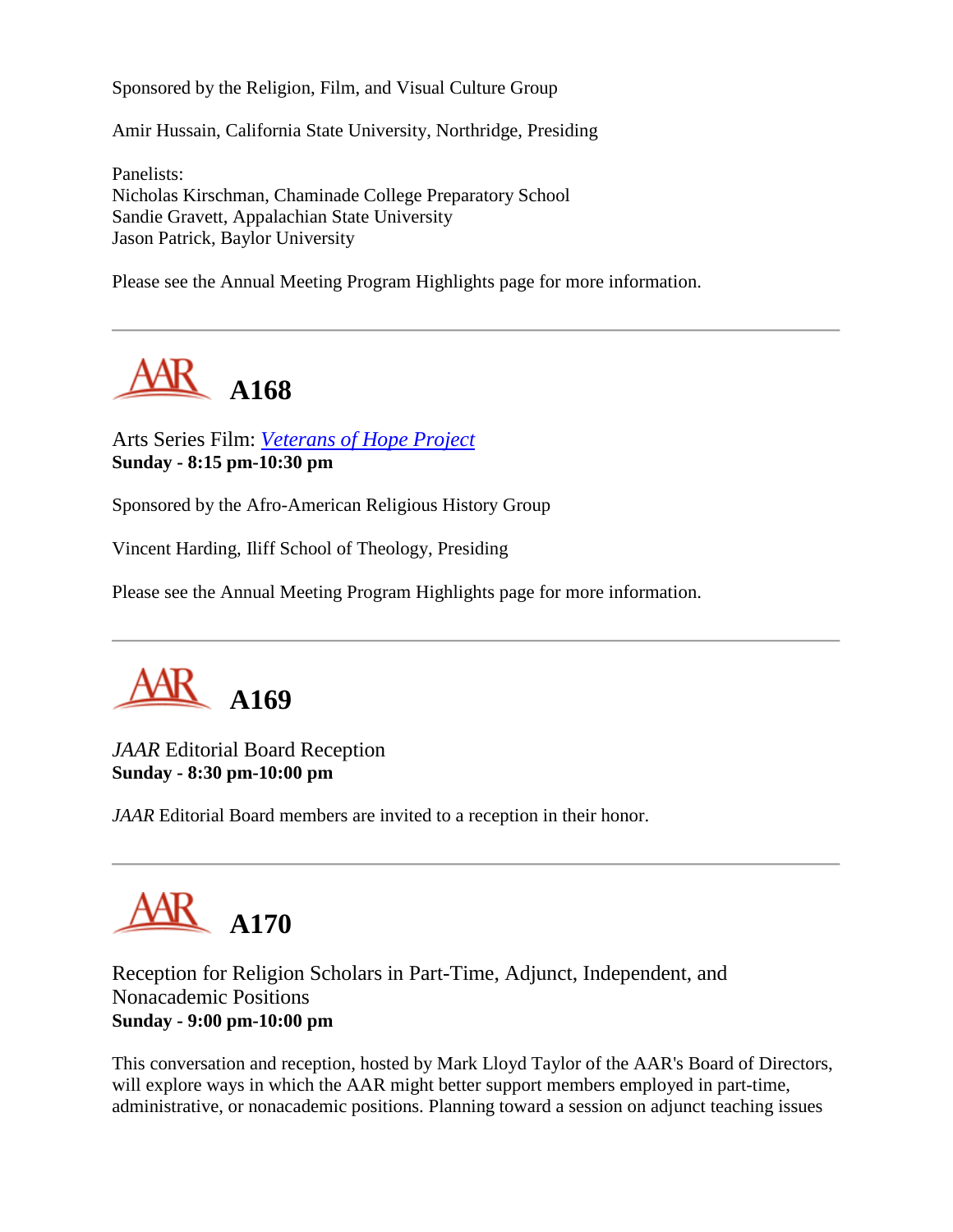Sponsored by the Religion, Film, and Visual Culture Group

Amir Hussain, California State University, Northridge, Presiding

Panelists:
Nicholas Kirschman, Chaminade College Preparatory School
Sandie Gravett, Appalachian State University
Jason Patrick, Baylor University

Please see the Annual Meeting Program Highlights page for more information.

---

## AAR A168

Arts Series Film: *Veterans of Hope Project*
**Sunday - 8:15 pm-10:30 pm**

Sponsored by the Afro-American Religious History Group

Vincent Harding, Iliff School of Theology, Presiding

Please see the Annual Meeting Program Highlights page for more information.

---

## AAR A169

*JAAR* Editorial Board Reception
**Sunday - 8:30 pm-10:00 pm**

*JAAR* Editorial Board members are invited to a reception in their honor.

---

## AAR A170

Reception for Religion Scholars in Part-Time, Adjunct, Independent, and Nonacademic Positions
**Sunday - 9:00 pm-10:00 pm**

This conversation and reception, hosted by Mark Lloyd Taylor of the AAR's Board of Directors, will explore ways in which the AAR might better support members employed in part-time, administrative, or nonacademic positions. Planning toward a session on adjunct teaching issues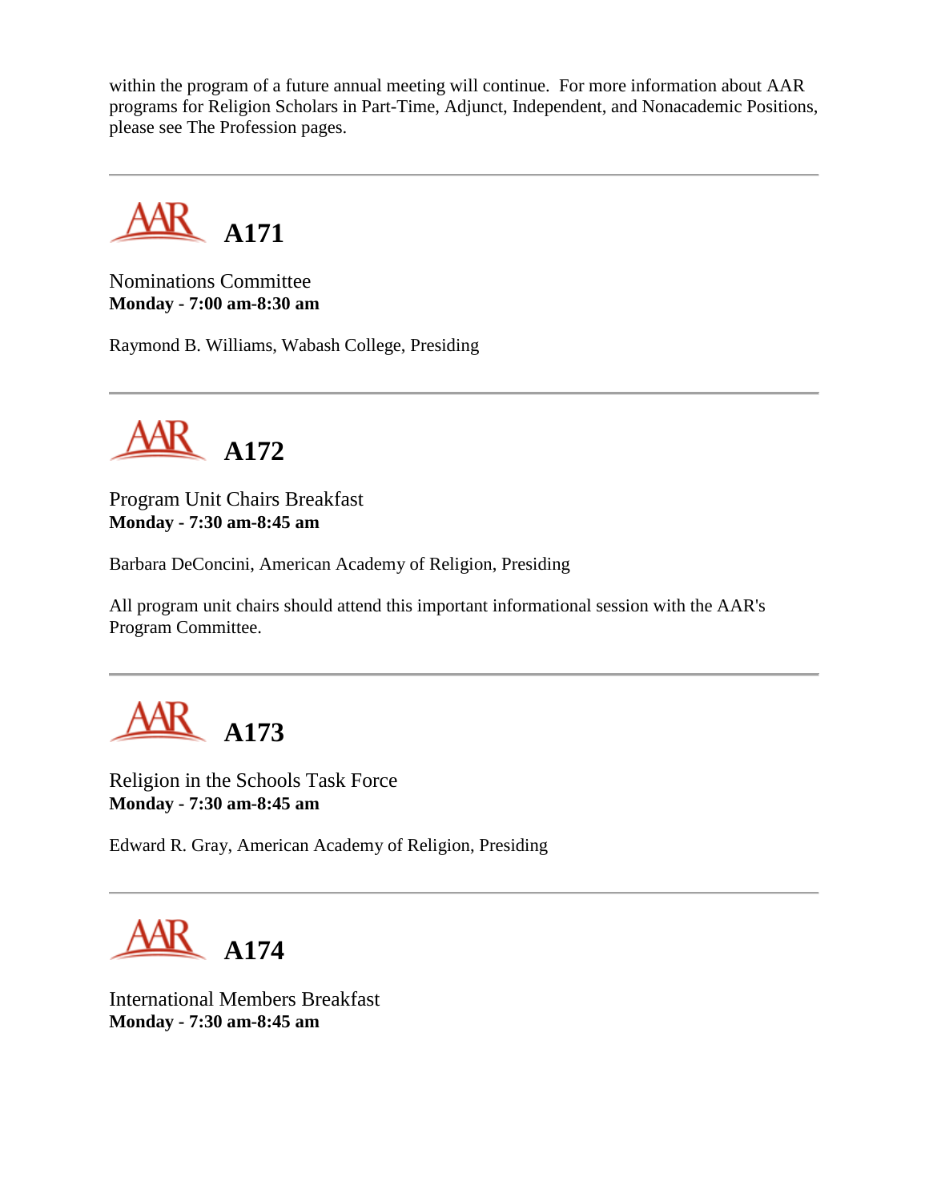within the program of a future annual meeting will continue. For more information about AAR programs for Religion Scholars in Part-Time, Adjunct, Independent, and Nonacademic Positions, please see The Profession pages.

---

## A171

Nominations Committee
**Monday - 7:00 am-8:30 am**

Raymond B. Williams, Wabash College, Presiding

---

## A172

Program Unit Chairs Breakfast
**Monday - 7:30 am-8:45 am**

Barbara DeConcini, American Academy of Religion, Presiding

All program unit chairs should attend this important informational session with the AAR's Program Committee.

---

## A173

Religion in the Schools Task Force
**Monday - 7:30 am-8:45 am**

Edward R. Gray, American Academy of Religion, Presiding

---

## A174

International Members Breakfast
**Monday - 7:30 am-8:45 am**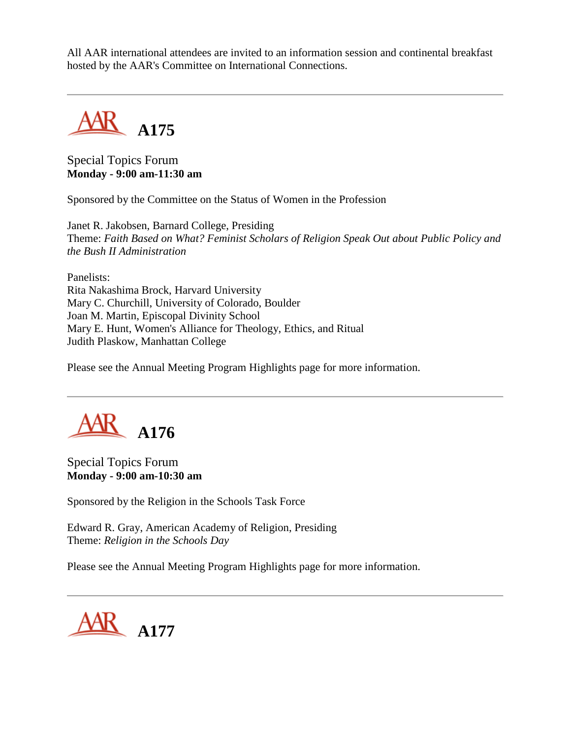All AAR international attendees are invited to an information session and continental breakfast hosted by the AAR's Committee on International Connections.

---

## A175

Special Topics Forum
**Monday - 9:00 am-11:30 am**

Sponsored by the Committee on the Status of Women in the Profession

Janet R. Jakobsen, Barnard College, Presiding
Theme: *Faith Based on What? Feminist Scholars of Religion Speak Out about Public Policy and the Bush II Administration*

Panelists:
Rita Nakashima Brock, Harvard University
Mary C. Churchill, University of Colorado, Boulder
Joan M. Martin, Episcopal Divinity School
Mary E. Hunt, Women's Alliance for Theology, Ethics, and Ritual
Judith Plaskow, Manhattan College

Please see the Annual Meeting Program Highlights page for more information.

---

## A176

Special Topics Forum
**Monday - 9:00 am-10:30 am**

Sponsored by the Religion in the Schools Task Force

Edward R. Gray, American Academy of Religion, Presiding
Theme: *Religion in the Schools Day*

Please see the Annual Meeting Program Highlights page for more information.

---

## A177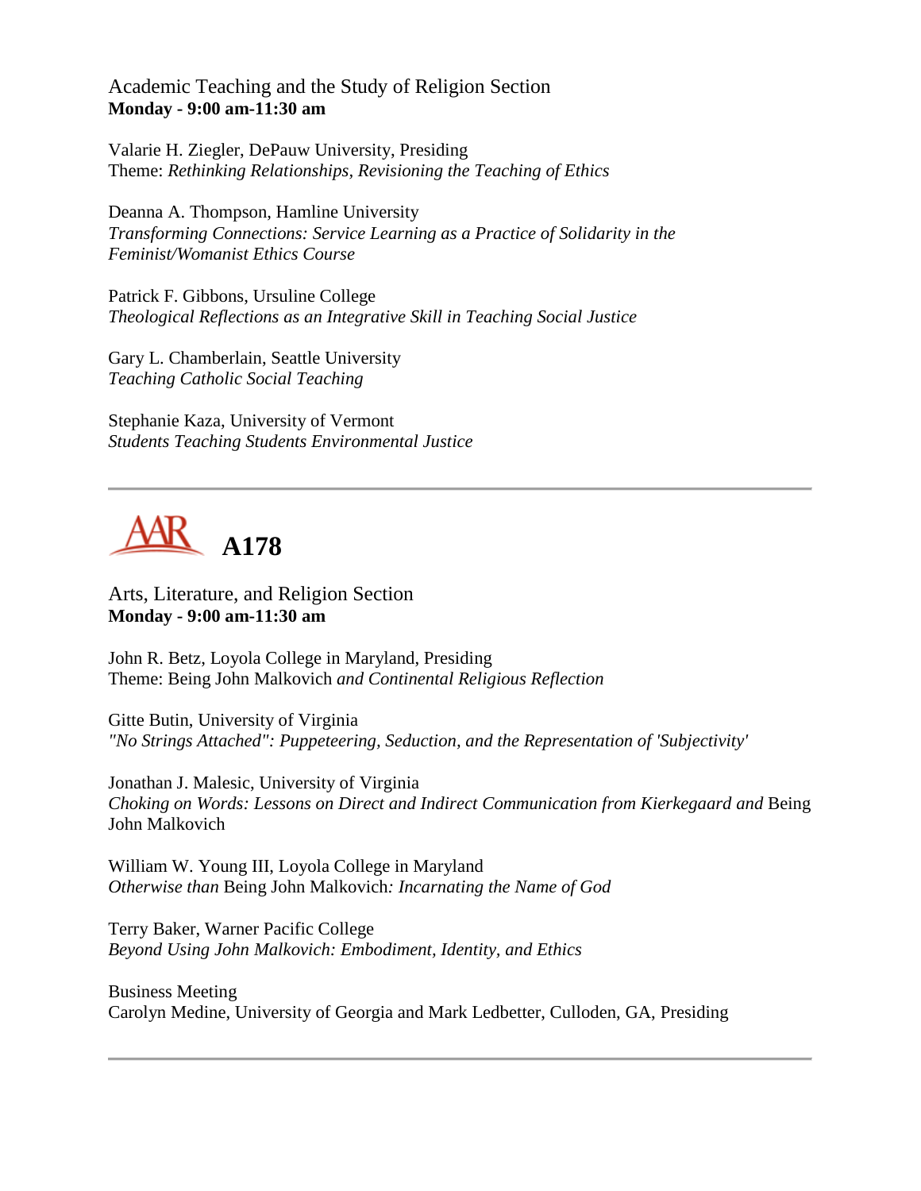Academic Teaching and the Study of Religion Section
**Monday - 9:00 am-11:30 am**

Valarie H. Ziegler, DePauw University, Presiding
Theme: *Rethinking Relationships, Revisioning the Teaching of Ethics*

Deanna A. Thompson, Hamline University
*Transforming Connections: Service Learning as a Practice of Solidarity in the Feminist/Womanist Ethics Course*

Patrick F. Gibbons, Ursuline College
*Theological Reflections as an Integrative Skill in Teaching Social Justice*

Gary L. Chamberlain, Seattle University
*Teaching Catholic Social Teaching*

Stephanie Kaza, University of Vermont
*Students Teaching Students Environmental Justice*

---

## AAR A178

Arts, Literature, and Religion Section
**Monday - 9:00 am-11:30 am**

John R. Betz, Loyola College in Maryland, Presiding
Theme: Being John Malkovich *and Continental Religious Reflection*

Gitte Butin, University of Virginia
*"No Strings Attached": Puppeteering, Seduction, and the Representation of 'Subjectivity'*

Jonathan J. Malesic, University of Virginia
*Choking on Words: Lessons on Direct and Indirect Communication from Kierkegaard and* Being John Malkovich

William W. Young III, Loyola College in Maryland
*Otherwise than* Being John Malkovich*: Incarnating the Name of God*

Terry Baker, Warner Pacific College
*Beyond Using John Malkovich: Embodiment, Identity, and Ethics*

Business Meeting
Carolyn Medine, University of Georgia and Mark Ledbetter, Culloden, GA, Presiding

---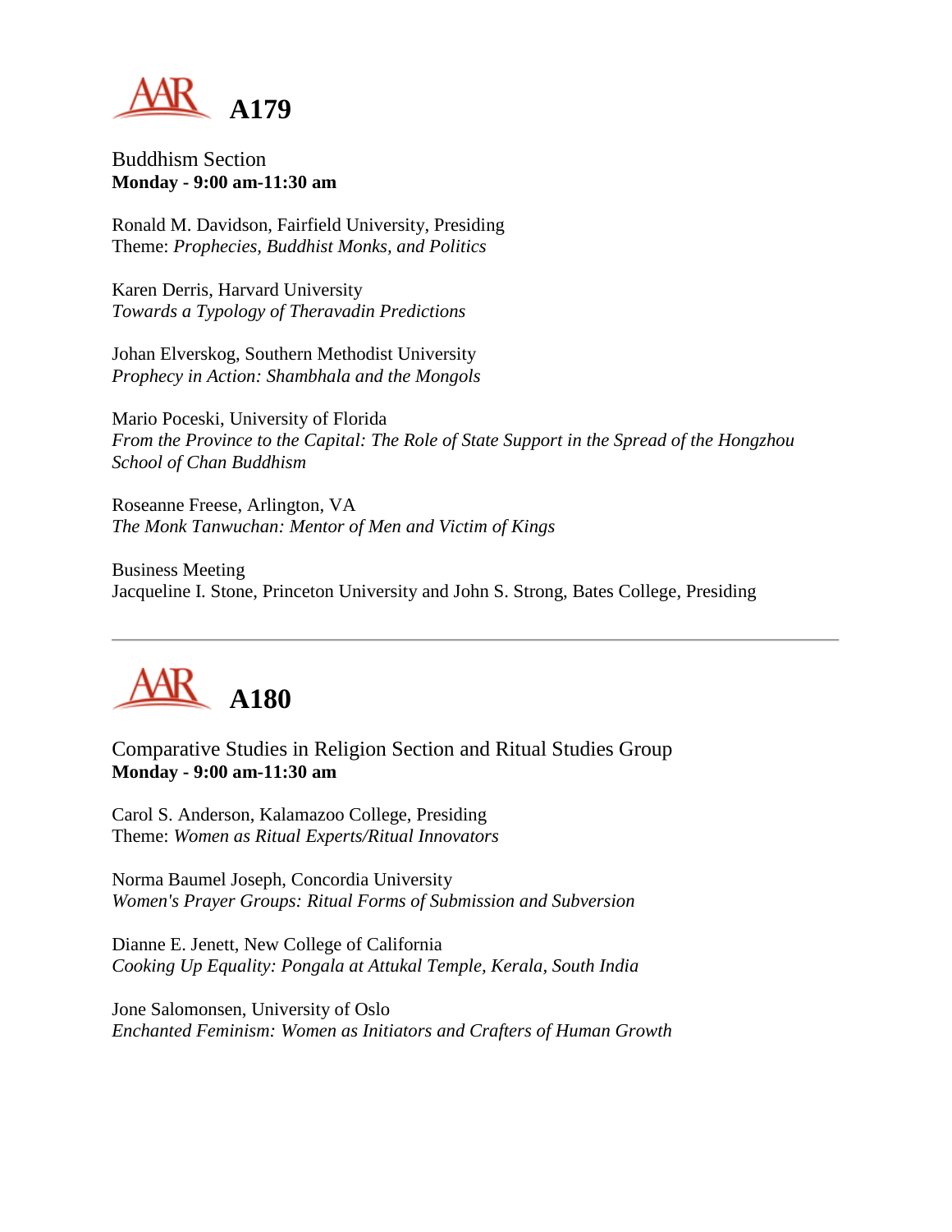## A179

Buddhism Section
**Monday - 9:00 am-11:30 am**

Ronald M. Davidson, Fairfield University, Presiding
Theme: *Prophecies, Buddhist Monks, and Politics*

Karen Derris, Harvard University
*Towards a Typology of Theravadin Predictions*

Johan Elverskog, Southern Methodist University
*Prophecy in Action: Shambhala and the Mongols*

Mario Poceski, University of Florida
*From the Province to the Capital: The Role of State Support in the Spread of the Hongzhou School of Chan Buddhism*

Roseanne Freese, Arlington, VA
*The Monk Tanwuchan: Mentor of Men and Victim of Kings*

Business Meeting
Jacqueline I. Stone, Princeton University and John S. Strong, Bates College, Presiding

---

## A180

Comparative Studies in Religion Section and Ritual Studies Group
**Monday - 9:00 am-11:30 am**

Carol S. Anderson, Kalamazoo College, Presiding
Theme: *Women as Ritual Experts/Ritual Innovators*

Norma Baumel Joseph, Concordia University
*Women's Prayer Groups: Ritual Forms of Submission and Subversion*

Dianne E. Jenett, New College of California
*Cooking Up Equality: Pongala at Attukal Temple, Kerala, South India*

Jone Salomonsen, University of Oslo
*Enchanted Feminism: Women as Initiators and Crafters of Human Growth*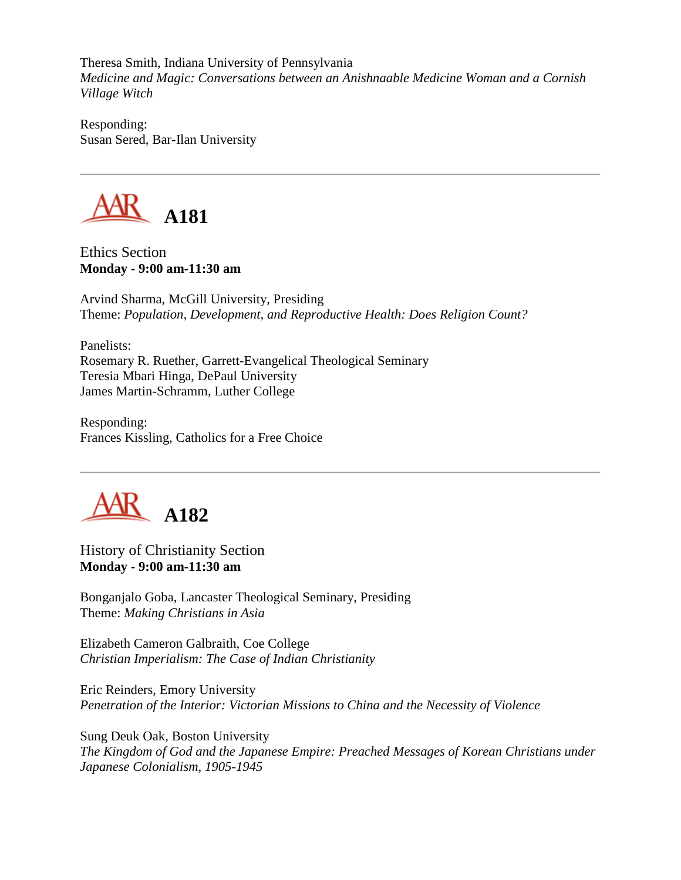Theresa Smith, Indiana University of Pennsylvania
*Medicine and Magic: Conversations between an Anishnaable Medicine Woman and a Cornish Village Witch*

Responding:
Susan Sered, Bar-Ilan University

---

## A181

Ethics Section
**Monday - 9:00 am-11:30 am**

Arvind Sharma, McGill University, Presiding
Theme: *Population, Development, and Reproductive Health: Does Religion Count?*

Panelists:
Rosemary R. Ruether, Garrett-Evangelical Theological Seminary
Teresia Mbari Hinga, DePaul University
James Martin-Schramm, Luther College

Responding:
Frances Kissling, Catholics for a Free Choice

---

## A182

History of Christianity Section
**Monday - 9:00 am-11:30 am**

Bonganjalo Goba, Lancaster Theological Seminary, Presiding
Theme: *Making Christians in Asia*

Elizabeth Cameron Galbraith, Coe College
*Christian Imperialism: The Case of Indian Christianity*

Eric Reinders, Emory University
*Penetration of the Interior: Victorian Missions to China and the Necessity of Violence*

Sung Deuk Oak, Boston University
*The Kingdom of God and the Japanese Empire: Preached Messages of Korean Christians under Japanese Colonialism, 1905-1945*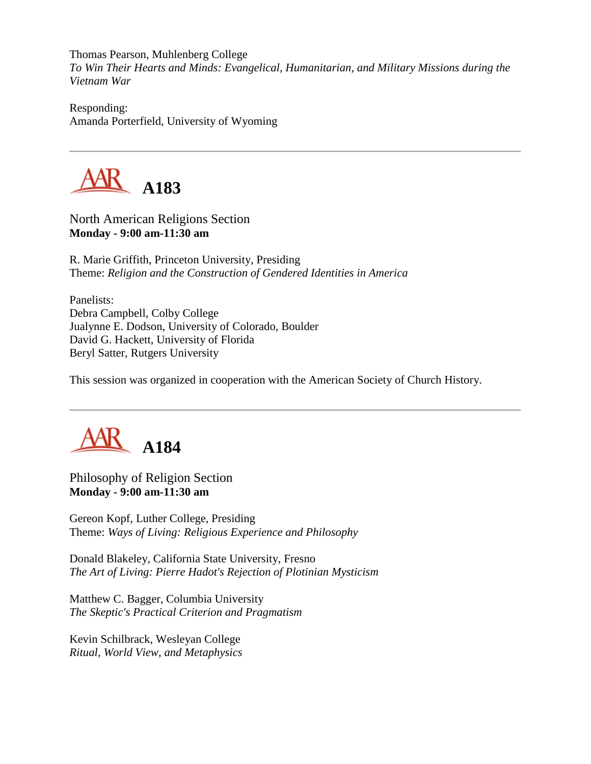Thomas Pearson, Muhlenberg College
*To Win Their Hearts and Minds: Evangelical, Humanitarian, and Military Missions during the Vietnam War*

Responding:
Amanda Porterfield, University of Wyoming

---

## A183

North American Religions Section
**Monday - 9:00 am-11:30 am**

R. Marie Griffith, Princeton University, Presiding
Theme: *Religion and the Construction of Gendered Identities in America*

Panelists:
Debra Campbell, Colby College
Jualynne E. Dodson, University of Colorado, Boulder
David G. Hackett, University of Florida
Beryl Satter, Rutgers University

This session was organized in cooperation with the American Society of Church History.

---

## A184

Philosophy of Religion Section
**Monday - 9:00 am-11:30 am**

Gereon Kopf, Luther College, Presiding
Theme: *Ways of Living: Religious Experience and Philosophy*

Donald Blakeley, California State University, Fresno
*The Art of Living: Pierre Hadot's Rejection of Plotinian Mysticism*

Matthew C. Bagger, Columbia University
*The Skeptic's Practical Criterion and Pragmatism*

Kevin Schilbrack, Wesleyan College
*Ritual, World View, and Metaphysics*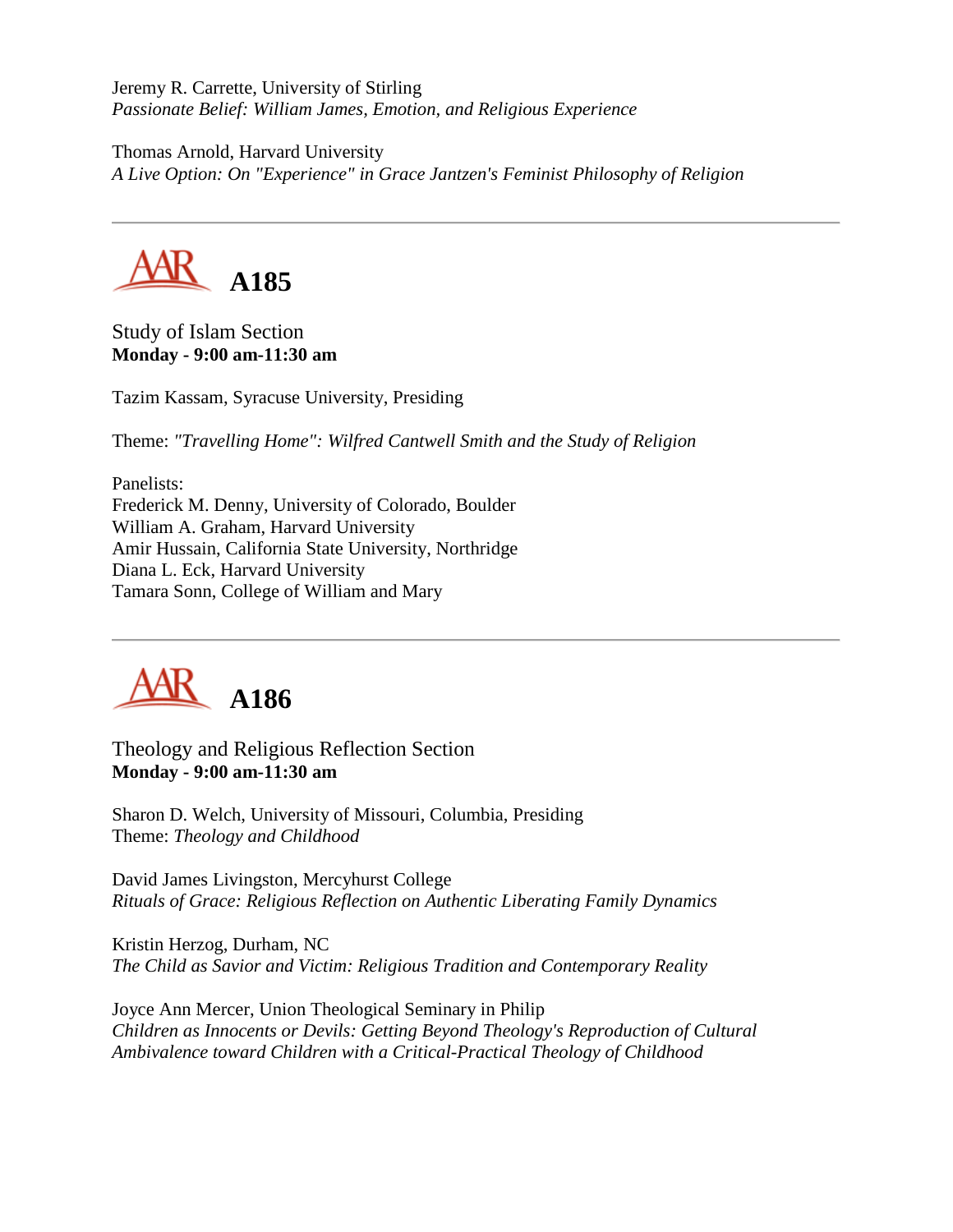Jeremy R. Carrette, University of Stirling
*Passionate Belief: William James, Emotion, and Religious Experience*

Thomas Arnold, Harvard University
*A Live Option: On "Experience" in Grace Jantzen's Feminist Philosophy of Religion*

---

## A185

Study of Islam Section
**Monday - 9:00 am-11:30 am**

Tazim Kassam, Syracuse University, Presiding

Theme: *"Travelling Home": Wilfred Cantwell Smith and the Study of Religion*

Panelists:
Frederick M. Denny, University of Colorado, Boulder
William A. Graham, Harvard University
Amir Hussain, California State University, Northridge
Diana L. Eck, Harvard University
Tamara Sonn, College of William and Mary

---

## A186

Theology and Religious Reflection Section
**Monday - 9:00 am-11:30 am**

Sharon D. Welch, University of Missouri, Columbia, Presiding
Theme: *Theology and Childhood*

David James Livingston, Mercyhurst College
*Rituals of Grace: Religious Reflection on Authentic Liberating Family Dynamics*

Kristin Herzog, Durham, NC
*The Child as Savior and Victim: Religious Tradition and Contemporary Reality*

Joyce Ann Mercer, Union Theological Seminary in Philip
*Children as Innocents or Devils: Getting Beyond Theology's Reproduction of Cultural Ambivalence toward Children with a Critical-Practical Theology of Childhood*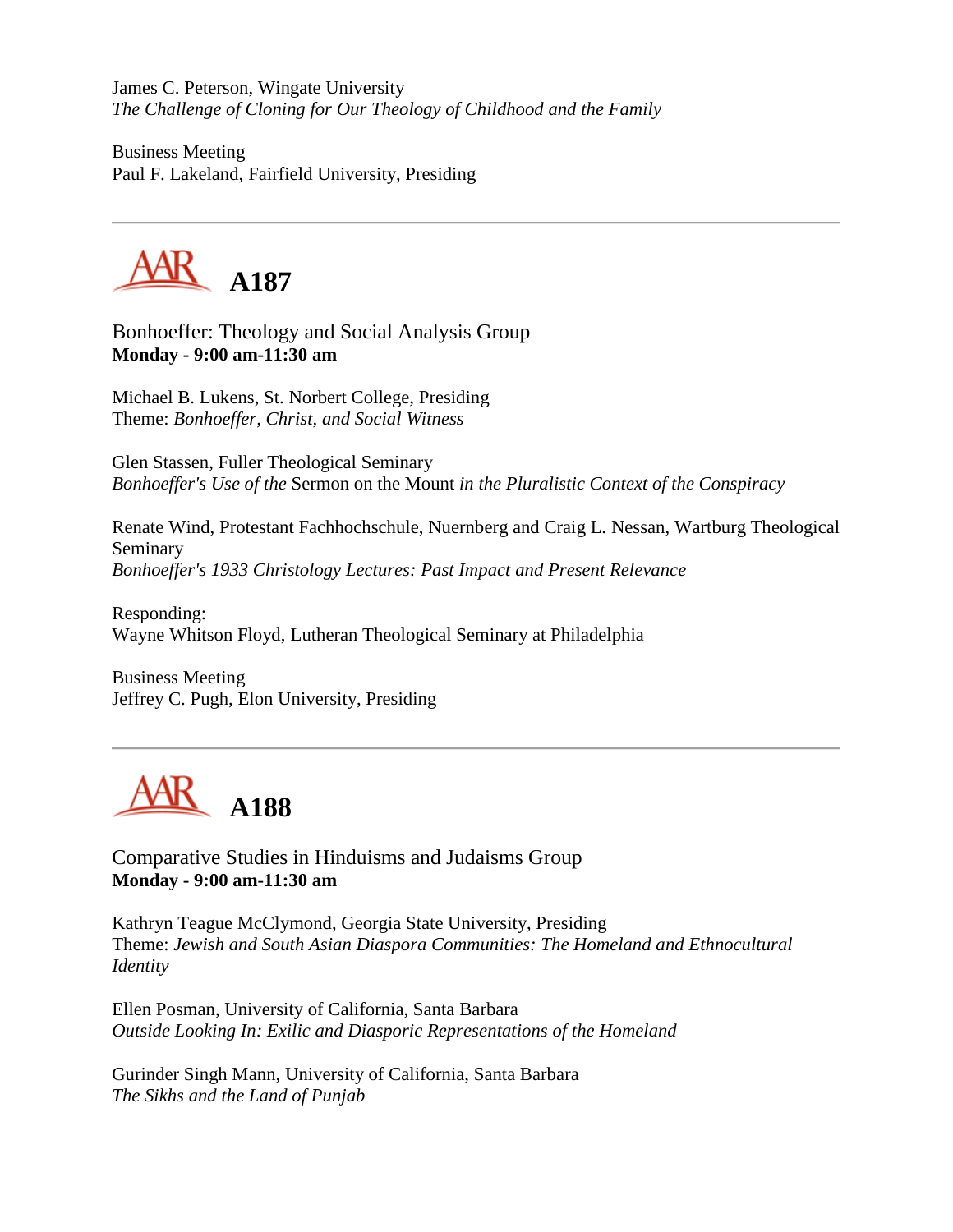James C. Peterson, Wingate University
*The Challenge of Cloning for Our Theology of Childhood and the Family*

Business Meeting
Paul F. Lakeland, Fairfield University, Presiding

---

## AAR A187

Bonhoeffer: Theology and Social Analysis Group
**Monday - 9:00 am-11:30 am**

Michael B. Lukens, St. Norbert College, Presiding
Theme: *Bonhoeffer, Christ, and Social Witness*

Glen Stassen, Fuller Theological Seminary
*Bonhoeffer's Use of the* Sermon on the Mount *in the Pluralistic Context of the Conspiracy*

Renate Wind, Protestant Fachhochschule, Nuernberg and Craig L. Nessan, Wartburg Theological Seminary
*Bonhoeffer's 1933 Christology Lectures: Past Impact and Present Relevance*

Responding:
Wayne Whitson Floyd, Lutheran Theological Seminary at Philadelphia

Business Meeting
Jeffrey C. Pugh, Elon University, Presiding

---

## AAR A188

Comparative Studies in Hinduisms and Judaisms Group
**Monday - 9:00 am-11:30 am**

Kathryn Teague McClymond, Georgia State University, Presiding
Theme: *Jewish and South Asian Diaspora Communities: The Homeland and Ethnocultural Identity*

Ellen Posman, University of California, Santa Barbara
*Outside Looking In: Exilic and Diasporic Representations of the Homeland*

Gurinder Singh Mann, University of California, Santa Barbara
*The Sikhs and the Land of Punjab*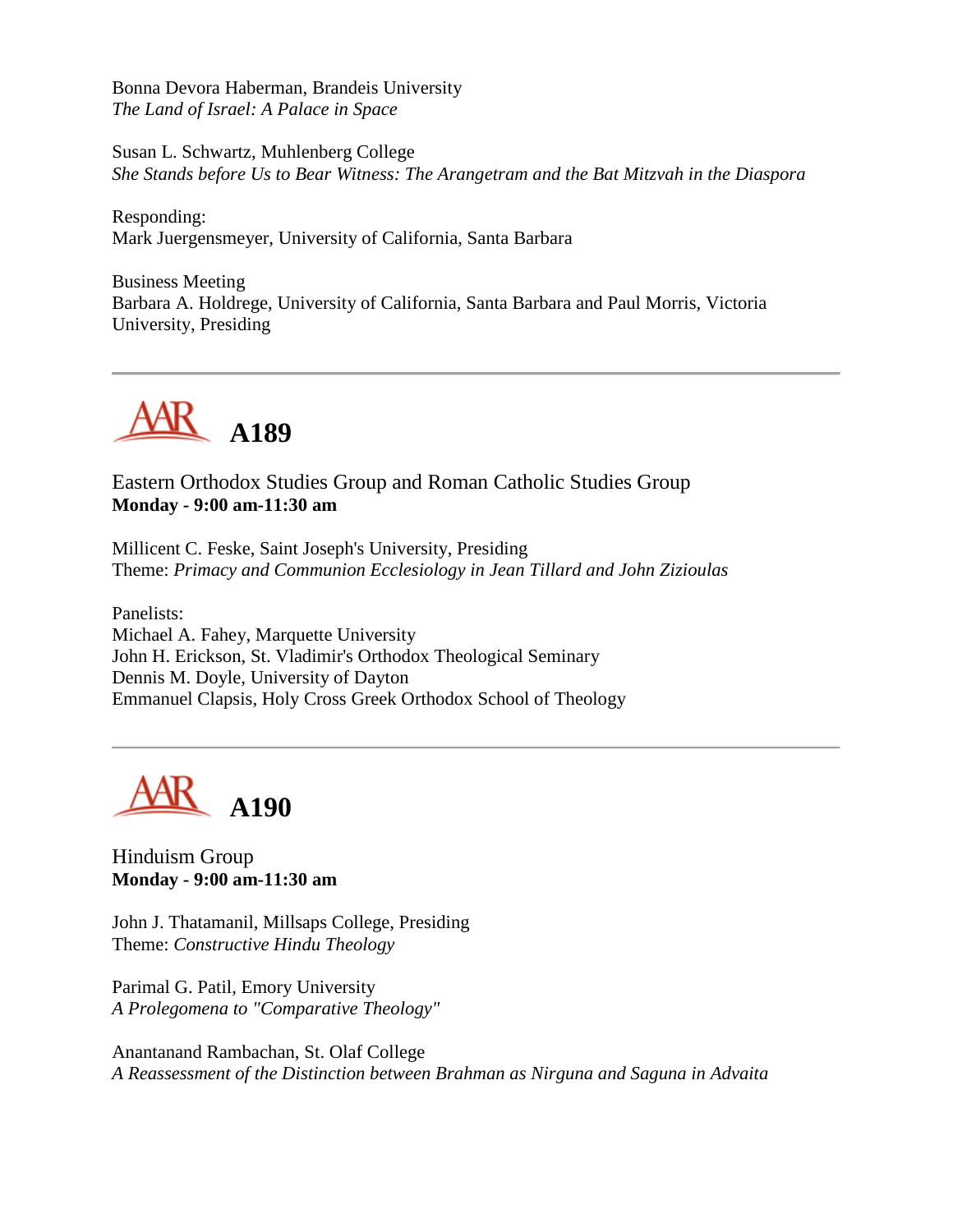Bonna Devora Haberman, Brandeis University
*The Land of Israel: A Palace in Space*

Susan L. Schwartz, Muhlenberg College
*She Stands before Us to Bear Witness: The Arangetram and the Bat Mitzvah in the Diaspora*

Responding:
Mark Juergensmeyer, University of California, Santa Barbara

Business Meeting
Barbara A. Holdrege, University of California, Santa Barbara and Paul Morris, Victoria University, Presiding

---

## A189

Eastern Orthodox Studies Group and Roman Catholic Studies Group
**Monday - 9:00 am-11:30 am**

Millicent C. Feske, Saint Joseph's University, Presiding
Theme: *Primacy and Communion Ecclesiology in Jean Tillard and John Zizioulas*

Panelists:
Michael A. Fahey, Marquette University
John H. Erickson, St. Vladimir's Orthodox Theological Seminary
Dennis M. Doyle, University of Dayton
Emmanuel Clapsis, Holy Cross Greek Orthodox School of Theology

---

## A190

Hinduism Group
**Monday - 9:00 am-11:30 am**

John J. Thatamanil, Millsaps College, Presiding
Theme: *Constructive Hindu Theology*

Parimal G. Patil, Emory University
*A Prolegomena to "Comparative Theology"*

Anantanand Rambachan, St. Olaf College
*A Reassessment of the Distinction between Brahman as Nirguna and Saguna in Advaita*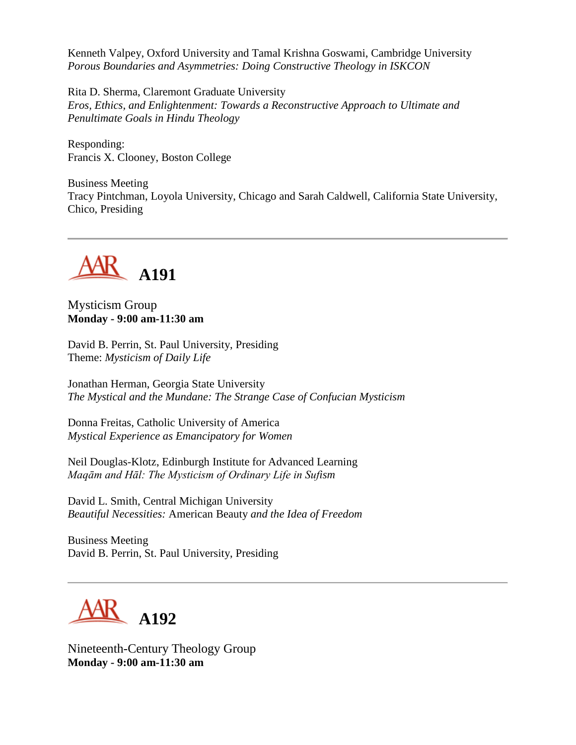Kenneth Valpey, Oxford University and Tamal Krishna Goswami, Cambridge University
*Porous Boundaries and Asymmetries: Doing Constructive Theology in ISKCON*

Rita D. Sherma, Claremont Graduate University
*Eros, Ethics, and Enlightenment: Towards a Reconstructive Approach to Ultimate and Penultimate Goals in Hindu Theology*

Responding:
Francis X. Clooney, Boston College

Business Meeting
Tracy Pintchman, Loyola University, Chicago and Sarah Caldwell, California State University, Chico, Presiding

---

## A191

Mysticism Group
**Monday - 9:00 am-11:30 am**

David B. Perrin, St. Paul University, Presiding
Theme: *Mysticism of Daily Life*

Jonathan Herman, Georgia State University
*The Mystical and the Mundane: The Strange Case of Confucian Mysticism*

Donna Freitas, Catholic University of America
*Mystical Experience as Emancipatory for Women*

Neil Douglas-Klotz, Edinburgh Institute for Advanced Learning
*Maqām and Hāl: The Mysticism of Ordinary Life in Sufism*

David L. Smith, Central Michigan University
*Beautiful Necessities:* American Beauty *and the Idea of Freedom*

Business Meeting
David B. Perrin, St. Paul University, Presiding

---

## A192

Nineteenth-Century Theology Group
**Monday - 9:00 am-11:30 am**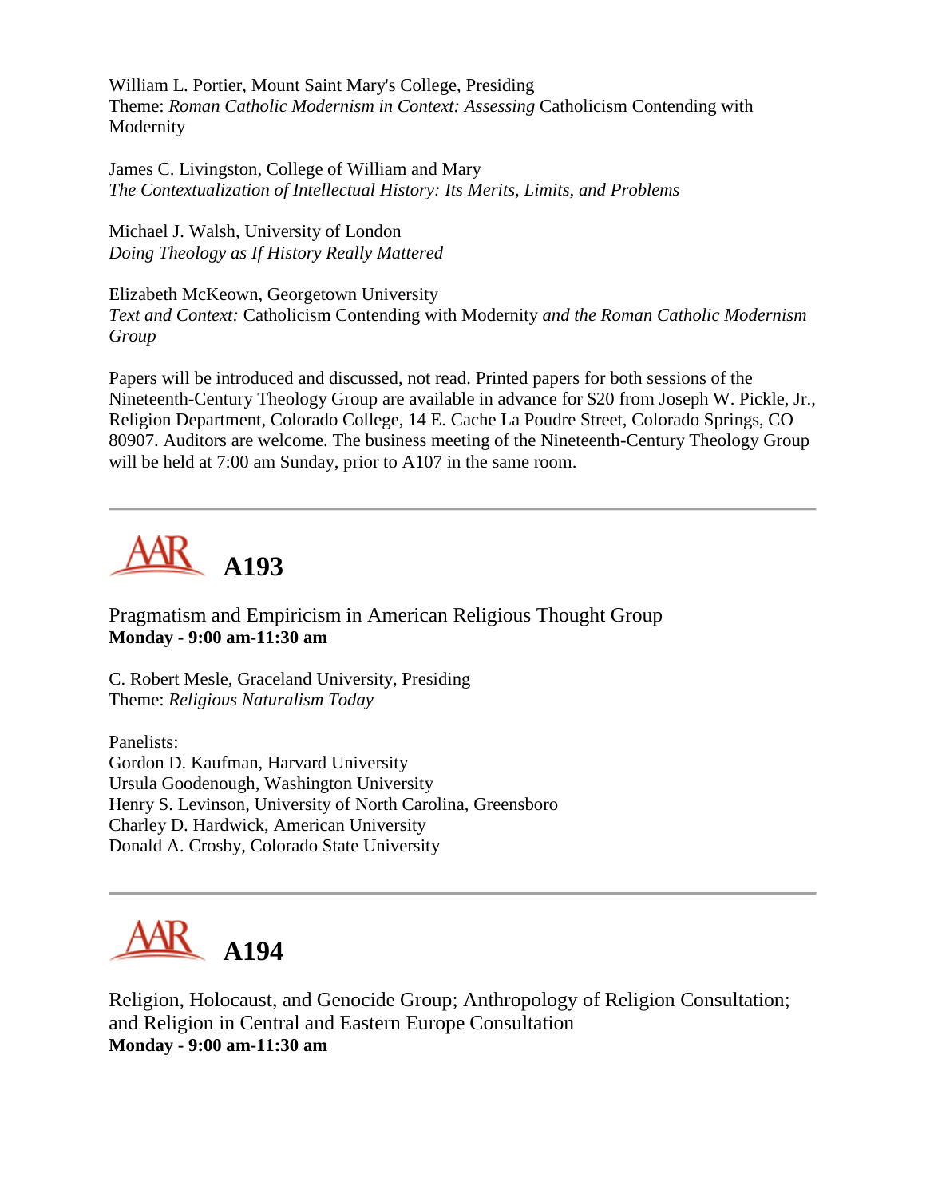William L. Portier, Mount Saint Mary's College, Presiding
Theme: *Roman Catholic Modernism in Context: Assessing* Catholicism Contending with Modernity

James C. Livingston, College of William and Mary
*The Contextualization of Intellectual History: Its Merits, Limits, and Problems*

Michael J. Walsh, University of London
*Doing Theology as If History Really Mattered*

Elizabeth McKeown, Georgetown University
*Text and Context:* Catholicism Contending with Modernity *and the Roman Catholic Modernism Group*

Papers will be introduced and discussed, not read. Printed papers for both sessions of the Nineteenth-Century Theology Group are available in advance for $20 from Joseph W. Pickle, Jr., Religion Department, Colorado College, 14 E. Cache La Poudre Street, Colorado Springs, CO 80907. Auditors are welcome. The business meeting of the Nineteenth-Century Theology Group will be held at 7:00 am Sunday, prior to A107 in the same room.

---

## AAR A193

Pragmatism and Empiricism in American Religious Thought Group
**Monday - 9:00 am-11:30 am**

C. Robert Mesle, Graceland University, Presiding
Theme: *Religious Naturalism Today*

Panelists:
Gordon D. Kaufman, Harvard University
Ursula Goodenough, Washington University
Henry S. Levinson, University of North Carolina, Greensboro
Charley D. Hardwick, American University
Donald A. Crosby, Colorado State University

---

## AAR A194

Religion, Holocaust, and Genocide Group; Anthropology of Religion Consultation; and Religion in Central and Eastern Europe Consultation
**Monday - 9:00 am-11:30 am**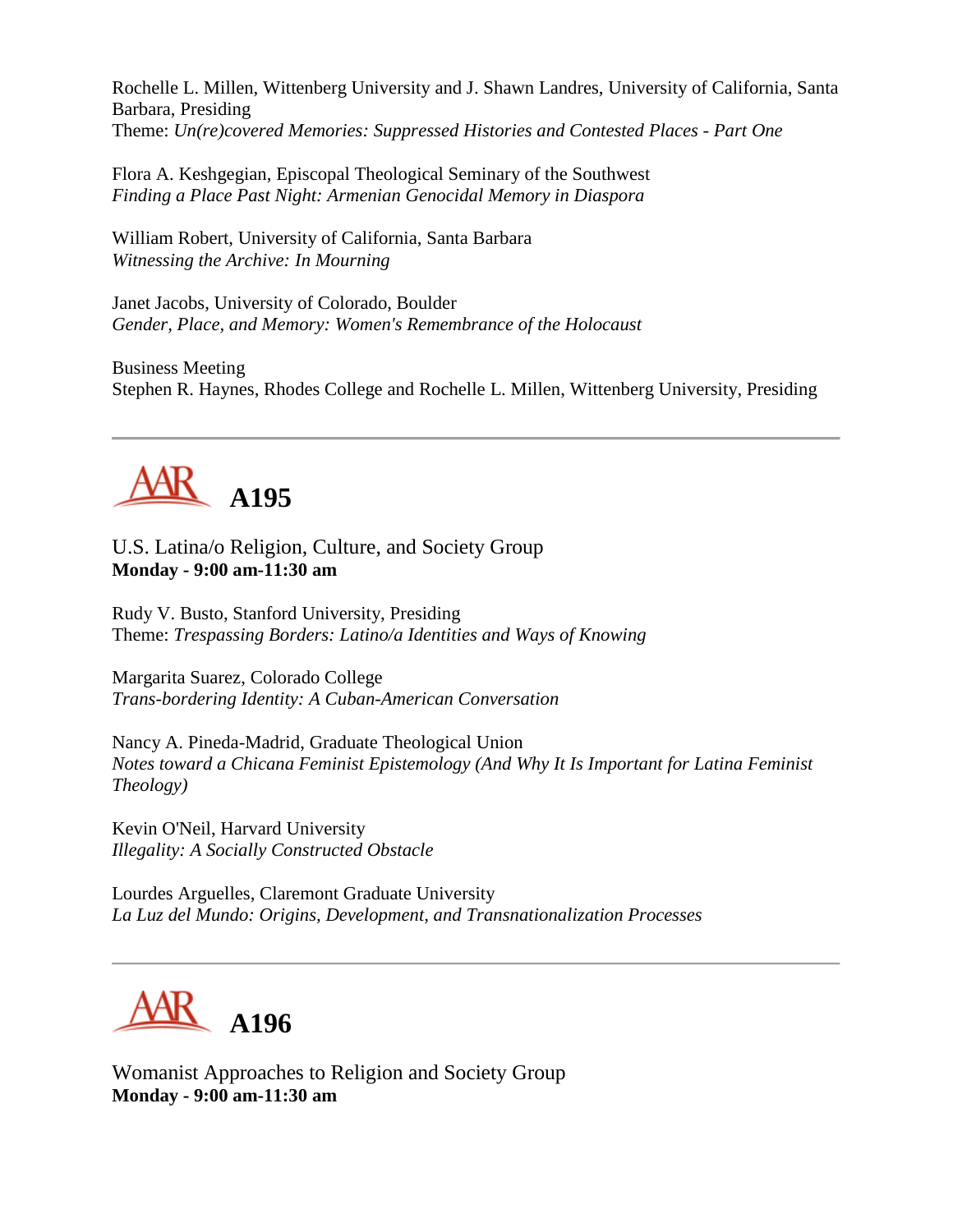Rochelle L. Millen, Wittenberg University and J. Shawn Landres, University of California, Santa Barbara, Presiding
Theme: *Un(re)covered Memories: Suppressed Histories and Contested Places - Part One*

Flora A. Keshgegian, Episcopal Theological Seminary of the Southwest
*Finding a Place Past Night: Armenian Genocidal Memory in Diaspora*

William Robert, University of California, Santa Barbara
*Witnessing the Archive: In Mourning*

Janet Jacobs, University of Colorado, Boulder
*Gender, Place, and Memory: Women's Remembrance of the Holocaust*

Business Meeting
Stephen R. Haynes, Rhodes College and Rochelle L. Millen, Wittenberg University, Presiding

---

## A195

U.S. Latina/o Religion, Culture, and Society Group
**Monday - 9:00 am-11:30 am**

Rudy V. Busto, Stanford University, Presiding
Theme: *Trespassing Borders: Latino/a Identities and Ways of Knowing*

Margarita Suarez, Colorado College
*Trans-bordering Identity: A Cuban-American Conversation*

Nancy A. Pineda-Madrid, Graduate Theological Union
*Notes toward a Chicana Feminist Epistemology (And Why It Is Important for Latina Feminist Theology)*

Kevin O'Neil, Harvard University
*Illegality: A Socially Constructed Obstacle*

Lourdes Arguelles, Claremont Graduate University
*La Luz del Mundo: Origins, Development, and Transnationalization Processes*

---

## A196

Womanist Approaches to Religion and Society Group
**Monday - 9:00 am-11:30 am**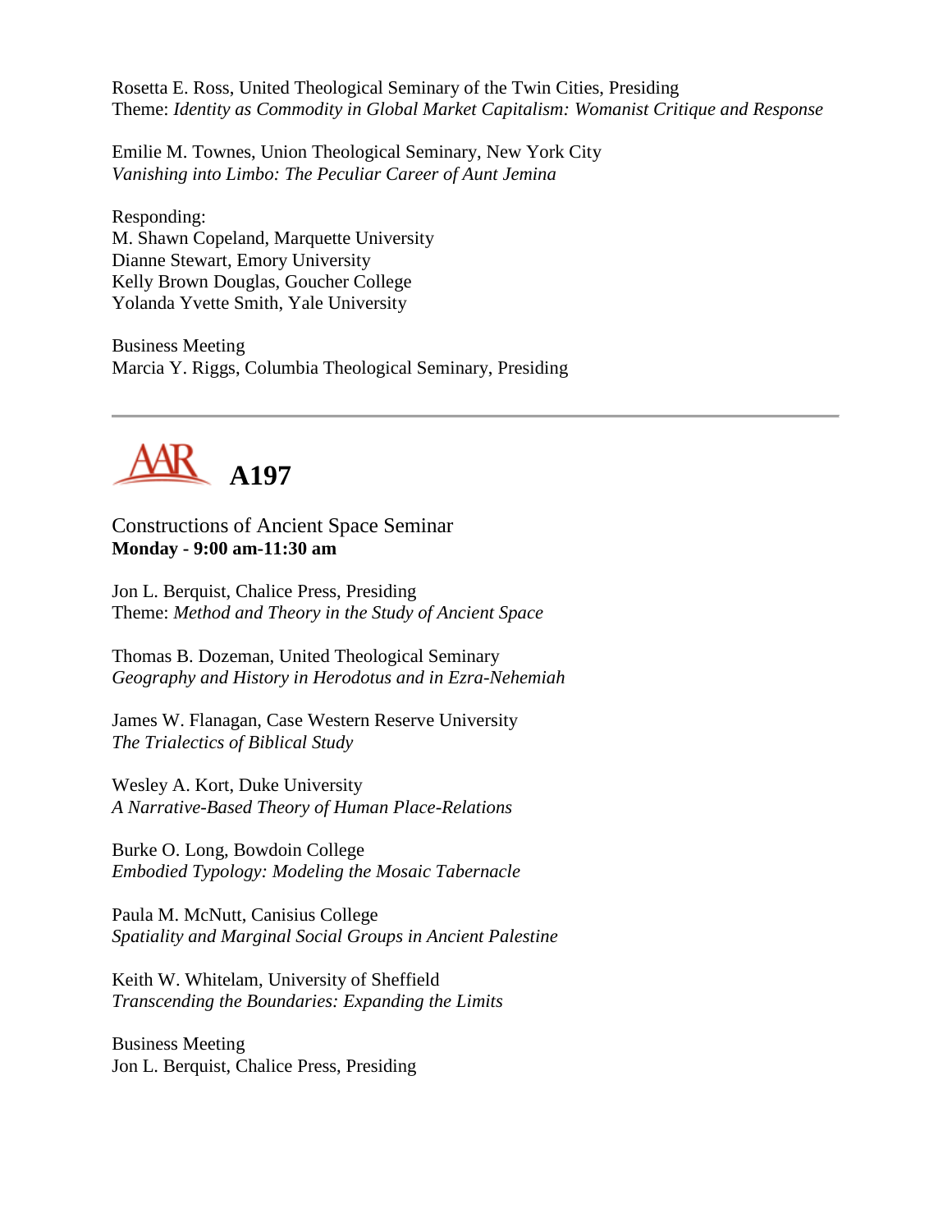Rosetta E. Ross, United Theological Seminary of the Twin Cities, Presiding
Theme: *Identity as Commodity in Global Market Capitalism: Womanist Critique and Response*

Emilie M. Townes, Union Theological Seminary, New York City
*Vanishing into Limbo: The Peculiar Career of Aunt Jemina*

Responding:
M. Shawn Copeland, Marquette University
Dianne Stewart, Emory University
Kelly Brown Douglas, Goucher College
Yolanda Yvette Smith, Yale University

Business Meeting
Marcia Y. Riggs, Columbia Theological Seminary, Presiding

---

## AAR A197

Constructions of Ancient Space Seminar
**Monday - 9:00 am-11:30 am**

Jon L. Berquist, Chalice Press, Presiding
Theme: *Method and Theory in the Study of Ancient Space*

Thomas B. Dozeman, United Theological Seminary
*Geography and History in Herodotus and in Ezra-Nehemiah*

James W. Flanagan, Case Western Reserve University
*The Trialectics of Biblical Study*

Wesley A. Kort, Duke University
*A Narrative-Based Theory of Human Place-Relations*

Burke O. Long, Bowdoin College
*Embodied Typology: Modeling the Mosaic Tabernacle*

Paula M. McNutt, Canisius College
*Spatiality and Marginal Social Groups in Ancient Palestine*

Keith W. Whitelam, University of Sheffield
*Transcending the Boundaries: Expanding the Limits*

Business Meeting
Jon L. Berquist, Chalice Press, Presiding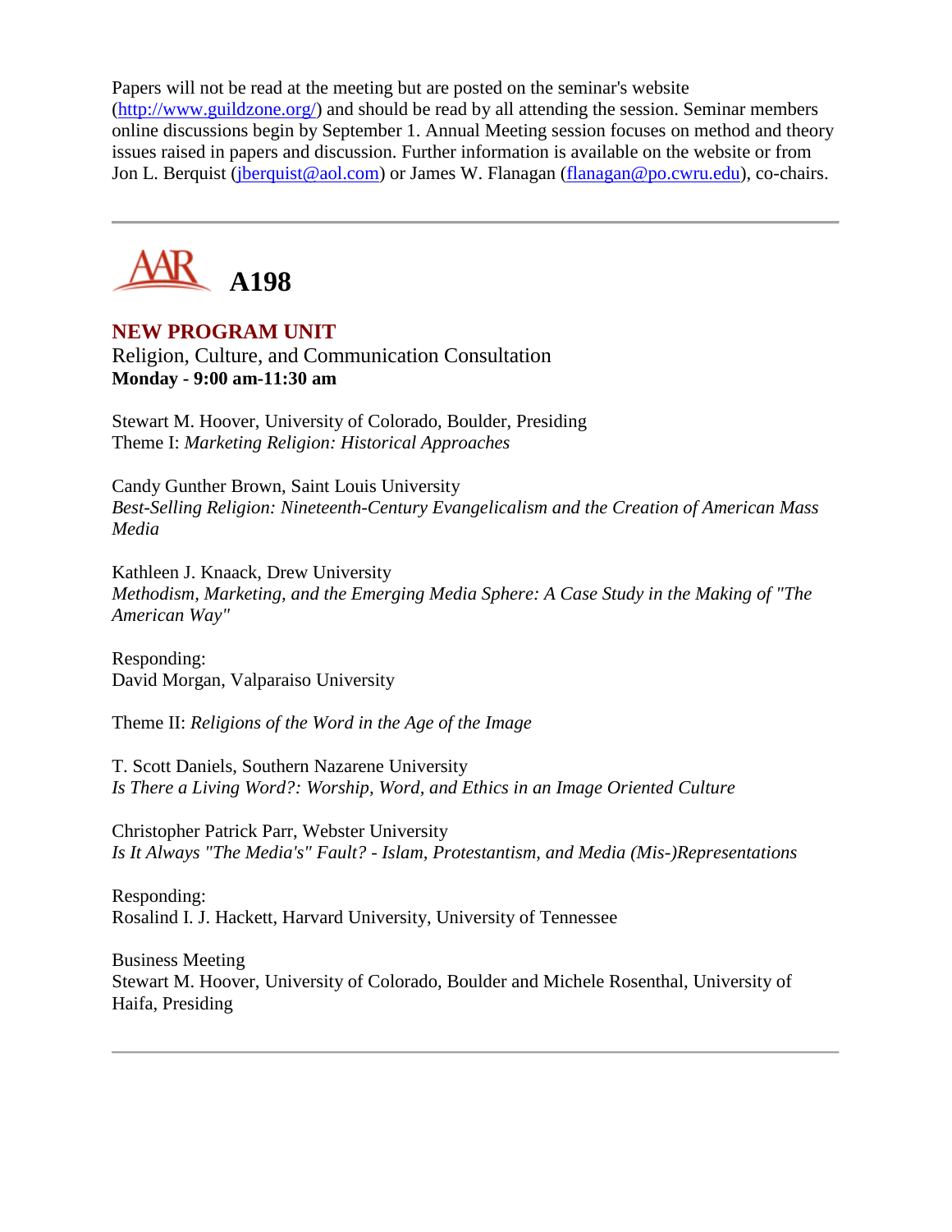Papers will not be read at the meeting but are posted on the seminar's website (http://www.guildzone.org/) and should be read by all attending the session. Seminar members online discussions begin by September 1. Annual Meeting session focuses on method and theory issues raised in papers and discussion. Further information is available on the website or from Jon L. Berquist (jberquist@aol.com) or James W. Flanagan (flanagan@po.cwru.edu), co-chairs.

---

# A198

## NEW PROGRAM UNIT

Religion, Culture, and Communication Consultation

**Monday - 9:00 am-11:30 am**

Stewart M. Hoover, University of Colorado, Boulder, Presiding

Theme I: *Marketing Religion: Historical Approaches*

Candy Gunther Brown, Saint Louis University

*Best-Selling Religion: Nineteenth-Century Evangelicalism and the Creation of American Mass Media*

Kathleen J. Knaack, Drew University

*Methodism, Marketing, and the Emerging Media Sphere: A Case Study in the Making of "The American Way"*

Responding:

David Morgan, Valparaiso University

Theme II: *Religions of the Word in the Age of the Image*

T. Scott Daniels, Southern Nazarene University

*Is There a Living Word?: Worship, Word, and Ethics in an Image Oriented Culture*

Christopher Patrick Parr, Webster University

*Is It Always "The Media's" Fault? - Islam, Protestantism, and Media (Mis-)Representations*

Responding:

Rosalind I. J. Hackett, Harvard University, University of Tennessee

Business Meeting

Stewart M. Hoover, University of Colorado, Boulder and Michele Rosenthal, University of Haifa, Presiding

---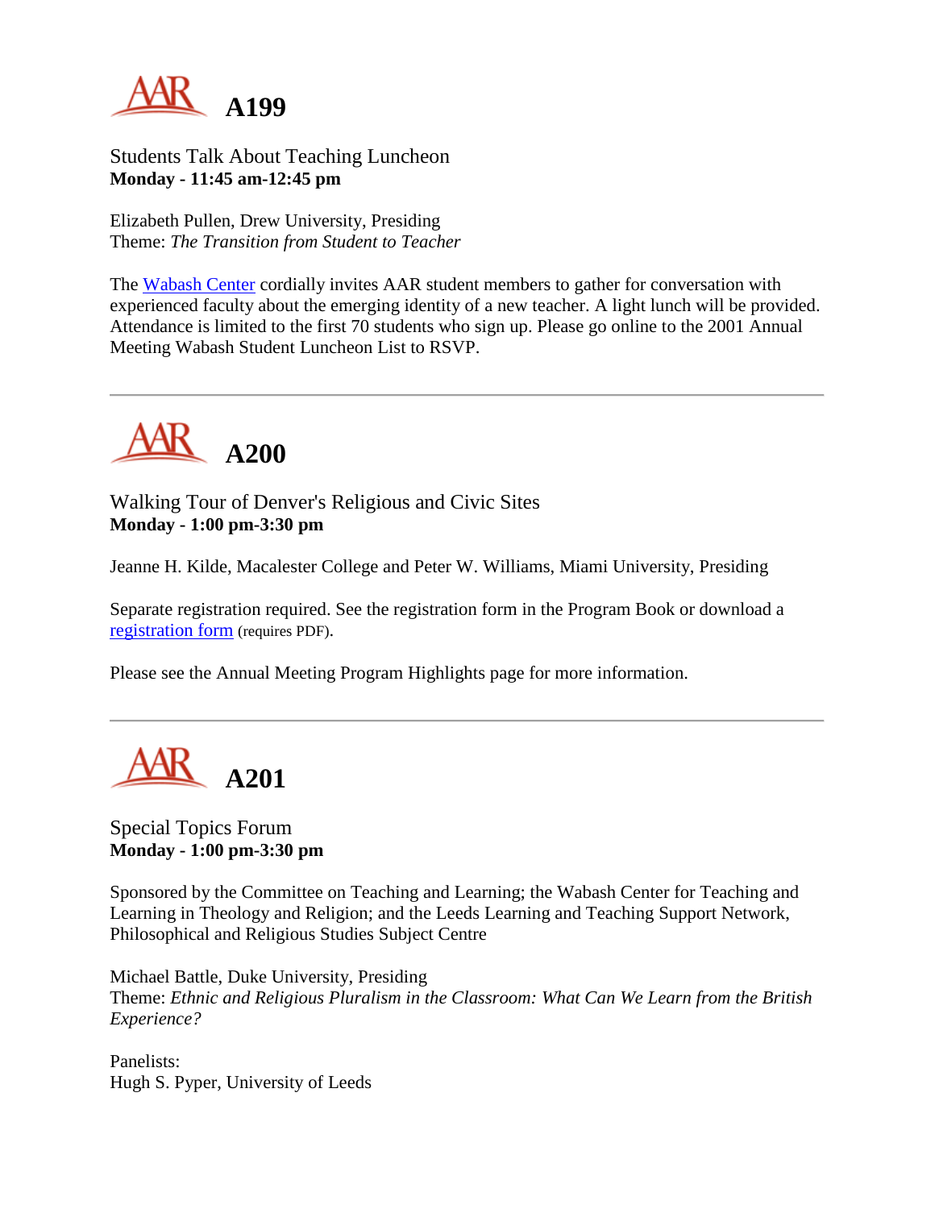## A199

Students Talk About Teaching Luncheon
**Monday - 11:45 am-12:45 pm**

Elizabeth Pullen, Drew University, Presiding
Theme: *The Transition from Student to Teacher*

The Wabash Center cordially invites AAR student members to gather for conversation with experienced faculty about the emerging identity of a new teacher. A light lunch will be provided. Attendance is limited to the first 70 students who sign up. Please go online to the 2001 Annual Meeting Wabash Student Luncheon List to RSVP.

---

## A200

Walking Tour of Denver's Religious and Civic Sites
**Monday - 1:00 pm-3:30 pm**

Jeanne H. Kilde, Macalester College and Peter W. Williams, Miami University, Presiding

Separate registration required. See the registration form in the Program Book or download a registration form (requires PDF).

Please see the Annual Meeting Program Highlights page for more information.

---

## A201

Special Topics Forum
**Monday - 1:00 pm-3:30 pm**

Sponsored by the Committee on Teaching and Learning; the Wabash Center for Teaching and Learning in Theology and Religion; and the Leeds Learning and Teaching Support Network, Philosophical and Religious Studies Subject Centre

Michael Battle, Duke University, Presiding
Theme: *Ethnic and Religious Pluralism in the Classroom: What Can We Learn from the British Experience?*

Panelists:
Hugh S. Pyper, University of Leeds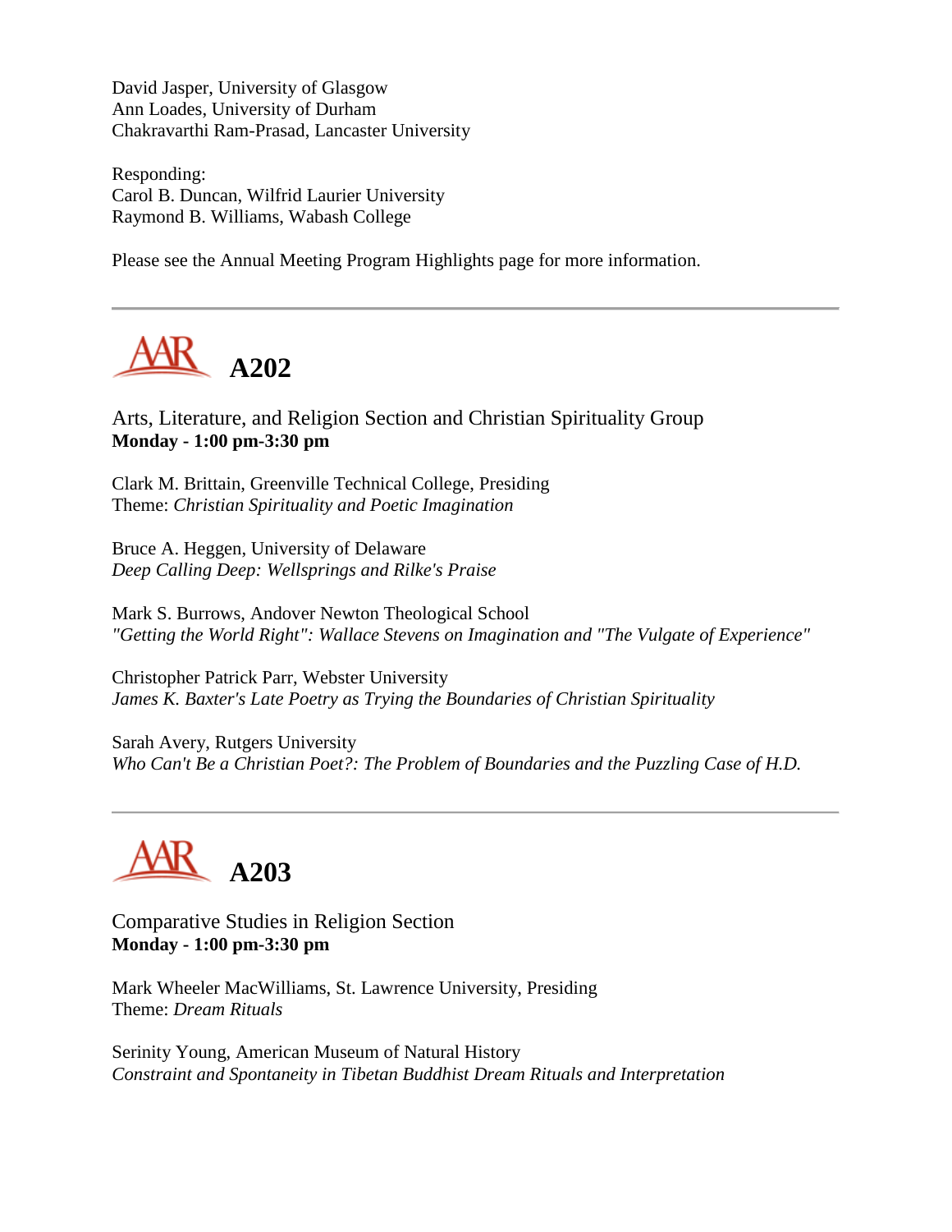David Jasper, University of Glasgow
Ann Loades, University of Durham
Chakravarthi Ram-Prasad, Lancaster University

Responding:
Carol B. Duncan, Wilfrid Laurier University
Raymond B. Williams, Wabash College

Please see the Annual Meeting Program Highlights page for more information.

---

## A202

Arts, Literature, and Religion Section and Christian Spirituality Group
**Monday - 1:00 pm-3:30 pm**

Clark M. Brittain, Greenville Technical College, Presiding
Theme: *Christian Spirituality and Poetic Imagination*

Bruce A. Heggen, University of Delaware
*Deep Calling Deep: Wellsprings and Rilke's Praise*

Mark S. Burrows, Andover Newton Theological School
*"Getting the World Right": Wallace Stevens on Imagination and "The Vulgate of Experience"*

Christopher Patrick Parr, Webster University
*James K. Baxter's Late Poetry as Trying the Boundaries of Christian Spirituality*

Sarah Avery, Rutgers University
*Who Can't Be a Christian Poet?: The Problem of Boundaries and the Puzzling Case of H.D.*

---

## A203

Comparative Studies in Religion Section
**Monday - 1:00 pm-3:30 pm**

Mark Wheeler MacWilliams, St. Lawrence University, Presiding
Theme: *Dream Rituals*

Serinity Young, American Museum of Natural History
*Constraint and Spontaneity in Tibetan Buddhist Dream Rituals and Interpretation*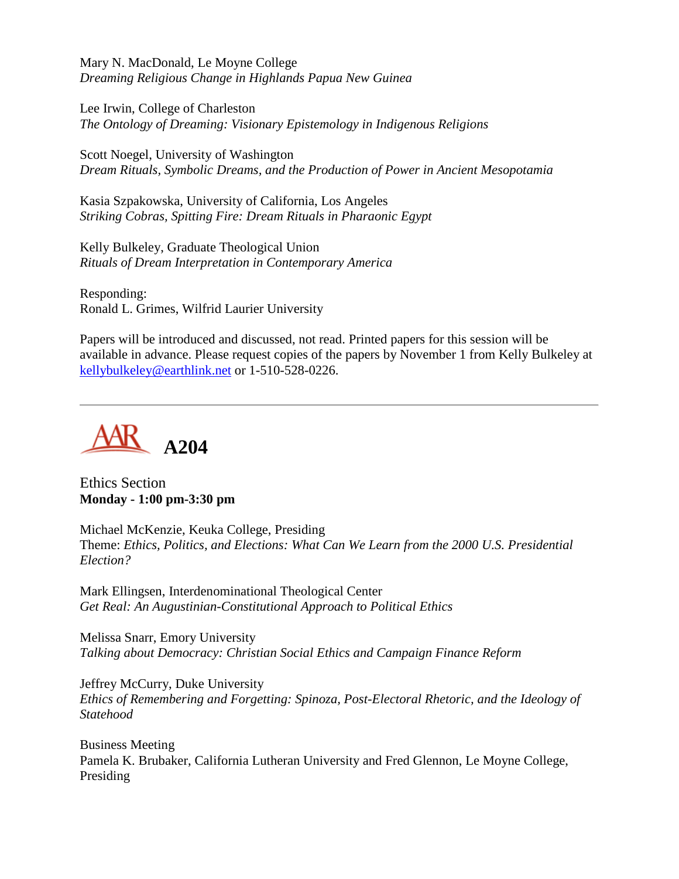Mary N. MacDonald, Le Moyne College
*Dreaming Religious Change in Highlands Papua New Guinea*

Lee Irwin, College of Charleston
*The Ontology of Dreaming: Visionary Epistemology in Indigenous Religions*

Scott Noegel, University of Washington
*Dream Rituals, Symbolic Dreams, and the Production of Power in Ancient Mesopotamia*

Kasia Szpakowska, University of California, Los Angeles
*Striking Cobras, Spitting Fire: Dream Rituals in Pharaonic Egypt*

Kelly Bulkeley, Graduate Theological Union
*Rituals of Dream Interpretation in Contemporary America*

Responding:
Ronald L. Grimes, Wilfrid Laurier University

Papers will be introduced and discussed, not read. Printed papers for this session will be available in advance. Please request copies of the papers by November 1 from Kelly Bulkeley at kellybulkeley@earthlink.net or 1-510-528-0226.

---

# AAR A204

Ethics Section
**Monday - 1:00 pm-3:30 pm**

Michael McKenzie, Keuka College, Presiding
Theme: *Ethics, Politics, and Elections: What Can We Learn from the 2000 U.S. Presidential Election?*

Mark Ellingsen, Interdenominational Theological Center
*Get Real: An Augustinian-Constitutional Approach to Political Ethics*

Melissa Snarr, Emory University
*Talking about Democracy: Christian Social Ethics and Campaign Finance Reform*

Jeffrey McCurry, Duke University
*Ethics of Remembering and Forgetting: Spinoza, Post-Electoral Rhetoric, and the Ideology of Statehood*

Business Meeting
Pamela K. Brubaker, California Lutheran University and Fred Glennon, Le Moyne College, Presiding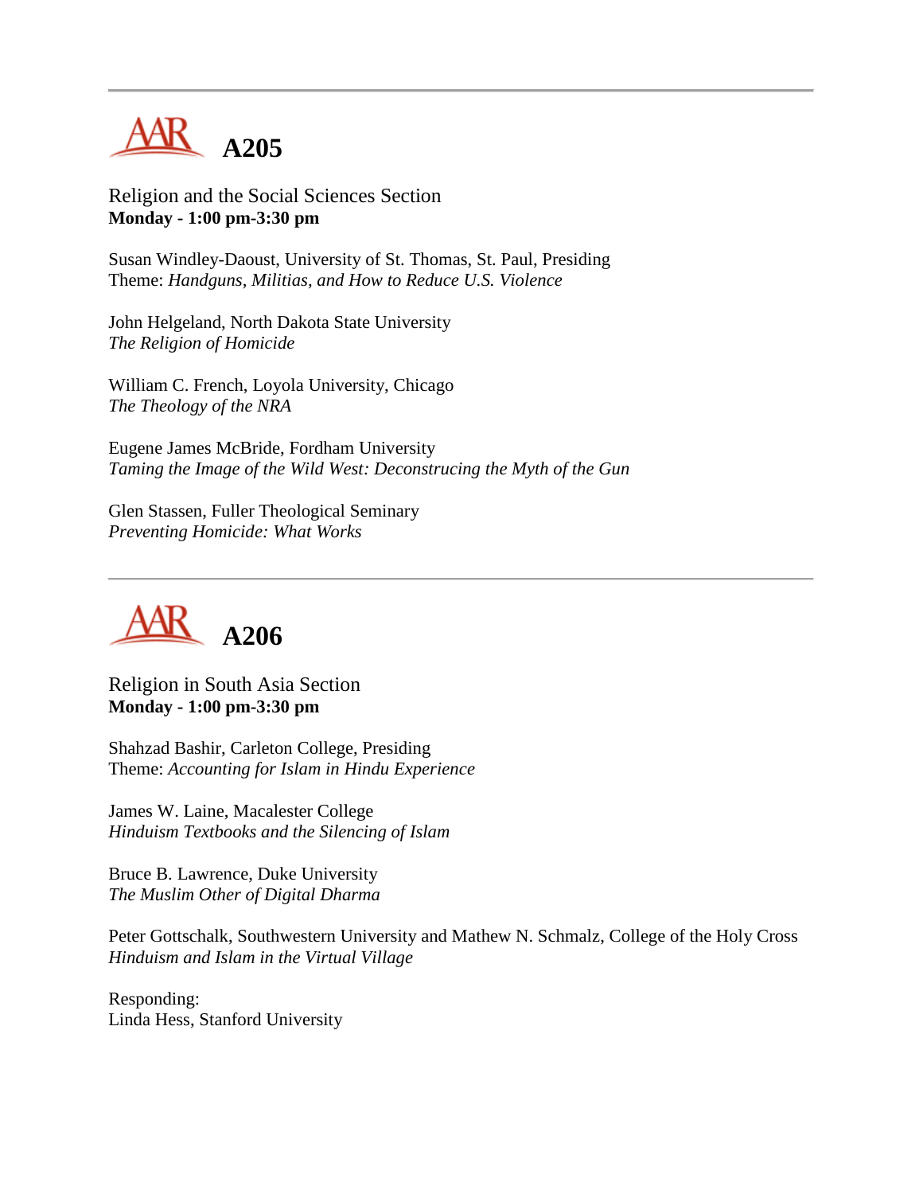---

## A205

Religion and the Social Sciences Section
**Monday - 1:00 pm-3:30 pm**

Susan Windley-Daoust, University of St. Thomas, St. Paul, Presiding
Theme: *Handguns, Militias, and How to Reduce U.S. Violence*

John Helgeland, North Dakota State University
*The Religion of Homicide*

William C. French, Loyola University, Chicago
*The Theology of the NRA*

Eugene James McBride, Fordham University
*Taming the Image of the Wild West: Deconstrucing the Myth of the Gun*

Glen Stassen, Fuller Theological Seminary
*Preventing Homicide: What Works*

---

## A206

Religion in South Asia Section
**Monday - 1:00 pm-3:30 pm**

Shahzad Bashir, Carleton College, Presiding
Theme: *Accounting for Islam in Hindu Experience*

James W. Laine, Macalester College
*Hinduism Textbooks and the Silencing of Islam*

Bruce B. Lawrence, Duke University
*The Muslim Other of Digital Dharma*

Peter Gottschalk, Southwestern University and Mathew N. Schmalz, College of the Holy Cross
*Hinduism and Islam in the Virtual Village*

Responding:
Linda Hess, Stanford University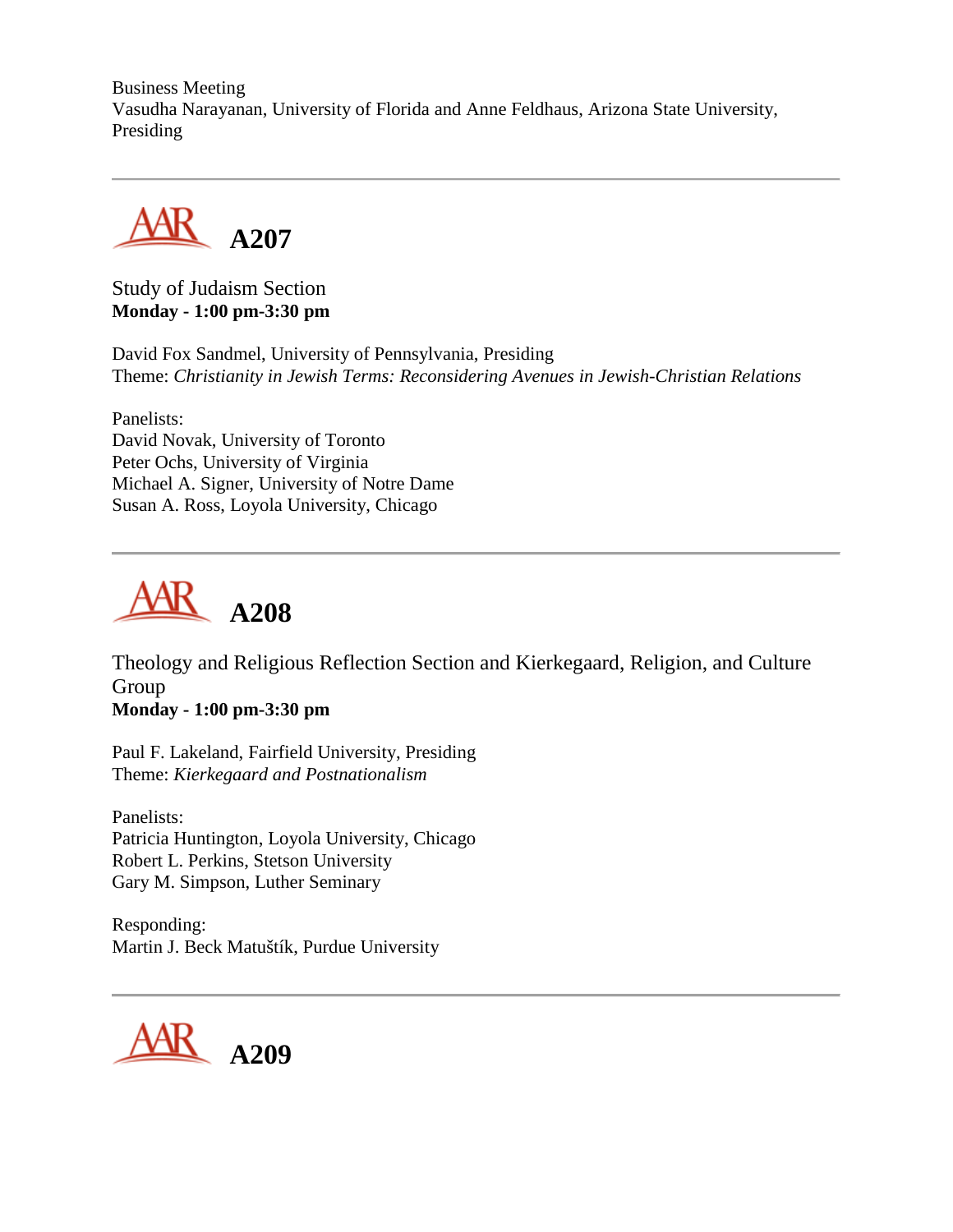Business Meeting
Vasudha Narayanan, University of Florida and Anne Feldhaus, Arizona State University, Presiding

---

## A207

Study of Judaism Section
**Monday - 1:00 pm-3:30 pm**

David Fox Sandmel, University of Pennsylvania, Presiding
Theme: *Christianity in Jewish Terms: Reconsidering Avenues in Jewish-Christian Relations*

Panelists:
David Novak, University of Toronto
Peter Ochs, University of Virginia
Michael A. Signer, University of Notre Dame
Susan A. Ross, Loyola University, Chicago

---

## A208

Theology and Religious Reflection Section and Kierkegaard, Religion, and Culture Group
**Monday - 1:00 pm-3:30 pm**

Paul F. Lakeland, Fairfield University, Presiding
Theme: *Kierkegaard and Postnationalism*

Panelists:
Patricia Huntington, Loyola University, Chicago
Robert L. Perkins, Stetson University
Gary M. Simpson, Luther Seminary

Responding:
Martin J. Beck Matuštík, Purdue University

---

## A209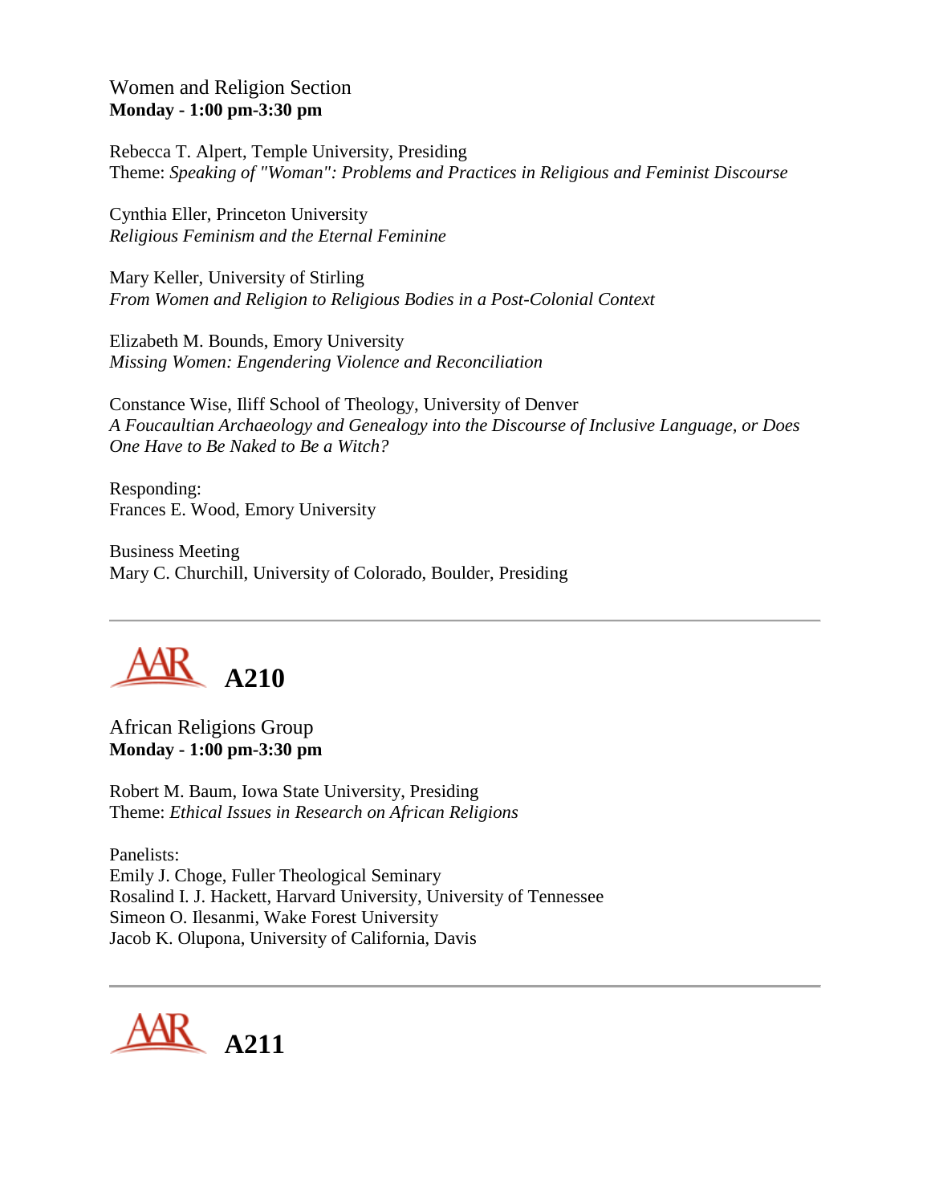Women and Religion Section
**Monday - 1:00 pm-3:30 pm**

Rebecca T. Alpert, Temple University, Presiding
Theme: *Speaking of "Woman": Problems and Practices in Religious and Feminist Discourse*

Cynthia Eller, Princeton University
*Religious Feminism and the Eternal Feminine*

Mary Keller, University of Stirling
*From Women and Religion to Religious Bodies in a Post-Colonial Context*

Elizabeth M. Bounds, Emory University
*Missing Women: Engendering Violence and Reconciliation*

Constance Wise, Iliff School of Theology, University of Denver
*A Foucaultian Archaeology and Genealogy into the Discourse of Inclusive Language, or Does One Have to Be Naked to Be a Witch?*

Responding:
Frances E. Wood, Emory University

Business Meeting
Mary C. Churchill, University of Colorado, Boulder, Presiding

---

## A210

African Religions Group
**Monday - 1:00 pm-3:30 pm**

Robert M. Baum, Iowa State University, Presiding
Theme: *Ethical Issues in Research on African Religions*

Panelists:
Emily J. Choge, Fuller Theological Seminary
Rosalind I. J. Hackett, Harvard University, University of Tennessee
Simeon O. Ilesanmi, Wake Forest University
Jacob K. Olupona, University of California, Davis

---

## A211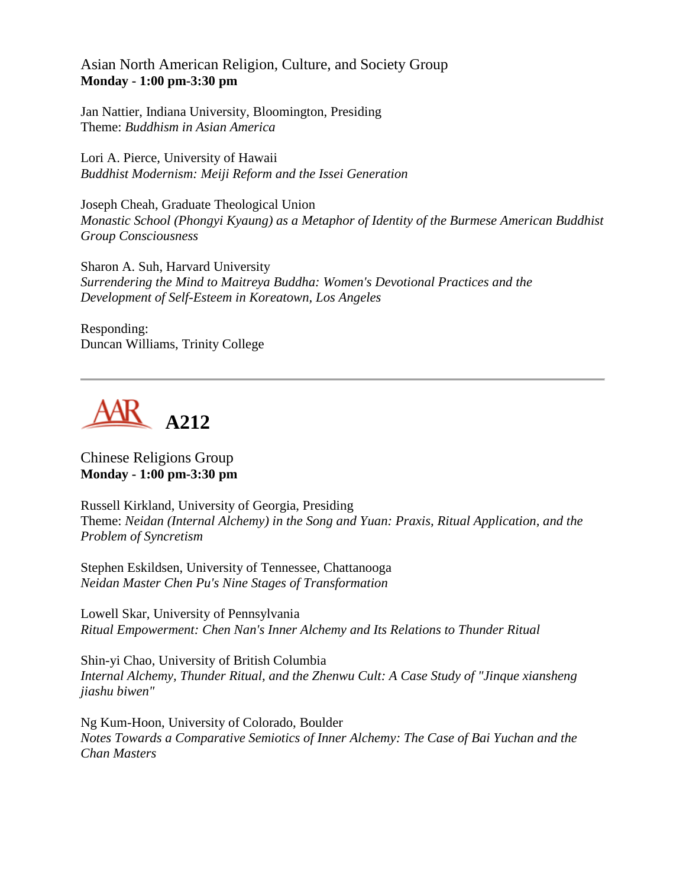Asian North American Religion, Culture, and Society Group
**Monday - 1:00 pm-3:30 pm**

Jan Nattier, Indiana University, Bloomington, Presiding
Theme: *Buddhism in Asian America*

Lori A. Pierce, University of Hawaii
*Buddhist Modernism: Meiji Reform and the Issei Generation*

Joseph Cheah, Graduate Theological Union
*Monastic School (Phongyi Kyaung) as a Metaphor of Identity of the Burmese American Buddhist Group Consciousness*

Sharon A. Suh, Harvard University
*Surrendering the Mind to Maitreya Buddha: Women's Devotional Practices and the Development of Self-Esteem in Koreatown, Los Angeles*

Responding:
Duncan Williams, Trinity College

---

## AAR A212

Chinese Religions Group
**Monday - 1:00 pm-3:30 pm**

Russell Kirkland, University of Georgia, Presiding
Theme: *Neidan (Internal Alchemy) in the Song and Yuan: Praxis, Ritual Application, and the Problem of Syncretism*

Stephen Eskildsen, University of Tennessee, Chattanooga
*Neidan Master Chen Pu's Nine Stages of Transformation*

Lowell Skar, University of Pennsylvania
*Ritual Empowerment: Chen Nan's Inner Alchemy and Its Relations to Thunder Ritual*

Shin-yi Chao, University of British Columbia
*Internal Alchemy, Thunder Ritual, and the Zhenwu Cult: A Case Study of "Jinque xiansheng jiashu biwen"*

Ng Kum-Hoon, University of Colorado, Boulder
*Notes Towards a Comparative Semiotics of Inner Alchemy: The Case of Bai Yuchan and the Chan Masters*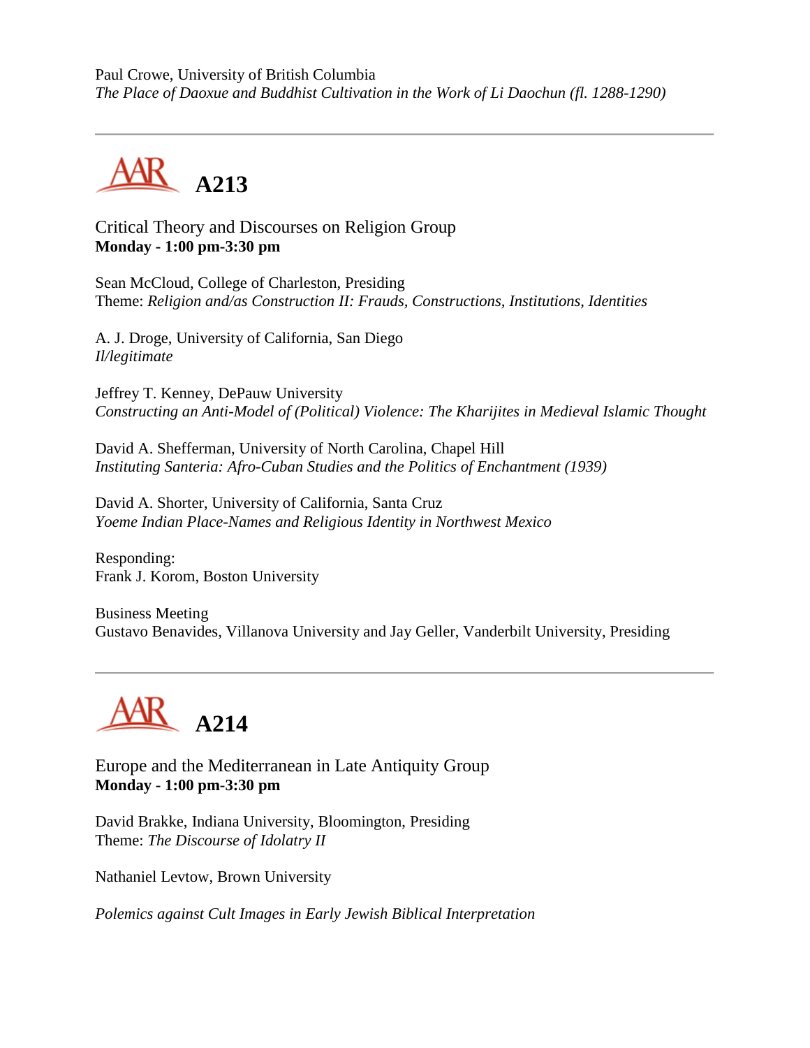Paul Crowe, University of British Columbia
*The Place of Daoxue and Buddhist Cultivation in the Work of Li Daochun (fl. 1288-1290)*

---

## A213

Critical Theory and Discourses on Religion Group
**Monday - 1:00 pm-3:30 pm**

Sean McCloud, College of Charleston, Presiding
Theme: *Religion and/as Construction II: Frauds, Constructions, Institutions, Identities*

A. J. Droge, University of California, San Diego
*Il/legitimate*

Jeffrey T. Kenney, DePauw University
*Constructing an Anti-Model of (Political) Violence: The Kharijites in Medieval Islamic Thought*

David A. Shefferman, University of North Carolina, Chapel Hill
*Instituting Santeria: Afro-Cuban Studies and the Politics of Enchantment (1939)*

David A. Shorter, University of California, Santa Cruz
*Yoeme Indian Place-Names and Religious Identity in Northwest Mexico*

Responding:
Frank J. Korom, Boston University

Business Meeting
Gustavo Benavides, Villanova University and Jay Geller, Vanderbilt University, Presiding

---

## A214

Europe and the Mediterranean in Late Antiquity Group
**Monday - 1:00 pm-3:30 pm**

David Brakke, Indiana University, Bloomington, Presiding
Theme: *The Discourse of Idolatry II*

Nathaniel Levtow, Brown University

*Polemics against Cult Images in Early Jewish Biblical Interpretation*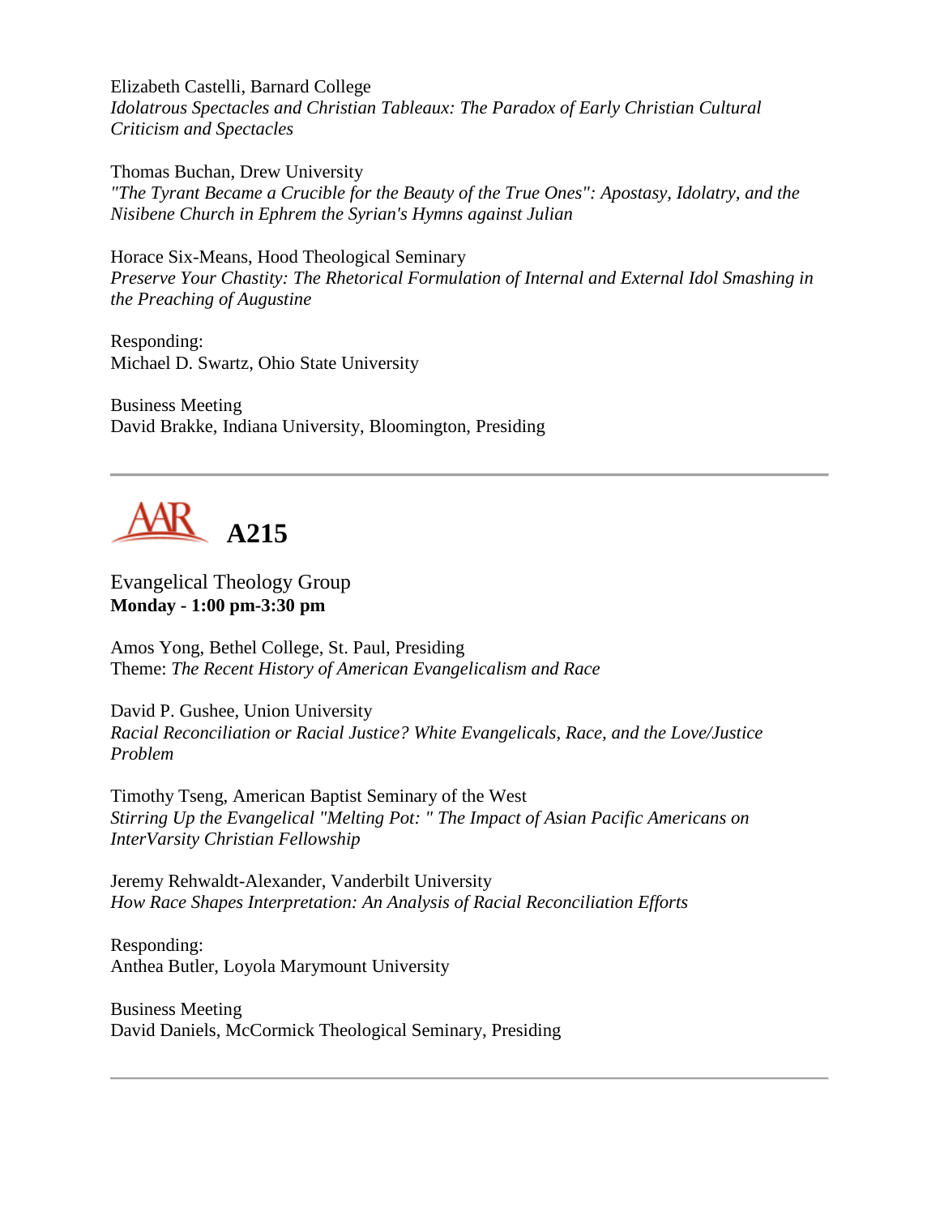Elizabeth Castelli, Barnard College
*Idolatrous Spectacles and Christian Tableaux: The Paradox of Early Christian Cultural Criticism and Spectacles*

Thomas Buchan, Drew University
*"The Tyrant Became a Crucible for the Beauty of the True Ones": Apostasy, Idolatry, and the Nisibene Church in Ephrem the Syrian's Hymns against Julian*

Horace Six-Means, Hood Theological Seminary
*Preserve Your Chastity: The Rhetorical Formulation of Internal and External Idol Smashing in the Preaching of Augustine*

Responding:
Michael D. Swartz, Ohio State University

Business Meeting
David Brakke, Indiana University, Bloomington, Presiding

---

## AAR A215

Evangelical Theology Group
**Monday - 1:00 pm-3:30 pm**

Amos Yong, Bethel College, St. Paul, Presiding
Theme: *The Recent History of American Evangelicalism and Race*

David P. Gushee, Union University
*Racial Reconciliation or Racial Justice? White Evangelicals, Race, and the Love/Justice Problem*

Timothy Tseng, American Baptist Seminary of the West
*Stirring Up the Evangelical "Melting Pot: " The Impact of Asian Pacific Americans on InterVarsity Christian Fellowship*

Jeremy Rehwaldt-Alexander, Vanderbilt University
*How Race Shapes Interpretation: An Analysis of Racial Reconciliation Efforts*

Responding:
Anthea Butler, Loyola Marymount University

Business Meeting
David Daniels, McCormick Theological Seminary, Presiding

---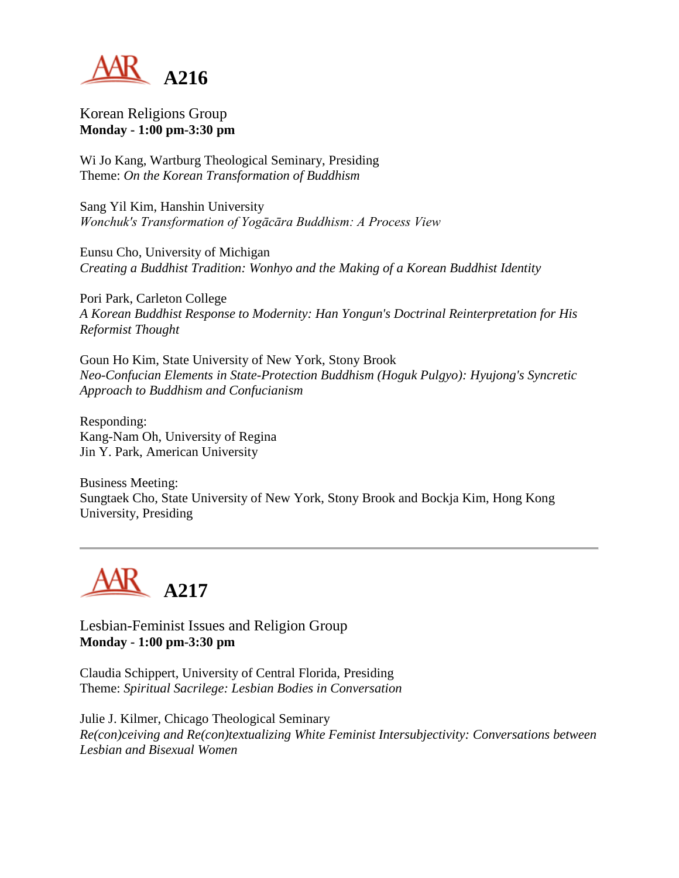## A216

Korean Religions Group
**Monday - 1:00 pm-3:30 pm**

Wi Jo Kang, Wartburg Theological Seminary, Presiding
Theme: *On the Korean Transformation of Buddhism*

Sang Yil Kim, Hanshin University
*Wonchuk's Transformation of Yogācāra Buddhism: A Process View*

Eunsu Cho, University of Michigan
*Creating a Buddhist Tradition: Wonhyo and the Making of a Korean Buddhist Identity*

Pori Park, Carleton College
*A Korean Buddhist Response to Modernity: Han Yongun's Doctrinal Reinterpretation for His Reformist Thought*

Goun Ho Kim, State University of New York, Stony Brook
*Neo-Confucian Elements in State-Protection Buddhism (Hoguk Pulgyo): Hyujong's Syncretic Approach to Buddhism and Confucianism*

Responding:
Kang-Nam Oh, University of Regina
Jin Y. Park, American University

Business Meeting:
Sungtaek Cho, State University of New York, Stony Brook and Bockja Kim, Hong Kong University, Presiding

---

## A217

Lesbian-Feminist Issues and Religion Group
**Monday - 1:00 pm-3:30 pm**

Claudia Schippert, University of Central Florida, Presiding
Theme: *Spiritual Sacrilege: Lesbian Bodies in Conversation*

Julie J. Kilmer, Chicago Theological Seminary
*Re(con)ceiving and Re(con)textualizing White Feminist Intersubjectivity: Conversations between Lesbian and Bisexual Women*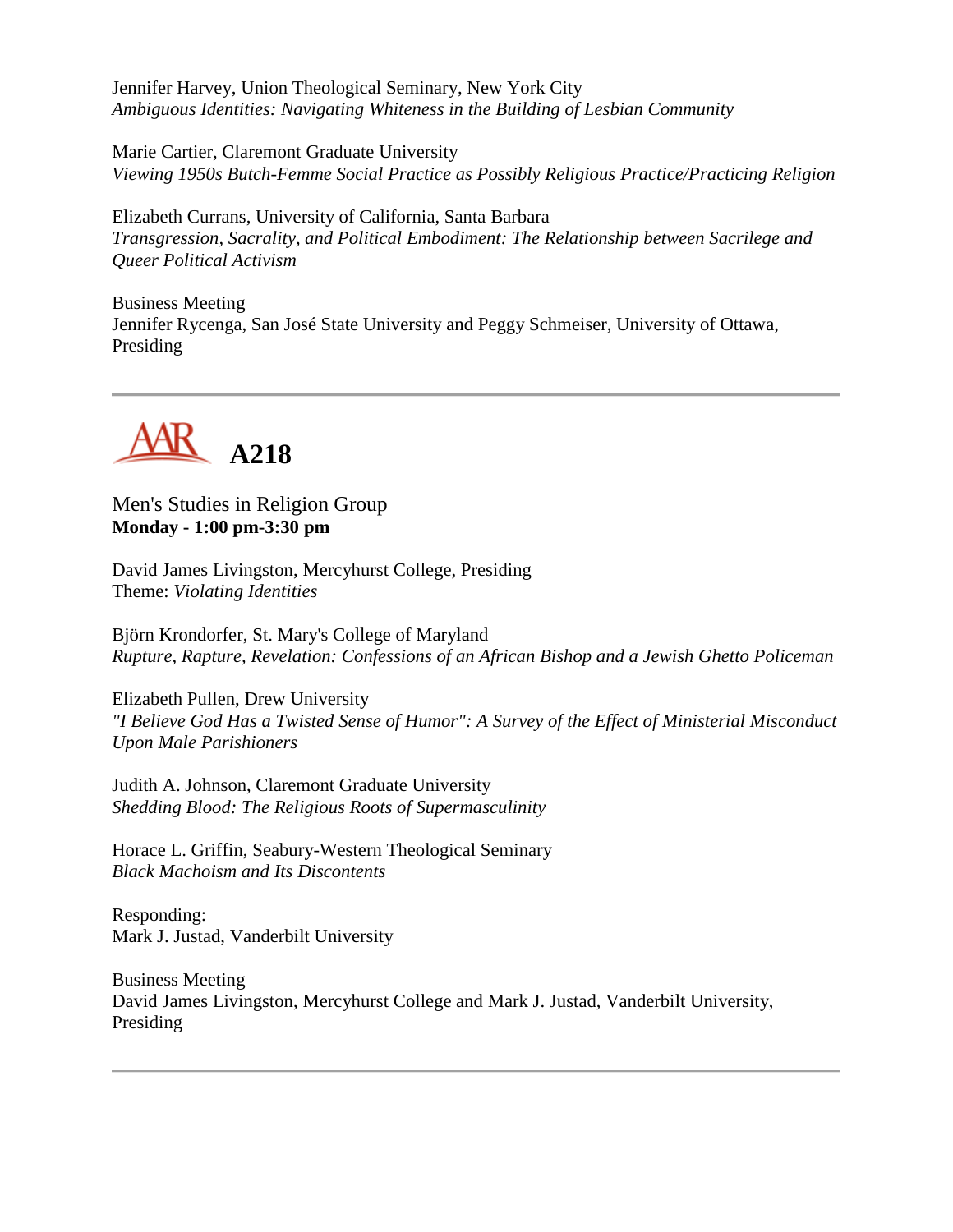Jennifer Harvey, Union Theological Seminary, New York City
*Ambiguous Identities: Navigating Whiteness in the Building of Lesbian Community*

Marie Cartier, Claremont Graduate University
*Viewing 1950s Butch-Femme Social Practice as Possibly Religious Practice/Practicing Religion*

Elizabeth Currans, University of California, Santa Barbara
*Transgression, Sacrality, and Political Embodiment: The Relationship between Sacrilege and Queer Political Activism*

Business Meeting
Jennifer Rycenga, San José State University and Peggy Schmeiser, University of Ottawa, Presiding

---

## A218

Men's Studies in Religion Group
**Monday - 1:00 pm-3:30 pm**

David James Livingston, Mercyhurst College, Presiding
Theme: *Violating Identities*

Björn Krondorfer, St. Mary's College of Maryland
*Rupture, Rapture, Revelation: Confessions of an African Bishop and a Jewish Ghetto Policeman*

Elizabeth Pullen, Drew University
*"I Believe God Has a Twisted Sense of Humor": A Survey of the Effect of Ministerial Misconduct Upon Male Parishioners*

Judith A. Johnson, Claremont Graduate University
*Shedding Blood: The Religious Roots of Supermasculinity*

Horace L. Griffin, Seabury-Western Theological Seminary
*Black Machoism and Its Discontents*

Responding:
Mark J. Justad, Vanderbilt University

Business Meeting
David James Livingston, Mercyhurst College and Mark J. Justad, Vanderbilt University, Presiding

---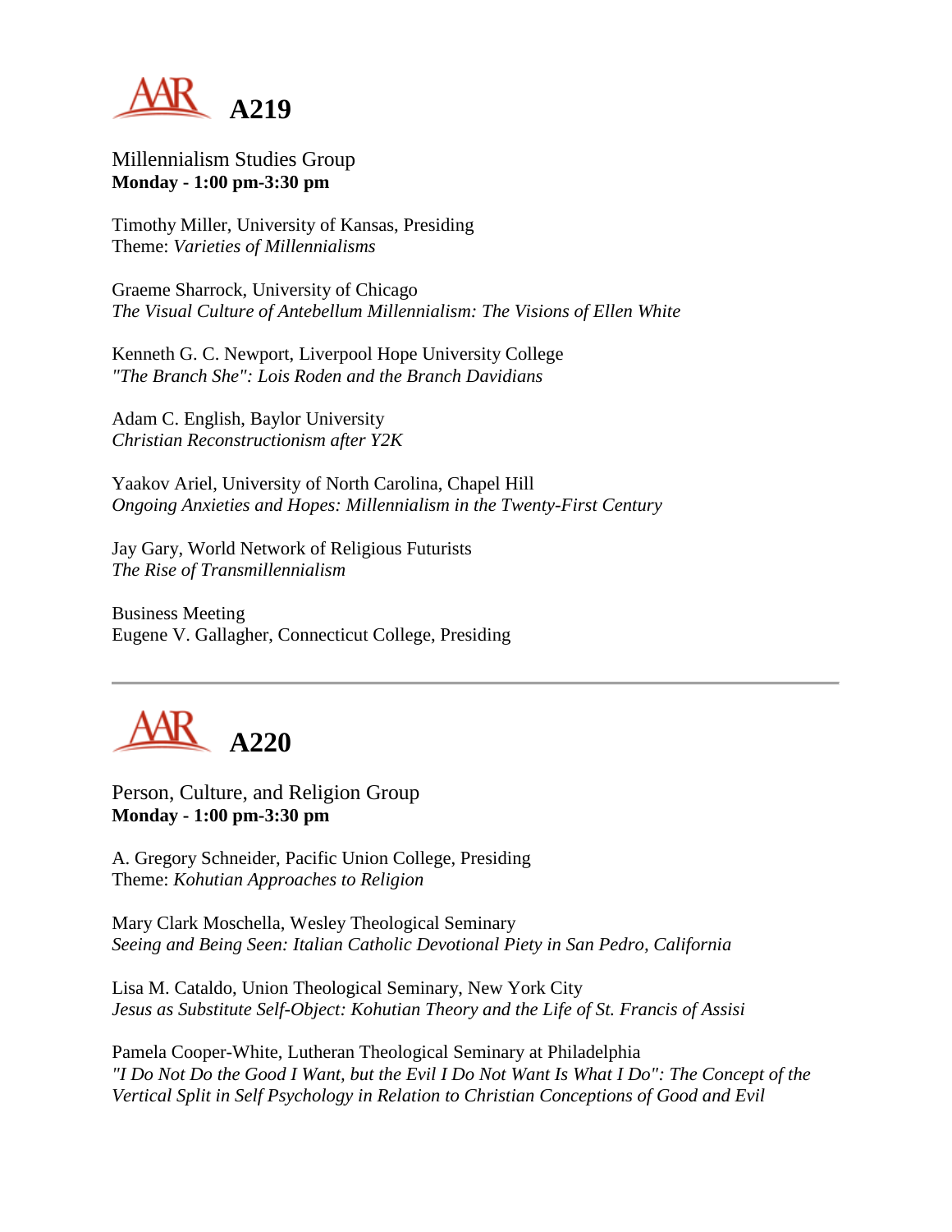# A219

Millennialism Studies Group
**Monday - 1:00 pm-3:30 pm**

Timothy Miller, University of Kansas, Presiding
Theme: *Varieties of Millennialisms*

Graeme Sharrock, University of Chicago
*The Visual Culture of Antebellum Millennialism: The Visions of Ellen White*

Kenneth G. C. Newport, Liverpool Hope University College
*"The Branch She": Lois Roden and the Branch Davidians*

Adam C. English, Baylor University
*Christian Reconstructionism after Y2K*

Yaakov Ariel, University of North Carolina, Chapel Hill
*Ongoing Anxieties and Hopes: Millennialism in the Twenty-First Century*

Jay Gary, World Network of Religious Futurists
*The Rise of Transmillennialism*

Business Meeting
Eugene V. Gallagher, Connecticut College, Presiding

---

# A220

Person, Culture, and Religion Group
**Monday - 1:00 pm-3:30 pm**

A. Gregory Schneider, Pacific Union College, Presiding
Theme: *Kohutian Approaches to Religion*

Mary Clark Moschella, Wesley Theological Seminary
*Seeing and Being Seen: Italian Catholic Devotional Piety in San Pedro, California*

Lisa M. Cataldo, Union Theological Seminary, New York City
*Jesus as Substitute Self-Object: Kohutian Theory and the Life of St. Francis of Assisi*

Pamela Cooper-White, Lutheran Theological Seminary at Philadelphia
*"I Do Not Do the Good I Want, but the Evil I Do Not Want Is What I Do": The Concept of the Vertical Split in Self Psychology in Relation to Christian Conceptions of Good and Evil*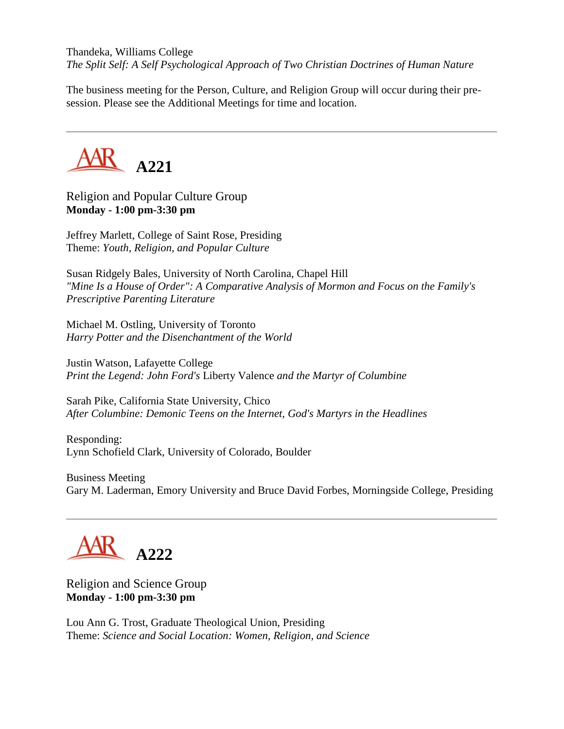Thandeka, Williams College
*The Split Self: A Self Psychological Approach of Two Christian Doctrines of Human Nature*

The business meeting for the Person, Culture, and Religion Group will occur during their pre-session. Please see the Additional Meetings for time and location.

---

## A221

Religion and Popular Culture Group
**Monday - 1:00 pm-3:30 pm**

Jeffrey Marlett, College of Saint Rose, Presiding
Theme: *Youth, Religion, and Popular Culture*

Susan Ridgely Bales, University of North Carolina, Chapel Hill
*"Mine Is a House of Order": A Comparative Analysis of Mormon and Focus on the Family's Prescriptive Parenting Literature*

Michael M. Ostling, University of Toronto
*Harry Potter and the Disenchantment of the World*

Justin Watson, Lafayette College
*Print the Legend: John Ford's* Liberty Valence *and the Martyr of Columbine*

Sarah Pike, California State University, Chico
*After Columbine: Demonic Teens on the Internet, God's Martyrs in the Headlines*

Responding:
Lynn Schofield Clark, University of Colorado, Boulder

Business Meeting
Gary M. Laderman, Emory University and Bruce David Forbes, Morningside College, Presiding

---

## A222

Religion and Science Group
**Monday - 1:00 pm-3:30 pm**

Lou Ann G. Trost, Graduate Theological Union, Presiding
Theme: *Science and Social Location: Women, Religion, and Science*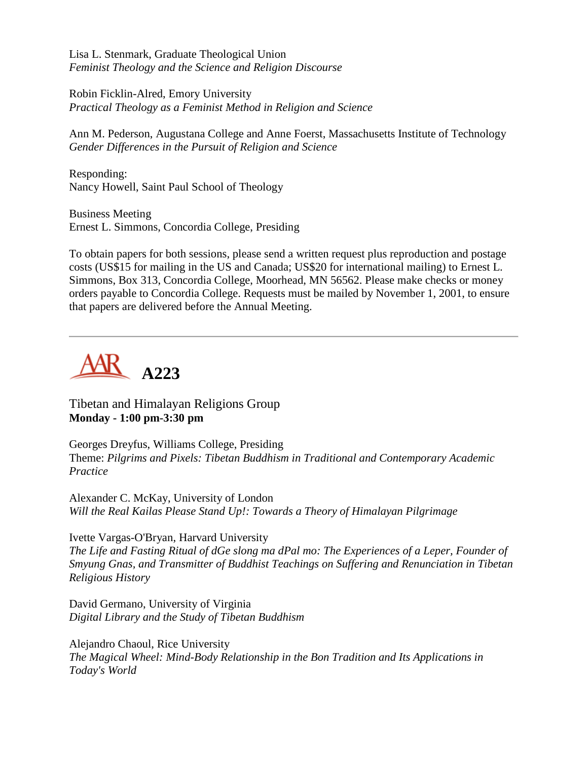Lisa L. Stenmark, Graduate Theological Union
*Feminist Theology and the Science and Religion Discourse*

Robin Ficklin-Alred, Emory University
*Practical Theology as a Feminist Method in Religion and Science*

Ann M. Pederson, Augustana College and Anne Foerst, Massachusetts Institute of Technology
*Gender Differences in the Pursuit of Religion and Science*

Responding:
Nancy Howell, Saint Paul School of Theology

Business Meeting
Ernest L. Simmons, Concordia College, Presiding

To obtain papers for both sessions, please send a written request plus reproduction and postage costs (US$15 for mailing in the US and Canada; US$20 for international mailing) to Ernest L. Simmons, Box 313, Concordia College, Moorhead, MN 56562. Please make checks or money orders payable to Concordia College. Requests must be mailed by November 1, 2001, to ensure that papers are delivered before the Annual Meeting.

---

# A223

Tibetan and Himalayan Religions Group
**Monday - 1:00 pm-3:30 pm**

Georges Dreyfus, Williams College, Presiding
Theme: *Pilgrims and Pixels: Tibetan Buddhism in Traditional and Contemporary Academic Practice*

Alexander C. McKay, University of London
*Will the Real Kailas Please Stand Up!: Towards a Theory of Himalayan Pilgrimage*

Ivette Vargas-O'Bryan, Harvard University
*The Life and Fasting Ritual of dGe slong ma dPal mo: The Experiences of a Leper, Founder of Smyung Gnas, and Transmitter of Buddhist Teachings on Suffering and Renunciation in Tibetan Religious History*

David Germano, University of Virginia
*Digital Library and the Study of Tibetan Buddhism*

Alejandro Chaoul, Rice University
*The Magical Wheel: Mind-Body Relationship in the Bon Tradition and Its Applications in Today's World*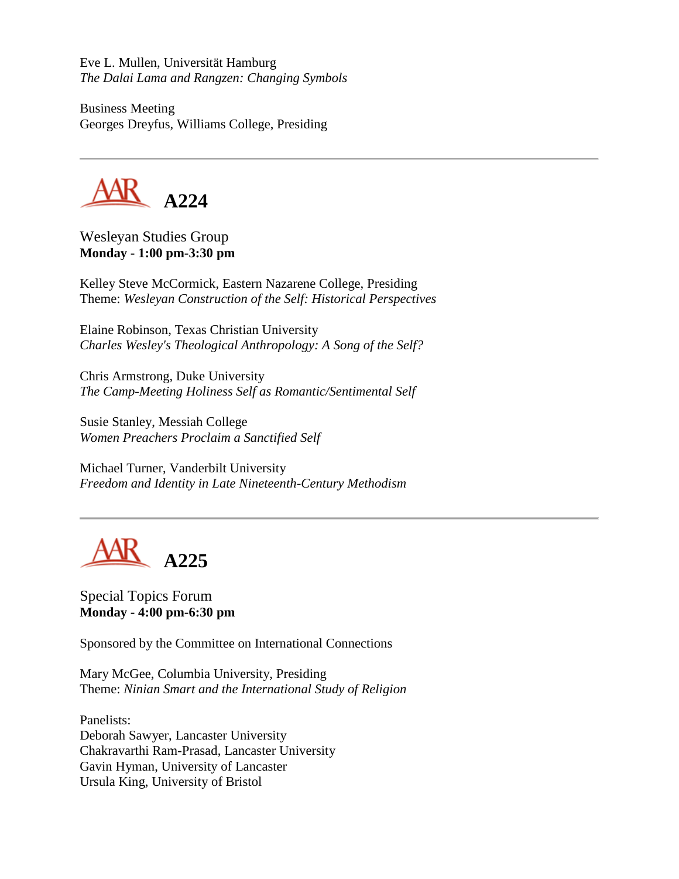Eve L. Mullen, Universität Hamburg
*The Dalai Lama and Rangzen: Changing Symbols*

Business Meeting
Georges Dreyfus, Williams College, Presiding

---

## AAR A224

Wesleyan Studies Group
**Monday - 1:00 pm-3:30 pm**

Kelley Steve McCormick, Eastern Nazarene College, Presiding
Theme: *Wesleyan Construction of the Self: Historical Perspectives*

Elaine Robinson, Texas Christian University
*Charles Wesley's Theological Anthropology: A Song of the Self?*

Chris Armstrong, Duke University
*The Camp-Meeting Holiness Self as Romantic/Sentimental Self*

Susie Stanley, Messiah College
*Women Preachers Proclaim a Sanctified Self*

Michael Turner, Vanderbilt University
*Freedom and Identity in Late Nineteenth-Century Methodism*

---

## AAR A225

Special Topics Forum
**Monday - 4:00 pm-6:30 pm**

Sponsored by the Committee on International Connections

Mary McGee, Columbia University, Presiding
Theme: *Ninian Smart and the International Study of Religion*

Panelists:
Deborah Sawyer, Lancaster University
Chakravarthi Ram-Prasad, Lancaster University
Gavin Hyman, University of Lancaster
Ursula King, University of Bristol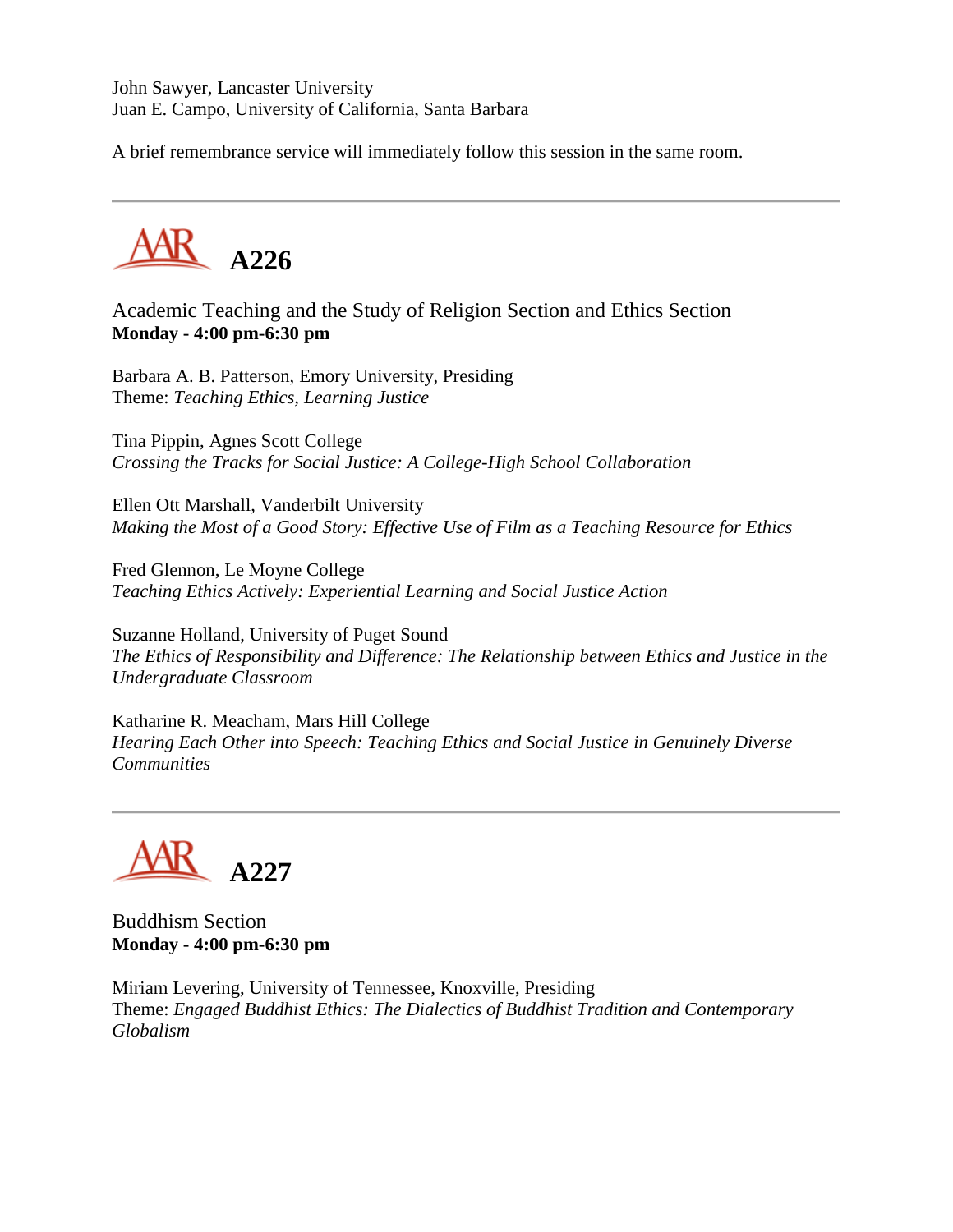John Sawyer, Lancaster University
Juan E. Campo, University of California, Santa Barbara

A brief remembrance service will immediately follow this session in the same room.

---

## A226

Academic Teaching and the Study of Religion Section and Ethics Section
**Monday - 4:00 pm-6:30 pm**

Barbara A. B. Patterson, Emory University, Presiding
Theme: *Teaching Ethics, Learning Justice*

Tina Pippin, Agnes Scott College
*Crossing the Tracks for Social Justice: A College-High School Collaboration*

Ellen Ott Marshall, Vanderbilt University
*Making the Most of a Good Story: Effective Use of Film as a Teaching Resource for Ethics*

Fred Glennon, Le Moyne College
*Teaching Ethics Actively: Experiential Learning and Social Justice Action*

Suzanne Holland, University of Puget Sound
*The Ethics of Responsibility and Difference: The Relationship between Ethics and Justice in the Undergraduate Classroom*

Katharine R. Meacham, Mars Hill College
*Hearing Each Other into Speech: Teaching Ethics and Social Justice in Genuinely Diverse Communities*

---

## A227

Buddhism Section
**Monday - 4:00 pm-6:30 pm**

Miriam Levering, University of Tennessee, Knoxville, Presiding
Theme: *Engaged Buddhist Ethics: The Dialectics of Buddhist Tradition and Contemporary Globalism*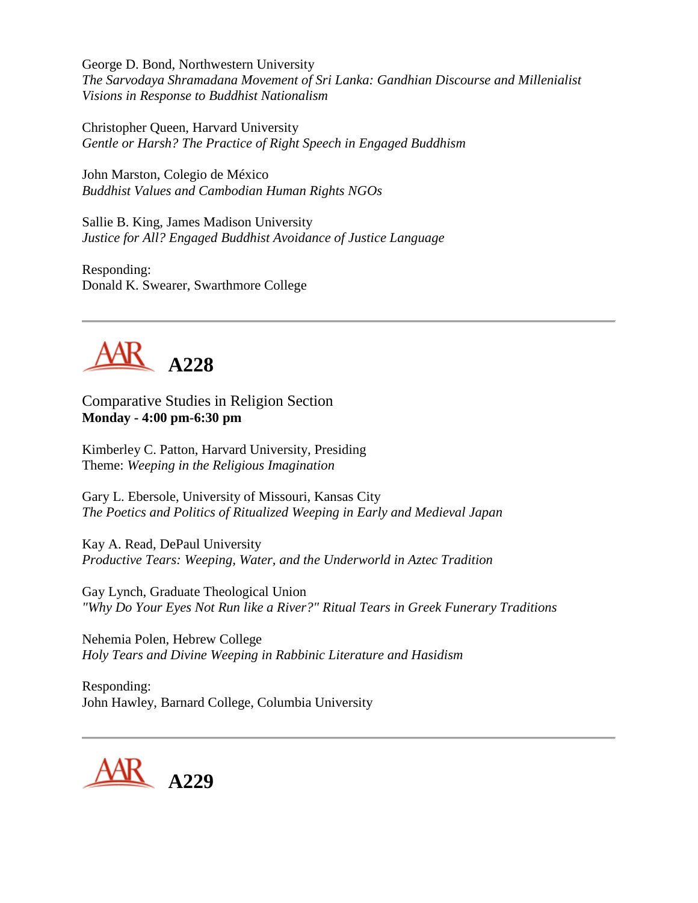George D. Bond, Northwestern University
*The Sarvodaya Shramadana Movement of Sri Lanka: Gandhian Discourse and Millenialist Visions in Response to Buddhist Nationalism*

Christopher Queen, Harvard University
*Gentle or Harsh? The Practice of Right Speech in Engaged Buddhism*

John Marston, Colegio de México
*Buddhist Values and Cambodian Human Rights NGOs*

Sallie B. King, James Madison University
*Justice for All? Engaged Buddhist Avoidance of Justice Language*

Responding:
Donald K. Swearer, Swarthmore College

---

## A228

Comparative Studies in Religion Section
**Monday - 4:00 pm-6:30 pm**

Kimberley C. Patton, Harvard University, Presiding
Theme: *Weeping in the Religious Imagination*

Gary L. Ebersole, University of Missouri, Kansas City
*The Poetics and Politics of Ritualized Weeping in Early and Medieval Japan*

Kay A. Read, DePaul University
*Productive Tears: Weeping, Water, and the Underworld in Aztec Tradition*

Gay Lynch, Graduate Theological Union
*"Why Do Your Eyes Not Run like a River?" Ritual Tears in Greek Funerary Traditions*

Nehemia Polen, Hebrew College
*Holy Tears and Divine Weeping in Rabbinic Literature and Hasidism*

Responding:
John Hawley, Barnard College, Columbia University

---

## A229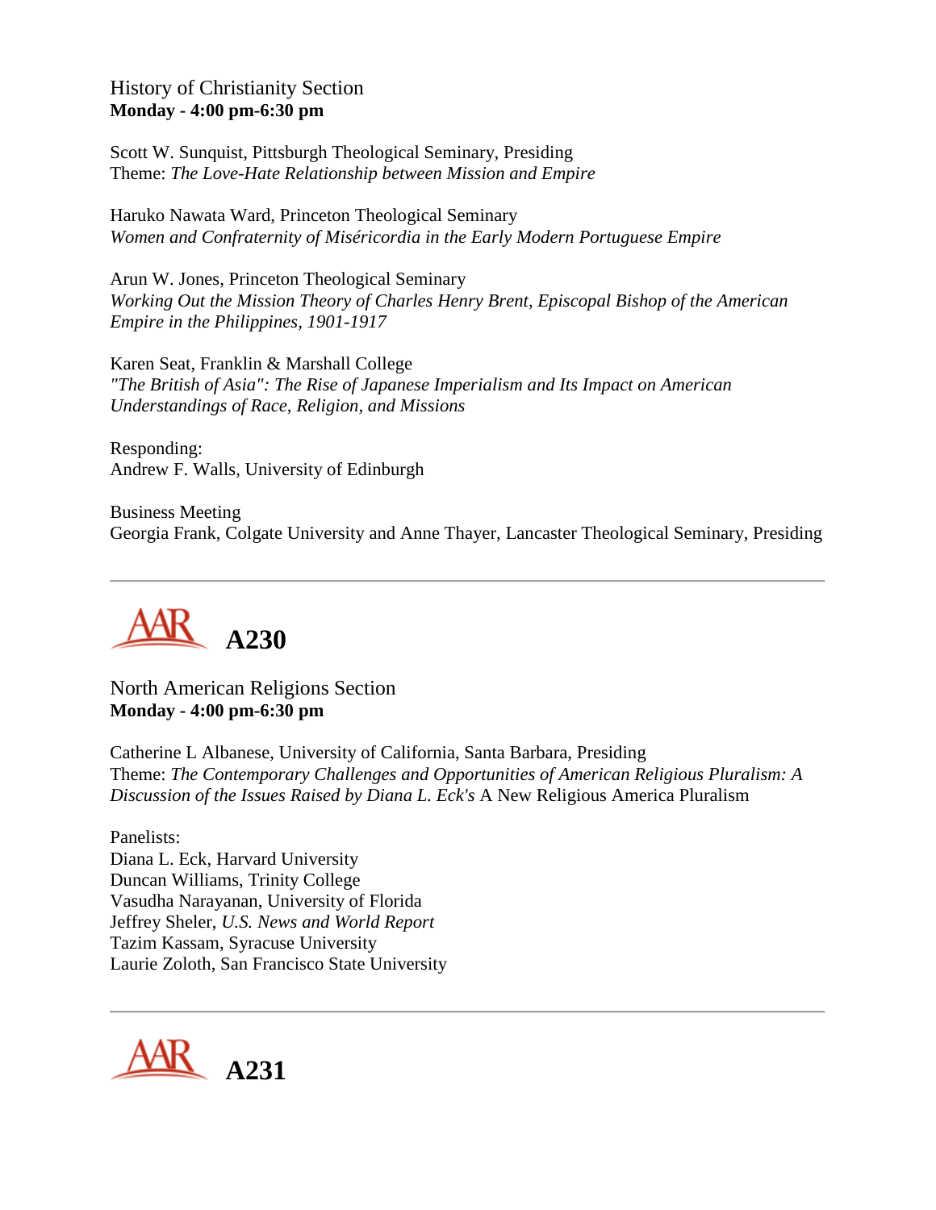History of Christianity Section
**Monday - 4:00 pm-6:30 pm**

Scott W. Sunquist, Pittsburgh Theological Seminary, Presiding
Theme: *The Love-Hate Relationship between Mission and Empire*

Haruko Nawata Ward, Princeton Theological Seminary
*Women and Confraternity of Misércordia in the Early Modern Portuguese Empire*

Arun W. Jones, Princeton Theological Seminary
*Working Out the Mission Theory of Charles Henry Brent, Episcopal Bishop of the American Empire in the Philippines, 1901-1917*

Karen Seat, Franklin & Marshall College
*"The British of Asia": The Rise of Japanese Imperialism and Its Impact on American Understandings of Race, Religion, and Missions*

Responding:
Andrew F. Walls, University of Edinburgh

Business Meeting
Georgia Frank, Colgate University and Anne Thayer, Lancaster Theological Seminary, Presiding

---

## A230

North American Religions Section
**Monday - 4:00 pm-6:30 pm**

Catherine L Albanese, University of California, Santa Barbara, Presiding
Theme: *The Contemporary Challenges and Opportunities of American Religious Pluralism: A Discussion of the Issues Raised by Diana L. Eck's* A New Religious America Pluralism

Panelists:
Diana L. Eck, Harvard University
Duncan Williams, Trinity College
Vasudha Narayanan, University of Florida
Jeffrey Sheler, *U.S. News and World Report*
Tazim Kassam, Syracuse University
Laurie Zoloth, San Francisco State University

---

## A231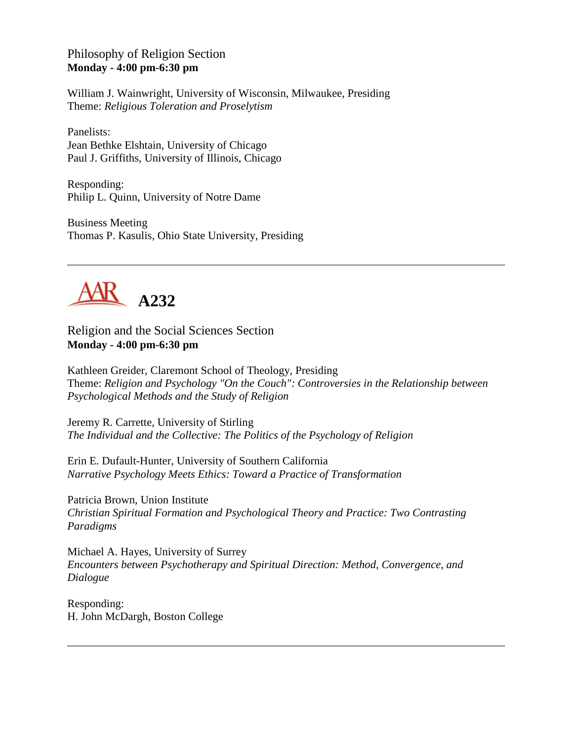Philosophy of Religion Section
**Monday - 4:00 pm-6:30 pm**

William J. Wainwright, University of Wisconsin, Milwaukee, Presiding
Theme: *Religious Toleration and Proselytism*

Panelists:
Jean Bethke Elshtain, University of Chicago
Paul J. Griffiths, University of Illinois, Chicago

Responding:
Philip L. Quinn, University of Notre Dame

Business Meeting
Thomas P. Kasulis, Ohio State University, Presiding

---

## AAR A232

Religion and the Social Sciences Section
**Monday - 4:00 pm-6:30 pm**

Kathleen Greider, Claremont School of Theology, Presiding
Theme: *Religion and Psychology "On the Couch": Controversies in the Relationship between Psychological Methods and the Study of Religion*

Jeremy R. Carrette, University of Stirling
*The Individual and the Collective: The Politics of the Psychology of Religion*

Erin E. Dufault-Hunter, University of Southern California
*Narrative Psychology Meets Ethics: Toward a Practice of Transformation*

Patricia Brown, Union Institute
*Christian Spiritual Formation and Psychological Theory and Practice: Two Contrasting Paradigms*

Michael A. Hayes, University of Surrey
*Encounters between Psychotherapy and Spiritual Direction: Method, Convergence, and Dialogue*

Responding:
H. John McDargh, Boston College

---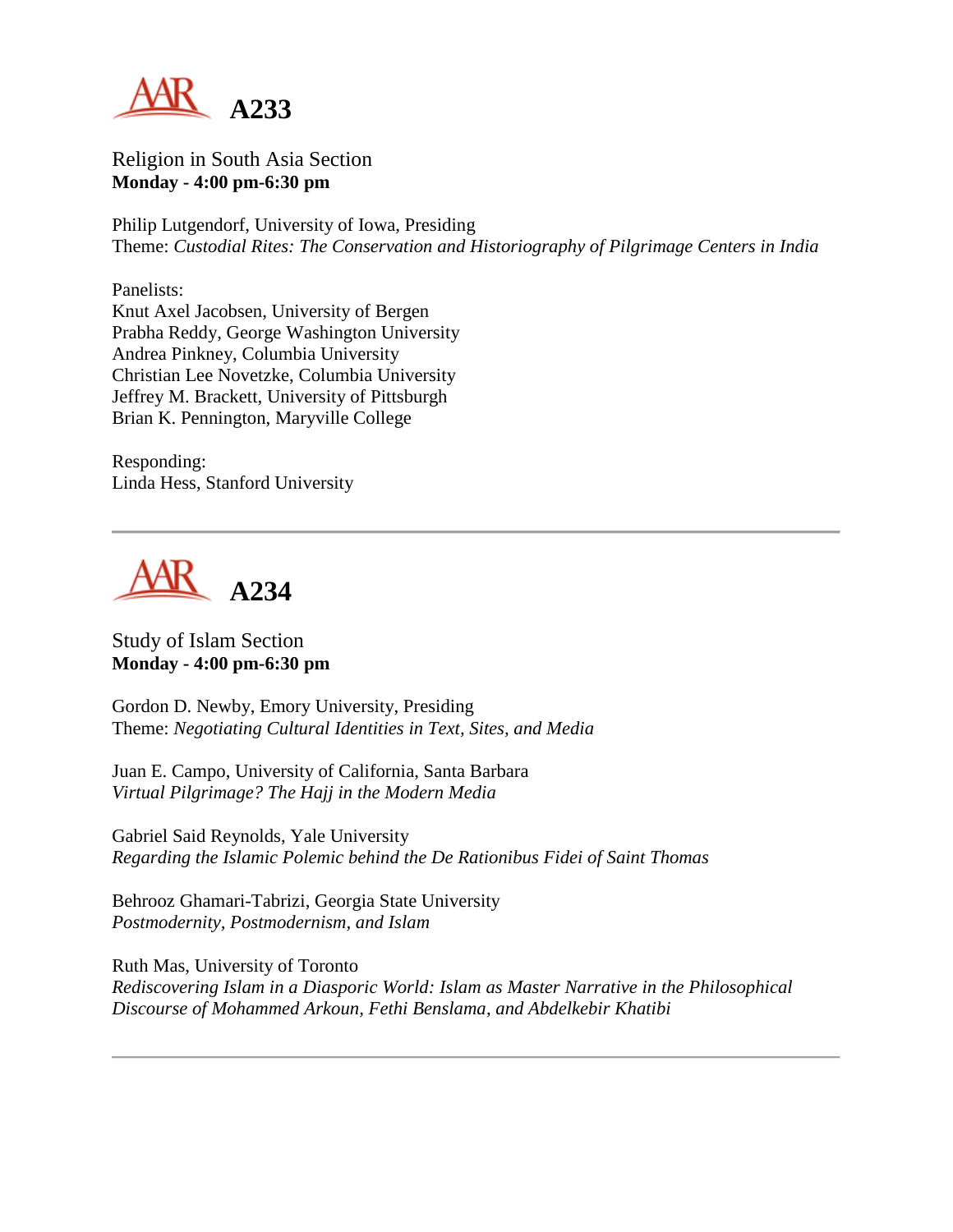# A233

Religion in South Asia Section
**Monday - 4:00 pm-6:30 pm**

Philip Lutgendorf, University of Iowa, Presiding
Theme: *Custodial Rites: The Conservation and Historiography of Pilgrimage Centers in India*

Panelists:
Knut Axel Jacobsen, University of Bergen
Prabha Reddy, George Washington University
Andrea Pinkney, Columbia University
Christian Lee Novetzke, Columbia University
Jeffrey M. Brackett, University of Pittsburgh
Brian K. Pennington, Maryville College

Responding:
Linda Hess, Stanford University

---

# A234

Study of Islam Section
**Monday - 4:00 pm-6:30 pm**

Gordon D. Newby, Emory University, Presiding
Theme: *Negotiating Cultural Identities in Text, Sites, and Media*

Juan E. Campo, University of California, Santa Barbara
*Virtual Pilgrimage? The Hajj in the Modern Media*

Gabriel Said Reynolds, Yale University
*Regarding the Islamic Polemic behind the De Rationibus Fidei of Saint Thomas*

Behrooz Ghamari-Tabrizi, Georgia State University
*Postmodernity, Postmodernism, and Islam*

Ruth Mas, University of Toronto
*Rediscovering Islam in a Diasporic World: Islam as Master Narrative in the Philosophical Discourse of Mohammed Arkoun, Fethi Benslama, and Abdelkebir Khatibi*

---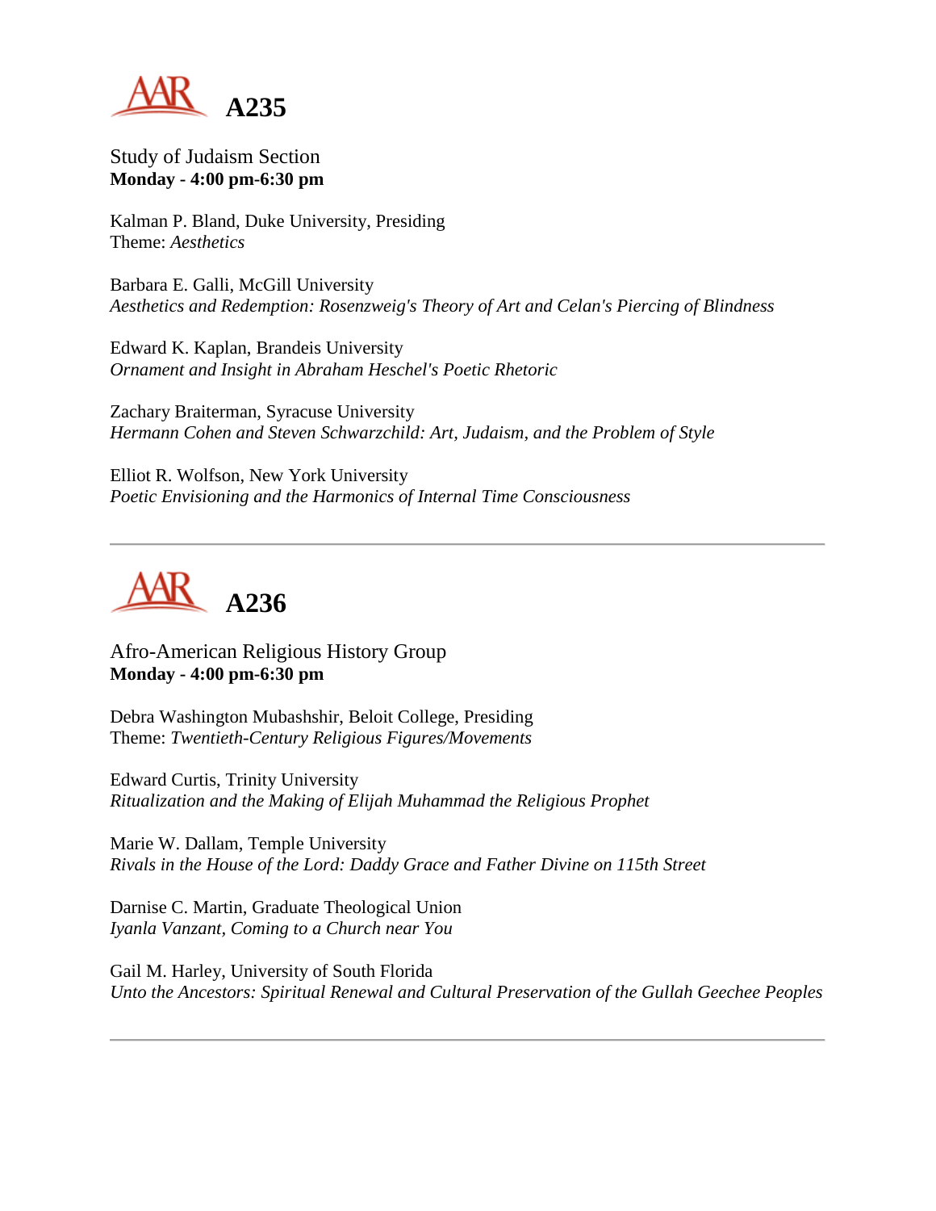# A235

Study of Judaism Section
**Monday - 4:00 pm-6:30 pm**

Kalman P. Bland, Duke University, Presiding
Theme: *Aesthetics*

Barbara E. Galli, McGill University
*Aesthetics and Redemption: Rosenzweig's Theory of Art and Celan's Piercing of Blindness*

Edward K. Kaplan, Brandeis University
*Ornament and Insight in Abraham Heschel's Poetic Rhetoric*

Zachary Braiterman, Syracuse University
*Hermann Cohen and Steven Schwarzchild: Art, Judaism, and the Problem of Style*

Elliot R. Wolfson, New York University
*Poetic Envisioning and the Harmonics of Internal Time Consciousness*

---

# A236

Afro-American Religious History Group
**Monday - 4:00 pm-6:30 pm**

Debra Washington Mubashshir, Beloit College, Presiding
Theme: *Twentieth-Century Religious Figures/Movements*

Edward Curtis, Trinity University
*Ritualization and the Making of Elijah Muhammad the Religious Prophet*

Marie W. Dallam, Temple University
*Rivals in the House of the Lord: Daddy Grace and Father Divine on 115th Street*

Darnise C. Martin, Graduate Theological Union
*Iyanla Vanzant, Coming to a Church near You*

Gail M. Harley, University of South Florida
*Unto the Ancestors: Spiritual Renewal and Cultural Preservation of the Gullah Geechee Peoples*

---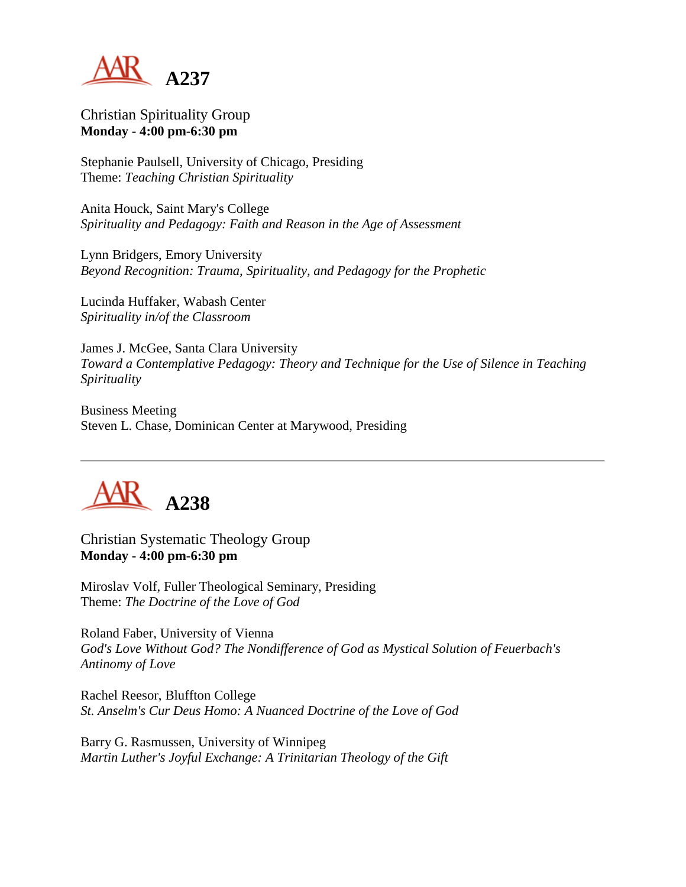# A237

Christian Spirituality Group
**Monday - 4:00 pm-6:30 pm**

Stephanie Paulsell, University of Chicago, Presiding
Theme: *Teaching Christian Spirituality*

Anita Houck, Saint Mary's College
*Spirituality and Pedagogy: Faith and Reason in the Age of Assessment*

Lynn Bridgers, Emory University
*Beyond Recognition: Trauma, Spirituality, and Pedagogy for the Prophetic*

Lucinda Huffaker, Wabash Center
*Spirituality in/of the Classroom*

James J. McGee, Santa Clara University
*Toward a Contemplative Pedagogy: Theory and Technique for the Use of Silence in Teaching Spirituality*

Business Meeting
Steven L. Chase, Dominican Center at Marywood, Presiding

---

# A238

Christian Systematic Theology Group
**Monday - 4:00 pm-6:30 pm**

Miroslav Volf, Fuller Theological Seminary, Presiding
Theme: *The Doctrine of the Love of God*

Roland Faber, University of Vienna
*God's Love Without God? The Nondifference of God as Mystical Solution of Feuerbach's Antinomy of Love*

Rachel Reesor, Bluffton College
*St. Anselm's Cur Deus Homo: A Nuanced Doctrine of the Love of God*

Barry G. Rasmussen, University of Winnipeg
*Martin Luther's Joyful Exchange: A Trinitarian Theology of the Gift*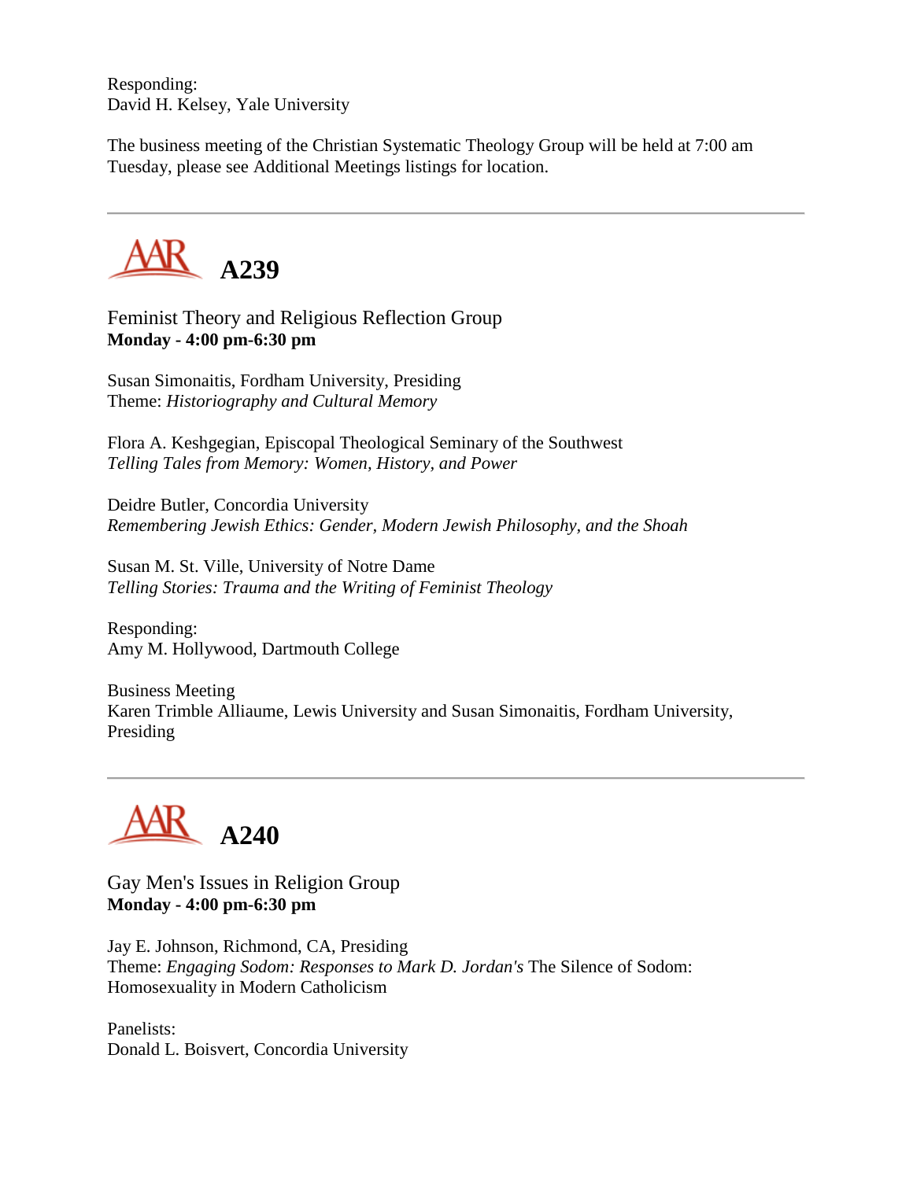Responding:
David H. Kelsey, Yale University

The business meeting of the Christian Systematic Theology Group will be held at 7:00 am Tuesday, please see Additional Meetings listings for location.

---

## A239

Feminist Theory and Religious Reflection Group
**Monday - 4:00 pm-6:30 pm**

Susan Simonaitis, Fordham University, Presiding
Theme: *Historiography and Cultural Memory*

Flora A. Keshgegian, Episcopal Theological Seminary of the Southwest
*Telling Tales from Memory: Women, History, and Power*

Deidre Butler, Concordia University
*Remembering Jewish Ethics: Gender, Modern Jewish Philosophy, and the Shoah*

Susan M. St. Ville, University of Notre Dame
*Telling Stories: Trauma and the Writing of Feminist Theology*

Responding:
Amy M. Hollywood, Dartmouth College

Business Meeting
Karen Trimble Alliaume, Lewis University and Susan Simonaitis, Fordham University, Presiding

---

## A240

Gay Men's Issues in Religion Group
**Monday - 4:00 pm-6:30 pm**

Jay E. Johnson, Richmond, CA, Presiding
Theme: *Engaging Sodom: Responses to Mark D. Jordan's* The Silence of Sodom: Homosexuality in Modern Catholicism

Panelists:
Donald L. Boisvert, Concordia University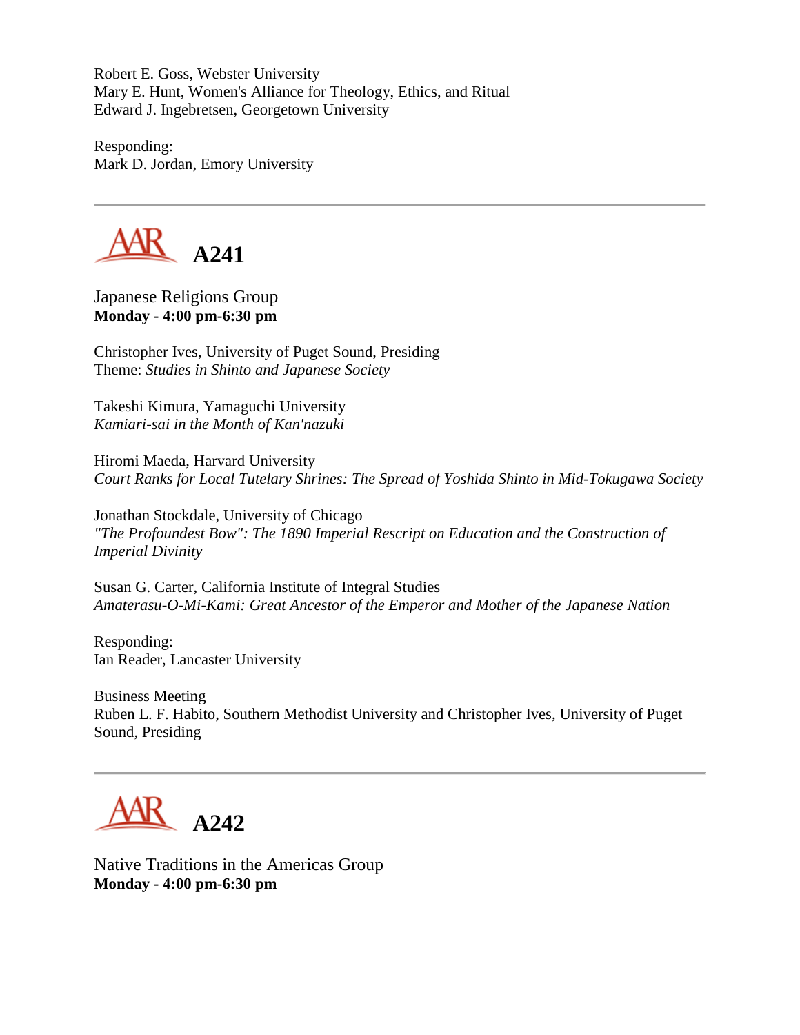Robert E. Goss, Webster University
Mary E. Hunt, Women's Alliance for Theology, Ethics, and Ritual
Edward J. Ingebretsen, Georgetown University

Responding:
Mark D. Jordan, Emory University

---

## A241

Japanese Religions Group
**Monday - 4:00 pm-6:30 pm**

Christopher Ives, University of Puget Sound, Presiding
Theme: *Studies in Shinto and Japanese Society*

Takeshi Kimura, Yamaguchi University
*Kamiari-sai in the Month of Kan'nazuki*

Hiromi Maeda, Harvard University
*Court Ranks for Local Tutelary Shrines: The Spread of Yoshida Shinto in Mid-Tokugawa Society*

Jonathan Stockdale, University of Chicago
*"The Profoundest Bow": The 1890 Imperial Rescript on Education and the Construction of Imperial Divinity*

Susan G. Carter, California Institute of Integral Studies
*Amaterasu-O-Mi-Kami: Great Ancestor of the Emperor and Mother of the Japanese Nation*

Responding:
Ian Reader, Lancaster University

Business Meeting
Ruben L. F. Habito, Southern Methodist University and Christopher Ives, University of Puget Sound, Presiding

---

## A242

Native Traditions in the Americas Group
**Monday - 4:00 pm-6:30 pm**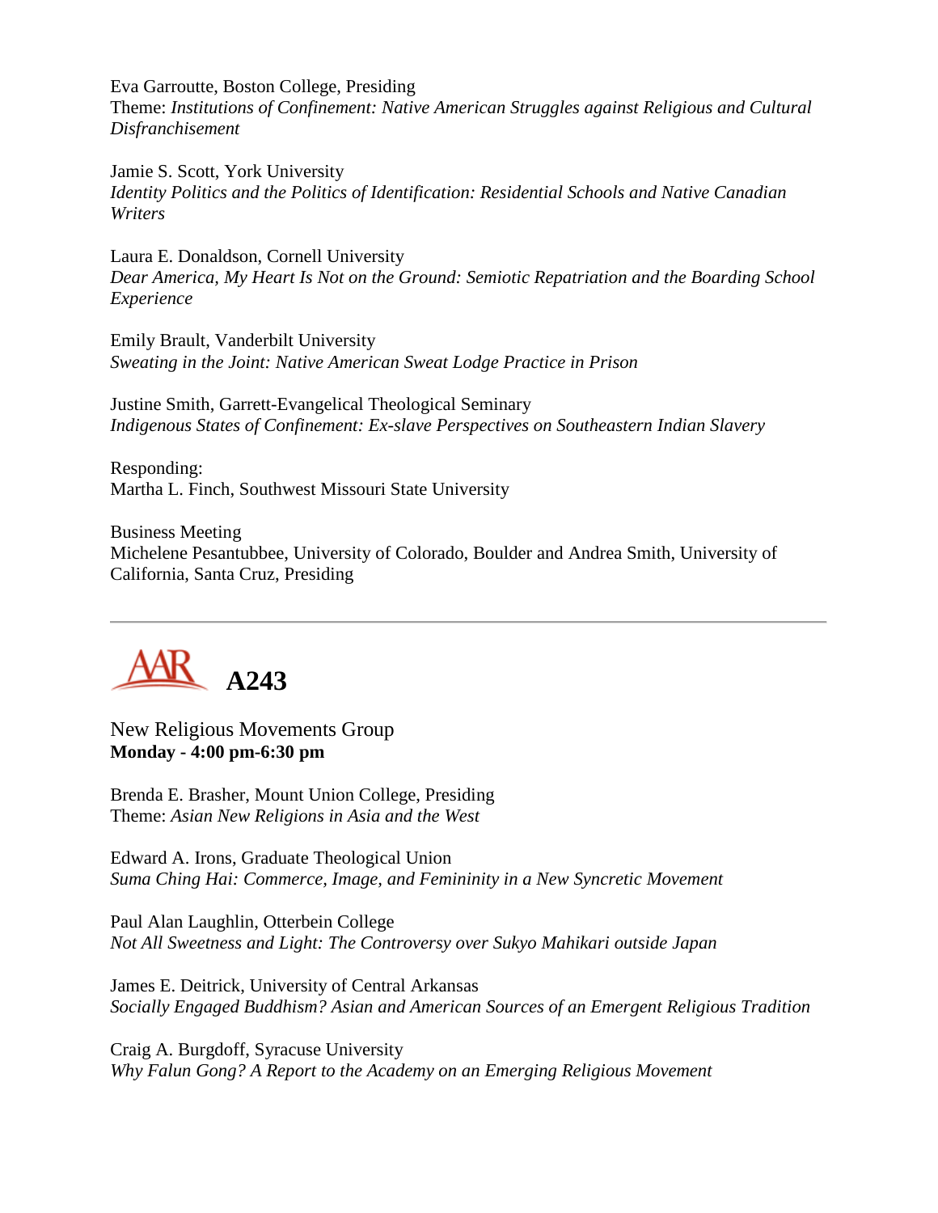Eva Garroutte, Boston College, Presiding
Theme: *Institutions of Confinement: Native American Struggles against Religious and Cultural Disfranchisement*

Jamie S. Scott, York University
*Identity Politics and the Politics of Identification: Residential Schools and Native Canadian Writers*

Laura E. Donaldson, Cornell University
*Dear America, My Heart Is Not on the Ground: Semiotic Repatriation and the Boarding School Experience*

Emily Brault, Vanderbilt University
*Sweating in the Joint: Native American Sweat Lodge Practice in Prison*

Justine Smith, Garrett-Evangelical Theological Seminary
*Indigenous States of Confinement: Ex-slave Perspectives on Southeastern Indian Slavery*

Responding:
Martha L. Finch, Southwest Missouri State University

Business Meeting
Michelene Pesantubbee, University of Colorado, Boulder and Andrea Smith, University of California, Santa Cruz, Presiding

---

# AAR A243

New Religious Movements Group
**Monday - 4:00 pm-6:30 pm**

Brenda E. Brasher, Mount Union College, Presiding
Theme: *Asian New Religions in Asia and the West*

Edward A. Irons, Graduate Theological Union
*Suma Ching Hai: Commerce, Image, and Femininity in a New Syncretic Movement*

Paul Alan Laughlin, Otterbein College
*Not All Sweetness and Light: The Controversy over Sukyo Mahikari outside Japan*

James E. Deitrick, University of Central Arkansas
*Socially Engaged Buddhism? Asian and American Sources of an Emergent Religious Tradition*

Craig A. Burgdoff, Syracuse University
*Why Falun Gong? A Report to the Academy on an Emerging Religious Movement*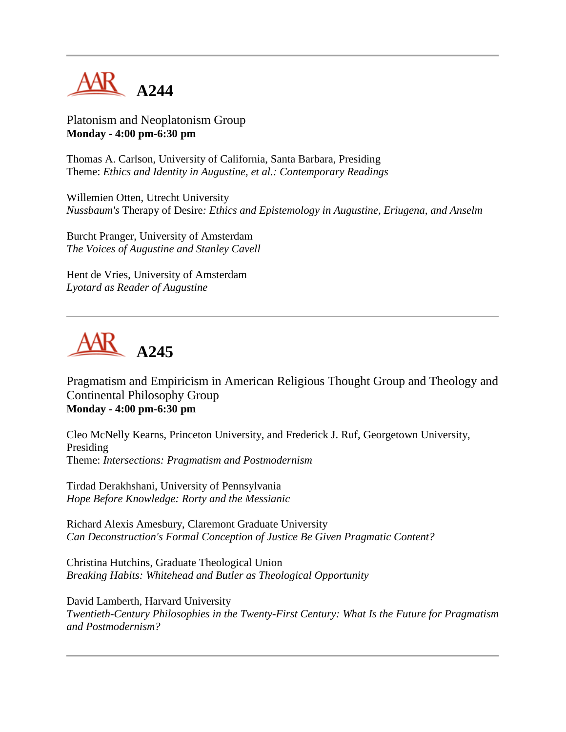---

## A244

Platonism and Neoplatonism Group
**Monday - 4:00 pm-6:30 pm**

Thomas A. Carlson, University of California, Santa Barbara, Presiding
Theme: *Ethics and Identity in Augustine, et al.: Contemporary Readings*

Willemien Otten, Utrecht University
*Nussbaum's* Therapy of Desire*: Ethics and Epistemology in Augustine, Eriugena, and Anselm*

Burcht Pranger, University of Amsterdam
*The Voices of Augustine and Stanley Cavell*

Hent de Vries, University of Amsterdam
*Lyotard as Reader of Augustine*

---

## A245

Pragmatism and Empiricism in American Religious Thought Group and Theology and Continental Philosophy Group
**Monday - 4:00 pm-6:30 pm**

Cleo McNelly Kearns, Princeton University, and Frederick J. Ruf, Georgetown University, Presiding
Theme: *Intersections: Pragmatism and Postmodernism*

Tirdad Derakhshani, University of Pennsylvania
*Hope Before Knowledge: Rorty and the Messianic*

Richard Alexis Amesbury, Claremont Graduate University
*Can Deconstruction's Formal Conception of Justice Be Given Pragmatic Content?*

Christina Hutchins, Graduate Theological Union
*Breaking Habits: Whitehead and Butler as Theological Opportunity*

David Lamberth, Harvard University
*Twentieth-Century Philosophies in the Twenty-First Century: What Is the Future for Pragmatism and Postmodernism?*

---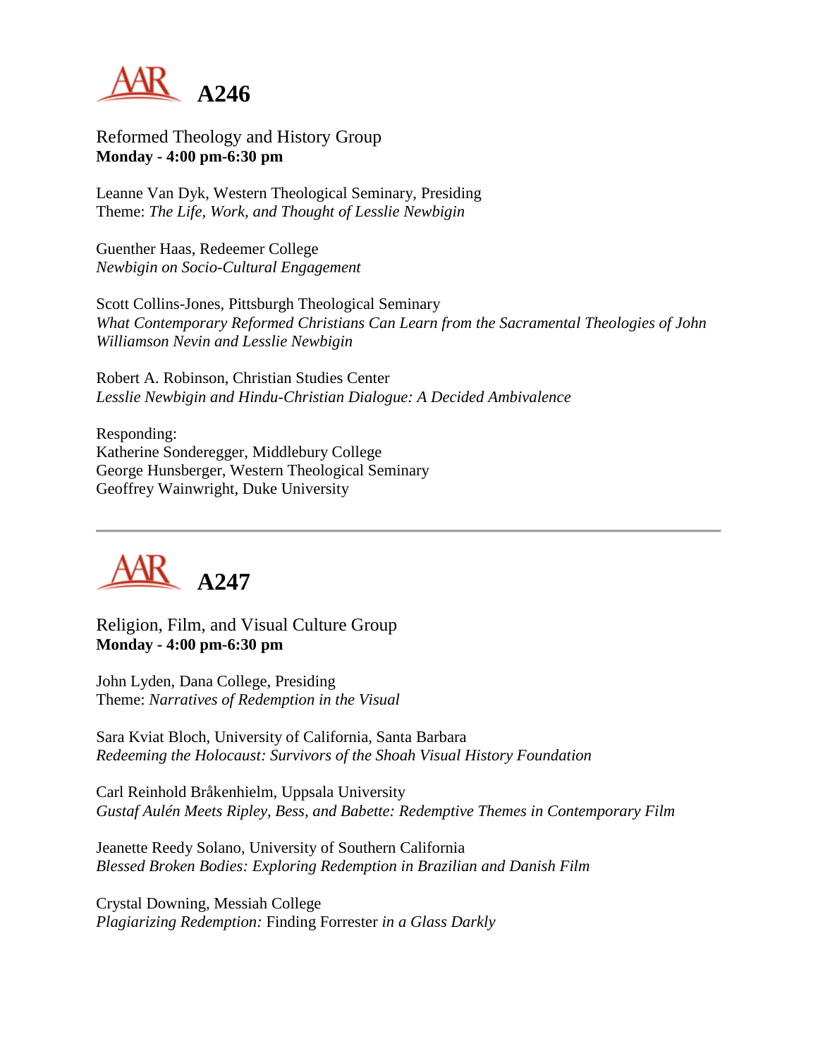## A246

Reformed Theology and History Group
**Monday - 4:00 pm-6:30 pm**

Leanne Van Dyk, Western Theological Seminary, Presiding
Theme: *The Life, Work, and Thought of Lesslie Newbigin*

Guenther Haas, Redeemer College
*Newbigin on Socio-Cultural Engagement*

Scott Collins-Jones, Pittsburgh Theological Seminary
*What Contemporary Reformed Christians Can Learn from the Sacramental Theologies of John Williamson Nevin and Lesslie Newbigin*

Robert A. Robinson, Christian Studies Center
*Lesslie Newbigin and Hindu-Christian Dialogue: A Decided Ambivalence*

Responding:
Katherine Sonderegger, Middlebury College
George Hunsberger, Western Theological Seminary
Geoffrey Wainwright, Duke University

---

## A247

Religion, Film, and Visual Culture Group
**Monday - 4:00 pm-6:30 pm**

John Lyden, Dana College, Presiding
Theme: *Narratives of Redemption in the Visual*

Sara Kviat Bloch, University of California, Santa Barbara
*Redeeming the Holocaust: Survivors of the Shoah Visual History Foundation*

Carl Reinhold Bråkenhielm, Uppsala University
*Gustaf Aulén Meets Ripley, Bess, and Babette: Redemptive Themes in Contemporary Film*

Jeanette Reedy Solano, University of Southern California
*Blessed Broken Bodies: Exploring Redemption in Brazilian and Danish Film*

Crystal Downing, Messiah College
*Plagiarizing Redemption:* Finding Forrester *in a Glass Darkly*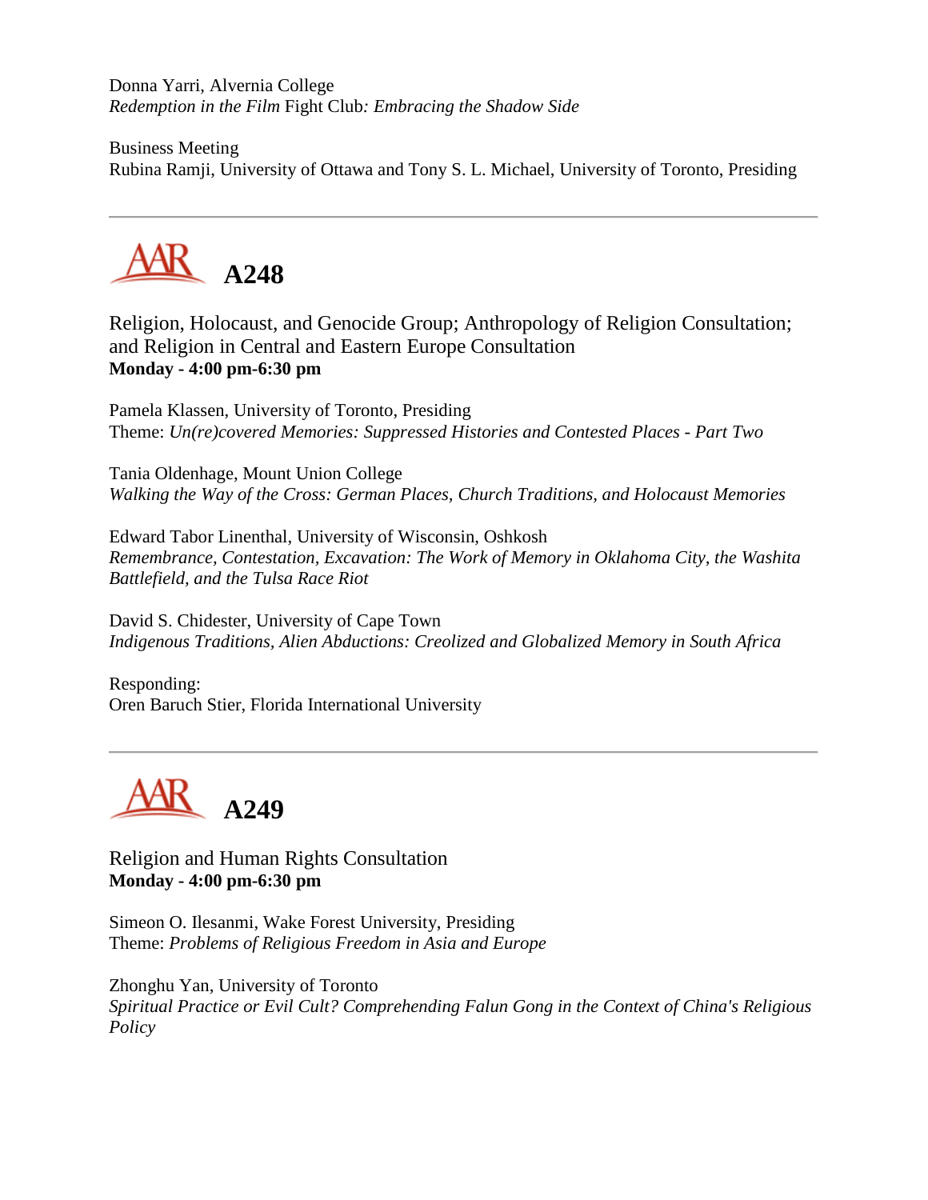Donna Yarri, Alvernia College
*Redemption in the Film* Fight Club*: Embracing the Shadow Side*

Business Meeting
Rubina Ramji, University of Ottawa and Tony S. L. Michael, University of Toronto, Presiding

---

## AAR A248

Religion, Holocaust, and Genocide Group; Anthropology of Religion Consultation; and Religion in Central and Eastern Europe Consultation
**Monday - 4:00 pm-6:30 pm**

Pamela Klassen, University of Toronto, Presiding
Theme: *Un(re)covered Memories: Suppressed Histories and Contested Places - Part Two*

Tania Oldenhage, Mount Union College
*Walking the Way of the Cross: German Places, Church Traditions, and Holocaust Memories*

Edward Tabor Linenthal, University of Wisconsin, Oshkosh
*Remembrance, Contestation, Excavation: The Work of Memory in Oklahoma City, the Washita Battlefield, and the Tulsa Race Riot*

David S. Chidester, University of Cape Town
*Indigenous Traditions, Alien Abductions: Creolized and Globalized Memory in South Africa*

Responding:
Oren Baruch Stier, Florida International University

---

## AAR A249

Religion and Human Rights Consultation
**Monday - 4:00 pm-6:30 pm**

Simeon O. Ilesanmi, Wake Forest University, Presiding
Theme: *Problems of Religious Freedom in Asia and Europe*

Zhonghu Yan, University of Toronto
*Spiritual Practice or Evil Cult? Comprehending Falun Gong in the Context of China's Religious Policy*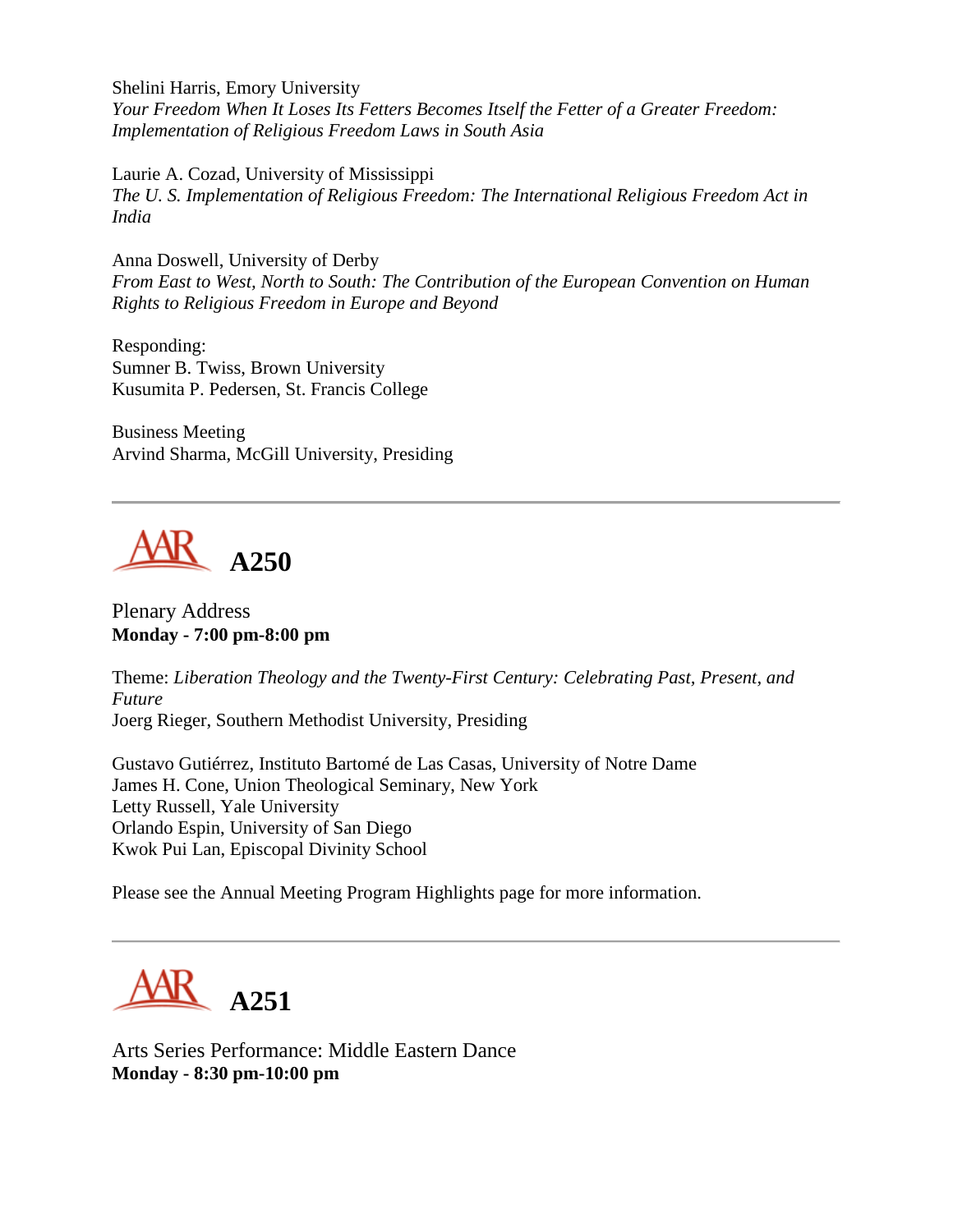Shelini Harris, Emory University
*Your Freedom When It Loses Its Fetters Becomes Itself the Fetter of a Greater Freedom: Implementation of Religious Freedom Laws in South Asia*

Laurie A. Cozad, University of Mississippi
*The U. S. Implementation of Religious Freedom: The International Religious Freedom Act in India*

Anna Doswell, University of Derby
*From East to West, North to South: The Contribution of the European Convention on Human Rights to Religious Freedom in Europe and Beyond*

Responding:
Sumner B. Twiss, Brown University
Kusumita P. Pedersen, St. Francis College

Business Meeting
Arvind Sharma, McGill University, Presiding

---

## AAR A250

Plenary Address
**Monday - 7:00 pm-8:00 pm**

Theme: *Liberation Theology and the Twenty-First Century: Celebrating Past, Present, and Future*
Joerg Rieger, Southern Methodist University, Presiding

Gustavo Gutiérrez, Instituto Bartomé de Las Casas, University of Notre Dame
James H. Cone, Union Theological Seminary, New York
Letty Russell, Yale University
Orlando Espin, University of San Diego
Kwok Pui Lan, Episcopal Divinity School

Please see the Annual Meeting Program Highlights page for more information.

---

## AAR A251

Arts Series Performance: Middle Eastern Dance
**Monday - 8:30 pm-10:00 pm**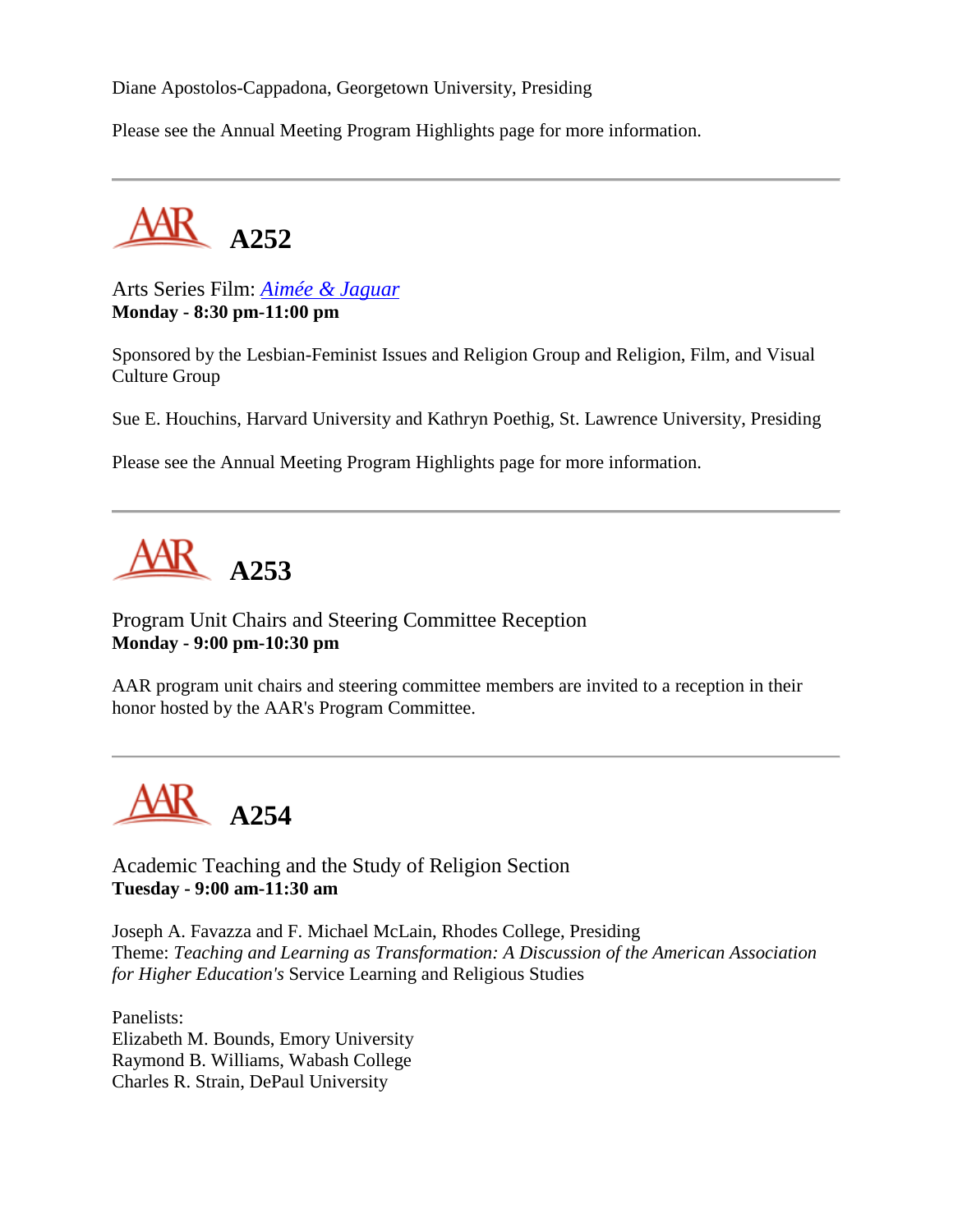Diane Apostolos-Cappadona, Georgetown University, Presiding

Please see the Annual Meeting Program Highlights page for more information.

---

## A252

Arts Series Film: *Aimée & Jaguar*
**Monday - 8:30 pm-11:00 pm**

Sponsored by the Lesbian-Feminist Issues and Religion Group and Religion, Film, and Visual Culture Group

Sue E. Houchins, Harvard University and Kathryn Poethig, St. Lawrence University, Presiding

Please see the Annual Meeting Program Highlights page for more information.

---

## A253

Program Unit Chairs and Steering Committee Reception
**Monday - 9:00 pm-10:30 pm**

AAR program unit chairs and steering committee members are invited to a reception in their honor hosted by the AAR's Program Committee.

---

## A254

Academic Teaching and the Study of Religion Section
**Tuesday - 9:00 am-11:30 am**

Joseph A. Favazza and F. Michael McLain, Rhodes College, Presiding
Theme: *Teaching and Learning as Transformation: A Discussion of the American Association for Higher Education's* Service Learning and Religious Studies

Panelists:
Elizabeth M. Bounds, Emory University
Raymond B. Williams, Wabash College
Charles R. Strain, DePaul University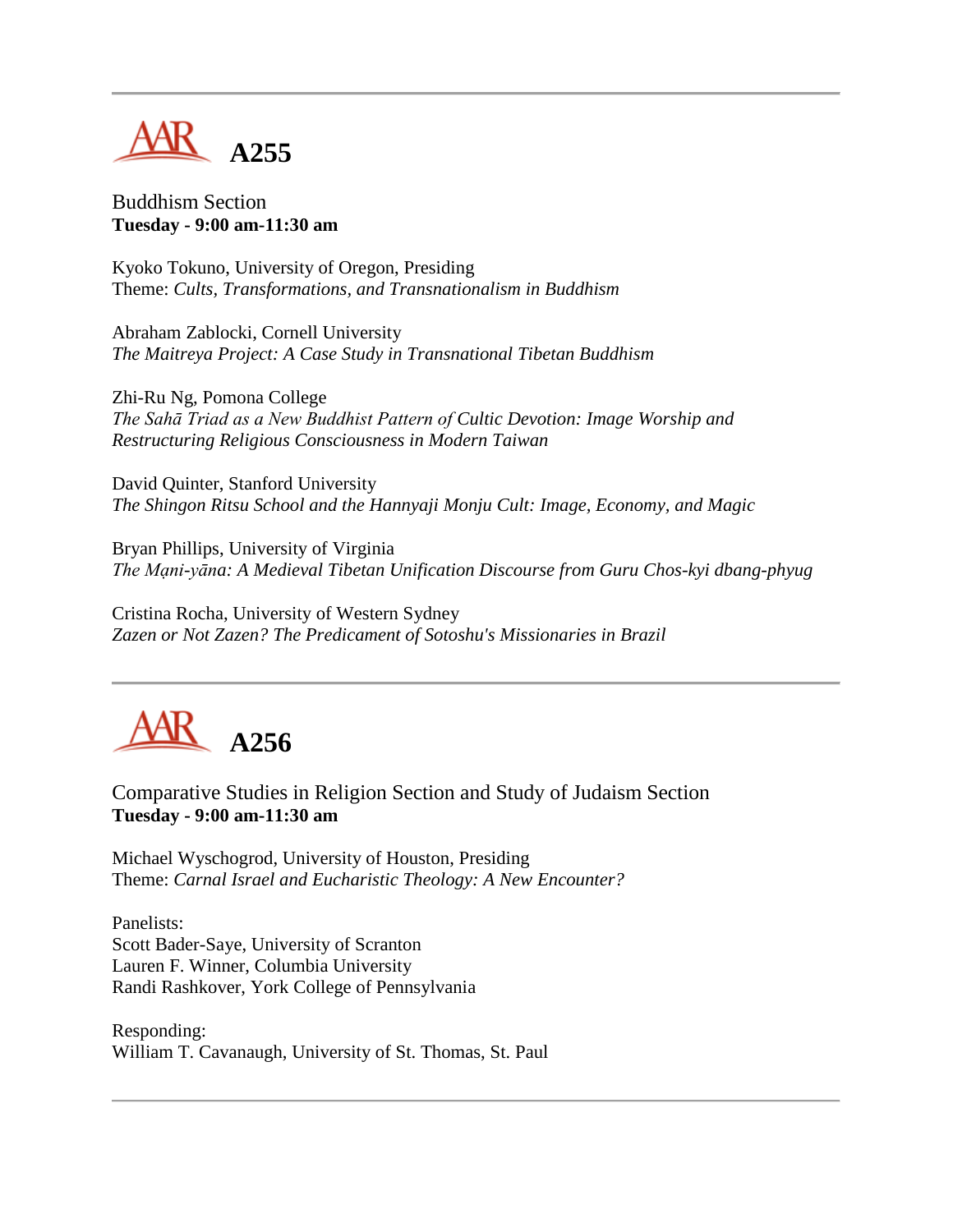---

# A255

Buddhism Section
**Tuesday - 9:00 am-11:30 am**

Kyoko Tokuno, University of Oregon, Presiding
Theme: *Cults, Transformations, and Transnationalism in Buddhism*

Abraham Zablocki, Cornell University
*The Maitreya Project: A Case Study in Transnational Tibetan Buddhism*

Zhi-Ru Ng, Pomona College
*The Sahā Triad as a New Buddhist Pattern of Cultic Devotion: Image Worship and Restructuring Religious Consciousness in Modern Taiwan*

David Quinter, Stanford University
*The Shingon Ritsu School and the Hannyaji Monju Cult: Image, Economy, and Magic*

Bryan Phillips, University of Virginia
*The Maṇi-yāna: A Medieval Tibetan Unification Discourse from Guru Chos-kyi dbang-phyug*

Cristina Rocha, University of Western Sydney
*Zazen or Not Zazen? The Predicament of Sotoshu's Missionaries in Brazil*

---

# A256

Comparative Studies in Religion Section and Study of Judaism Section
**Tuesday - 9:00 am-11:30 am**

Michael Wyschogrod, University of Houston, Presiding
Theme: *Carnal Israel and Eucharistic Theology: A New Encounter?*

Panelists:
Scott Bader-Saye, University of Scranton
Lauren F. Winner, Columbia University
Randi Rashkover, York College of Pennsylvania

Responding:
William T. Cavanaugh, University of St. Thomas, St. Paul

---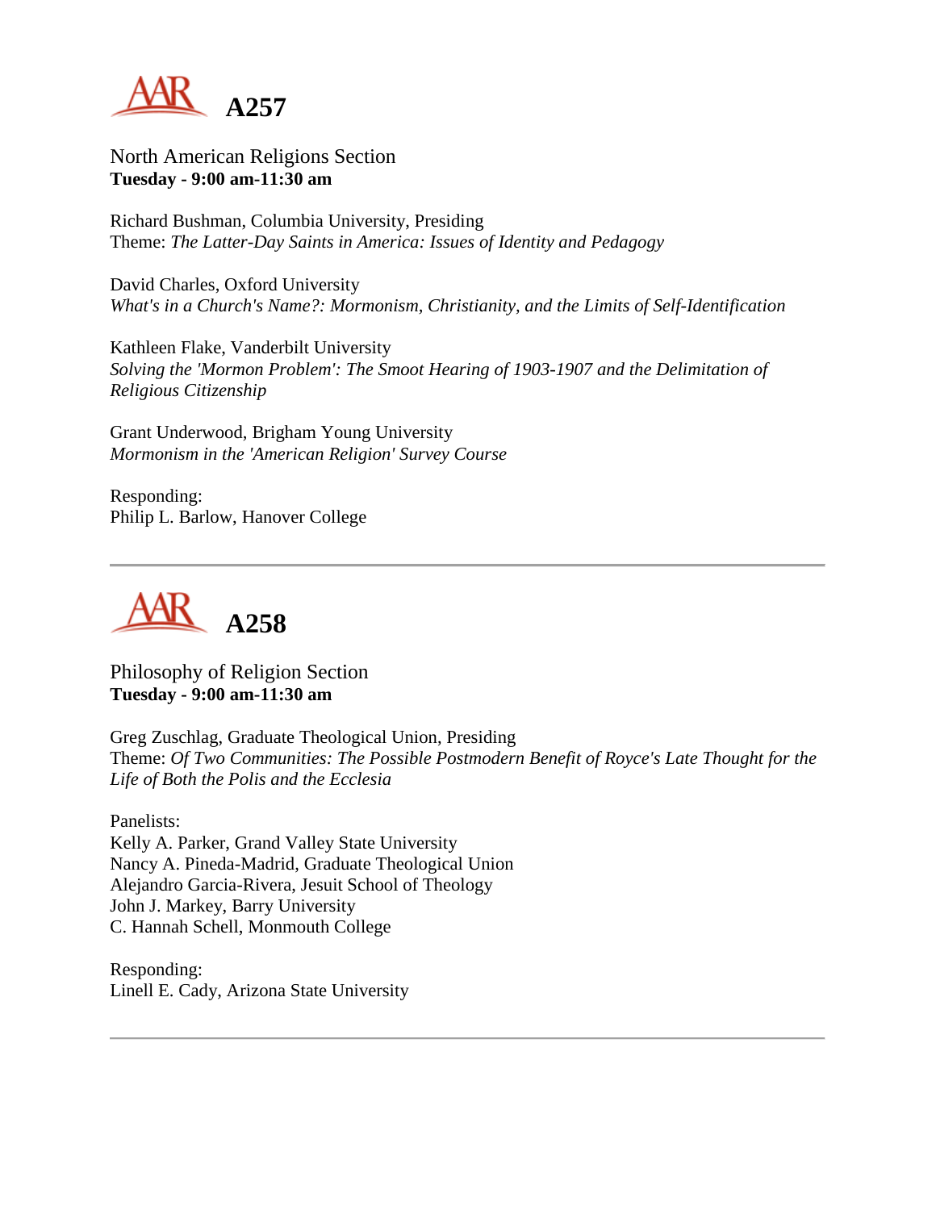# A257

North American Religions Section
**Tuesday - 9:00 am-11:30 am**

Richard Bushman, Columbia University, Presiding
Theme: *The Latter-Day Saints in America: Issues of Identity and Pedagogy*

David Charles, Oxford University
*What's in a Church's Name?: Mormonism, Christianity, and the Limits of Self-Identification*

Kathleen Flake, Vanderbilt University
*Solving the 'Mormon Problem': The Smoot Hearing of 1903-1907 and the Delimitation of Religious Citizenship*

Grant Underwood, Brigham Young University
*Mormonism in the 'American Religion' Survey Course*

Responding:
Philip L. Barlow, Hanover College

---

# A258

Philosophy of Religion Section
**Tuesday - 9:00 am-11:30 am**

Greg Zuschlag, Graduate Theological Union, Presiding
Theme: *Of Two Communities: The Possible Postmodern Benefit of Royce's Late Thought for the Life of Both the Polis and the Ecclesia*

Panelists:
Kelly A. Parker, Grand Valley State University
Nancy A. Pineda-Madrid, Graduate Theological Union
Alejandro Garcia-Rivera, Jesuit School of Theology
John J. Markey, Barry University
C. Hannah Schell, Monmouth College

Responding:
Linell E. Cady, Arizona State University

---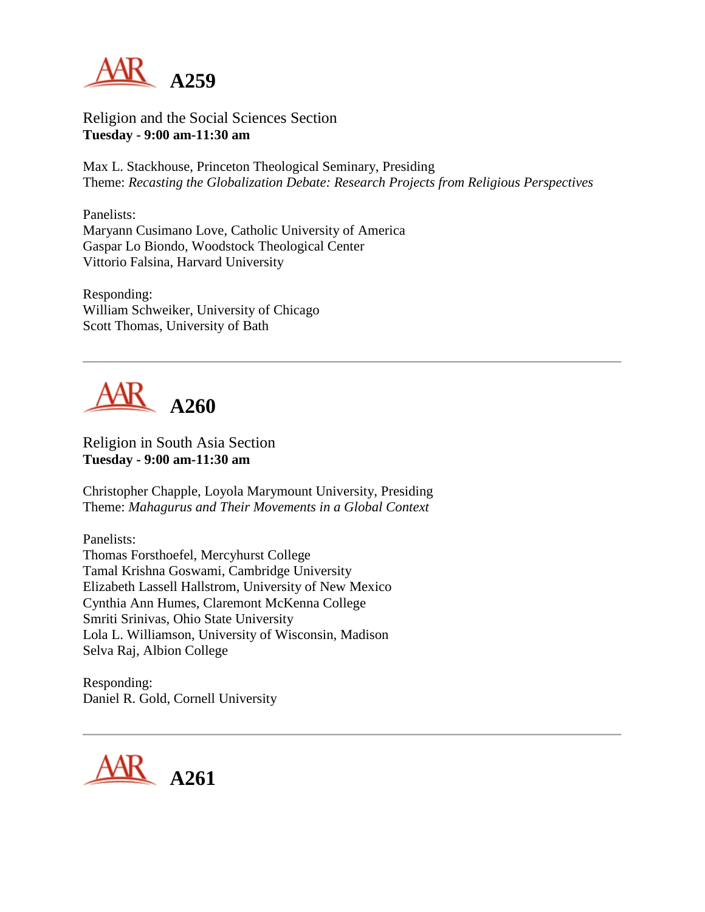# A259

Religion and the Social Sciences Section
**Tuesday - 9:00 am-11:30 am**

Max L. Stackhouse, Princeton Theological Seminary, Presiding
Theme: *Recasting the Globalization Debate: Research Projects from Religious Perspectives*

Panelists:
Maryann Cusimano Love, Catholic University of America
Gaspar Lo Biondo, Woodstock Theological Center
Vittorio Falsina, Harvard University

Responding:
William Schweiker, University of Chicago
Scott Thomas, University of Bath

---

# A260

Religion in South Asia Section
**Tuesday - 9:00 am-11:30 am**

Christopher Chapple, Loyola Marymount University, Presiding
Theme: *Mahagurus and Their Movements in a Global Context*

Panelists:
Thomas Forsthoefel, Mercyhurst College
Tamal Krishna Goswami, Cambridge University
Elizabeth Lassell Hallstrom, University of New Mexico
Cynthia Ann Humes, Claremont McKenna College
Smriti Srinivas, Ohio State University
Lola L. Williamson, University of Wisconsin, Madison
Selva Raj, Albion College

Responding:
Daniel R. Gold, Cornell University

---

# A261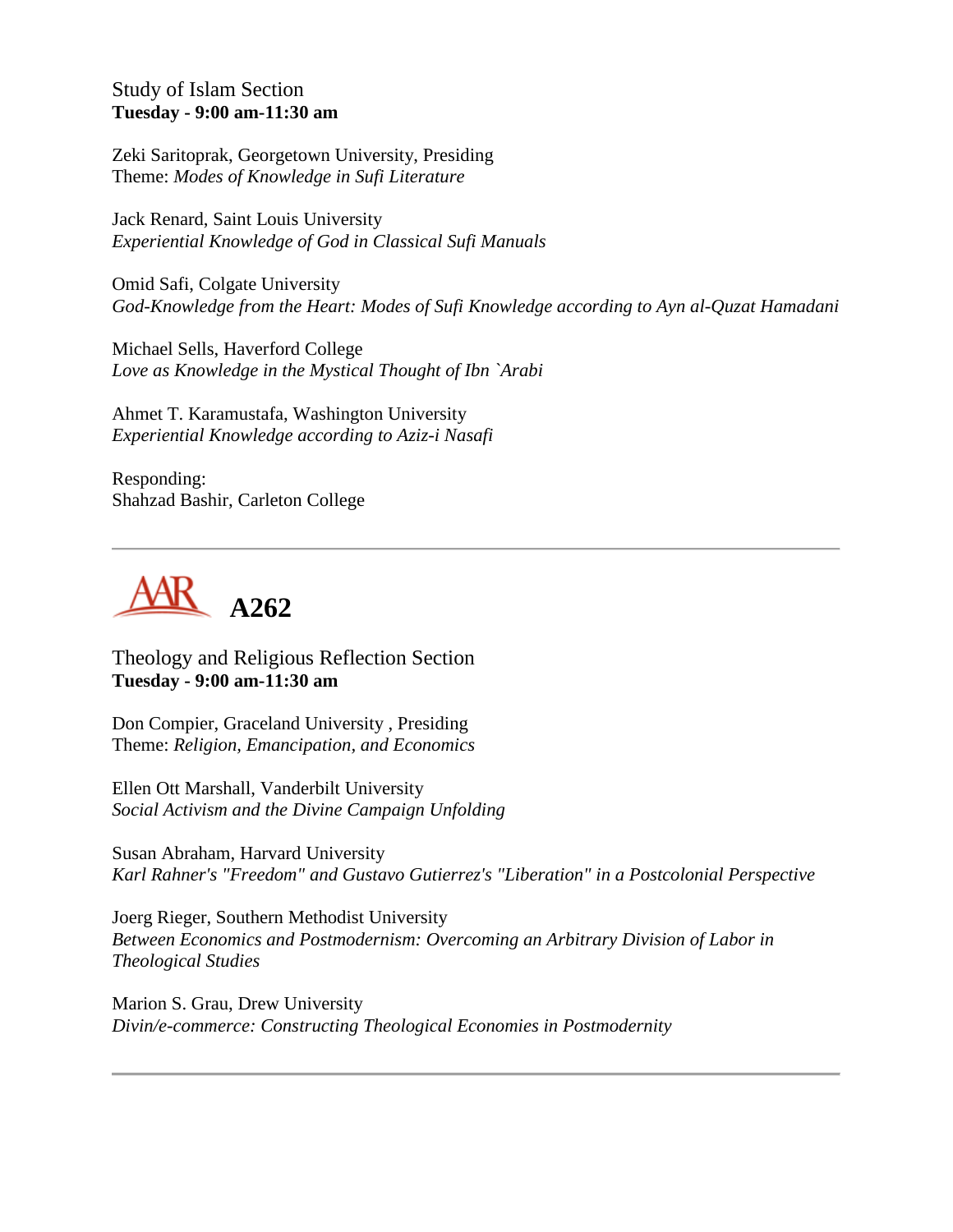Study of Islam Section
**Tuesday - 9:00 am-11:30 am**

Zeki Saritoprak, Georgetown University, Presiding
Theme: *Modes of Knowledge in Sufi Literature*

Jack Renard, Saint Louis University
*Experiential Knowledge of God in Classical Sufi Manuals*

Omid Safi, Colgate University
*God-Knowledge from the Heart: Modes of Sufi Knowledge according to Ayn al-Quzat Hamadani*

Michael Sells, Haverford College
*Love as Knowledge in the Mystical Thought of Ibn `Arabi*

Ahmet T. Karamustafa, Washington University
*Experiential Knowledge according to Aziz-i Nasafi*

Responding:
Shahzad Bashir, Carleton College

---

## A262

Theology and Religious Reflection Section
**Tuesday - 9:00 am-11:30 am**

Don Compier, Graceland University , Presiding
Theme: *Religion, Emancipation, and Economics*

Ellen Ott Marshall, Vanderbilt University
*Social Activism and the Divine Campaign Unfolding*

Susan Abraham, Harvard University
*Karl Rahner's "Freedom" and Gustavo Gutierrez's "Liberation" in a Postcolonial Perspective*

Joerg Rieger, Southern Methodist University
*Between Economics and Postmodernism: Overcoming an Arbitrary Division of Labor in Theological Studies*

Marion S. Grau, Drew University
*Divin/e-commerce: Constructing Theological Economies in Postmodernity*

---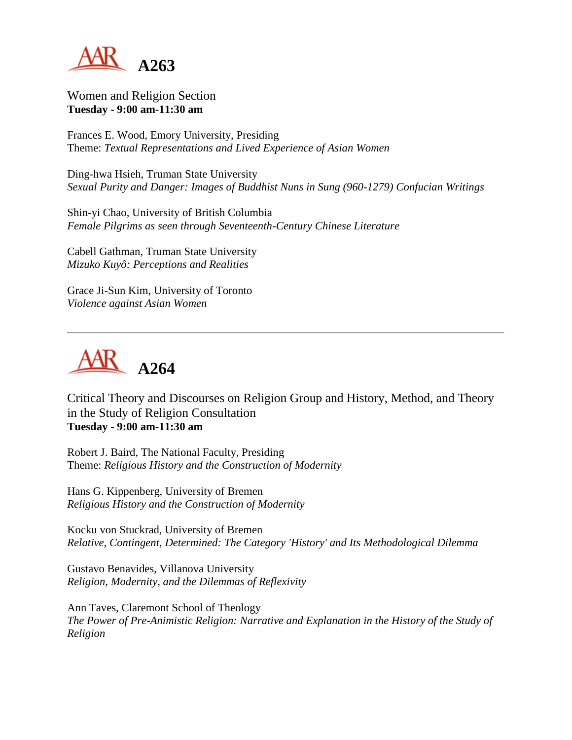## A263

Women and Religion Section
**Tuesday - 9:00 am-11:30 am**

Frances E. Wood, Emory University, Presiding
Theme: *Textual Representations and Lived Experience of Asian Women*

Ding-hwa Hsieh, Truman State University
*Sexual Purity and Danger: Images of Buddhist Nuns in Sung (960-1279) Confucian Writings*

Shin-yi Chao, University of British Columbia
*Female Pilgrims as seen through Seventeenth-Century Chinese Literature*

Cabell Gathman, Truman State University
*Mizuko Kuyô: Perceptions and Realities*

Grace Ji-Sun Kim, University of Toronto
*Violence against Asian Women*

---

## A264

Critical Theory and Discourses on Religion Group and History, Method, and Theory in the Study of Religion Consultation
**Tuesday - 9:00 am-11:30 am**

Robert J. Baird, The National Faculty, Presiding
Theme: *Religious History and the Construction of Modernity*

Hans G. Kippenberg, University of Bremen
*Religious History and the Construction of Modernity*

Kocku von Stuckrad, University of Bremen
*Relative, Contingent, Determined: The Category 'History' and Its Methodological Dilemma*

Gustavo Benavides, Villanova University
*Religion, Modernity, and the Dilemmas of Reflexivity*

Ann Taves, Claremont School of Theology
*The Power of Pre-Animistic Religion: Narrative and Explanation in the History of the Study of Religion*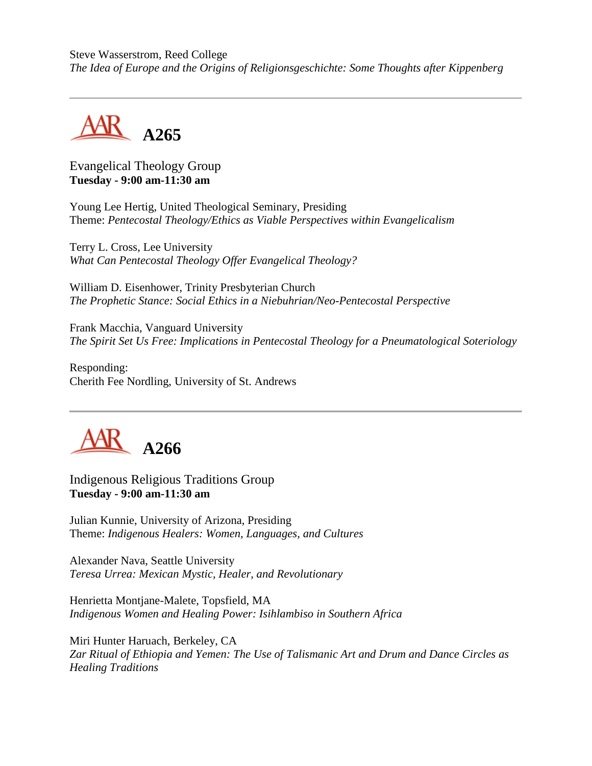Steve Wasserstrom, Reed College
*The Idea of Europe and the Origins of Religionsgeschichte: Some Thoughts after Kippenberg*

---

## A265

Evangelical Theology Group
**Tuesday - 9:00 am-11:30 am**

Young Lee Hertig, United Theological Seminary, Presiding
Theme: *Pentecostal Theology/Ethics as Viable Perspectives within Evangelicalism*

Terry L. Cross, Lee University
*What Can Pentecostal Theology Offer Evangelical Theology?*

William D. Eisenhower, Trinity Presbyterian Church
*The Prophetic Stance: Social Ethics in a Niebuhrian/Neo-Pentecostal Perspective*

Frank Macchia, Vanguard University
*The Spirit Set Us Free: Implications in Pentecostal Theology for a Pneumatological Soteriology*

Responding:
Cherith Fee Nordling, University of St. Andrews

---

## A266

Indigenous Religious Traditions Group
**Tuesday - 9:00 am-11:30 am**

Julian Kunnie, University of Arizona, Presiding
Theme: *Indigenous Healers: Women, Languages, and Cultures*

Alexander Nava, Seattle University
*Teresa Urrea: Mexican Mystic, Healer, and Revolutionary*

Henrietta Montjane-Malete, Topsfield, MA
*Indigenous Women and Healing Power: Isihlambiso in Southern Africa*

Miri Hunter Haruach, Berkeley, CA
*Zar Ritual of Ethiopia and Yemen: The Use of Talismanic Art and Drum and Dance Circles as Healing Traditions*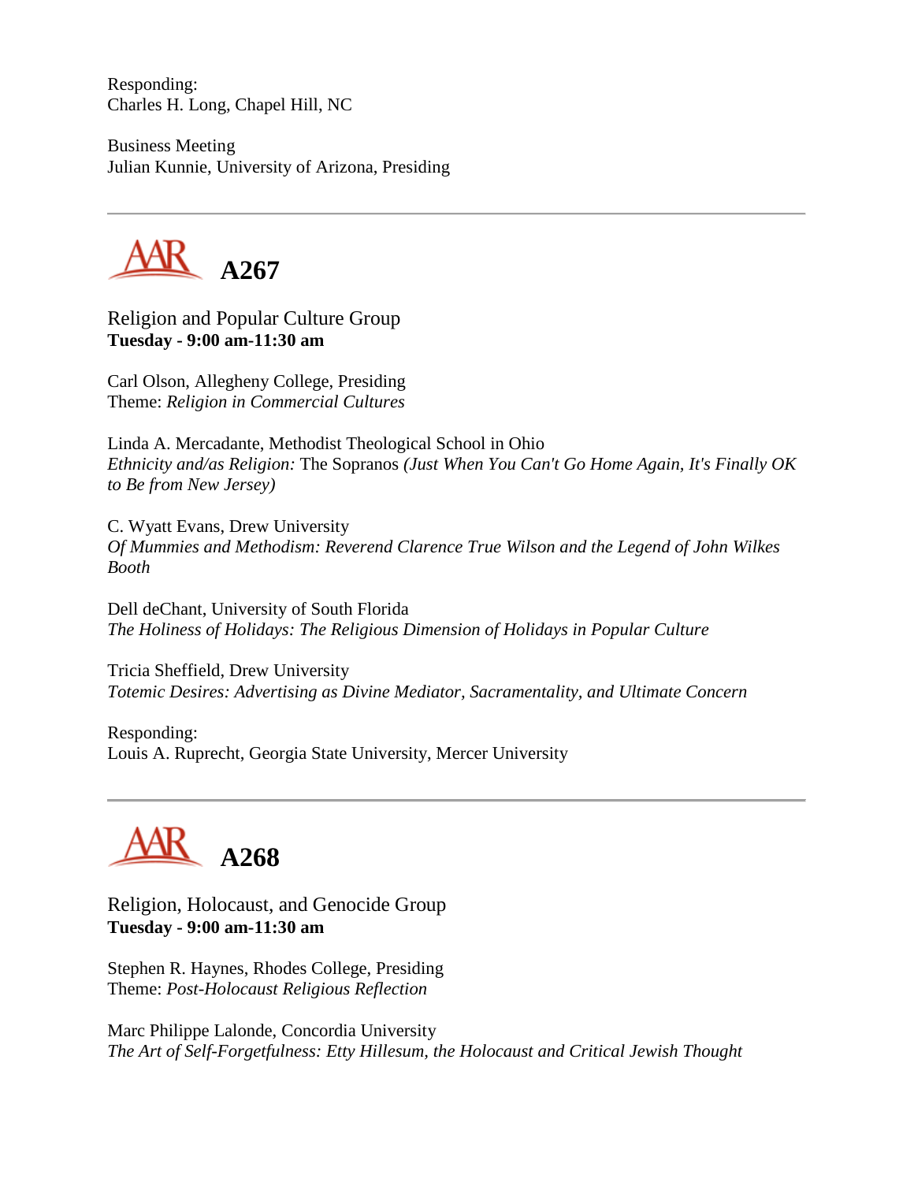Responding:
Charles H. Long, Chapel Hill, NC

Business Meeting
Julian Kunnie, University of Arizona, Presiding

---

## A267

Religion and Popular Culture Group
**Tuesday - 9:00 am-11:30 am**

Carl Olson, Allegheny College, Presiding
Theme: *Religion in Commercial Cultures*

Linda A. Mercadante, Methodist Theological School in Ohio
*Ethnicity and/as Religion:* The Sopranos *(Just When You Can't Go Home Again, It's Finally OK to Be from New Jersey)*

C. Wyatt Evans, Drew University
*Of Mummies and Methodism: Reverend Clarence True Wilson and the Legend of John Wilkes Booth*

Dell deChant, University of South Florida
*The Holiness of Holidays: The Religious Dimension of Holidays in Popular Culture*

Tricia Sheffield, Drew University
*Totemic Desires: Advertising as Divine Mediator, Sacramentality, and Ultimate Concern*

Responding:
Louis A. Ruprecht, Georgia State University, Mercer University

---

## A268

Religion, Holocaust, and Genocide Group
**Tuesday - 9:00 am-11:30 am**

Stephen R. Haynes, Rhodes College, Presiding
Theme: *Post-Holocaust Religious Reflection*

Marc Philippe Lalonde, Concordia University
*The Art of Self-Forgetfulness: Etty Hillesum, the Holocaust and Critical Jewish Thought*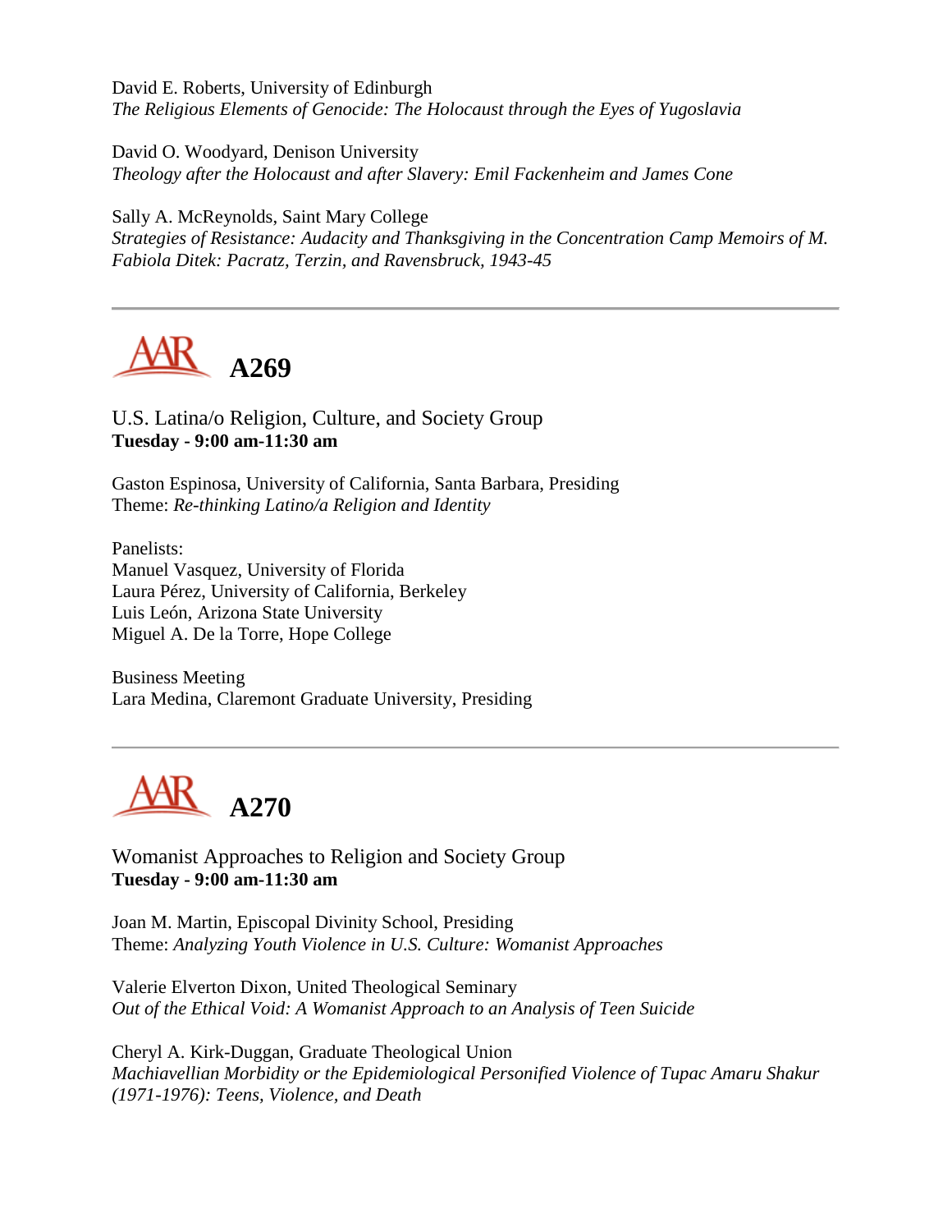David E. Roberts, University of Edinburgh
*The Religious Elements of Genocide: The Holocaust through the Eyes of Yugoslavia*

David O. Woodyard, Denison University
*Theology after the Holocaust and after Slavery: Emil Fackenheim and James Cone*

Sally A. McReynolds, Saint Mary College
*Strategies of Resistance: Audacity and Thanksgiving in the Concentration Camp Memoirs of M. Fabiola Ditek: Pacratz, Terzin, and Ravensbruck, 1943-45*

---

## A269

U.S. Latina/o Religion, Culture, and Society Group
**Tuesday - 9:00 am-11:30 am**

Gaston Espinosa, University of California, Santa Barbara, Presiding
Theme: *Re-thinking Latino/a Religion and Identity*

Panelists:
Manuel Vasquez, University of Florida
Laura Pérez, University of California, Berkeley
Luis León, Arizona State University
Miguel A. De la Torre, Hope College

Business Meeting
Lara Medina, Claremont Graduate University, Presiding

---

## A270

Womanist Approaches to Religion and Society Group
**Tuesday - 9:00 am-11:30 am**

Joan M. Martin, Episcopal Divinity School, Presiding
Theme: *Analyzing Youth Violence in U.S. Culture: Womanist Approaches*

Valerie Elverton Dixon, United Theological Seminary
*Out of the Ethical Void: A Womanist Approach to an Analysis of Teen Suicide*

Cheryl A. Kirk-Duggan, Graduate Theological Union
*Machiavellian Morbidity or the Epidemiological Personified Violence of Tupac Amaru Shakur (1971-1976): Teens, Violence, and Death*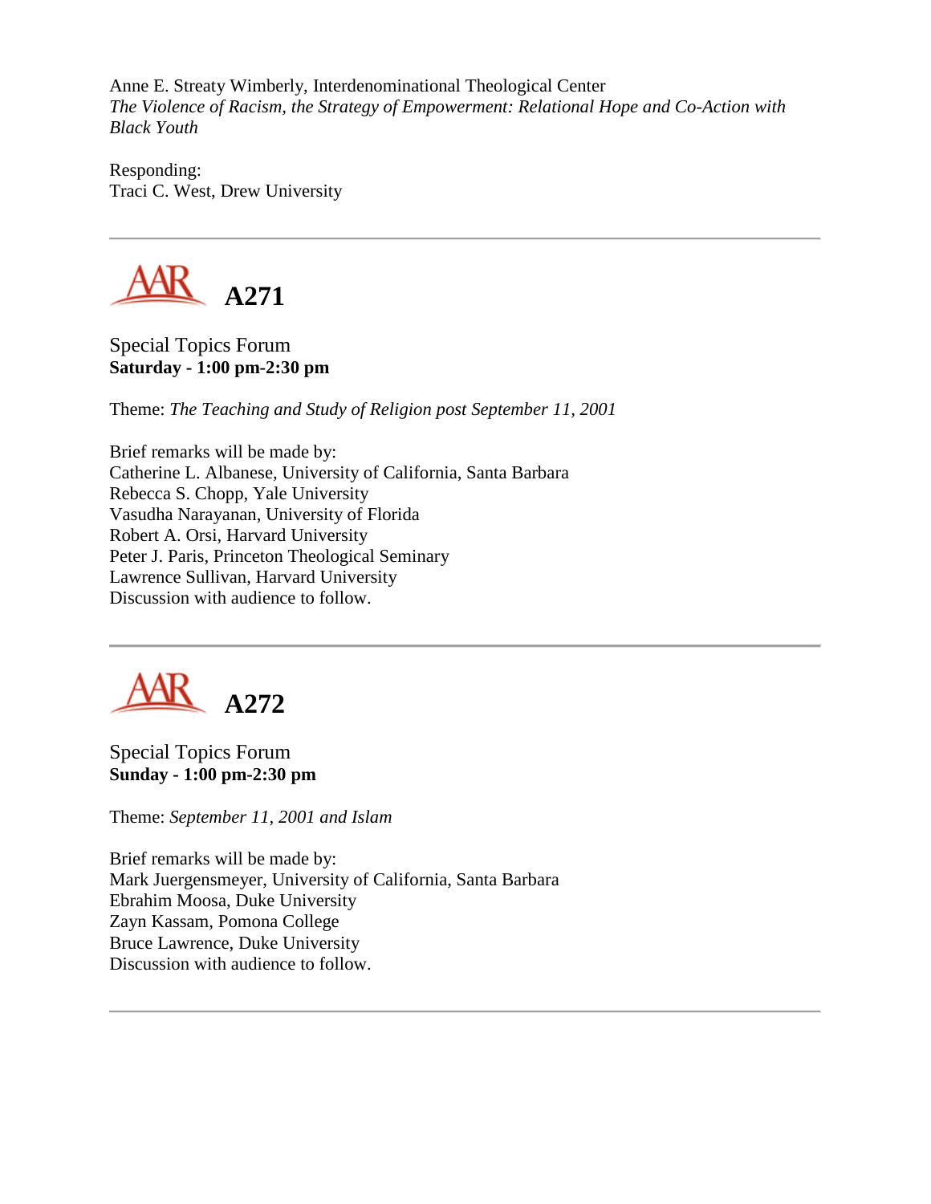Anne E. Streaty Wimberly, Interdenominational Theological Center
*The Violence of Racism, the Strategy of Empowerment: Relational Hope and Co-Action with Black Youth*

Responding:
Traci C. West, Drew University

---

## AAR A271

Special Topics Forum
**Saturday - 1:00 pm-2:30 pm**

Theme: *The Teaching and Study of Religion post September 11, 2001*

Brief remarks will be made by:
Catherine L. Albanese, University of California, Santa Barbara
Rebecca S. Chopp, Yale University
Vasudha Narayanan, University of Florida
Robert A. Orsi, Harvard University
Peter J. Paris, Princeton Theological Seminary
Lawrence Sullivan, Harvard University
Discussion with audience to follow.

---

## AAR A272

Special Topics Forum
**Sunday - 1:00 pm-2:30 pm**

Theme: *September 11, 2001 and Islam*

Brief remarks will be made by:
Mark Juergensmeyer, University of California, Santa Barbara
Ebrahim Moosa, Duke University
Zayn Kassam, Pomona College
Bruce Lawrence, Duke University
Discussion with audience to follow.

---